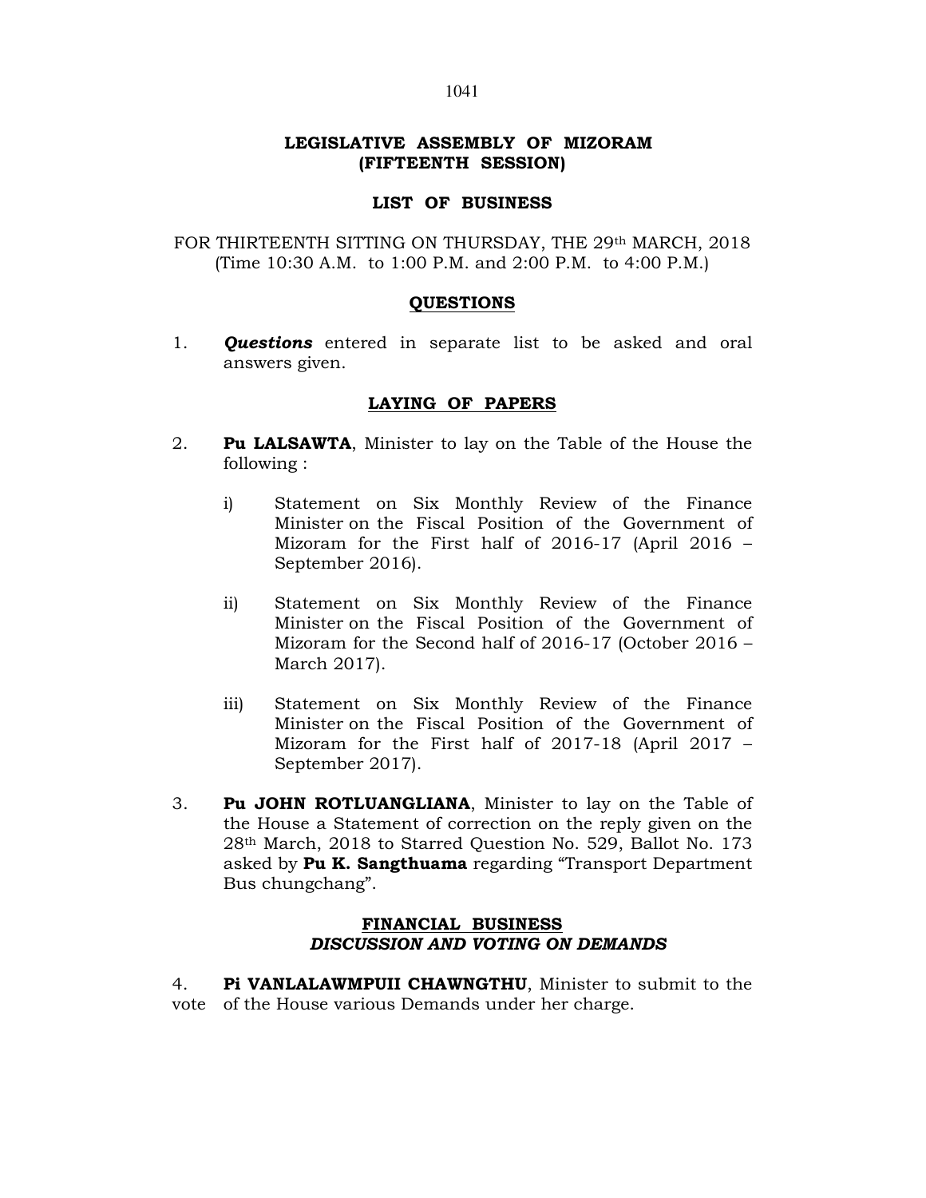# LEGISLATIVE ASSEMBLY OF MIZORAM
## (FIFTEENTH SESSION)

## LIST OF BUSINESS

FOR THIRTEENTH SITTING ON THURSDAY, THE 29th MARCH, 2018
(Time 10:30 A.M. to 1:00 P.M. and 2:00 P.M. to 4:00 P.M.)

### QUESTIONS

1. ***Questions*** entered in separate list to be asked and oral answers given.

### LAYING OF PAPERS

2. **Pu LALSAWTA**, Minister to lay on the Table of the House the following :

   i) Statement on Six Monthly Review of the Finance Minister on the Fiscal Position of the Government of Mizoram for the First half of 2016-17 (April 2016 – September 2016).

   ii) Statement on Six Monthly Review of the Finance Minister on the Fiscal Position of the Government of Mizoram for the Second half of 2016-17 (October 2016 – March 2017).

   iii) Statement on Six Monthly Review of the Finance Minister on the Fiscal Position of the Government of Mizoram for the First half of 2017-18 (April 2017 – September 2017).

3. **Pu JOHN ROTLUANGLIANA**, Minister to lay on the Table of the House a Statement of correction on the reply given on the 28th March, 2018 to Starred Question No. 529, Ballot No. 173 asked by **Pu K. Sangthuama** regarding "Transport Department Bus chungchang".

### FINANCIAL BUSINESS
### *DISCUSSION AND VOTING ON DEMANDS*

4. **Pi VANLALAWMPUII CHAWNGTHU**, Minister to submit to the vote of the House various Demands under her charge.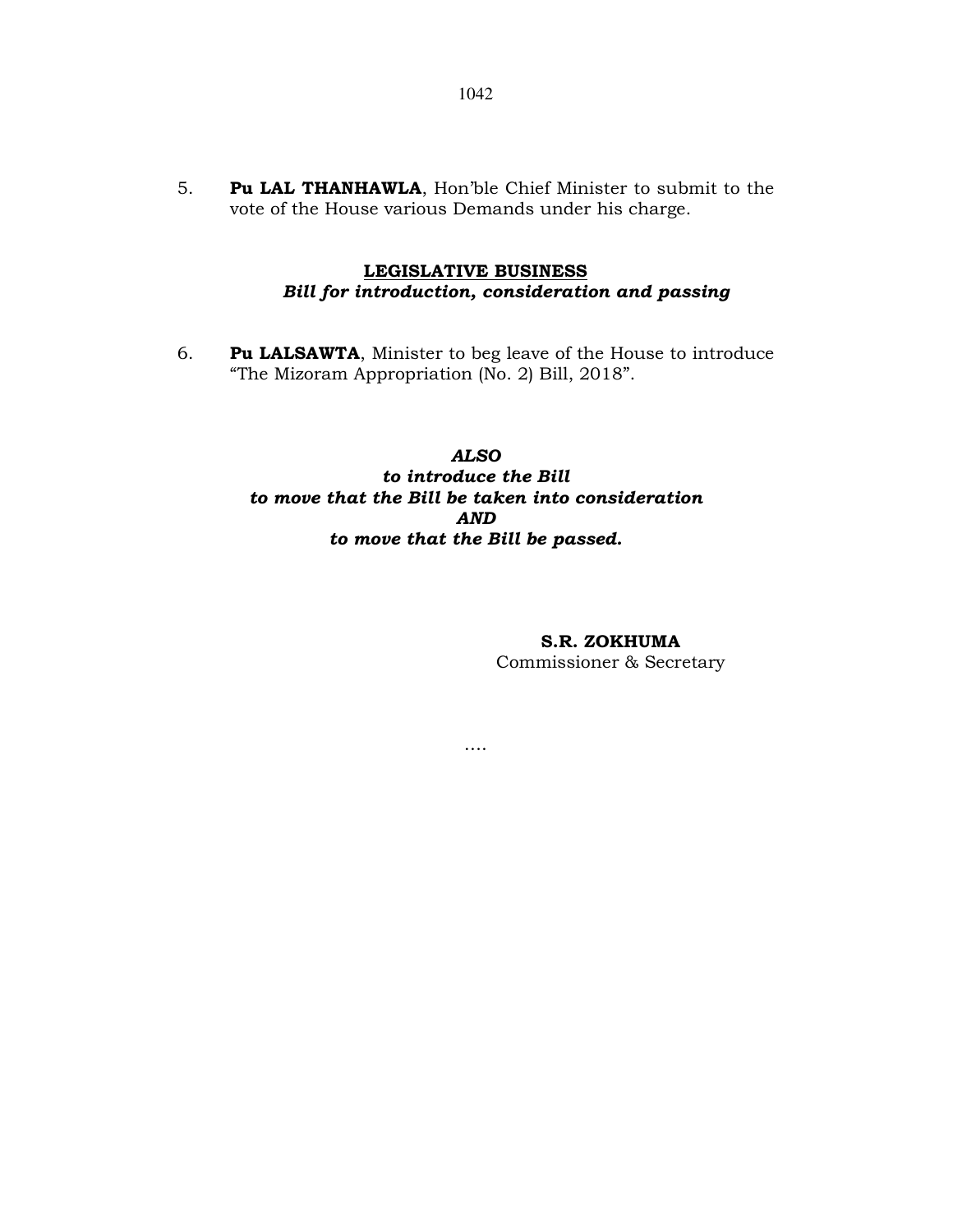5. **Pu LAL THANHAWLA**, Hon'ble Chief Minister to submit to the vote of the House various Demands under his charge.

## LEGISLATIVE BUSINESS

***Bill for introduction, consideration and passing***

6. **Pu LALSAWTA**, Minister to beg leave of the House to introduce "The Mizoram Appropriation (No. 2) Bill, 2018".

***ALSO***
***to introduce the Bill***
***to move that the Bill be taken into consideration***
***AND***
***to move that the Bill be passed.***

**S.R. ZOKHUMA**
Commissioner & Secretary

….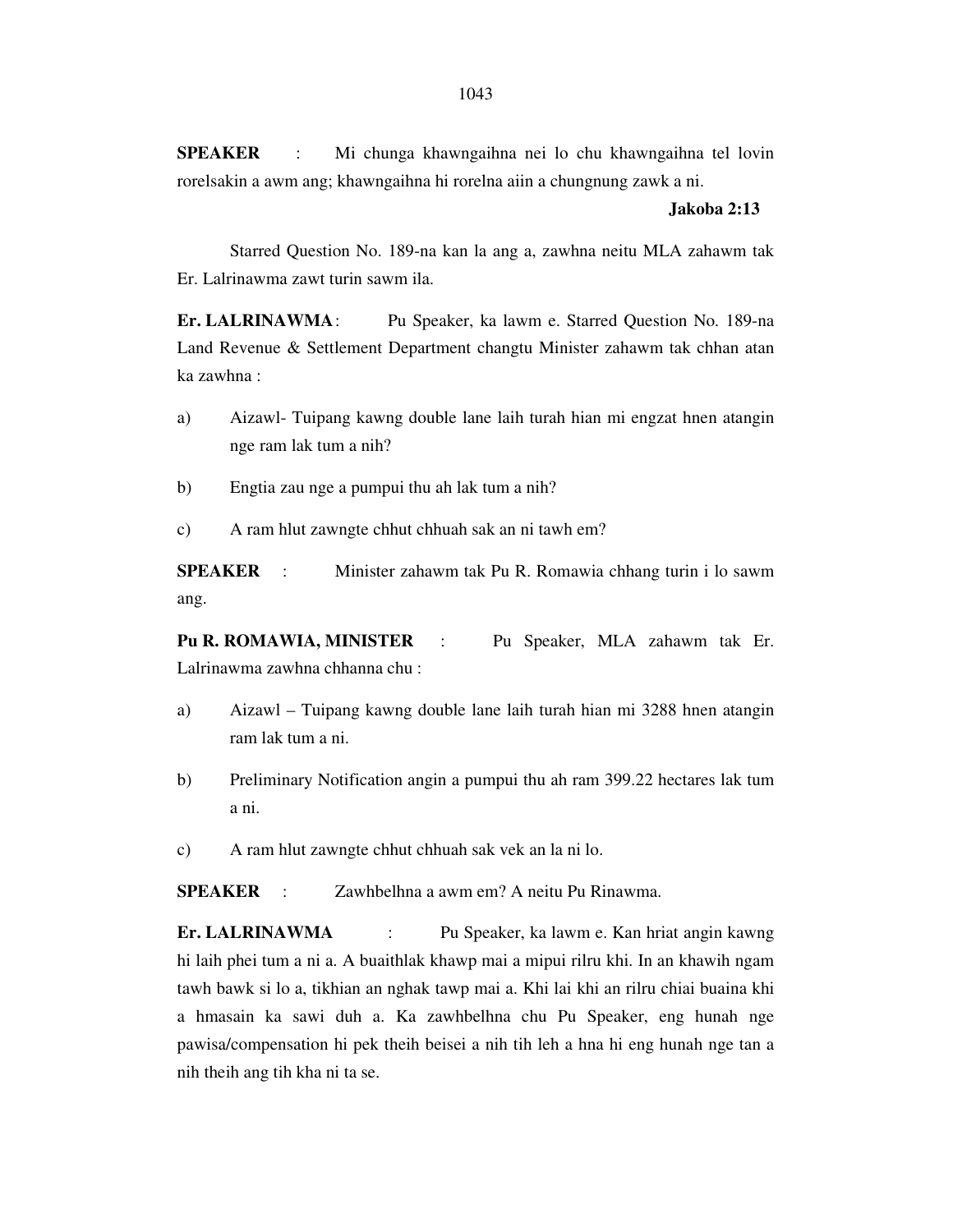**SPEAKER** : Mi chunga khawngaihna nei lo chu khawngaihna tel lovin rorelsakin a awm ang; khawngaihna hi rorelna aiin a chungnung zawk a ni.

**Jakoba 2:13**

Starred Question No. 189-na kan la ang a, zawhna neitu MLA zahawm tak Er. Lalrinawma zawt turin sawm ila.

**Er. LALRINAWMA**: Pu Speaker, ka lawm e. Starred Question No. 189-na Land Revenue & Settlement Department changtu Minister zahawm tak chhan atan ka zawhna :

a) Aizawl- Tuipang kawng double lane laih turah hian mi engzat hnen atangin nge ram lak tum a nih?

b) Engtia zau nge a pumpui thu ah lak tum a nih?

c) A ram hlut zawngte chhut chhuah sak an ni tawh em?

**SPEAKER** : Minister zahawm tak Pu R. Romawia chhang turin i lo sawm ang.

**Pu R. ROMAWIA, MINISTER** : Pu Speaker, MLA zahawm tak Er. Lalrinawma zawhna chhanna chu :

a) Aizawl – Tuipang kawng double lane laih turah hian mi 3288 hnen atangin ram lak tum a ni.

b) Preliminary Notification angin a pumpui thu ah ram 399.22 hectares lak tum a ni.

c) A ram hlut zawngte chhut chhuah sak vek an la ni lo.

**SPEAKER** : Zawhbelhna a awm em? A neitu Pu Rinawma.

**Er. LALRINAWMA** : Pu Speaker, ka lawm e. Kan hriat angin kawng hi laih phei tum a ni a. A buaithlak khawp mai a mipui rilru khi. In an khawih ngam tawh bawk si lo a, tikhian an nghak tawp mai a. Khi lai khi an rilru chiai buaina khi a hmasain ka sawi duh a. Ka zawhbelhna chu Pu Speaker, eng hunah nge pawisa/compensation hi pek theih beisei a nih tih leh a hna hi eng hunah nge tan a nih theih ang tih kha ni ta se.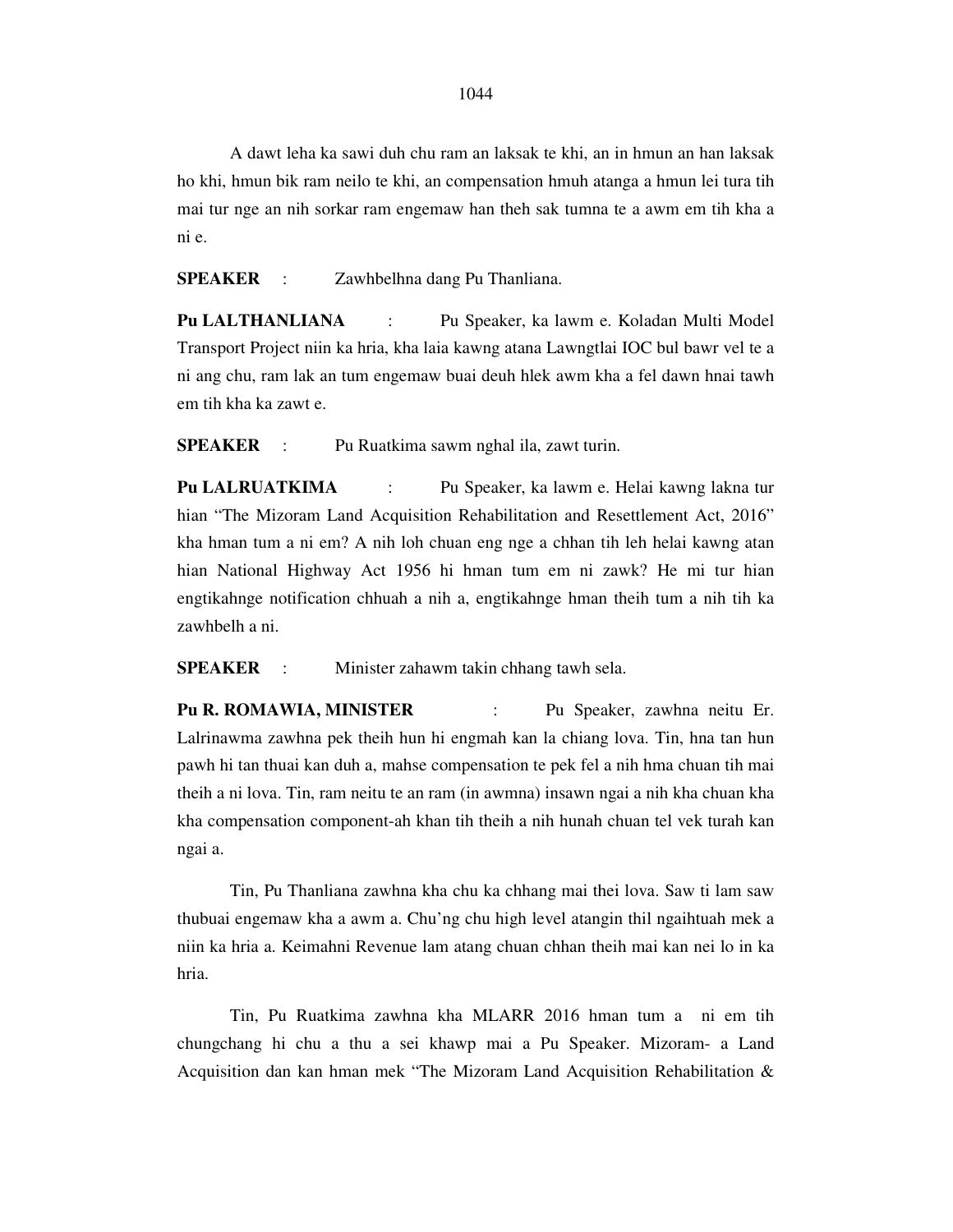A dawt leha ka sawi duh chu ram an laksak te khi, an in hmun an han laksak ho khi, hmun bik ram neilo te khi, an compensation hmuh atanga a hmun lei tura tih mai tur nge an nih sorkar ram engemaw han theh sak tumna te a awm em tih kha a ni e.

**SPEAKER** : Zawhbelhna dang Pu Thanliana.

**Pu LALTHANLIANA** : Pu Speaker, ka lawm e. Koladan Multi Model Transport Project niin ka hria, kha laia kawng atana Lawngtlai IOC bul bawr vel te a ni ang chu, ram lak an tum engemaw buai deuh hlek awm kha a fel dawn hnai tawh em tih kha ka zawt e.

**SPEAKER** : Pu Ruatkima sawm nghal ila, zawt turin.

**Pu LALRUATKIMA** : Pu Speaker, ka lawm e. Helai kawng lakna tur hian "The Mizoram Land Acquisition Rehabilitation and Resettlement Act, 2016" kha hman tum a ni em? A nih loh chuan eng nge a chhan tih leh helai kawng atan hian National Highway Act 1956 hi hman tum em ni zawk? He mi tur hian engtikahnge notification chhuah a nih a, engtikahnge hman theih tum a nih tih ka zawhbelh a ni.

**SPEAKER** : Minister zahawm takin chhang tawh sela.

**Pu R. ROMAWIA, MINISTER** : Pu Speaker, zawhna neitu Er. Lalrinawma zawhna pek theih hun hi engmah kan la chiang lova. Tin, hna tan hun pawh hi tan thuai kan duh a, mahse compensation te pek fel a nih hma chuan tih mai theih a ni lova. Tin, ram neitu te an ram (in awmna) insawn ngai a nih kha chuan kha kha compensation component-ah khan tih theih a nih hunah chuan tel vek turah kan ngai a.

Tin, Pu Thanliana zawhna kha chu ka chhang mai thei lova. Saw ti lam saw thubuai engemaw kha a awm a. Chu'ng chu high level atangin thil ngaihtuah mek a niin ka hria a. Keimahni Revenue lam atang chuan chhan theih mai kan nei lo in ka hria.

Tin, Pu Ruatkima zawhna kha MLARR 2016 hman tum a ni em tih chungchang hi chu a thu a sei khawp mai a Pu Speaker. Mizoram- a Land Acquisition dan kan hman mek "The Mizoram Land Acquisition Rehabilitation &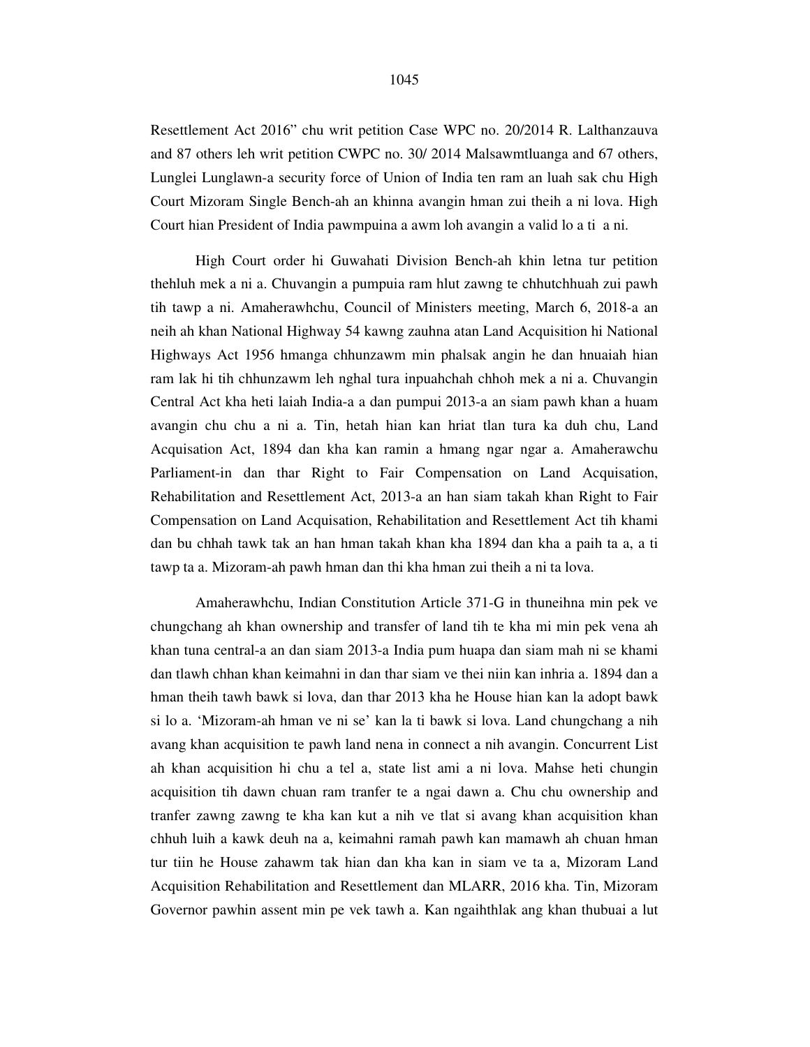Resettlement Act 2016" chu writ petition Case WPC no. 20/2014 R. Lalthanzauva and 87 others leh writ petition CWPC no. 30/ 2014 Malsawmtluanga and 67 others, Lunglei Lunglawn-a security force of Union of India ten ram an luah sak chu High Court Mizoram Single Bench-ah an khinna avangin hman zui theih a ni lova. High Court hian President of India pawmpuina a awm loh avangin a valid lo a ti a ni.

High Court order hi Guwahati Division Bench-ah khin letna tur petition thehluh mek a ni a. Chuvangin a pumpuia ram hlut zawng te chhutchhuah zui pawh tih tawp a ni. Amaherawhchu, Council of Ministers meeting, March 6, 2018-a an neih ah khan National Highway 54 kawng zauhna atan Land Acquisition hi National Highways Act 1956 hmanga chhunzawm min phalsak angin he dan hnuaiah hian ram lak hi tih chhunzawm leh nghal tura inpuahchah chhoh mek a ni a. Chuvangin Central Act kha heti laiah India-a a dan pumpui 2013-a an siam pawh khan a huam avangin chu chu a ni a. Tin, hetah hian kan hriat tlan tura ka duh chu, Land Acquisation Act, 1894 dan kha kan ramin a hmang ngar ngar a. Amaherawchu Parliament-in dan thar Right to Fair Compensation on Land Acquisation, Rehabilitation and Resettlement Act, 2013-a an han siam takah khan Right to Fair Compensation on Land Acquisation, Rehabilitation and Resettlement Act tih khami dan bu chhah tawk tak an han hman takah khan kha 1894 dan kha a paih ta a, a ti tawp ta a. Mizoram-ah pawh hman dan thi kha hman zui theih a ni ta lova.

Amaherawhchu, Indian Constitution Article 371-G in thuneihna min pek ve chungchang ah khan ownership and transfer of land tih te kha mi min pek vena ah khan tuna central-a an dan siam 2013-a India pum huapa dan siam mah ni se khami dan tlawh chhan khan keimahni in dan thar siam ve thei niin kan inhria a. 1894 dan a hman theih tawh bawk si lova, dan thar 2013 kha he House hian kan la adopt bawk si lo a. 'Mizoram-ah hman ve ni se' kan la ti bawk si lova. Land chungchang a nih avang khan acquisition te pawh land nena in connect a nih avangin. Concurrent List ah khan acquisition hi chu a tel a, state list ami a ni lova. Mahse heti chungin acquisition tih dawn chuan ram tranfer te a ngai dawn a. Chu chu ownership and tranfer zawng zawng te kha kan kut a nih ve tlat si avang khan acquisition khan chhuh luih a kawk deuh na a, keimahni ramah pawh kan mamawh ah chuan hman tur tiin he House zahawm tak hian dan kha kan in siam ve ta a, Mizoram Land Acquisition Rehabilitation and Resettlement dan MLARR, 2016 kha. Tin, Mizoram Governor pawhin assent min pe vek tawh a. Kan ngaihthlak ang khan thubuai a lut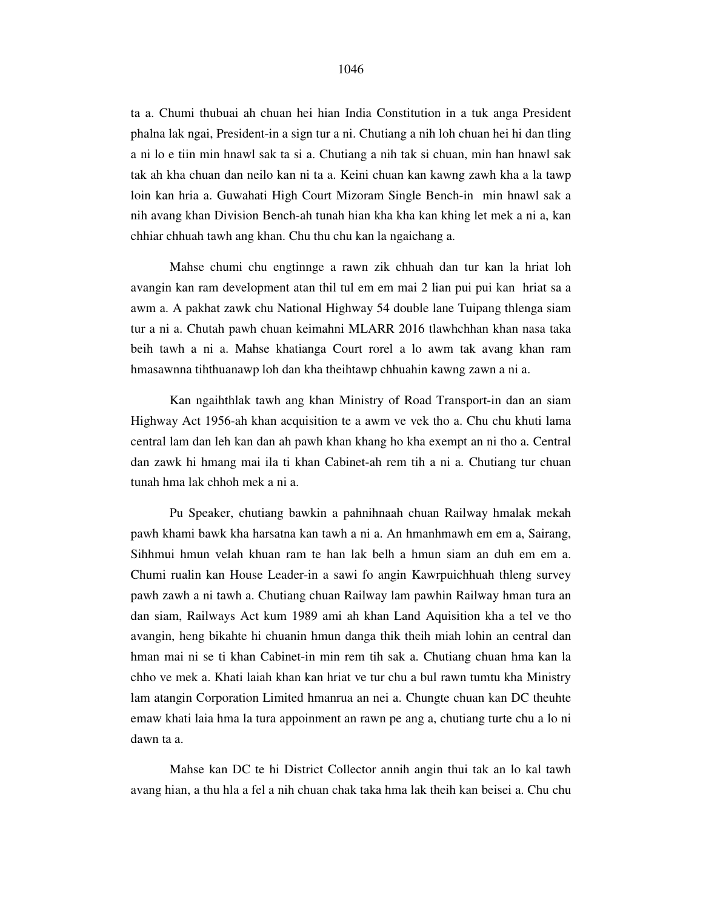ta a. Chumi thubuai ah chuan hei hian India Constitution in a tuk anga President phalna lak ngai, President-in a sign tur a ni. Chutiang a nih loh chuan hei hi dan tling a ni lo e tiin min hnawl sak ta si a. Chutiang a nih tak si chuan, min han hnawl sak tak ah kha chuan dan neilo kan ni ta a. Keini chuan kan kawng zawh kha a la tawp loin kan hria a. Guwahati High Court Mizoram Single Bench-in min hnawl sak a nih avang khan Division Bench-ah tunah hian kha kha kan khing let mek a ni a, kan chhiar chhuah tawh ang khan. Chu thu chu kan la ngaichang a.

Mahse chumi chu engtinnge a rawn zik chhuah dan tur kan la hriat loh avangin kan ram development atan thil tul em em mai 2 lian pui pui kan hriat sa a awm a. A pakhat zawk chu National Highway 54 double lane Tuipang thlenga siam tur a ni a. Chutah pawh chuan keimahni MLARR 2016 tlawhchhan khan nasa taka beih tawh a ni a. Mahse khatianga Court rorel a lo awm tak avang khan ram hmasawnna tihthuanawp loh dan kha theihtawp chhuahin kawng zawn a ni a.

Kan ngaihthlak tawh ang khan Ministry of Road Transport-in dan an siam Highway Act 1956-ah khan acquisition te a awm ve vek tho a. Chu chu khuti lama central lam dan leh kan dan ah pawh khan khang ho kha exempt an ni tho a. Central dan zawk hi hmang mai ila ti khan Cabinet-ah rem tih a ni a. Chutiang tur chuan tunah hma lak chhoh mek a ni a.

Pu Speaker, chutiang bawkin a pahnihnaah chuan Railway hmalak mekah pawh khami bawk kha harsatna kan tawh a ni a. An hmanhmawh em em a, Sairang, Sihhmui hmun velah khuan ram te han lak belh a hmun siam an duh em em a. Chumi rualin kan House Leader-in a sawi fo angin Kawrpuichhuah thleng survey pawh zawh a ni tawh a. Chutiang chuan Railway lam pawhin Railway hman tura an dan siam, Railways Act kum 1989 ami ah khan Land Aquisition kha a tel ve tho avangin, heng bikahte hi chuanin hmun danga thik theih miah lohin an central dan hman mai ni se ti khan Cabinet-in min rem tih sak a. Chutiang chuan hma kan la chho ve mek a. Khati laiah khan kan hriat ve tur chu a bul rawn tumtu kha Ministry lam atangin Corporation Limited hmanrua an nei a. Chungte chuan kan DC theuhte emaw khati laia hma la tura appoinment an rawn pe ang a, chutiang turte chu a lo ni dawn ta a.

Mahse kan DC te hi District Collector annih angin thui tak an lo kal tawh avang hian, a thu hla a fel a nih chuan chak taka hma lak theih kan beisei a. Chu chu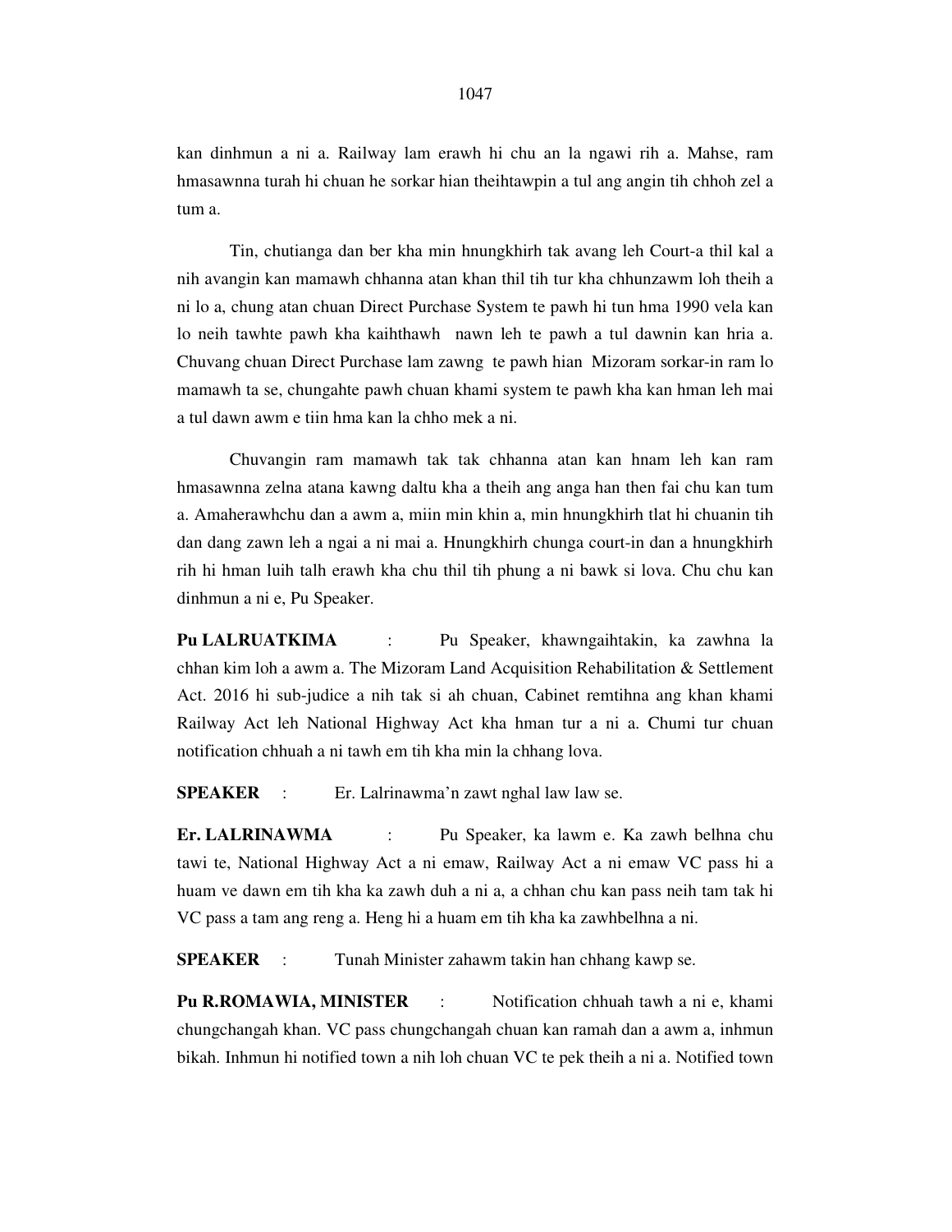kan dinhmun a ni a. Railway lam erawh hi chu an la ngawi rih a. Mahse, ram hmasawnna turah hi chuan he sorkar hian theihtawpin a tul ang angin tih chhoh zel a tum a.

Tin, chutianga dan ber kha min hnungkhirh tak avang leh Court-a thil kal a nih avangin kan mamawh chhanna atan khan thil tih tur kha chhunzawm loh theih a ni lo a, chung atan chuan Direct Purchase System te pawh hi tun hma 1990 vela kan lo neih tawhte pawh kha kaihthawh nawn leh te pawh a tul dawnin kan hria a. Chuvang chuan Direct Purchase lam zawng te pawh hian Mizoram sorkar-in ram lo mamawh ta se, chungahte pawh chuan khami system te pawh kha kan hman leh mai a tul dawn awm e tiin hma kan la chho mek a ni.

Chuvangin ram mamawh tak tak chhanna atan kan hnam leh kan ram hmasawnna zelna atana kawng daltu kha a theih ang anga han then fai chu kan tum a. Amaherawhchu dan a awm a, miin min khin a, min hnungkhirh tlat hi chuanin tih dan dang zawn leh a ngai a ni mai a. Hnungkhirh chunga court-in dan a hnungkhirh rih hi hman luih talh erawh kha chu thil tih phung a ni bawk si lova. Chu chu kan dinhmun a ni e, Pu Speaker.

**Pu LALRUATKIMA** : Pu Speaker, khawngaihtakin, ka zawhna la chhan kim loh a awm a. The Mizoram Land Acquisition Rehabilitation & Settlement Act. 2016 hi sub-judice a nih tak si ah chuan, Cabinet remtihna ang khan khami Railway Act leh National Highway Act kha hman tur a ni a. Chumi tur chuan notification chhuah a ni tawh em tih kha min la chhang lova.

**SPEAKER** : Er. Lalrinawma'n zawt nghal law law se.

**Er. LALRINAWMA** : Pu Speaker, ka lawm e. Ka zawh belhna chu tawi te, National Highway Act a ni emaw, Railway Act a ni emaw VC pass hi a huam ve dawn em tih kha ka zawh duh a ni a, a chhan chu kan pass neih tam tak hi VC pass a tam ang reng a. Heng hi a huam em tih kha ka zawhbelhna a ni.

**SPEAKER** : Tunah Minister zahawm takin han chhang kawp se.

**Pu R.ROMAWIA, MINISTER** : Notification chhuah tawh a ni e, khami chungchangah khan. VC pass chungchangah chuan kan ramah dan a awm a, inhmun bikah. Inhmun hi notified town a nih loh chuan VC te pek theih a ni a. Notified town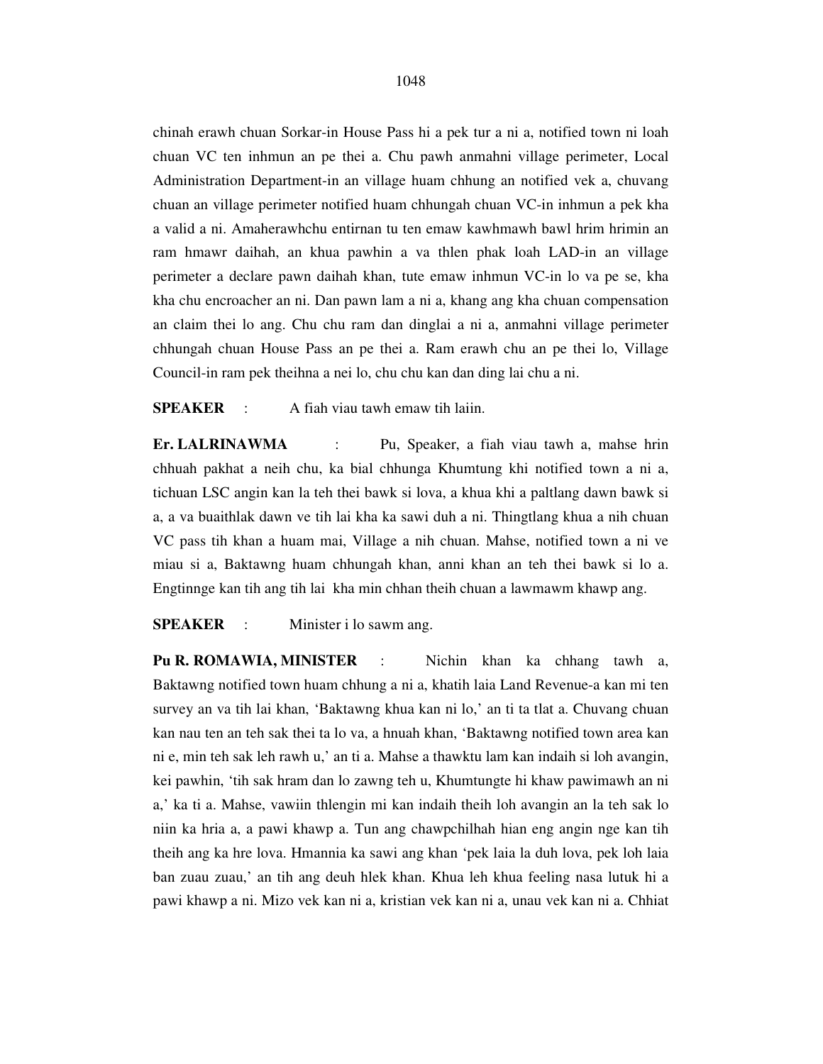chinah erawh chuan Sorkar-in House Pass hi a pek tur a ni a, notified town ni loah chuan VC ten inhmun an pe thei a. Chu pawh anmahni village perimeter, Local Administration Department-in an village huam chhung an notified vek a, chuvang chuan an village perimeter notified huam chhungah chuan VC-in inhmun a pek kha a valid a ni. Amaherawhchu entirnan tu ten emaw kawhmawh bawl hrim hrimin an ram hmawr daihah, an khua pawhin a va thlen phak loah LAD-in an village perimeter a declare pawn daihah khan, tute emaw inhmun VC-in lo va pe se, kha kha chu encroacher an ni. Dan pawn lam a ni a, khang ang kha chuan compensation an claim thei lo ang. Chu chu ram dan dinglai a ni a, anmahni village perimeter chhungah chuan House Pass an pe thei a. Ram erawh chu an pe thei lo, Village Council-in ram pek theihna a nei lo, chu chu kan dan ding lai chu a ni.

**SPEAKER** : A fiah viau tawh emaw tih laiin.

**Er. LALRINAWMA** : Pu, Speaker, a fiah viau tawh a, mahse hrin chhuah pakhat a neih chu, ka bial chhunga Khumtung khi notified town a ni a, tichuan LSC angin kan la teh thei bawk si lova, a khua khi a paltlang dawn bawk si a, a va buaithlak dawn ve tih lai kha ka sawi duh a ni. Thingtlang khua a nih chuan VC pass tih khan a huam mai, Village a nih chuan. Mahse, notified town a ni ve miau si a, Baktawng huam chhungah khan, anni khan an teh thei bawk si lo a. Engtinnge kan tih ang tih lai kha min chhan theih chuan a lawmawm khawp ang.

**SPEAKER** : Minister i lo sawm ang.

**Pu R. ROMAWIA, MINISTER** : Nichin khan ka chhang tawh a, Baktawng notified town huam chhung a ni a, khatih laia Land Revenue-a kan mi ten survey an va tih lai khan, 'Baktawng khua kan ni lo,' an ti ta tlat a. Chuvang chuan kan nau ten an teh sak thei ta lo va, a hnuah khan, 'Baktawng notified town area kan ni e, min teh sak leh rawh u,' an ti a. Mahse a thawktu lam kan indaih si loh avangin, kei pawhin, 'tih sak hram dan lo zawng teh u, Khumtungte hi khaw pawimawh an ni a,' ka ti a. Mahse, vawiin thlengin mi kan indaih theih loh avangin an la teh sak lo niin ka hria a, a pawi khawp a. Tun ang chawpchilhah hian eng angin nge kan tih theih ang ka hre lova. Hmannia ka sawi ang khan 'pek laia la duh lova, pek loh laia ban zuau zuau,' an tih ang deuh hlek khan. Khua leh khua feeling nasa lutuk hi a pawi khawp a ni. Mizo vek kan ni a, kristian vek kan ni a, unau vek kan ni a. Chhiat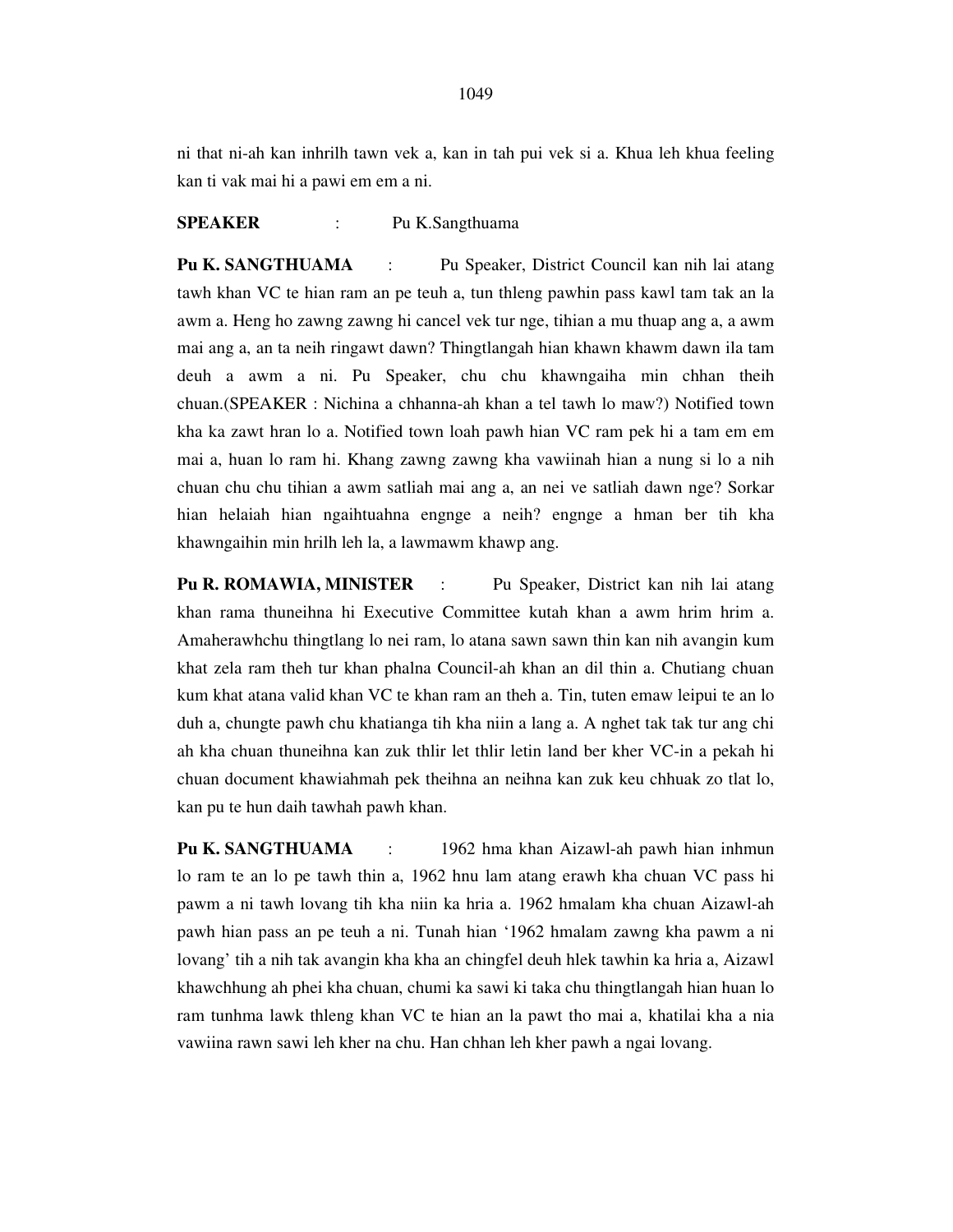ni that ni-ah kan inhrilh tawn vek a, kan in tah pui vek si a. Khua leh khua feeling kan ti vak mai hi a pawi em em a ni.

**SPEAKER** : Pu K.Sangthuama

**Pu K. SANGTHUAMA** : Pu Speaker, District Council kan nih lai atang tawh khan VC te hian ram an pe teuh a, tun thleng pawhin pass kawl tam tak an la awm a. Heng ho zawng zawng hi cancel vek tur nge, tihian a mu thuap ang a, a awm mai ang a, an ta neih ringawt dawn? Thingtlangah hian khawn khawm dawn ila tam deuh a awm a ni. Pu Speaker, chu chu khawngaiha min chhan theih chuan.(SPEAKER : Nichina a chhanna-ah khan a tel tawh lo maw?) Notified town kha ka zawt hran lo a. Notified town loah pawh hian VC ram pek hi a tam em em mai a, huan lo ram hi. Khang zawng zawng kha vawiinah hian a nung si lo a nih chuan chu chu tihian a awm satliah mai ang a, an nei ve satliah dawn nge? Sorkar hian helaiah hian ngaihtuahna engnge a neih? engnge a hman ber tih kha khawngaihin min hrilh leh la, a lawmawm khawp ang.

**Pu R. ROMAWIA, MINISTER** : Pu Speaker, District kan nih lai atang khan rama thuneihna hi Executive Committee kutah khan a awm hrim hrim a. Amaherawhchu thingtlang lo nei ram, lo atana sawn sawn thin kan nih avangin kum khat zela ram theh tur khan phalna Council-ah khan an dil thin a. Chutiang chuan kum khat atana valid khan VC te khan ram an theh a. Tin, tuten emaw leipui te an lo duh a, chungte pawh chu khatianga tih kha niin a lang a. A nghet tak tak tur ang chi ah kha chuan thuneihna kan zuk thlir let thlir letin land ber kher VC-in a pekah hi chuan document khawiahmah pek theihna an neihna kan zuk keu chhuak zo tlat lo, kan pu te hun daih tawhah pawh khan.

**Pu K. SANGTHUAMA** : 1962 hma khan Aizawl-ah pawh hian inhmun lo ram te an lo pe tawh thin a, 1962 hnu lam atang erawh kha chuan VC pass hi pawm a ni tawh lovang tih kha niin ka hria a. 1962 hmalam kha chuan Aizawl-ah pawh hian pass an pe teuh a ni. Tunah hian '1962 hmalam zawng kha pawm a ni lovang' tih a nih tak avangin kha kha an chingfel deuh hlek tawhin ka hria a, Aizawl khawchhung ah phei kha chuan, chumi ka sawi ki taka chu thingtlangah hian huan lo ram tunhma lawk thleng khan VC te hian an la pawt tho mai a, khatilai kha a nia vawiina rawn sawi leh kher na chu. Han chhan leh kher pawh a ngai lovang.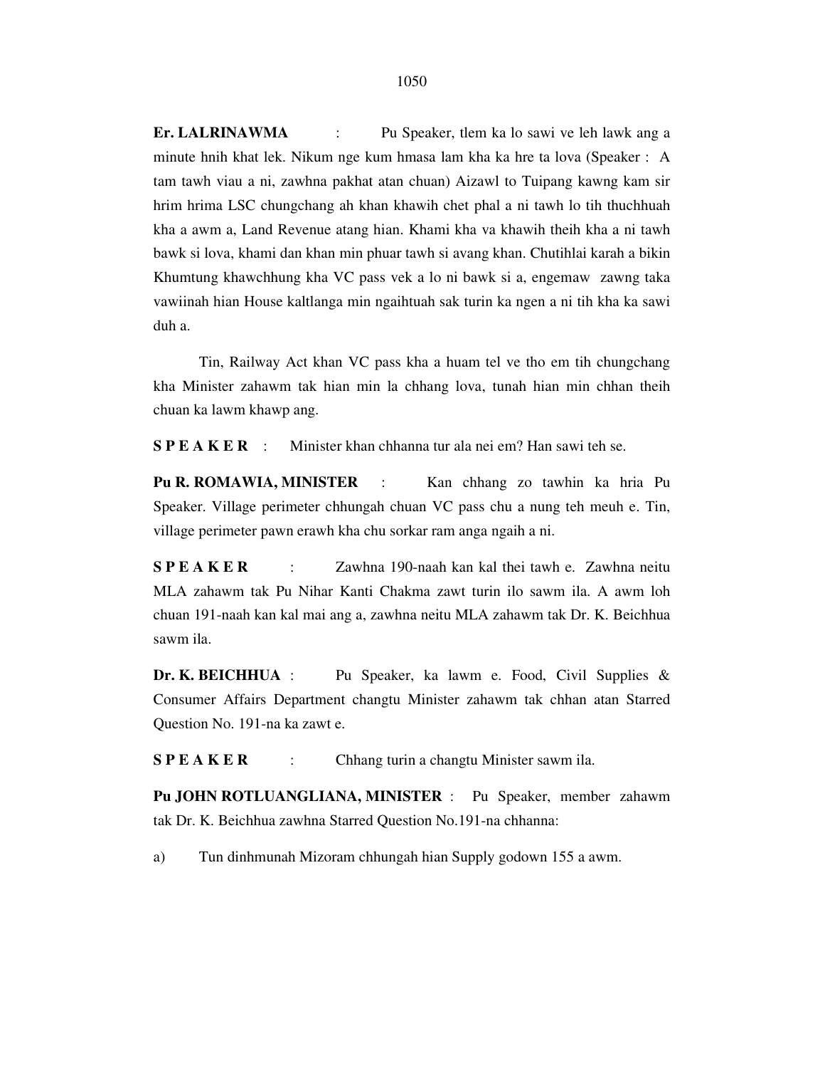**Er. LALRINAWMA** : Pu Speaker, tlem ka lo sawi ve leh lawk ang a minute hnih khat lek. Nikum nge kum hmasa lam kha ka hre ta lova (Speaker : A tam tawh viau a ni, zawhna pakhat atan chuan) Aizawl to Tuipang kawng kam sir hrim hrima LSC chungchang ah khan khawih chet phal a ni tawh lo tih thuchhuah kha a awm a, Land Revenue atang hian. Khami kha va khawih theih kha a ni tawh bawk si lova, khami dan khan min phuar tawh si avang khan. Chutihlai karah a bikin Khumtung khawchhung kha VC pass vek a lo ni bawk si a, engemaw zawng taka vawiinah hian House kaltlanga min ngaihtuah sak turin ka ngen a ni tih kha ka sawi duh a.

Tin, Railway Act khan VC pass kha a huam tel ve tho em tih chungchang kha Minister zahawm tak hian min la chhang lova, tunah hian min chhan theih chuan ka lawm khawp ang.

**S P E A K E R** : Minister khan chhanna tur ala nei em? Han sawi teh se.

**Pu R. ROMAWIA, MINISTER** : Kan chhang zo tawhin ka hria Pu Speaker. Village perimeter chhungah chuan VC pass chu a nung teh meuh e. Tin, village perimeter pawn erawh kha chu sorkar ram anga ngaih a ni.

**S P E A K E R** : Zawhna 190-naah kan kal thei tawh e. Zawhna neitu MLA zahawm tak Pu Nihar Kanti Chakma zawt turin ilo sawm ila. A awm loh chuan 191-naah kan kal mai ang a, zawhna neitu MLA zahawm tak Dr. K. Beichhua sawm ila.

**Dr. K. BEICHHUA** : Pu Speaker, ka lawm e. Food, Civil Supplies & Consumer Affairs Department changtu Minister zahawm tak chhan atan Starred Question No. 191-na ka zawt e.

**S P E A K E R** : Chhang turin a changtu Minister sawm ila.

**Pu JOHN ROTLUANGLIANA, MINISTER** : Pu Speaker, member zahawm tak Dr. K. Beichhua zawhna Starred Question No.191-na chhanna:

a) Tun dinhmunah Mizoram chhungah hian Supply godown 155 a awm.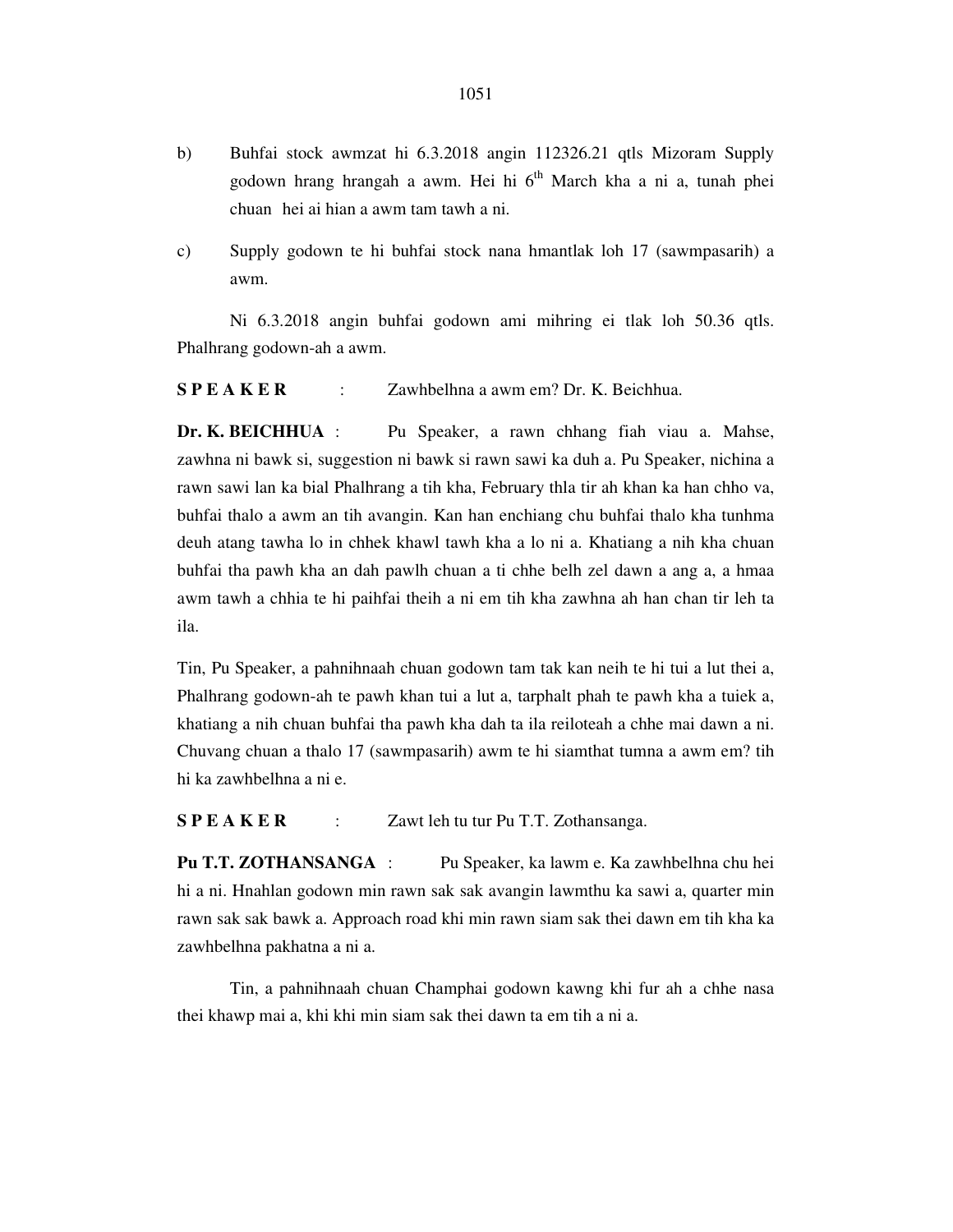b) Buhfai stock awmzat hi 6.3.2018 angin 112326.21 qtls Mizoram Supply godown hrang hrangah a awm. Hei hi 6th March kha a ni a, tunah phei chuan hei ai hian a awm tam tawh a ni.

c) Supply godown te hi buhfai stock nana hmantlak loh 17 (sawmpasarih) a awm.

Ni 6.3.2018 angin buhfai godown ami mihring ei tlak loh 50.36 qtls. Phalhrang godown-ah a awm.

**S P E A K E R** : Zawhbelhna a awm em? Dr. K. Beichhua.

**Dr. K. BEICHHUA** : Pu Speaker, a rawn chhang fiah viau a. Mahse, zawhna ni bawk si, suggestion ni bawk si rawn sawi ka duh a. Pu Speaker, nichina a rawn sawi lan ka bial Phalhrang a tih kha, February thla tir ah khan ka han chho va, buhfai thalo a awm an tih avangin. Kan han enchiang chu buhfai thalo kha tunhma deuh atang tawha lo in chhek khawl tawh kha a lo ni a. Khatiang a nih kha chuan buhfai tha pawh kha an dah pawlh chuan a ti chhe belh zel dawn a ang a, a hmaa awm tawh a chhia te hi paihfai theih a ni em tih kha zawhna ah han chan tir leh ta ila.

Tin, Pu Speaker, a pahnihnaah chuan godown tam tak kan neih te hi tui a lut thei a, Phalhrang godown-ah te pawh khan tui a lut a, tarphalt phah te pawh kha a tuiek a, khatiang a nih chuan buhfai tha pawh kha dah ta ila reiloteah a chhe mai dawn a ni. Chuvang chuan a thalo 17 (sawmpasarih) awm te hi siamthat tumna a awm em? tih hi ka zawhbelhna a ni e.

**S P E A K E R** : Zawt leh tu tur Pu T.T. Zothansanga.

**Pu T.T. ZOTHANSANGA** : Pu Speaker, ka lawm e. Ka zawhbelhna chu hei hi a ni. Hnahlan godown min rawn sak sak avangin lawmthu ka sawi a, quarter min rawn sak sak bawk a. Approach road khi min rawn siam sak thei dawn em tih kha ka zawhbelhna pakhatna a ni a.

Tin, a pahnihnaah chuan Champhai godown kawng khi fur ah a chhe nasa thei khawp mai a, khi khi min siam sak thei dawn ta em tih a ni a.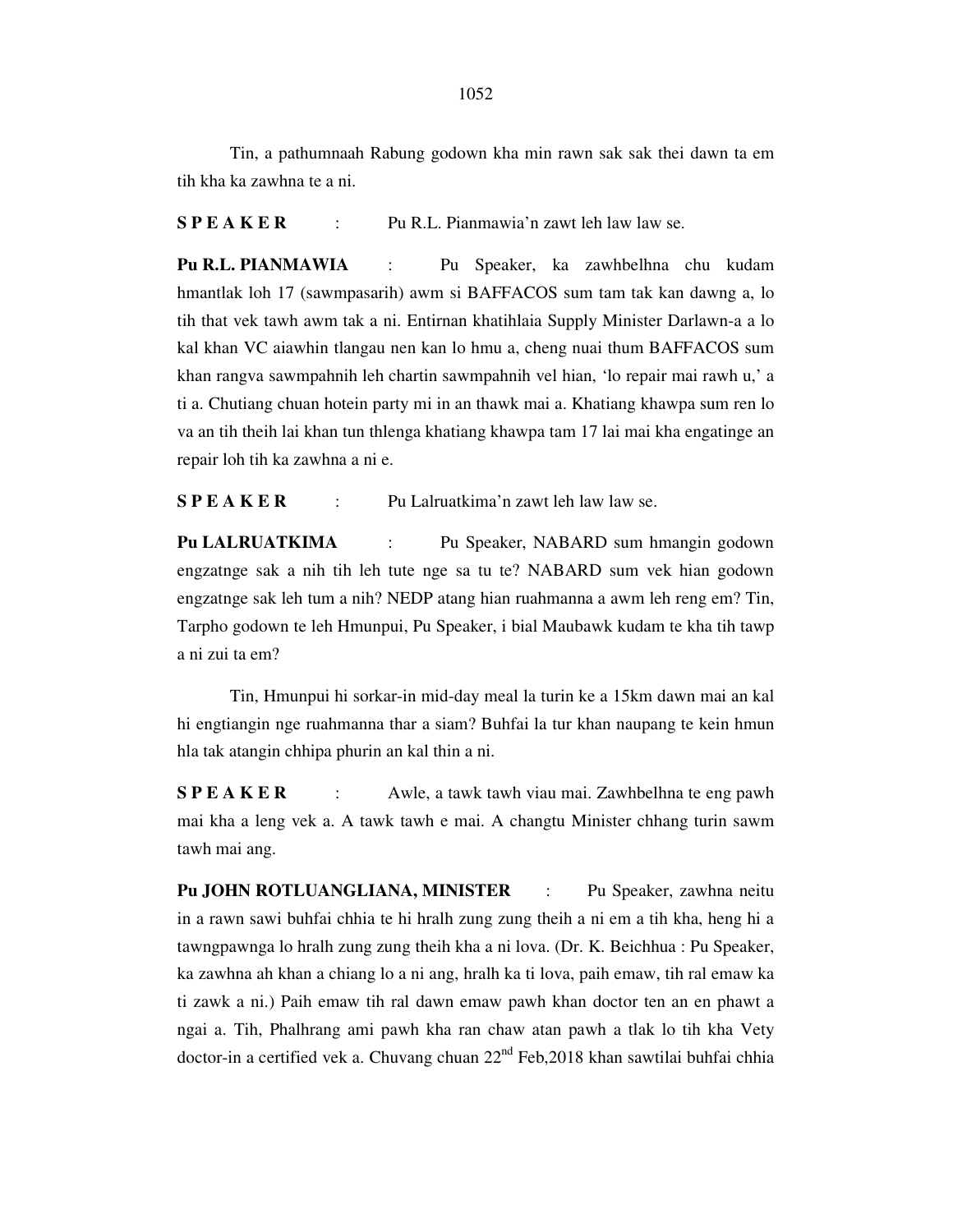Tin, a pathumnaah Rabung godown kha min rawn sak sak thei dawn ta em tih kha ka zawhna te a ni.

**S P E A K E R** : Pu R.L. Pianmawia'n zawt leh law law se.

**Pu R.L. PIANMAWIA** : Pu Speaker, ka zawhbelhna chu kudam hmantlak loh 17 (sawmpasarih) awm si BAFFACOS sum tam tak kan dawng a, lo tih that vek tawh awm tak a ni. Entirnan khatihlaia Supply Minister Darlawn-a a lo kal khan VC aiawhin tlangau nen kan lo hmu a, cheng nuai thum BAFFACOS sum khan rangva sawmpahnih leh chartin sawmpahnih vel hian, 'lo repair mai rawh u,' a ti a. Chutiang chuan hotein party mi in an thawk mai a. Khatiang khawpa sum ren lo va an tih theih lai khan tun thlenga khatiang khawpa tam 17 lai mai kha engatinge an repair loh tih ka zawhna a ni e.

**S P E A K E R** : Pu Lalruatkima'n zawt leh law law se.

**Pu LALRUATKIMA** : Pu Speaker, NABARD sum hmangin godown engzatnge sak a nih tih leh tute nge sa tu te? NABARD sum vek hian godown engzatnge sak leh tum a nih? NEDP atang hian ruahmanna a awm leh reng em? Tin, Tarpho godown te leh Hmunpui, Pu Speaker, i bial Maubawk kudam te kha tih tawp a ni zui ta em?

Tin, Hmunpui hi sorkar-in mid-day meal la turin ke a 15km dawn mai an kal hi engtiangin nge ruahmanna thar a siam? Buhfai la tur khan naupang te kein hmun hla tak atangin chhipa phurin an kal thin a ni.

**S P E A K E R** : Awle, a tawk tawh viau mai. Zawhbelhna te eng pawh mai kha a leng vek a. A tawk tawh e mai. A changtu Minister chhang turin sawm tawh mai ang.

**Pu JOHN ROTLUANGLIANA, MINISTER** : Pu Speaker, zawhna neitu in a rawn sawi buhfai chhia te hi hralh zung zung theih a ni em a tih kha, heng hi a tawngpawnga lo hralh zung zung theih kha a ni lova. (Dr. K. Beichhua : Pu Speaker, ka zawhna ah khan a chiang lo a ni ang, hralh ka ti lova, paih emaw, tih ral emaw ka ti zawk a ni.) Paih emaw tih ral dawn emaw pawh khan doctor ten an en phawt a ngai a. Tih, Phalhrang ami pawh kha ran chaw atan pawh a tlak lo tih kha Vety doctor-in a certified vek a. Chuvang chuan 22nd Feb,2018 khan sawtilai buhfai chhia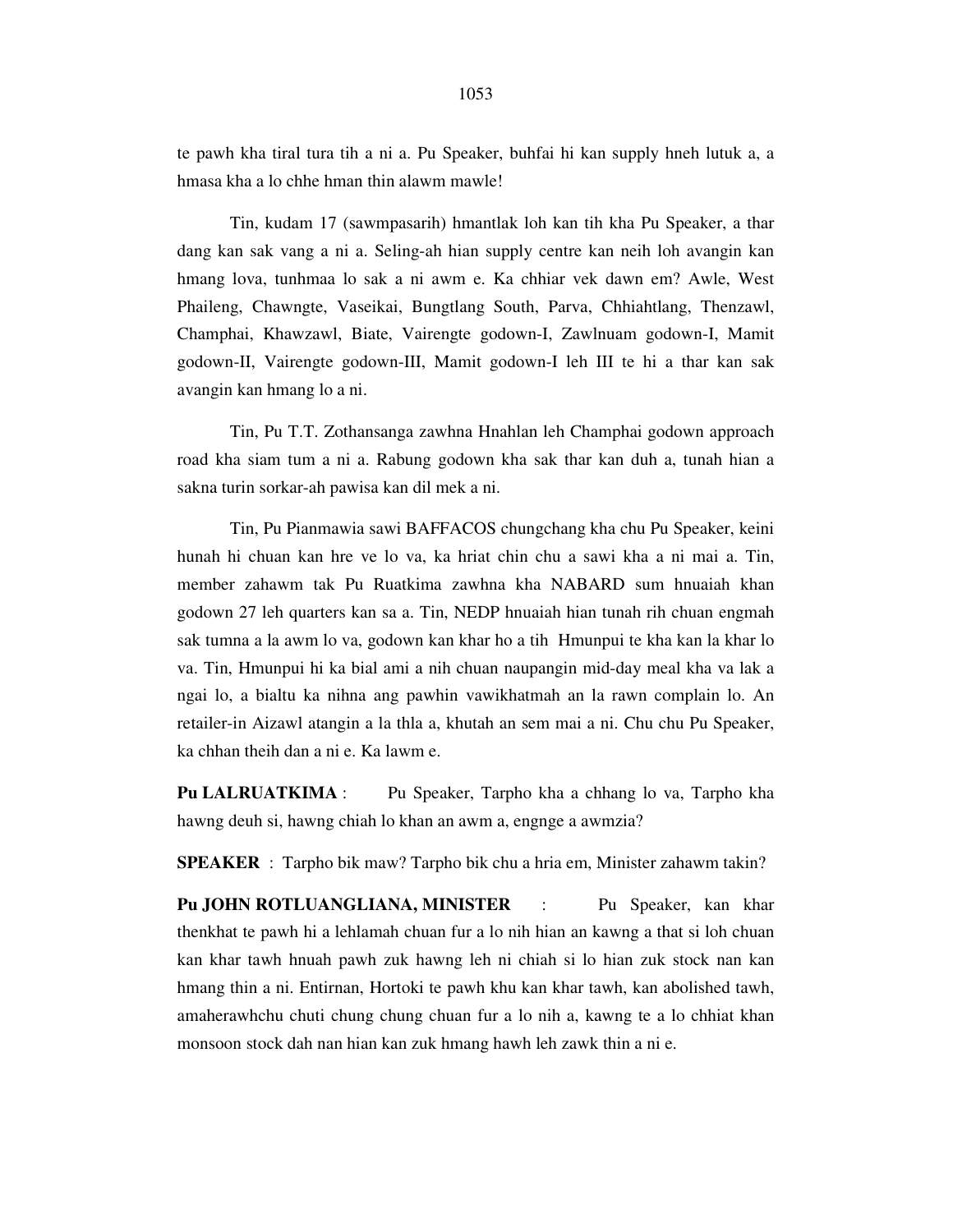te pawh kha tiral tura tih a ni a. Pu Speaker, buhfai hi kan supply hneh lutuk a, a hmasa kha a lo chhe hman thin alawm mawle!

Tin, kudam 17 (sawmpasarih) hmantlak loh kan tih kha Pu Speaker, a thar dang kan sak vang a ni a. Seling-ah hian supply centre kan neih loh avangin kan hmang lova, tunhmaa lo sak a ni awm e. Ka chhiar vek dawn em? Awle, West Phaileng, Chawngte, Vaseikai, Bungtlang South, Parva, Chhiahtlang, Thenzawl, Champhai, Khawzawl, Biate, Vairengte godown-I, Zawlnuam godown-I, Mamit godown-II, Vairengte godown-III, Mamit godown-I leh III te hi a thar kan sak avangin kan hmang lo a ni.

Tin, Pu T.T. Zothansanga zawhna Hnahlan leh Champhai godown approach road kha siam tum a ni a. Rabung godown kha sak thar kan duh a, tunah hian a sakna turin sorkar-ah pawisa kan dil mek a ni.

Tin, Pu Pianmawia sawi BAFFACOS chungchang kha chu Pu Speaker, keini hunah hi chuan kan hre ve lo va, ka hriat chin chu a sawi kha a ni mai a. Tin, member zahawm tak Pu Ruatkima zawhna kha NABARD sum hnuaiah khan godown 27 leh quarters kan sa a. Tin, NEDP hnuaiah hian tunah rih chuan engmah sak tumna a la awm lo va, godown kan khar ho a tih Hmunpui te kha kan la khar lo va. Tin, Hmunpui hi ka bial ami a nih chuan naupangin mid-day meal kha va lak a ngai lo, a bialtu ka nihna ang pawhin vawikhatmah an la rawn complain lo. An retailer-in Aizawl atangin a la thla a, khutah an sem mai a ni. Chu chu Pu Speaker, ka chhan theih dan a ni e. Ka lawm e.

**Pu LALRUATKIMA** : Pu Speaker, Tarpho kha a chhang lo va, Tarpho kha hawng deuh si, hawng chiah lo khan an awm a, engnge a awmzia?

**SPEAKER** : Tarpho bik maw? Tarpho bik chu a hria em, Minister zahawm takin?

**Pu JOHN ROTLUANGLIANA, MINISTER** : Pu Speaker, kan khar thenkhat te pawh hi a lehlamah chuan fur a lo nih hian an kawng a that si loh chuan kan khar tawh hnuah pawh zuk hawng leh ni chiah si lo hian zuk stock nan kan hmang thin a ni. Entirnan, Hortoki te pawh khu kan khar tawh, kan abolished tawh, amaherawhchu chuti chung chung chuan fur a lo nih a, kawng te a lo chhiat khan monsoon stock dah nan hian kan zuk hmang hawh leh zawk thin a ni e.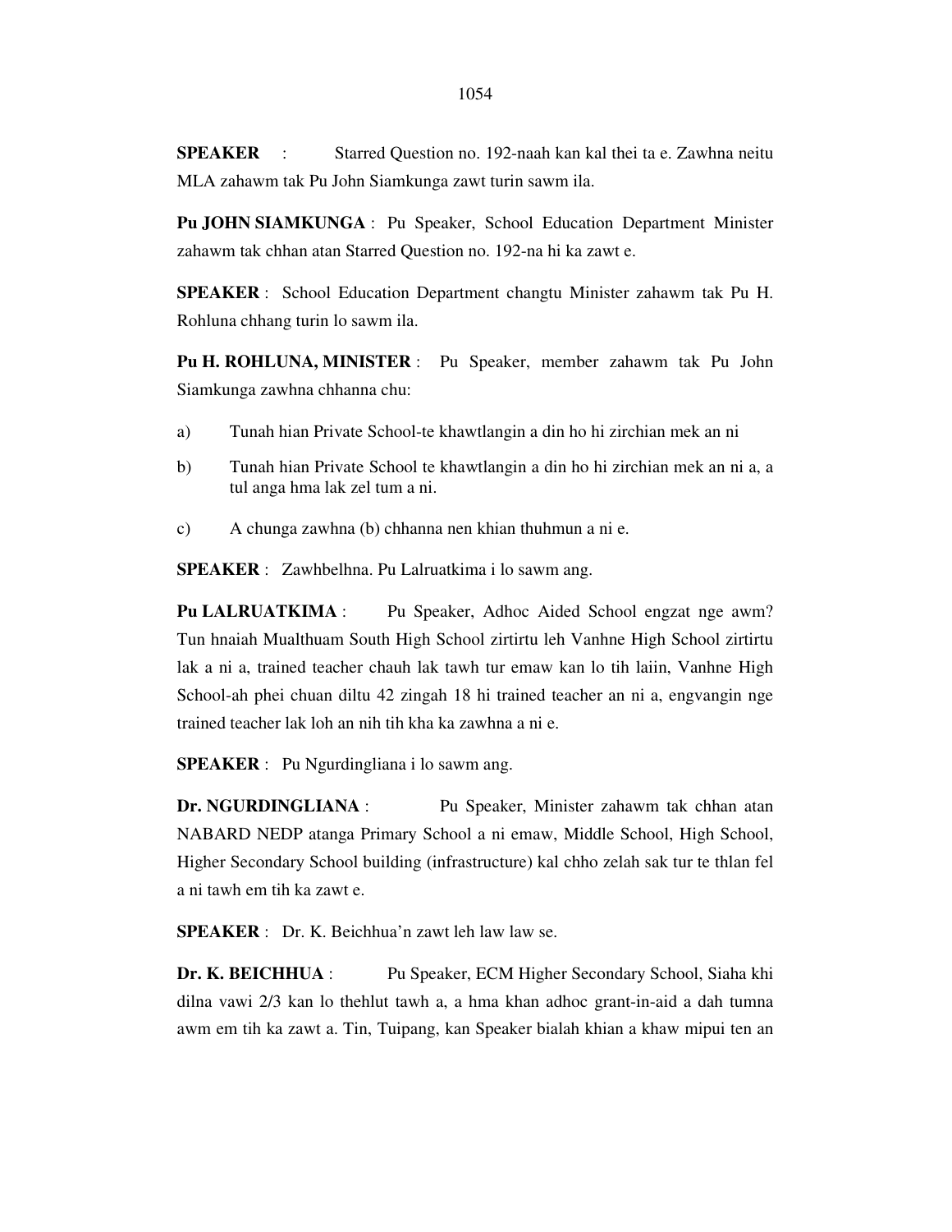**SPEAKER** : Starred Question no. 192-naah kan kal thei ta e. Zawhna neitu MLA zahawm tak Pu John Siamkunga zawt turin sawm ila.

**Pu JOHN SIAMKUNGA** : Pu Speaker, School Education Department Minister zahawm tak chhan atan Starred Question no. 192-na hi ka zawt e.

**SPEAKER** : School Education Department changtu Minister zahawm tak Pu H. Rohluna chhang turin lo sawm ila.

**Pu H. ROHLUNA, MINISTER** : Pu Speaker, member zahawm tak Pu John Siamkunga zawhna chhanna chu:

a) Tunah hian Private School-te khawtlangin a din ho hi zirchian mek an ni

b) Tunah hian Private School te khawtlangin a din ho hi zirchian mek an ni a, a tul anga hma lak zel tum a ni.

c) A chunga zawhna (b) chhanna nen khian thuhmun a ni e.

**SPEAKER** : Zawhbelhna. Pu Lalruatkima i lo sawm ang.

**Pu LALRUATKIMA** : Pu Speaker, Adhoc Aided School engzat nge awm? Tun hnaiah Mualthuam South High School zirtirtu leh Vanhne High School zirtirtu lak a ni a, trained teacher chauh lak tawh tur emaw kan lo tih laiin, Vanhne High School-ah phei chuan diltu 42 zingah 18 hi trained teacher an ni a, engvangin nge trained teacher lak loh an nih tih kha ka zawhna a ni e.

**SPEAKER** : Pu Ngurdingliana i lo sawm ang.

**Dr. NGURDINGLIANA** : Pu Speaker, Minister zahawm tak chhan atan NABARD NEDP atanga Primary School a ni emaw, Middle School, High School, Higher Secondary School building (infrastructure) kal chho zelah sak tur te thlan fel a ni tawh em tih ka zawt e.

**SPEAKER** : Dr. K. Beichhua'n zawt leh law law se.

**Dr. K. BEICHHUA** : Pu Speaker, ECM Higher Secondary School, Siaha khi dilna vawi 2/3 kan lo thehlut tawh a, a hma khan adhoc grant-in-aid a dah tumna awm em tih ka zawt a. Tin, Tuipang, kan Speaker bialah khian a khaw mipui ten an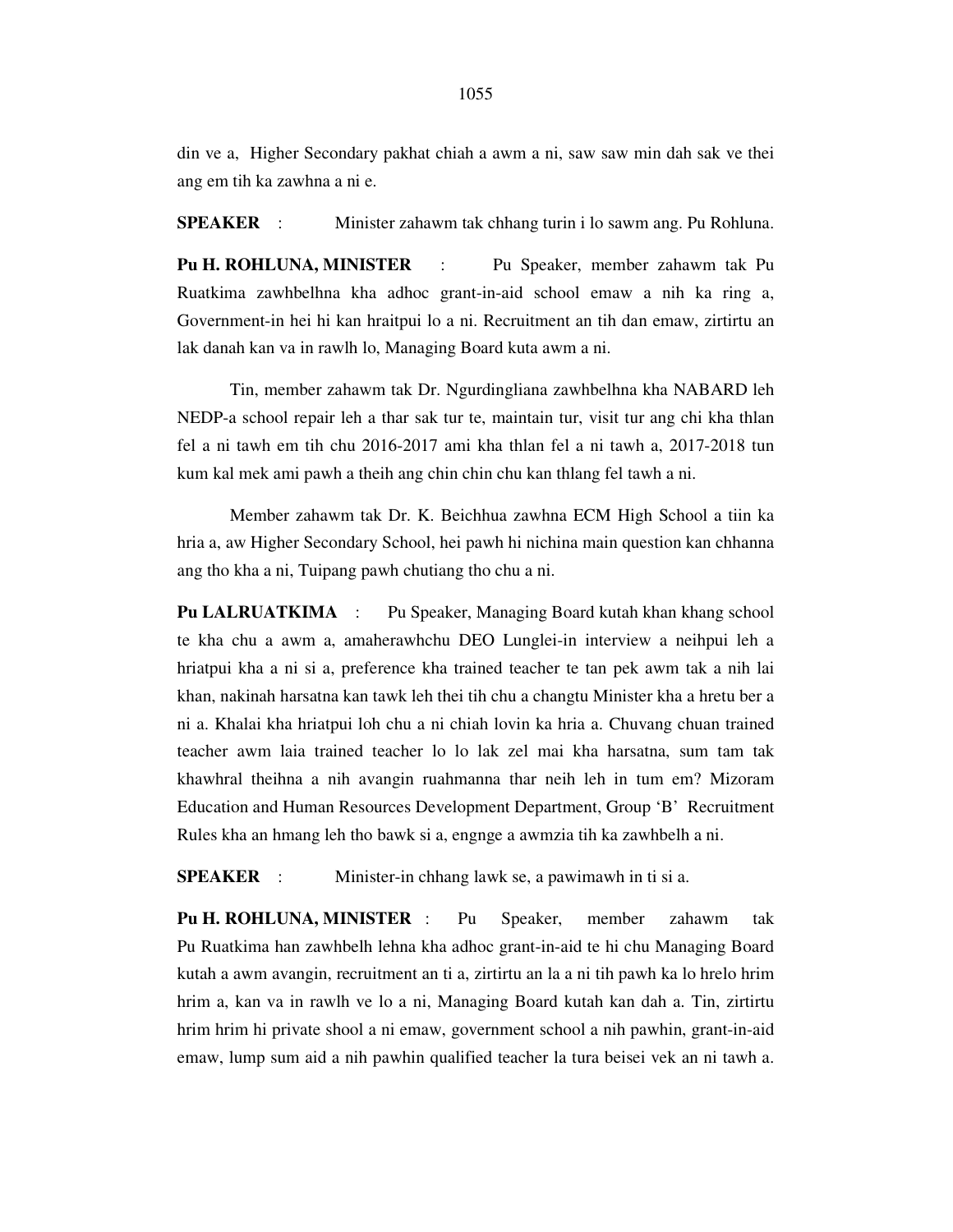din ve a, Higher Secondary pakhat chiah a awm a ni, saw saw min dah sak ve thei ang em tih ka zawhna a ni e.

**SPEAKER** : Minister zahawm tak chhang turin i lo sawm ang. Pu Rohluna.

**Pu H. ROHLUNA, MINISTER** : Pu Speaker, member zahawm tak Pu Ruatkima zawhbelhna kha adhoc grant-in-aid school emaw a nih ka ring a, Government-in hei hi kan hraitpui lo a ni. Recruitment an tih dan emaw, zirtirtu an lak danah kan va in rawlh lo, Managing Board kuta awm a ni.

Tin, member zahawm tak Dr. Ngurdingliana zawhbelhna kha NABARD leh NEDP-a school repair leh a thar sak tur te, maintain tur, visit tur ang chi kha thlan fel a ni tawh em tih chu 2016-2017 ami kha thlan fel a ni tawh a, 2017-2018 tun kum kal mek ami pawh a theih ang chin chin chu kan thlang fel tawh a ni.

Member zahawm tak Dr. K. Beichhua zawhna ECM High School a tiin ka hria a, aw Higher Secondary School, hei pawh hi nichina main question kan chhanna ang tho kha a ni, Tuipang pawh chutiang tho chu a ni.

**Pu LALRUATKIMA** : Pu Speaker, Managing Board kutah khan khang school te kha chu a awm a, amaherawhchu DEO Lunglei-in interview a neihpui leh a hriatpui kha a ni si a, preference kha trained teacher te tan pek awm tak a nih lai khan, nakinah harsatna kan tawk leh thei tih chu a changtu Minister kha a hretu ber a ni a. Khalai kha hriatpui loh chu a ni chiah lovin ka hria a. Chuvang chuan trained teacher awm laia trained teacher lo lo lak zel mai kha harsatna, sum tam tak khawhral theihna a nih avangin ruahmanna thar neih leh in tum em? Mizoram Education and Human Resources Development Department, Group 'B' Recruitment Rules kha an hmang leh tho bawk si a, engnge a awmzia tih ka zawhbelh a ni.

**SPEAKER** : Minister-in chhang lawk se, a pawimawh in ti si a.

**Pu H. ROHLUNA, MINISTER** : Pu Speaker, member zahawm tak Pu Ruatkima han zawhbelh lehna kha adhoc grant-in-aid te hi chu Managing Board kutah a awm avangin, recruitment an ti a, zirtirtu an la a ni tih pawh ka lo hrelo hrim hrim a, kan va in rawlh ve lo a ni, Managing Board kutah kan dah a. Tin, zirtirtu hrim hrim hi private shool a ni emaw, government school a nih pawhin, grant-in-aid emaw, lump sum aid a nih pawhin qualified teacher la tura beisei vek an ni tawh a.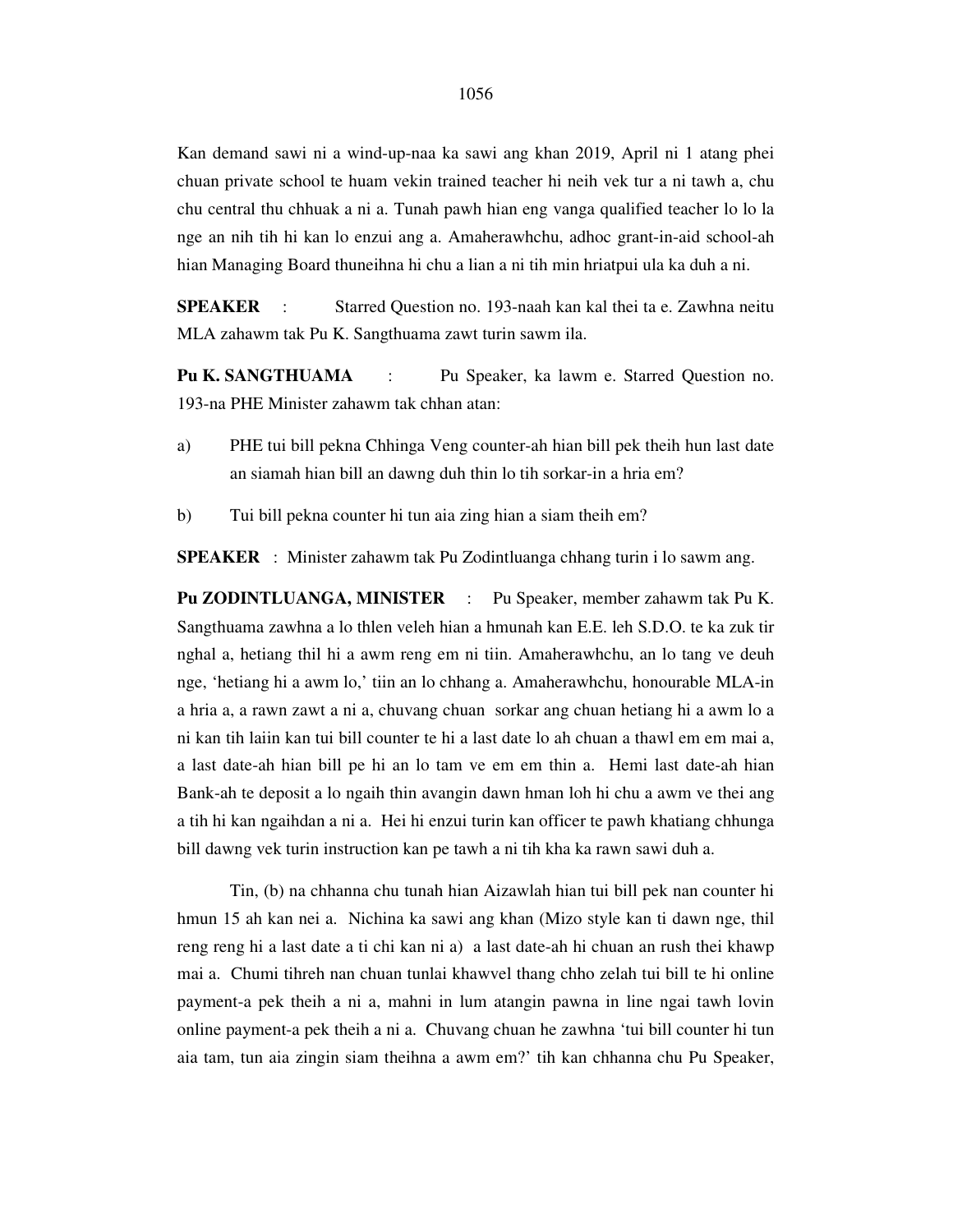Kan demand sawi ni a wind-up-naa ka sawi ang khan 2019, April ni 1 atang phei chuan private school te huam vekin trained teacher hi neih vek tur a ni tawh a, chu chu central thu chhuak a ni a. Tunah pawh hian eng vanga qualified teacher lo lo la nge an nih tih hi kan lo enzui ang a. Amaherawhchu, adhoc grant-in-aid school-ah hian Managing Board thuneihna hi chu a lian a ni tih min hriatpui ula ka duh a ni.

**SPEAKER** : Starred Question no. 193-naah kan kal thei ta e. Zawhna neitu MLA zahawm tak Pu K. Sangthuama zawt turin sawm ila.

**Pu K. SANGTHUAMA** : Pu Speaker, ka lawm e. Starred Question no. 193-na PHE Minister zahawm tak chhan atan:

a) PHE tui bill pekna Chhinga Veng counter-ah hian bill pek theih hun last date an siamah hian bill an dawng duh thin lo tih sorkar-in a hria em?

b) Tui bill pekna counter hi tun aia zing hian a siam theih em?

**SPEAKER** : Minister zahawm tak Pu Zodintluanga chhang turin i lo sawm ang.

**Pu ZODINTLUANGA, MINISTER** : Pu Speaker, member zahawm tak Pu K. Sangthuama zawhna a lo thlen veleh hian a hmunah kan E.E. leh S.D.O. te ka zuk tir nghal a, hetiang thil hi a awm reng em ni tiin. Amaherawhchu, an lo tang ve deuh nge, 'hetiang hi a awm lo,' tiin an lo chhang a. Amaherawhchu, honourable MLA-in a hria a, a rawn zawt a ni a, chuvang chuan sorkar ang chuan hetiang hi a awm lo a ni kan tih laiin kan tui bill counter te hi a last date lo ah chuan a thawl em em mai a, a last date-ah hian bill pe hi an lo tam ve em em thin a. Hemi last date-ah hian Bank-ah te deposit a lo ngaih thin avangin dawn hman loh hi chu a awm ve thei ang a tih hi kan ngaihdan a ni a. Hei hi enzui turin kan officer te pawh khatiang chhunga bill dawng vek turin instruction kan pe tawh a ni tih kha ka rawn sawi duh a.

Tin, (b) na chhanna chu tunah hian Aizawlah hian tui bill pek nan counter hi hmun 15 ah kan nei a. Nichina ka sawi ang khan (Mizo style kan ti dawn nge, thil reng reng hi a last date a ti chi kan ni a) a last date-ah hi chuan an rush thei khawp mai a. Chumi tihreh nan chuan tunlai khawvel thang chho zelah tui bill te hi online payment-a pek theih a ni a, mahni in lum atangin pawna in line ngai tawh lovin online payment-a pek theih a ni a. Chuvang chuan he zawhna 'tui bill counter hi tun aia tam, tun aia zingin siam theihna a awm em?' tih kan chhanna chu Pu Speaker,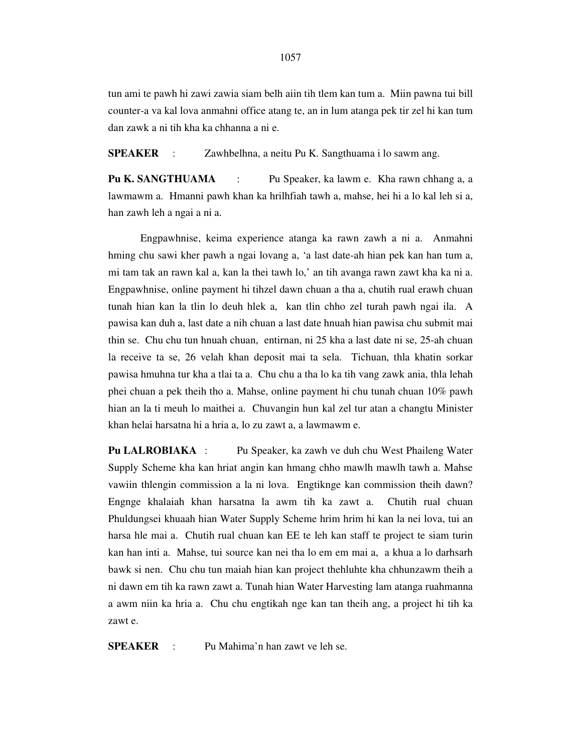tun ami te pawh hi zawi zawia siam belh aiin tih tlem kan tum a. Miin pawna tui bill counter-a va kal lova anmahni office atang te, an in lum atanga pek tir zel hi kan tum dan zawk a ni tih kha ka chhanna a ni e.

**SPEAKER** : Zawhbelhna, a neitu Pu K. Sangthuama i lo sawm ang.

**Pu K. SANGTHUAMA** : Pu Speaker, ka lawm e. Kha rawn chhang a, a lawmawm a. Hmanni pawh khan ka hrilhfiah tawh a, mahse, hei hi a lo kal leh si a, han zawh leh a ngai a ni a.

Engpawhnise, keima experience atanga ka rawn zawh a ni a. Anmahni hming chu sawi kher pawh a ngai lovang a, 'a last date-ah hian pek kan han tum a, mi tam tak an rawn kal a, kan la thei tawh lo,' an tih avanga rawn zawt kha ka ni a. Engpawhnise, online payment hi tihzel dawn chuan a tha a, chutih rual erawh chuan tunah hian kan la tlin lo deuh hlek a, kan tlin chho zel turah pawh ngai ila. A pawisa kan duh a, last date a nih chuan a last date hnuah hian pawisa chu submit mai thin se. Chu chu tun hnuah chuan, entirnan, ni 25 kha a last date ni se, 25-ah chuan la receive ta se, 26 velah khan deposit mai ta sela. Tichuan, thla khatin sorkar pawisa hmuhna tur kha a tlai ta a. Chu chu a tha lo ka tih vang zawk ania, thla lehah phei chuan a pek theih tho a. Mahse, online payment hi chu tunah chuan 10% pawh hian an la ti meuh lo maithei a. Chuvangin hun kal zel tur atan a changtu Minister khan helai harsatna hi a hria a, lo zu zawt a, a lawmawm e.

**Pu LALROBIAKA** : Pu Speaker, ka zawh ve duh chu West Phaileng Water Supply Scheme kha kan hriat angin kan hmang chho mawlh mawlh tawh a. Mahse vawiin thlengin commission a la ni lova. Engtiknge kan commission theih dawn? Engnge khalaiah khan harsatna la awm tih ka zawt a. Chutih rual chuan Phuldungsei khuaah hian Water Supply Scheme hrim hrim hi kan la nei lova, tui an harsa hle mai a. Chutih rual chuan kan EE te leh kan staff te project te siam turin kan han inti a. Mahse, tui source kan nei tha lo em em mai a, a khua a lo darhsarh bawk si nen. Chu chu tun maiah hian kan project thehluhte kha chhunzawm theih a ni dawn em tih ka rawn zawt a. Tunah hian Water Harvesting lam atanga ruahmanna a awm niin ka hria a. Chu chu engtikah nge kan tan theih ang, a project hi tih ka zawt e.

**SPEAKER** : Pu Mahima'n han zawt ve leh se.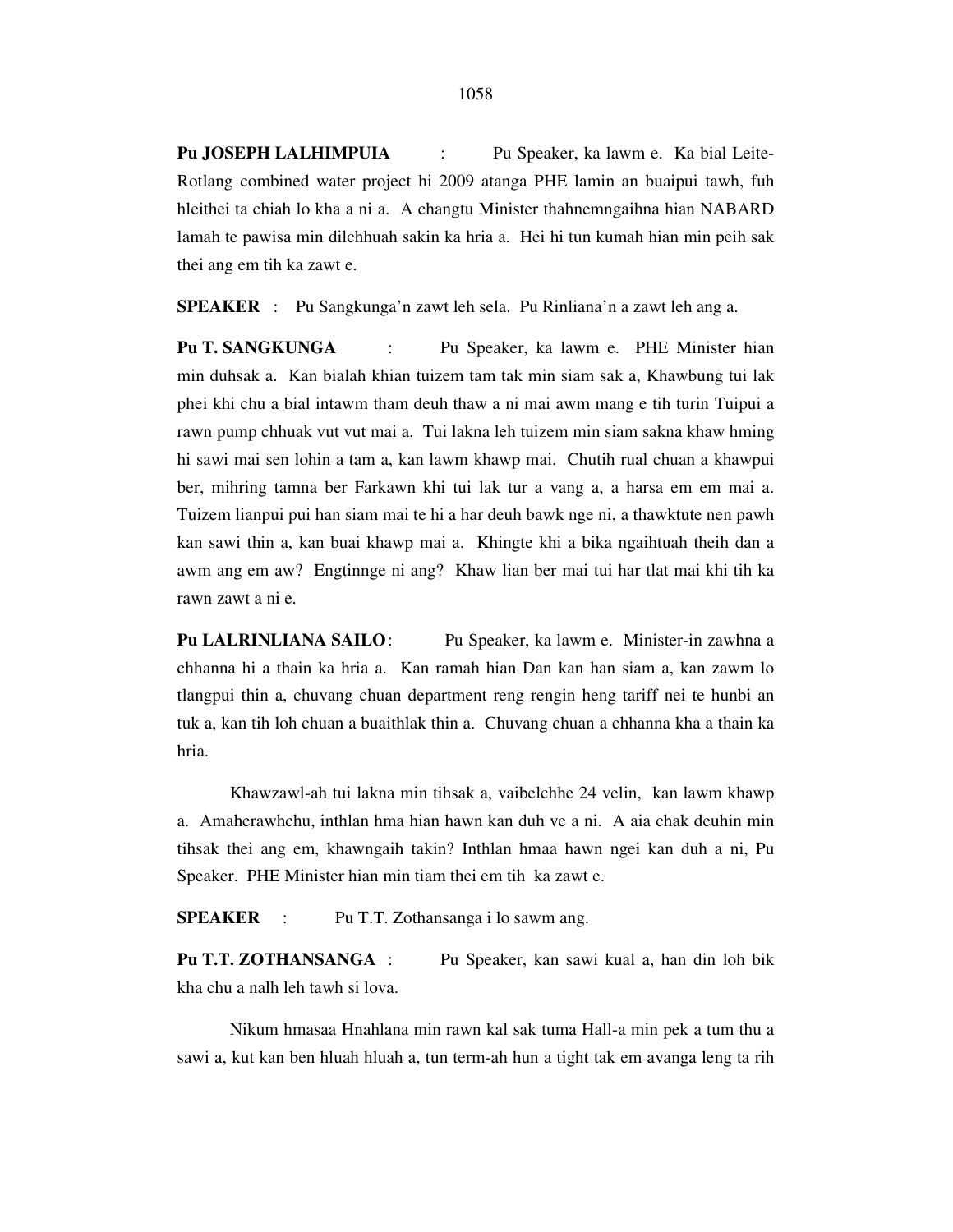**Pu JOSEPH LALHIMPUIA** : Pu Speaker, ka lawm e. Ka bial Leite-Rotlang combined water project hi 2009 atanga PHE lamin an buaipui tawh, fuh hleithei ta chiah lo kha a ni a. A changtu Minister thahnemngaihna hian NABARD lamah te pawisa min dilchhuah sakin ka hria a. Hei hi tun kumah hian min peih sak thei ang em tih ka zawt e.

**SPEAKER** : Pu Sangkunga'n zawt leh sela. Pu Rinliana'n a zawt leh ang a.

**Pu T. SANGKUNGA** : Pu Speaker, ka lawm e. PHE Minister hian min duhsak a. Kan bialah khian tuizem tam tak min siam sak a, Khawbung tui lak phei khi chu a bial intawm tham deuh thaw a ni mai awm mang e tih turin Tuipui a rawn pump chhuak vut vut mai a. Tui lakna leh tuizem min siam sakna khaw hming hi sawi mai sen lohin a tam a, kan lawm khawp mai. Chutih rual chuan a khawpui ber, mihring tamna ber Farkawn khi tui lak tur a vang a, a harsa em em mai a. Tuizem lianpui pui han siam mai te hi a har deuh bawk nge ni, a thawktute nen pawh kan sawi thin a, kan buai khawp mai a. Khingte khi a bika ngaihtuah theih dan a awm ang em aw? Engtinnge ni ang? Khaw lian ber mai tui har tlat mai khi tih ka rawn zawt a ni e.

**Pu LALRINLIANA SAILO**: Pu Speaker, ka lawm e. Minister-in zawhna a chhanna hi a thain ka hria a. Kan ramah hian Dan kan han siam a, kan zawm lo tlangpui thin a, chuvang chuan department reng rengin heng tariff nei te hunbi an tuk a, kan tih loh chuan a buaithlak thin a. Chuvang chuan a chhanna kha a thain ka hria.

Khawzawl-ah tui lakna min tihsak a, vaibelchhe 24 velin, kan lawm khawp a. Amaherawhchu, inthlan hma hian hawn kan duh ve a ni. A aia chak deuhin min tihsak thei ang em, khawngaih takin? Inthlan hmaa hawn ngei kan duh a ni, Pu Speaker. PHE Minister hian min tiam thei em tih ka zawt e.

**SPEAKER** : Pu T.T. Zothansanga i lo sawm ang.

**Pu T.T. ZOTHANSANGA** : Pu Speaker, kan sawi kual a, han din loh bik kha chu a nalh leh tawh si lova.

Nikum hmasaa Hnahlana min rawn kal sak tuma Hall-a min pek a tum thu a sawi a, kut kan ben hluah hluah a, tun term-ah hun a tight tak em avanga leng ta rih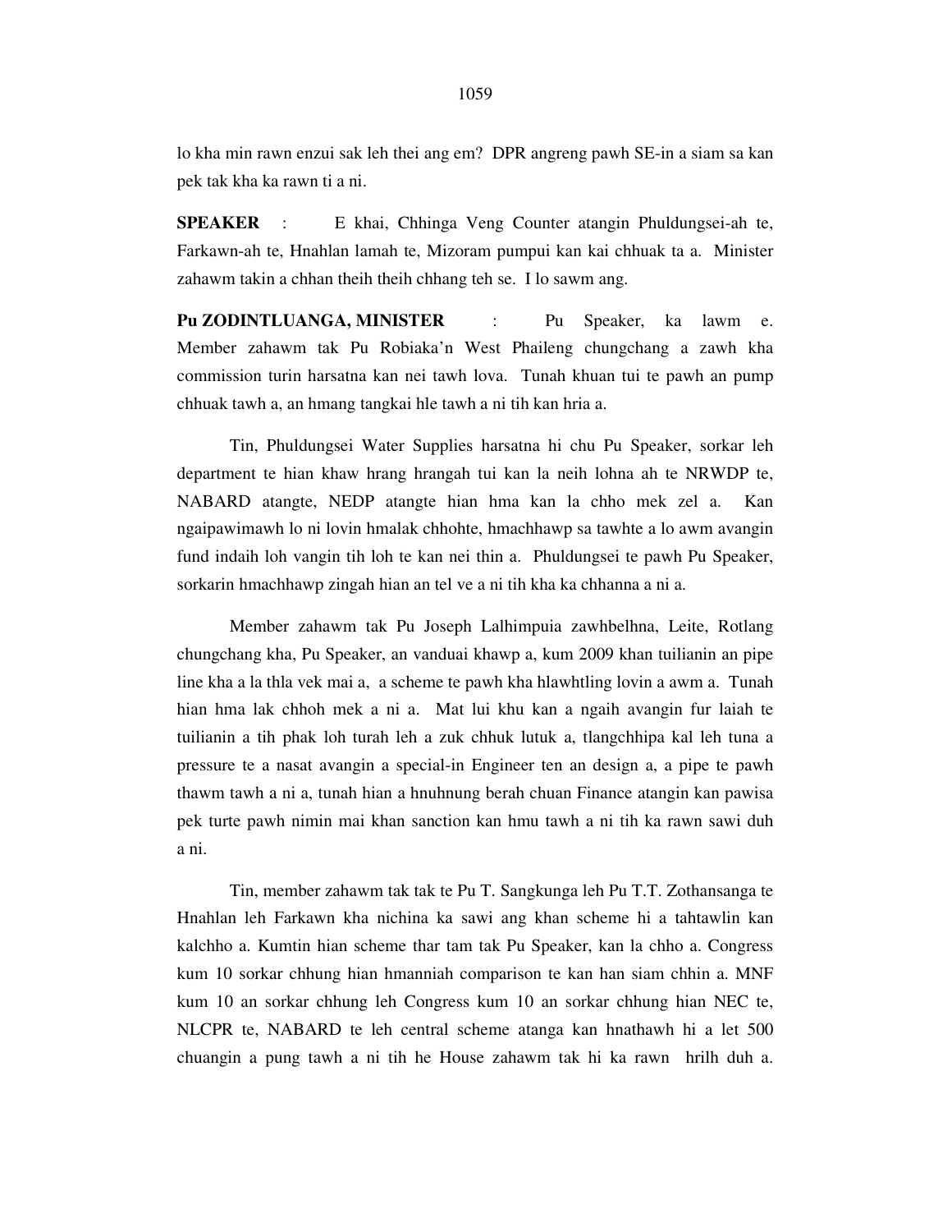lo kha min rawn enzui sak leh thei ang em? DPR angreng pawh SE-in a siam sa kan pek tak kha ka rawn ti a ni.

**SPEAKER** : E khai, Chhinga Veng Counter atangin Phuldungsei-ah te, Farkawn-ah te, Hnahlan lamah te, Mizoram pumpui kan kai chhuak ta a. Minister zahawm takin a chhan theih theih chhang teh se. I lo sawm ang.

**Pu ZODINTLUANGA, MINISTER** : Pu Speaker, ka lawm e. Member zahawm tak Pu Robiaka'n West Phaileng chungchang a zawh kha commission turin harsatna kan nei tawh lova. Tunah khuan tui te pawh an pump chhuak tawh a, an hmang tangkai hle tawh a ni tih kan hria a.

Tin, Phuldungsei Water Supplies harsatna hi chu Pu Speaker, sorkar leh department te hian khaw hrang hrangah tui kan la neih lohna ah te NRWDP te, NABARD atangte, NEDP atangte hian hma kan la chho mek zel a. Kan ngaipawimawh lo ni lovin hmalak chhohte, hmachhawp sa tawhte a lo awm avangin fund indaih loh vangin tih loh te kan nei thin a. Phuldungsei te pawh Pu Speaker, sorkarin hmachhawp zingah hian an tel ve a ni tih kha ka chhanna a ni a.

Member zahawm tak Pu Joseph Lalhimpuia zawhbelhna, Leite, Rotlang chungchang kha, Pu Speaker, an vanduai khawp a, kum 2009 khan tuilianin an pipe line kha a la thla vek mai a, a scheme te pawh kha hlawhtling lovin a awm a. Tunah hian hma lak chhoh mek a ni a. Mat lui khu kan a ngaih avangin fur laiah te tuilianin a tih phak loh turah leh a zuk chhuk lutuk a, tlangchhipa kal leh tuna a pressure te a nasat avangin a special-in Engineer ten an design a, a pipe te pawh thawm tawh a ni a, tunah hian a hnuhnung berah chuan Finance atangin kan pawisa pek turte pawh nimin mai khan sanction kan hmu tawh a ni tih ka rawn sawi duh a ni.

Tin, member zahawm tak tak te Pu T. Sangkunga leh Pu T.T. Zothansanga te Hnahlan leh Farkawn kha nichina ka sawi ang khan scheme hi a tahtawlin kan kalchho a. Kumtin hian scheme thar tam tak Pu Speaker, kan la chho a. Congress kum 10 sorkar chhung hian hmanniah comparison te kan han siam chhin a. MNF kum 10 an sorkar chhung leh Congress kum 10 an sorkar chhung hian NEC te, NLCPR te, NABARD te leh central scheme atanga kan hnathawh hi a let 500 chuangin a pung tawh a ni tih he House zahawm tak hi ka rawn hrilh duh a.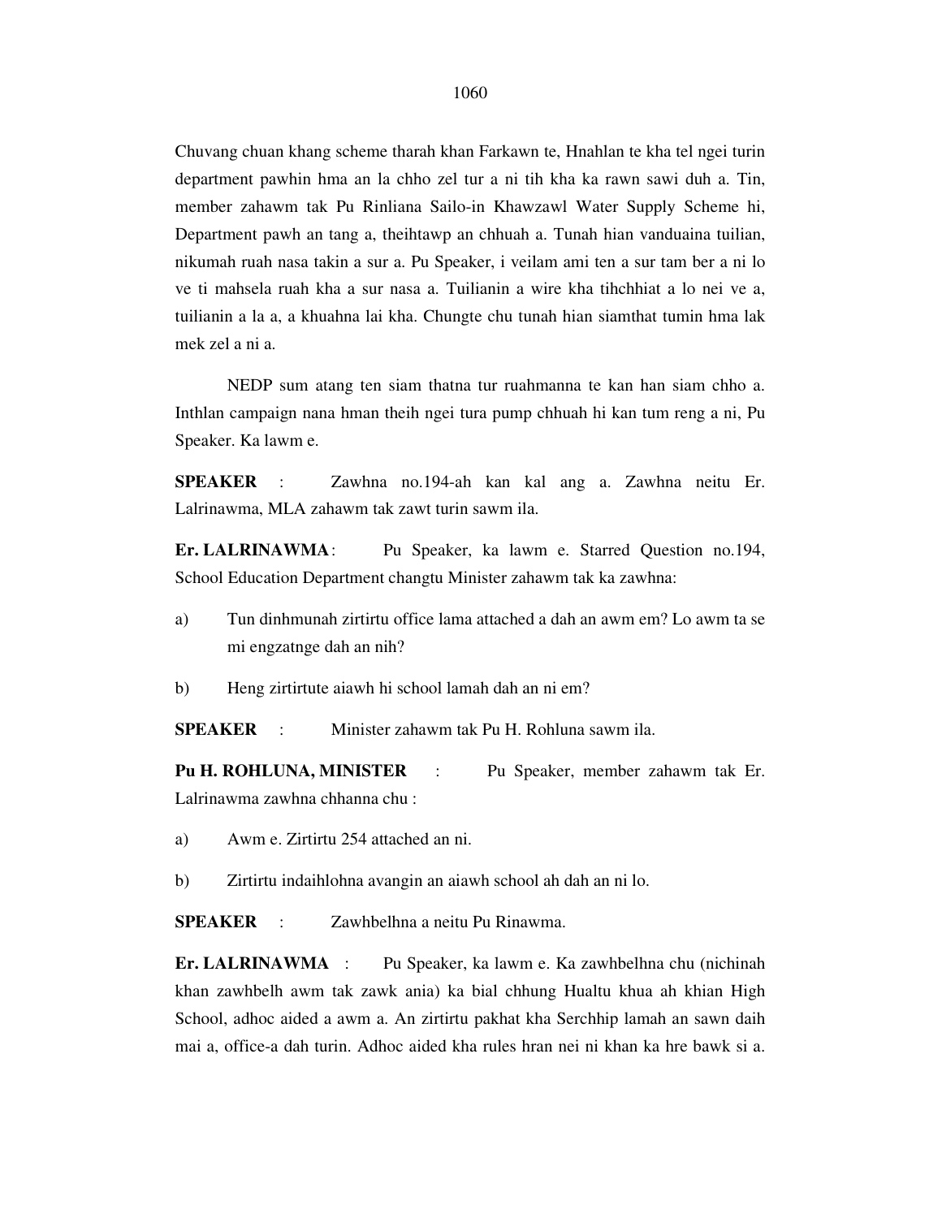Chuvang chuan khang scheme tharah khan Farkawn te, Hnahlan te kha tel ngei turin department pawhin hma an la chho zel tur a ni tih kha ka rawn sawi duh a. Tin, member zahawm tak Pu Rinliana Sailo-in Khawzawl Water Supply Scheme hi, Department pawh an tang a, theihtawp an chhuah a. Tunah hian vanduaina tuilian, nikumah ruah nasa takin a sur a. Pu Speaker, i veilam ami ten a sur tam ber a ni lo ve ti mahsela ruah kha a sur nasa a. Tuilianin a wire kha tihchhiat a lo nei ve a, tuilianin a la a, a khuahna lai kha. Chungte chu tunah hian siamthat tumin hma lak mek zel a ni a.

NEDP sum atang ten siam thatna tur ruahmanna te kan han siam chho a. Inthlan campaign nana hman theih ngei tura pump chhuah hi kan tum reng a ni, Pu Speaker. Ka lawm e.

**SPEAKER** : Zawhna no.194-ah kan kal ang a. Zawhna neitu Er. Lalrinawma, MLA zahawm tak zawt turin sawm ila.

**Er. LALRINAWMA** : Pu Speaker, ka lawm e. Starred Question no.194, School Education Department changtu Minister zahawm tak ka zawhna:

a) Tun dinhmunah zirtirtu office lama attached a dah an awm em? Lo awm ta se mi engzatnge dah an nih?

b) Heng zirtirtute aiawh hi school lamah dah an ni em?

**SPEAKER** : Minister zahawm tak Pu H. Rohluna sawm ila.

**Pu H. ROHLUNA, MINISTER** : Pu Speaker, member zahawm tak Er. Lalrinawma zawhna chhanna chu :

a) Awm e. Zirtirtu 254 attached an ni.

b) Zirtirtu indaihlohna avangin an aiawh school ah dah an ni lo.

**SPEAKER** : Zawhbelhna a neitu Pu Rinawma.

**Er. LALRINAWMA** : Pu Speaker, ka lawm e. Ka zawhbelhna chu (nichinah khan zawhbelh awm tak zawk ania) ka bial chhung Hualtu khua ah khian High School, adhoc aided a awm a. An zirtirtu pakhat kha Serchhip lamah an sawn daih mai a, office-a dah turin. Adhoc aided kha rules hran nei ni khan ka hre bawk si a.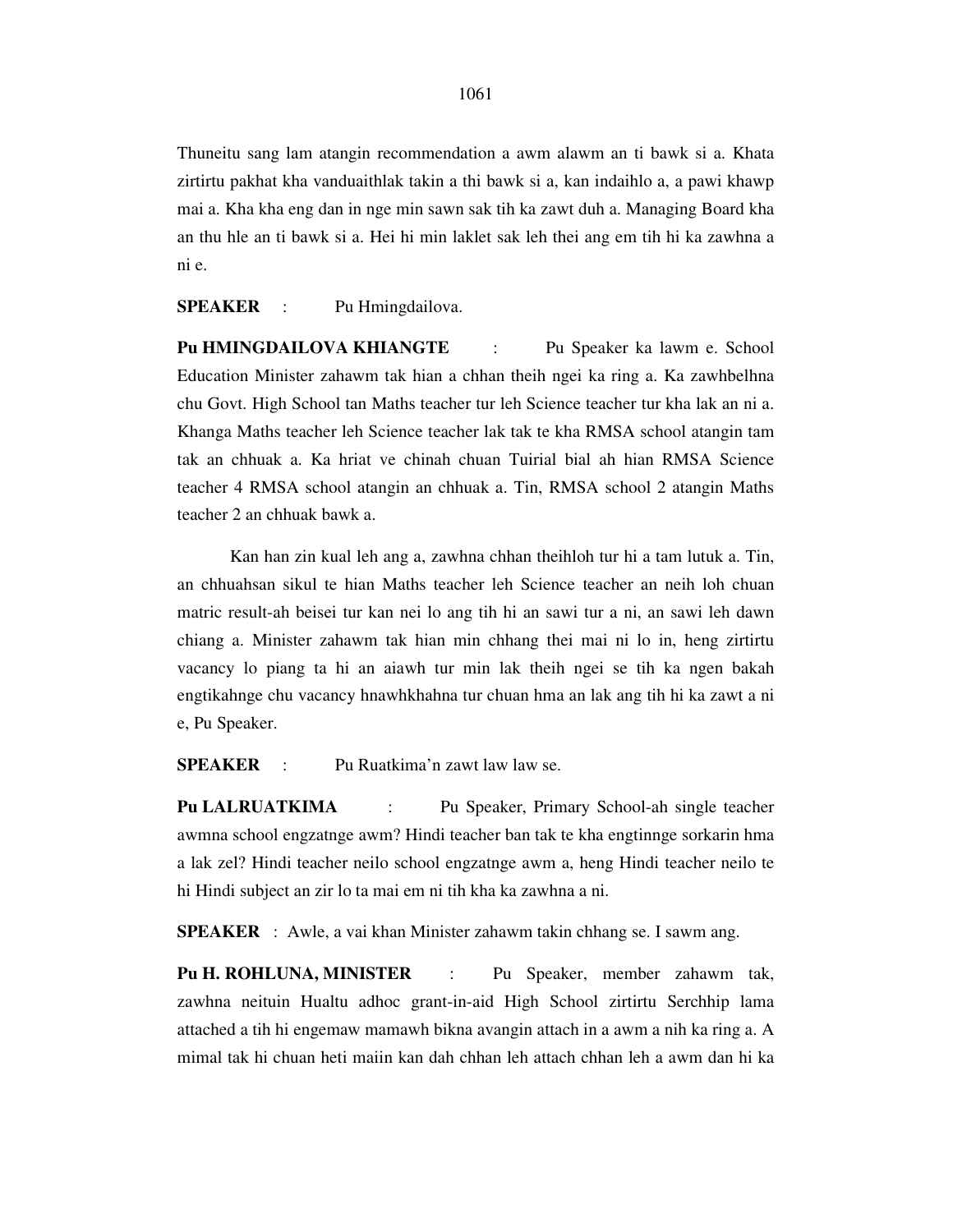Thuneitu sang lam atangin recommendation a awm alawm an ti bawk si a. Khata zirtirtu pakhat kha vanduaithlak takin a thi bawk si a, kan indaihlo a, a pawi khawp mai a. Kha kha eng dan in nge min sawn sak tih ka zawt duh a. Managing Board kha an thu hle an ti bawk si a. Hei hi min laklet sak leh thei ang em tih hi ka zawhna a ni e.

**SPEAKER** : Pu Hmingdailova.

**Pu HMINGDAILOVA KHIANGTE** : Pu Speaker ka lawm e. School Education Minister zahawm tak hian a chhan theih ngei ka ring a. Ka zawhbelhna chu Govt. High School tan Maths teacher tur leh Science teacher tur kha lak an ni a. Khanga Maths teacher leh Science teacher lak tak te kha RMSA school atangin tam tak an chhuak a. Ka hriat ve chinah chuan Tuirial bial ah hian RMSA Science teacher 4 RMSA school atangin an chhuak a. Tin, RMSA school 2 atangin Maths teacher 2 an chhuak bawk a.

Kan han zin kual leh ang a, zawhna chhan theihloh tur hi a tam lutuk a. Tin, an chhuahsan sikul te hian Maths teacher leh Science teacher an neih loh chuan matric result-ah beisei tur kan nei lo ang tih hi an sawi tur a ni, an sawi leh dawn chiang a. Minister zahawm tak hian min chhang thei mai ni lo in, heng zirtirtu vacancy lo piang ta hi an aiawh tur min lak theih ngei se tih ka ngen bakah engtikahnge chu vacancy hnawhkhahna tur chuan hma an lak ang tih hi ka zawt a ni e, Pu Speaker.

**SPEAKER** : Pu Ruatkima'n zawt law law se.

**Pu LALRUATKIMA** : Pu Speaker, Primary School-ah single teacher awmna school engzatnge awm? Hindi teacher ban tak te kha engtinnge sorkarin hma a lak zel? Hindi teacher neilo school engzatnge awm a, heng Hindi teacher neilo te hi Hindi subject an zir lo ta mai em ni tih kha ka zawhna a ni.

**SPEAKER** : Awle, a vai khan Minister zahawm takin chhang se. I sawm ang.

**Pu H. ROHLUNA, MINISTER** : Pu Speaker, member zahawm tak, zawhna neituin Hualtu adhoc grant-in-aid High School zirtirtu Serchhip lama attached a tih hi engemaw mamawh bikna avangin attach in a awm a nih ka ring a. A mimal tak hi chuan heti maiin kan dah chhan leh attach chhan leh a awm dan hi ka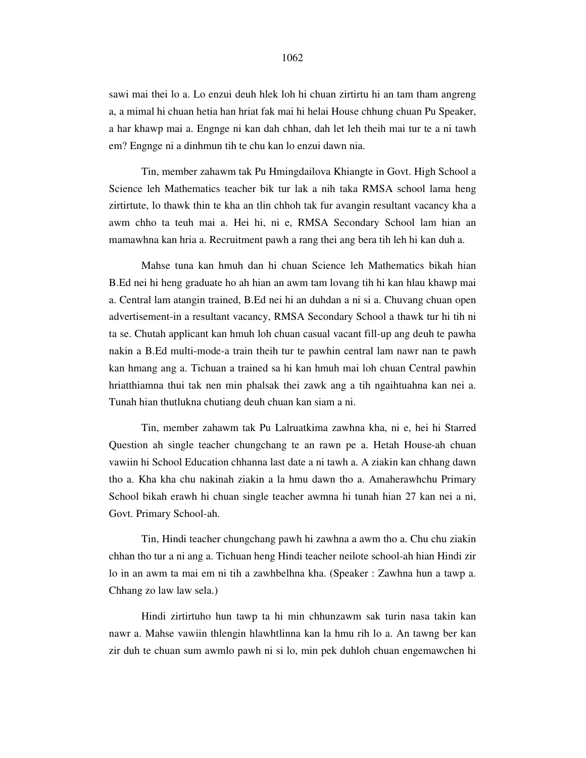sawi mai thei lo a. Lo enzui deuh hlek loh hi chuan zirtirtu hi an tam tham angreng a, a mimal hi chuan hetia han hriat fak mai hi helai House chhung chuan Pu Speaker, a har khawp mai a. Engnge ni kan dah chhan, dah let leh theih mai tur te a ni tawh em? Engnge ni a dinhmun tih te chu kan lo enzui dawn nia.

Tin, member zahawm tak Pu Hmingdailova Khiangte in Govt. High School a Science leh Mathematics teacher bik tur lak a nih taka RMSA school lama heng zirtirtute, lo thawk thin te kha an tlin chhoh tak fur avangin resultant vacancy kha a awm chho ta teuh mai a. Hei hi, ni e, RMSA Secondary School lam hian an mamawhna kan hria a. Recruitment pawh a rang thei ang bera tih leh hi kan duh a.

Mahse tuna kan hmuh dan hi chuan Science leh Mathematics bikah hian B.Ed nei hi heng graduate ho ah hian an awm tam lovang tih hi kan hlau khawp mai a. Central lam atangin trained, B.Ed nei hi an duhdan a ni si a. Chuvang chuan open advertisement-in a resultant vacancy, RMSA Secondary School a thawk tur hi tih ni ta se. Chutah applicant kan hmuh loh chuan casual vacant fill-up ang deuh te pawha nakin a B.Ed multi-mode-a train theih tur te pawhin central lam nawr nan te pawh kan hmang ang a. Tichuan a trained sa hi kan hmuh mai loh chuan Central pawhin hriatthiamna thui tak nen min phalsak thei zawk ang a tih ngaihtuahna kan nei a. Tunah hian thutlukna chutiang deuh chuan kan siam a ni.

Tin, member zahawm tak Pu Lalruatkima zawhna kha, ni e, hei hi Starred Question ah single teacher chungchang te an rawn pe a. Hetah House-ah chuan vawiin hi School Education chhanna last date a ni tawh a. A ziakin kan chhang dawn tho a. Kha kha chu nakinah ziakin a la hmu dawn tho a. Amaherawhchu Primary School bikah erawh hi chuan single teacher awmna hi tunah hian 27 kan nei a ni, Govt. Primary School-ah.

Tin, Hindi teacher chungchang pawh hi zawhna a awm tho a. Chu chu ziakin chhan tho tur a ni ang a. Tichuan heng Hindi teacher neilote school-ah hian Hindi zir lo in an awm ta mai em ni tih a zawhbelhna kha. (Speaker : Zawhna hun a tawp a. Chhang zo law law sela.)

Hindi zirtirtuho hun tawp ta hi min chhunzawm sak turin nasa takin kan nawr a. Mahse vawiin thlengin hlawhtlinna kan la hmu rih lo a. An tawng ber kan zir duh te chuan sum awmlo pawh ni si lo, min pek duhloh chuan engemawchen hi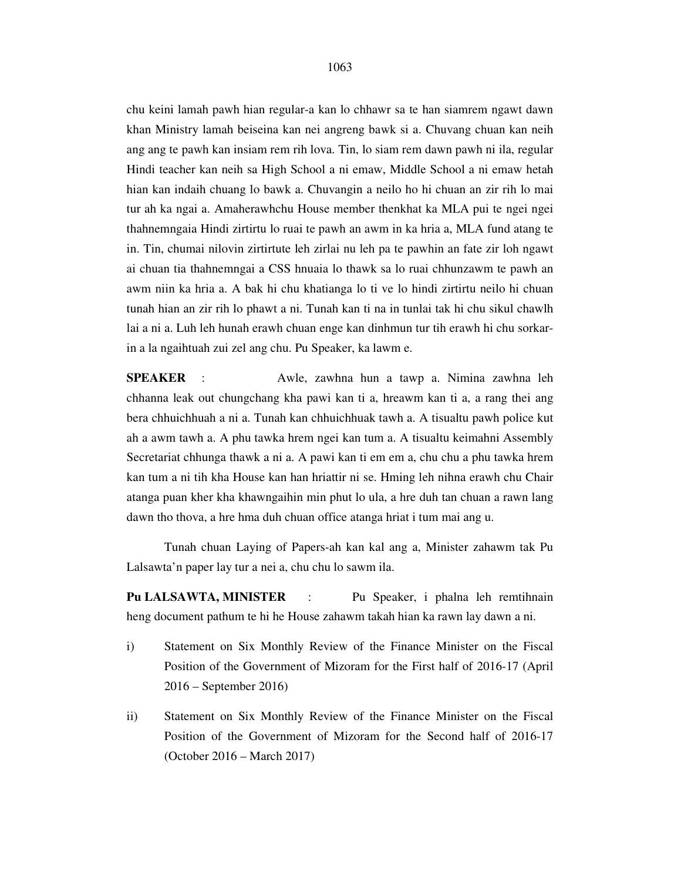chu keini lamah pawh hian regular-a kan lo chhawr sa te han siamrem ngawt dawn khan Ministry lamah beiseina kan nei angreng bawk si a. Chuvang chuan kan neih ang ang te pawh kan insiam rem rih lova. Tin, lo siam rem dawn pawh ni ila, regular Hindi teacher kan neih sa High School a ni emaw, Middle School a ni emaw hetah hian kan indaih chuang lo bawk a. Chuvangin a neilo ho hi chuan an zir rih lo mai tur ah ka ngai a. Amaherawhchu House member thenkhat ka MLA pui te ngei ngei thahnemngaia Hindi zirtirtu lo ruai te pawh an awm in ka hria a, MLA fund atang te in. Tin, chumai nilovin zirtirtute leh zirlai nu leh pa te pawhin an fate zir loh ngawt ai chuan tia thahnemngai a CSS hnuaia lo thawk sa lo ruai chhunzawm te pawh an awm niin ka hria a. A bak hi chu khatianga lo ti ve lo hindi zirtirtu neilo hi chuan tunah hian an zir rih lo phawt a ni. Tunah kan ti na in tunlai tak hi chu sikul chawlh lai a ni a. Luh leh hunah erawh chuan enge kan dinhmun tur tih erawh hi chu sorkar-in a la ngaihtuah zui zel ang chu. Pu Speaker, ka lawm e.

**SPEAKER** : Awle, zawhna hun a tawp a. Nimina zawhna leh chhanna leak out chungchang kha pawi kan ti a, hreawm kan ti a, a rang thei ang bera chhuichhuah a ni a. Tunah kan chhuichhuak tawh a. A tisualtu pawh police kut ah a awm tawh a. A phu tawka hrem ngei kan tum a. A tisualtu keimahni Assembly Secretariat chhunga thawk a ni a. A pawi kan ti em em a, chu chu a phu tawka hrem kan tum a ni tih kha House kan han hriattir ni se. Hming leh nihna erawh chu Chair atanga puan kher kha khawngaihin min phut lo ula, a hre duh tan chuan a rawn lang dawn tho thova, a hre hma duh chuan office atanga hriat i tum mai ang u.

Tunah chuan Laying of Papers-ah kan kal ang a, Minister zahawm tak Pu Lalsawta'n paper lay tur a nei a, chu chu lo sawm ila.

**Pu LALSAWTA, MINISTER** : Pu Speaker, i phalna leh remtihnain heng document pathum te hi he House zahawm takah hian ka rawn lay dawn a ni.

i) Statement on Six Monthly Review of the Finance Minister on the Fiscal Position of the Government of Mizoram for the First half of 2016-17 (April 2016 – September 2016)

ii) Statement on Six Monthly Review of the Finance Minister on the Fiscal Position of the Government of Mizoram for the Second half of 2016-17 (October 2016 – March 2017)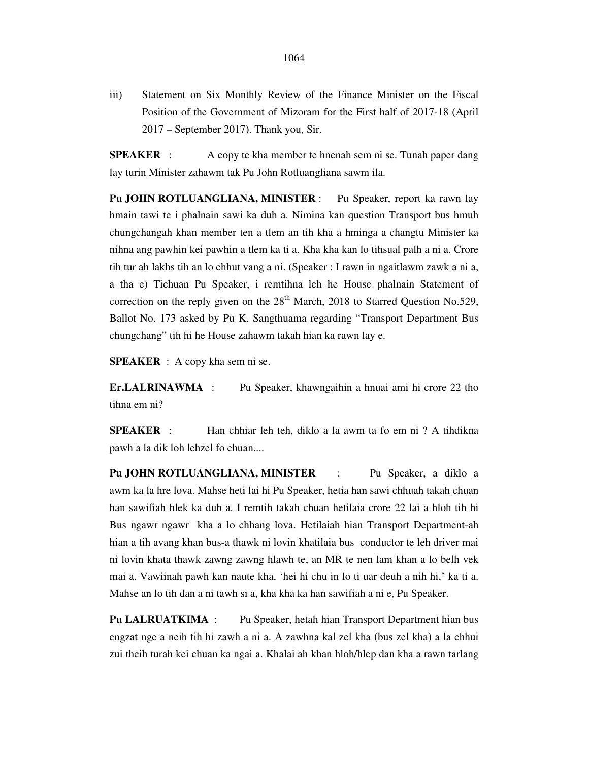iii) Statement on Six Monthly Review of the Finance Minister on the Fiscal Position of the Government of Mizoram for the First half of 2017-18 (April 2017 – September 2017). Thank you, Sir.

**SPEAKER** : A copy te kha member te hnenah sem ni se. Tunah paper dang lay turin Minister zahawm tak Pu John Rotluangliana sawm ila.

**Pu JOHN ROTLUANGLIANA, MINISTER** : Pu Speaker, report ka rawn lay hmain tawi te i phalnain sawi ka duh a. Nimina kan question Transport bus hmuh chungchangah khan member ten a tlem an tih kha a hminga a changtu Minister ka nihna ang pawhin kei pawhin a tlem ka ti a. Kha kha kan lo tihsual palh a ni a. Crore tih tur ah lakhs tih an lo chhut vang a ni. (Speaker : I rawn in ngaitlawm zawk a ni a, a tha e) Tichuan Pu Speaker, i remtihna leh he House phalnain Statement of correction on the reply given on the 28th March, 2018 to Starred Question No.529, Ballot No. 173 asked by Pu K. Sangthuama regarding "Transport Department Bus chungchang" tih hi he House zahawm takah hian ka rawn lay e.

**SPEAKER** : A copy kha sem ni se.

**Er.LALRINAWMA** : Pu Speaker, khawngaihin a hnuai ami hi crore 22 tho tihna em ni?

**SPEAKER** : Han chhiar leh teh, diklo a la awm ta fo em ni ? A tihdikna pawh a la dik loh lehzel fo chuan....

**Pu JOHN ROTLUANGLIANA, MINISTER** : Pu Speaker, a diklo a awm ka la hre lova. Mahse heti lai hi Pu Speaker, hetia han sawi chhuah takah chuan han sawifiah hlek ka duh a. I remtih takah chuan hetilaia crore 22 lai a hloh tih hi Bus ngawr ngawr kha a lo chhang lova. Hetilaiah hian Transport Department-ah hian a tih avang khan bus-a thawk ni lovin khatilaia bus conductor te leh driver mai ni lovin khata thawk zawng zawng hlawh te, an MR te nen lam khan a lo belh vek mai a. Vawiinah pawh kan naute kha, 'hei hi chu in lo ti uar deuh a nih hi,' ka ti a. Mahse an lo tih dan a ni tawh si a, kha kha ka han sawifiah a ni e, Pu Speaker.

**Pu LALRUATKIMA** : Pu Speaker, hetah hian Transport Department hian bus engzat nge a neih tih hi zawh a ni a. A zawhna kal zel kha (bus zel kha) a la chhui zui theih turah kei chuan ka ngai a. Khalai ah khan hloh/hlep dan kha a rawn tarlang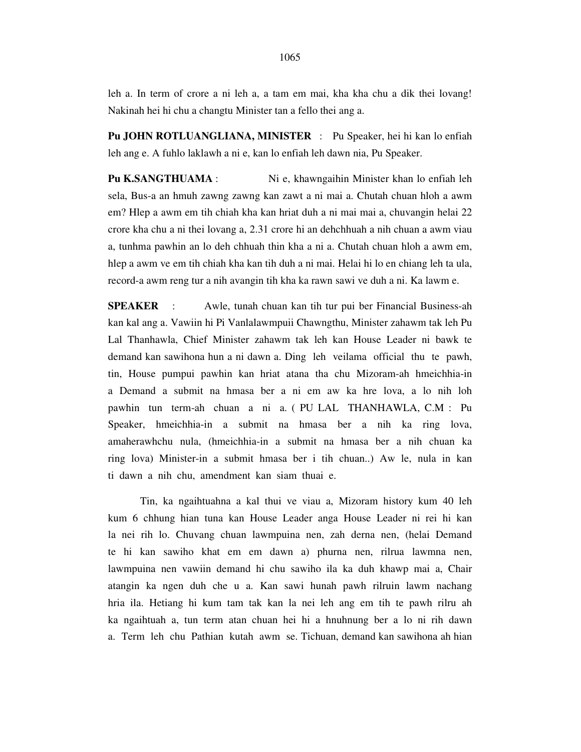leh a. In term of crore a ni leh a, a tam em mai, kha kha chu a dik thei lovang! Nakinah hei hi chu a changtu Minister tan a fello thei ang a.

**Pu JOHN ROTLUANGLIANA, MINISTER** : Pu Speaker, hei hi kan lo enfiah leh ang e. A fuhlo laklawh a ni e, kan lo enfiah leh dawn nia, Pu Speaker.

**Pu K.SANGTHUAMA** : Ni e, khawngaihin Minister khan lo enfiah leh sela, Bus-a an hmuh zawng zawng kan zawt a ni mai a. Chutah chuan hloh a awm em? Hlep a awm em tih chiah kha kan hriat duh a ni mai mai a, chuvangin helai 22 crore kha chu a ni thei lovang a, 2.31 crore hi an dehchhuah a nih chuan a awm viau a, tunhma pawhin an lo deh chhuah thin kha a ni a. Chutah chuan hloh a awm em, hlep a awm ve em tih chiah kha kan tih duh a ni mai. Helai hi lo en chiang leh ta ula, record-a awm reng tur a nih avangin tih kha ka rawn sawi ve duh a ni. Ka lawm e.

**SPEAKER** : Awle, tunah chuan kan tih tur pui ber Financial Business-ah kan kal ang a. Vawiin hi Pi Vanlalawmpuii Chawngthu, Minister zahawm tak leh Pu Lal Thanhawla, Chief Minister zahawm tak leh kan House Leader ni bawk te demand kan sawihona hun a ni dawn a. Ding leh veilama official thu te pawh, tin, House pumpui pawhin kan hriat atana tha chu Mizoram-ah hmeichhia-in a Demand a submit na hmasa ber a ni em aw ka hre lova, a lo nih loh pawhin tun term-ah chuan a ni a. ( PU LAL THANHAWLA, C.M : Pu Speaker, hmeichhia-in a submit na hmasa ber a nih ka ring lova, amaherawhchu nula, (hmeichhia-in a submit na hmasa ber a nih chuan ka ring lova) Minister-in a submit hmasa ber i tih chuan..) Aw le, nula in kan ti dawn a nih chu, amendment kan siam thuai e.

Tin, ka ngaihtuahna a kal thui ve viau a, Mizoram history kum 40 leh kum 6 chhung hian tuna kan House Leader anga House Leader ni rei hi kan la nei rih lo. Chuvang chuan lawmpuina nen, zah derna nen, (helai Demand te hi kan sawiho khat em em dawn a) phurna nen, rilrua lawmna nen, lawmpuina nen vawiin demand hi chu sawiho ila ka duh khawp mai a, Chair atangin ka ngen duh che u a. Kan sawi hunah pawh rilruin lawm nachang hria ila. Hetiang hi kum tam tak kan la nei leh ang em tih te pawh rilru ah ka ngaihtuah a, tun term atan chuan hei hi a hnuhnung ber a lo ni rih dawn a. Term leh chu Pathian kutah awm se. Tichuan, demand kan sawihona ah hian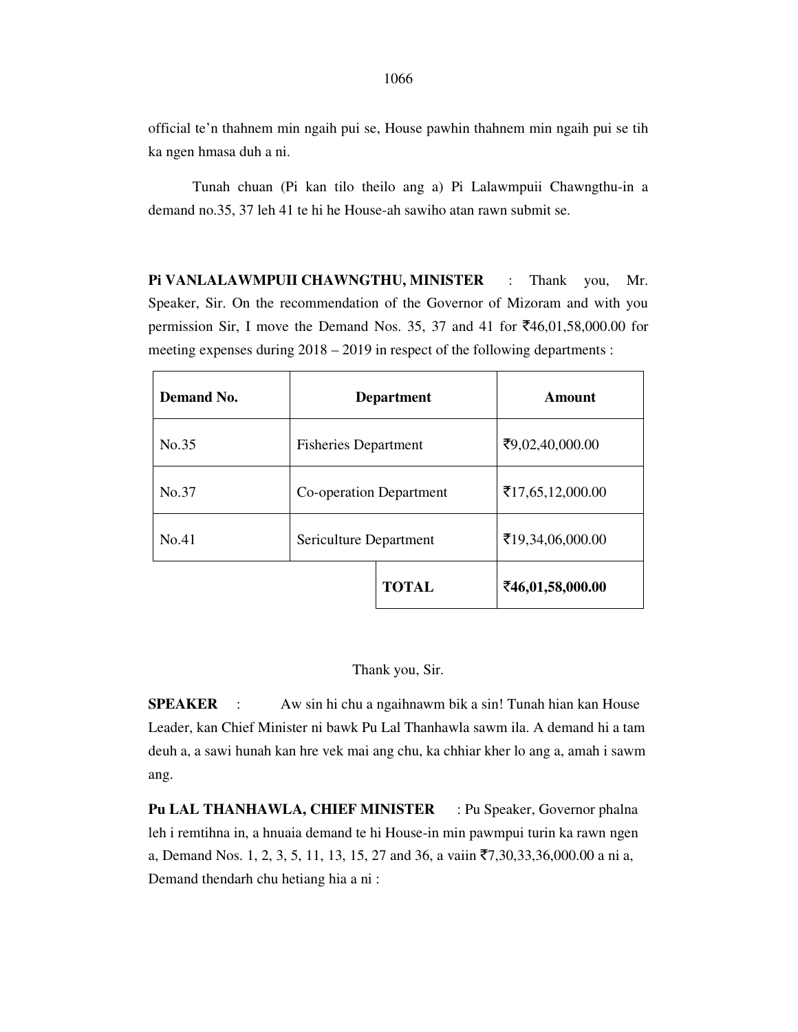official te'n thahnem min ngaih pui se, House pawhin thahnem min ngaih pui se tih ka ngen hmasa duh a ni.

Tunah chuan (Pi kan tilo theilo ang a) Pi Lalawmpuii Chawngthu-in a demand no.35, 37 leh 41 te hi he House-ah sawiho atan rawn submit se.

**Pi VANLALAWMPUII CHAWNGTHU, MINISTER** : Thank you, Mr. Speaker, Sir. On the recommendation of the Governor of Mizoram and with you permission Sir, I move the Demand Nos. 35, 37 and 41 for ₹46,01,58,000.00 for meeting expenses during 2018 – 2019 in respect of the following departments :

| Demand No. | Department | Amount |
|---|---|---|
| No.35 | Fisheries Department | ₹9,02,40,000.00 |
| No.37 | Co-operation Department | ₹17,65,12,000.00 |
| No.41 | Sericulture Department | ₹19,34,06,000.00 |
| | **TOTAL** | **₹46,01,58,000.00** |

Thank you, Sir.

**SPEAKER** : Aw sin hi chu a ngaihnawm bik a sin! Tunah hian kan House Leader, kan Chief Minister ni bawk Pu Lal Thanhawla sawm ila. A demand hi a tam deuh a, a sawi hunah kan hre vek mai ang chu, ka chhiar kher lo ang a, amah i sawm ang.

**Pu LAL THANHAWLA, CHIEF MINISTER** : Pu Speaker, Governor phalna leh i remtihna in, a hnuaia demand te hi House-in min pawmpui turin ka rawn ngen a, Demand Nos. 1, 2, 3, 5, 11, 13, 15, 27 and 36, a vaiin ₹7,30,33,36,000.00 a ni a, Demand thendarh chu hetiang hia a ni :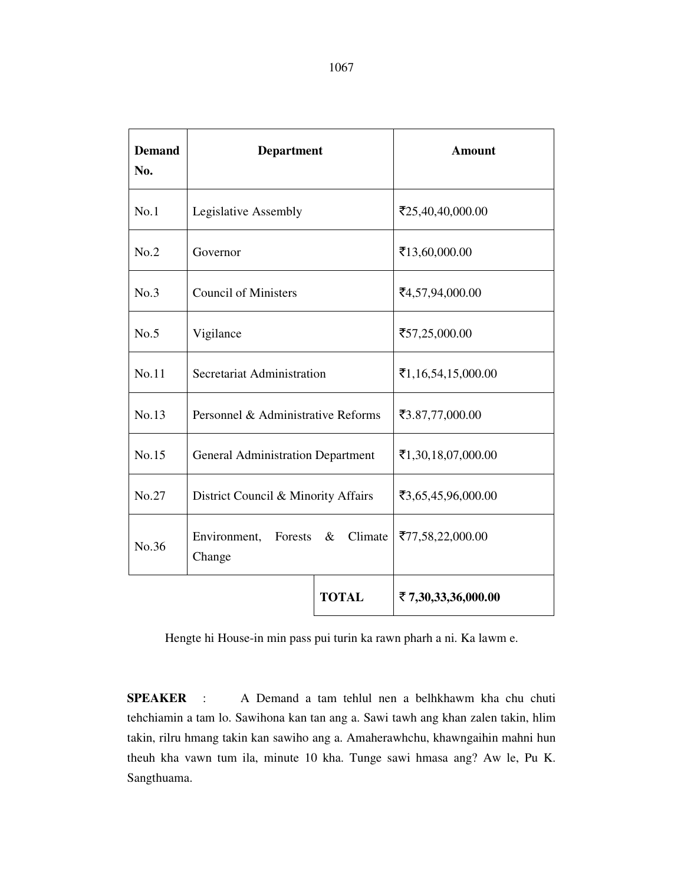| Demand No. | Department | Amount |
|---|---|---|
| No.1 | Legislative Assembly | ₹25,40,40,000.00 |
| No.2 | Governor | ₹13,60,000.00 |
| No.3 | Council of Ministers | ₹4,57,94,000.00 |
| No.5 | Vigilance | ₹57,25,000.00 |
| No.11 | Secretariat Administration | ₹1,16,54,15,000.00 |
| No.13 | Personnel & Administrative Reforms | ₹3.87,77,000.00 |
| No.15 | General Administration Department | ₹1,30,18,07,000.00 |
| No.27 | District Council & Minority Affairs | ₹3,65,45,96,000.00 |
| No.36 | Environment, Forests & Climate Change | ₹77,58,22,000.00 |
| | **TOTAL** | **₹ 7,30,33,36,000.00** |

Hengte hi House-in min pass pui turin ka rawn pharh a ni. Ka lawm e.

**SPEAKER** : A Demand a tam tehlul nen a belhkhawm kha chu chuti tehchiamin a tam lo. Sawihona kan tan ang a. Sawi tawh ang khan zalen takin, hlim takin, rilru hmang takin kan sawiho ang a. Amaherawhchu, khawngaihin mahni hun theuh kha vawn tum ila, minute 10 kha. Tunge sawi hmasa ang? Aw le, Pu K. Sangthuama.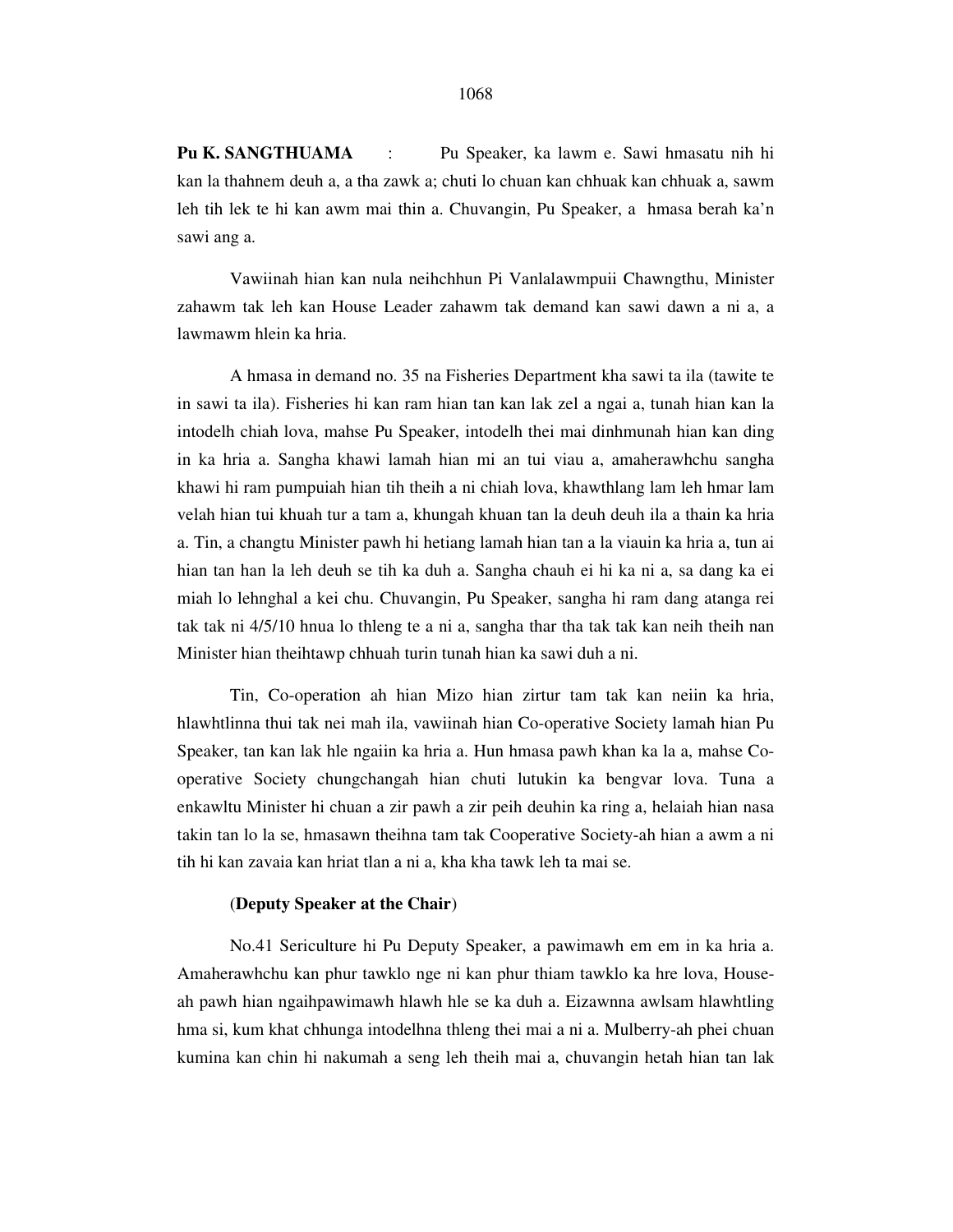**Pu K. SANGTHUAMA** : Pu Speaker, ka lawm e. Sawi hmasatu nih hi kan la thahnem deuh a, a tha zawk a; chuti lo chuan kan chhuak kan chhuak a, sawm leh tih lek te hi kan awm mai thin a. Chuvangin, Pu Speaker, a hmasa berah ka'n sawi ang a.

Vawiinah hian kan nula neihchhun Pi Vanlalawmpuii Chawngthu, Minister zahawm tak leh kan House Leader zahawm tak demand kan sawi dawn a ni a, a lawmawm hlein ka hria.

A hmasa in demand no. 35 na Fisheries Department kha sawi ta ila (tawite te in sawi ta ila). Fisheries hi kan ram hian tan kan lak zel a ngai a, tunah hian kan la intodelh chiah lova, mahse Pu Speaker, intodelh thei mai dinhmunah hian kan ding in ka hria a. Sangha khawi lamah hian mi an tui viau a, amaherawhchu sangha khawi hi ram pumpuiah hian tih theih a ni chiah lova, khawthlang lam leh hmar lam velah hian tui khuah tur a tam a, khungah khuan tan la deuh deuh ila a thain ka hria a. Tin, a changtu Minister pawh hi hetiang lamah hian tan a la viauin ka hria a, tun ai hian tan han la leh deuh se tih ka duh a. Sangha chauh ei hi ka ni a, sa dang ka ei miah lo lehnghal a kei chu. Chuvangin, Pu Speaker, sangha hi ram dang atanga rei tak tak ni 4/5/10 hnua lo thleng te a ni a, sangha thar tha tak tak kan neih theih nan Minister hian theihtawp chhuah turin tunah hian ka sawi duh a ni.

Tin, Co-operation ah hian Mizo hian zirtur tam tak kan neiin ka hria, hlawhtlinna thui tak nei mah ila, vawiinah hian Co-operative Society lamah hian Pu Speaker, tan kan lak hle ngaiin ka hria a. Hun hmasa pawh khan ka la a, mahse Co-operative Society chungchangah hian chuti lutukin ka bengvar lova. Tuna a enkawltu Minister hi chuan a zir pawh a zir peih deuhin ka ring a, helaiah hian nasa takin tan lo la se, hmasawn theihna tam tak Cooperative Society-ah hian a awm a ni tih hi kan zavaia kan hriat tlan a ni a, kha kha tawk leh ta mai se.

(**Deputy Speaker at the Chair**)

No.41 Sericulture hi Pu Deputy Speaker, a pawimawh em em in ka hria a. Amaherawhchu kan phur tawklo nge ni kan phur thiam tawklo ka hre lova, House-ah pawh hian ngaihpawimawh hlawh hle se ka duh a. Eizawnna awlsam hlawhtling hma si, kum khat chhunga intodelhna thleng thei mai a ni a. Mulberry-ah phei chuan kumina kan chin hi nakumah a seng leh theih mai a, chuvangin hetah hian tan lak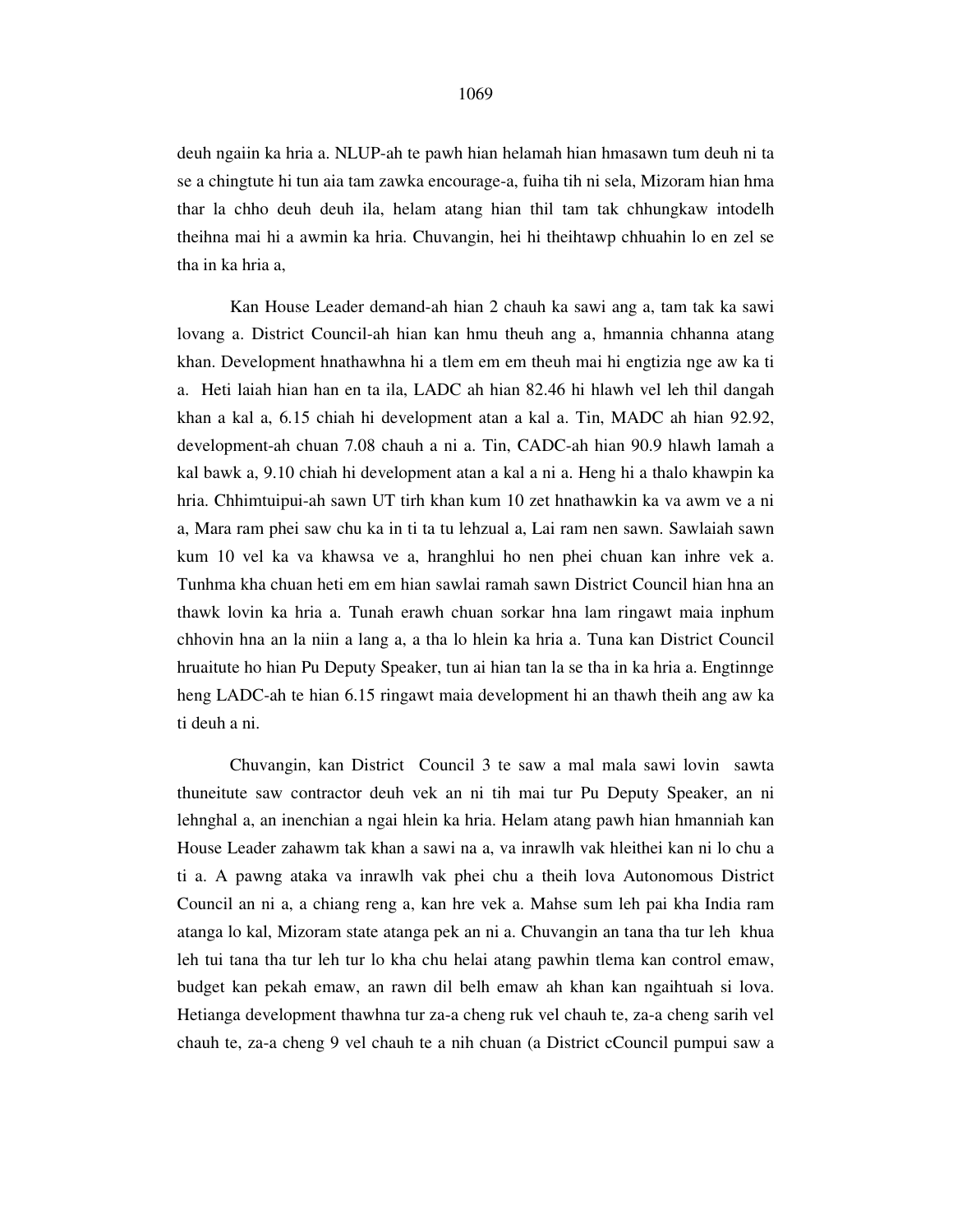deuh ngaiin ka hria a. NLUP-ah te pawh hian helamah hian hmasawn tum deuh ni ta se a chingtute hi tun aia tam zawka encourage-a, fuiha tih ni sela, Mizoram hian hma thar la chho deuh deuh ila, helam atang hian thil tam tak chhungkaw intodelh theihna mai hi a awmin ka hria. Chuvangin, hei hi theihtawp chhuahin lo en zel se tha in ka hria a,

Kan House Leader demand-ah hian 2 chauh ka sawi ang a, tam tak ka sawi lovang a. District Council-ah hian kan hmu theuh ang a, hmannia chhanna atang khan. Development hnathawhna hi a tlem em em theuh mai hi engtizia nge aw ka ti a. Heti laiah hian han en ta ila, LADC ah hian 82.46 hi hlawh vel leh thil dangah khan a kal a, 6.15 chiah hi development atan a kal a. Tin, MADC ah hian 92.92, development-ah chuan 7.08 chauh a ni a. Tin, CADC-ah hian 90.9 hlawh lamah a kal bawk a, 9.10 chiah hi development atan a kal a ni a. Heng hi a thalo khawpin ka hria. Chhimtuipui-ah sawn UT tirh khan kum 10 zet hnathawkin ka va awm ve a ni a, Mara ram phei saw chu ka in ti ta tu lehzual a, Lai ram nen sawn. Sawlaiah sawn kum 10 vel ka va khawsa ve a, hranghlui ho nen phei chuan kan inhre vek a. Tunhma kha chuan heti em em hian sawlai ramah sawn District Council hian hna an thawk lovin ka hria a. Tunah erawh chuan sorkar hna lam ringawt maia inphum chhovin hna an la niin a lang a, a tha lo hlein ka hria a. Tuna kan District Council hruaitute ho hian Pu Deputy Speaker, tun ai hian tan la se tha in ka hria a. Engtinnge heng LADC-ah te hian 6.15 ringawt maia development hi an thawh theih ang aw ka ti deuh a ni.

Chuvangin, kan District Council 3 te saw a mal mala sawi lovin sawta thuneitute saw contractor deuh vek an ni tih mai tur Pu Deputy Speaker, an ni lehnghal a, an inenchian a ngai hlein ka hria a. Helam atang pawh hian hmanniah kan House Leader zahawm tak khan a sawi na a, va inrawlh vak hleithei kan ni lo chu a ti a. A pawng ataka va inrawlh vak phei chu a theih lova Autonomous District Council an ni a, a chiang reng a, kan hre vek a. Mahse sum leh pai kha India ram atanga lo kal, Mizoram state atanga pek an ni a. Chuvangin an tana tha tur leh khua leh tui tana tha tur leh tur lo kha chu helai atang pawhin tlema kan control emaw, budget kan pekah emaw, an rawn dil belh emaw ah khan kan ngaihtuah si lova. Hetianga development thawhna tur za-a cheng ruk vel chauh te, za-a cheng sarih vel chauh te, za-a cheng 9 vel chauh te a nih chuan (a District cCouncil pumpui saw a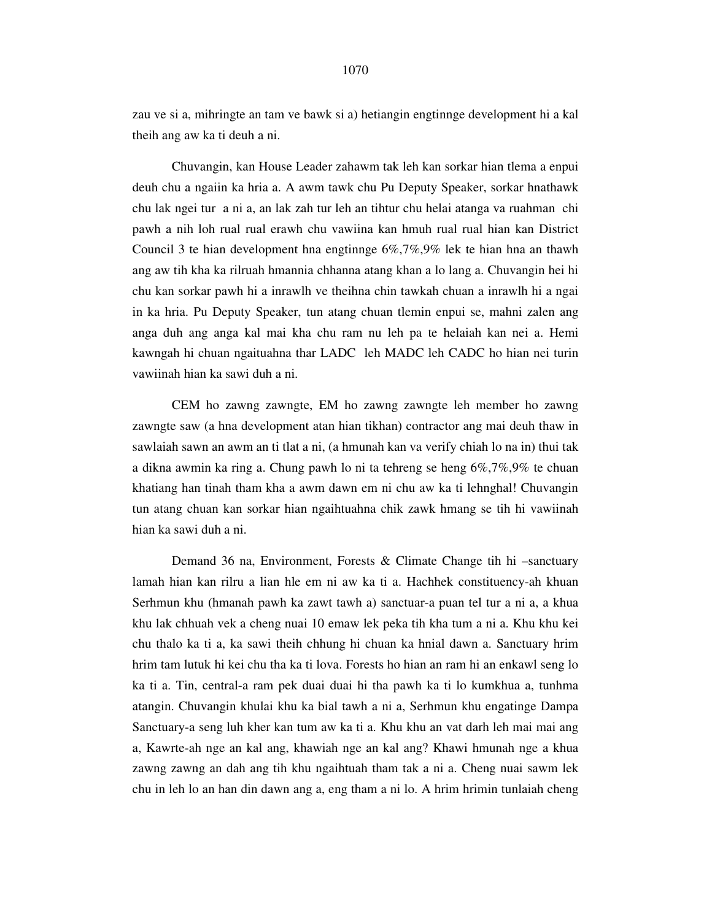zau ve si a, mihringte an tam ve bawk si a) hetiangin engtinnge development hi a kal theih ang aw ka ti deuh a ni.

Chuvangin, kan House Leader zahawm tak leh kan sorkar hian tlema a enpui deuh chu a ngaiin ka hria a. A awm tawk chu Pu Deputy Speaker, sorkar hnathawk chu lak ngei tur a ni a, an lak zah tur leh an tihtur chu helai atanga va ruahman chi pawh a nih loh rual rual erawh chu vawiina kan hmuh rual rual hian kan District Council 3 te hian development hna engtinnge 6%,7%,9% lek te hian hna an thawh ang aw tih kha ka rilruah hmannia chhanna atang khan a lo lang a. Chuvangin hei hi chu kan sorkar pawh hi a inrawlh ve theihna chin tawkah chuan a inrawlh hi a ngai in ka hria. Pu Deputy Speaker, tun atang chuan tlemin enpui se, mahni zalen ang anga duh ang anga kal mai kha chu ram nu leh pa te helaiah kan nei a. Hemi kawngah hi chuan ngaituahna thar LADC leh MADC leh CADC ho hian nei turin vawiinah hian ka sawi duh a ni.

CEM ho zawng zawngte, EM ho zawng zawngte leh member ho zawng zawngte saw (a hna development atan hian tikhan) contractor ang mai deuh thaw in sawlaiah sawn an awm an ti tlat a ni, (a hmunah kan va verify chiah lo na in) thui tak a dikna awmin ka ring a. Chung pawh lo ni ta tehreng se heng 6%,7%,9% te chuan khatiang han tinah tham kha a awm dawn em ni chu aw ka ti lehnghal! Chuvangin tun atang chuan kan sorkar hian ngaihtuahna chik zawk hmang se tih hi vawiinah hian ka sawi duh a ni.

Demand 36 na, Environment, Forests & Climate Change tih hi –sanctuary lamah hian kan rilru a lian hle em ni aw ka ti a. Hachhek constituency-ah khuan Serhmun khu (hmanah pawh ka zawt tawh a) sanctuar-a puan tel tur a ni a, a khua khu lak chhuah vek a cheng nuai 10 emaw lek peka tih kha tum a ni a. Khu khu kei chu thalo ka ti a, ka sawi theih chhung hi chuan ka hnial dawn a. Sanctuary hrim hrim tam lutuk hi kei chu tha ka ti lova. Forests ho hian an ram hi an enkawl seng lo ka ti a. Tin, central-a ram pek duai duai hi tha pawh ka ti lo kumkhua a, tunhma atangin. Chuvangin khulai khu ka bial tawh a ni a, Serhmun khu engatinge Dampa Sanctuary-a seng luh kher kan tum aw ka ti a. Khu khu an vat darh leh mai mai ang a, Kawrte-ah nge an kal ang, khawiah nge an kal ang? Khawi hmunah nge a khua zawng zawng an dah ang tih khu ngaihtuah tham tak a ni a. Cheng nuai sawm lek chu in leh lo an han din dawn ang a, eng tham a ni lo. A hrim hrimin tunlaiah cheng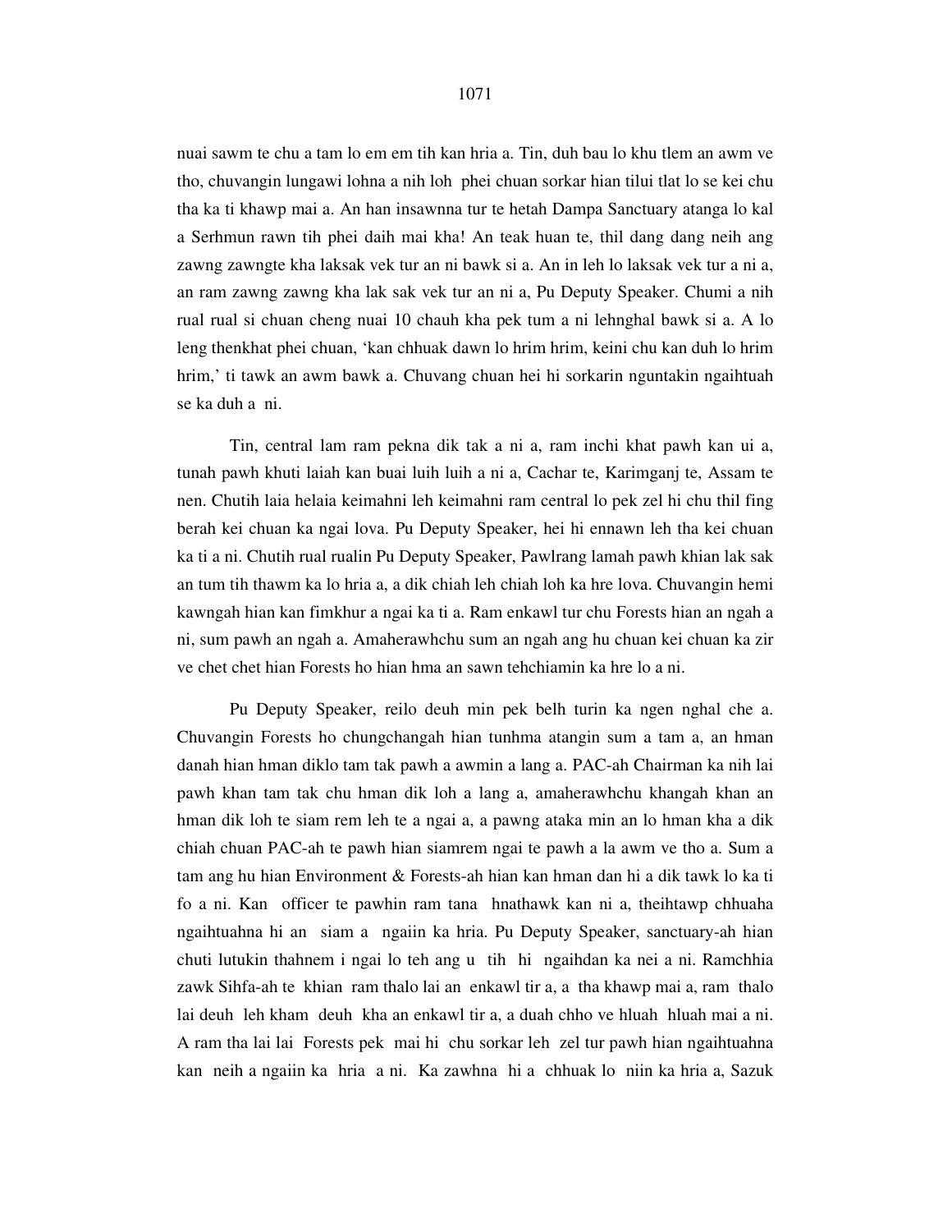nuai sawm te chu a tam lo em em tih kan hria a. Tin, duh bau lo khu tlem an awm ve tho, chuvangin lungawi lohna a nih loh phei chuan sorkar hian tilui tlat lo se kei chu tha ka ti khawp mai a. An han insawnna tur te hetah Dampa Sanctuary atanga lo kal a Serhmun rawn tih phei daih mai kha! An teak huan te, thil dang dang neih ang zawng zawngte kha laksak vek tur an ni bawk si a. An in leh lo laksak vek tur a ni a, an ram zawng zawng kha lak sak vek tur an ni a, Pu Deputy Speaker. Chumi a nih rual rual si chuan cheng nuai 10 chauh kha pek tum a ni lehnghal bawk si a. A lo leng thenkhat phei chuan, 'kan chhuak dawn lo hrim hrim, keini chu kan duh lo hrim hrim,' ti tawk an awm bawk a. Chuvang chuan hei hi sorkarin nguntakin ngaihtuah se ka duh a ni.

Tin, central lam ram pekna dik tak a ni a, ram inchi khat pawh kan ui a, tunah pawh khuti laiah kan buai luih luih a ni a, Cachar te, Karimganj te, Assam te nen. Chutih laia helaia keimahni leh keimahni ram central lo pek zel hi chu thil fing berah kei chuan ka ngai lova. Pu Deputy Speaker, hei hi ennawn leh tha kei chuan ka ti a ni. Chutih rual rualin Pu Deputy Speaker, Pawlrang lamah pawh khian lak sak an tum tih thawm ka lo hria a, a dik chiah leh chiah loh ka hre lova. Chuvangin hemi kawngah hian kan fimkhur a ngai ka ti a. Ram enkawl tur chu Forests hian an ngah a ni, sum pawh an ngah a. Amaherawhchu sum an ngah ang hu chuan kei chuan ka zir ve chet chet hian Forests ho hian hma an sawn tehchiamin ka hre lo a ni.

Pu Deputy Speaker, reilo deuh min pek belh turin ka ngen nghal che a. Chuvangin Forests ho chungchangah hian tunhma atangin sum a tam a, an hman danah hian hman diklo tam tak pawh a awmin a lang a. PAC-ah Chairman ka nih lai pawh khan tam tak chu hman dik loh a lang a, amaherawhchu khangah khan an hman dik loh te siam rem leh te a ngai a, a pawng ataka min an lo hman kha a dik chiah chuan PAC-ah te pawh hian siamrem ngai te pawh a la awm ve tho a. Sum a tam ang hu hian Environment & Forests-ah hian kan hman dan hi a dik tawk lo ka ti fo a ni. Kan officer te pawhin ram tana hnathawk kan ni a, theihtawp chhuaha ngaihtuahna hi an siam a ngaiin ka hria. Pu Deputy Speaker, sanctuary-ah hian chuti lutukin thahnem i ngai lo teh ang u tih hi ngaihdan ka nei a ni. Ramchhia zawk Sihfa-ah te khian ram thalo lai an enkawl tir a, a tha khawp mai a, ram thalo lai deuh leh kham deuh kha an enkawl tir a, a duah chho ve hluah hluah mai a ni. A ram tha lai lai Forests pek mai hi chu sorkar leh zel tur pawh hian ngaihtuahna kan neih a ngaiin ka hria a ni. Ka zawhna hi a chhuak lo niin ka hria a, Sazuk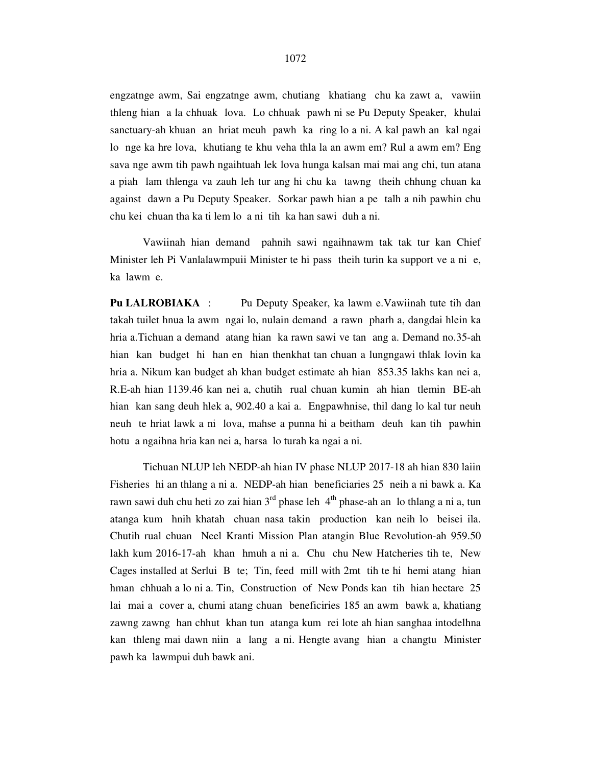engzatnge awm, Sai engzatnge awm, chutiang khatiang chu ka zawt a, vawiin thleng hian a la chhuak lova. Lo chhuak pawh ni se Pu Deputy Speaker, khulai sanctuary-ah khuan an hriat meuh pawh ka ring lo a ni. A kal pawh an kal ngai lo nge ka hre lova, khutiang te khu veha thla la an awm em? Rul a awm em? Eng sava nge awm tih pawh ngaihtuah lek lova hunga kalsan mai mai ang chi, tun atana a piah lam thlenga va zauh leh tur ang hi chu ka tawng theih chhung chuan ka against dawn a Pu Deputy Speaker. Sorkar pawh hian a pe talh a nih pawhin chu chu kei chuan tha ka ti lem lo a ni tih ka han sawi duh a ni.

Vawiinah hian demand pahnih sawi ngaihnawm tak tak tur kan Chief Minister leh Pi Vanlalawmpuii Minister te hi pass theih turin ka support ve a ni e, ka lawm e.

**Pu LALROBIAKA** : Pu Deputy Speaker, ka lawm e.Vawiinah tute tih dan takah tuilet hnua la awm ngai lo, nulain demand a rawn pharh a, dangdai hlein ka hria a.Tichuan a demand atang hian ka rawn sawi ve tan ang a. Demand no.35-ah hian kan budget hi han en hian thenkhat tan chuan a lungngawi thlak lovin ka hria a. Nikum kan budget ah khan budget estimate ah hian 853.35 lakhs kan nei a, R.E-ah hian 1139.46 kan nei a, chutih rual chuan kumin ah hian tlemin BE-ah hian kan sang deuh hlek a, 902.40 a kai a. Engpawhnise, thil dang lo kal tur neuh neuh te hriat lawk a ni lova, mahse a punna hi a beitham deuh kan tih pawhin hotu a ngaihna hria kan nei a, harsa lo turah ka ngai a ni.

Tichuan NLUP leh NEDP-ah hian IV phase NLUP 2017-18 ah hian 830 laiin Fisheries hi an thlang a ni a. NEDP-ah hian beneficiaries 25 neih a ni bawk a. Ka rawn sawi duh chu heti zo zai hian 3rd phase leh 4th phase-ah an lo thlang a ni a, tun atanga kum hnih khatah chuan nasa takin production kan neih lo beisei ila. Chutih rual chuan Neel Kranti Mission Plan atangin Blue Revolution-ah 959.50 lakh kum 2016-17-ah khan hmuh a ni a. Chu chu New Hatcheries tih te, New Cages installed at Serlui B te; Tin, feed mill with 2mt tih te hi hemi atang hian hman chhuah a lo ni a. Tin, Construction of New Ponds kan tih hian hectare 25 lai mai a cover a, chumi atang chuan beneficiries 185 an awm bawk a, khatiang zawng zawng han chhut khan tun atanga kum rei lote ah hian sanghaa intodelhna kan thleng mai dawn niin a lang a ni. Hengte avang hian a changtu Minister pawh ka lawmpui duh bawk ani.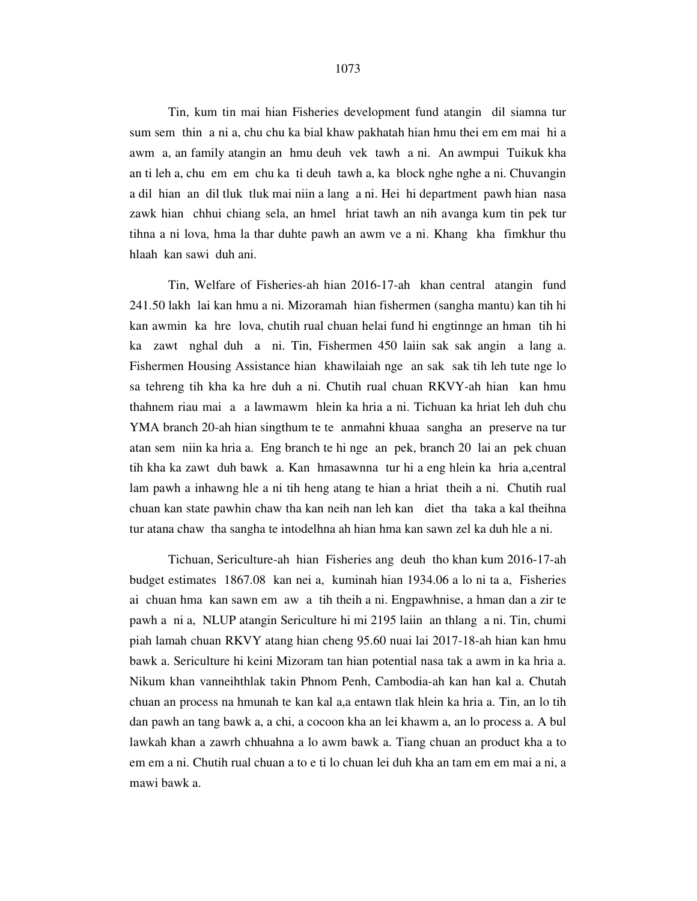Tin, kum tin mai hian Fisheries development fund atangin dil siamna tur sum sem thin a ni a, chu chu ka bial khaw pakhatah hian hmu thei em em mai hi a awm a, an family atangin an hmu deuh vek tawh a ni. An awmpui Tuikuk kha an ti leh a, chu em em chu ka ti deuh tawh a, ka block nghe nghe a ni. Chuvangin a dil hian an dil tluk tluk mai niin a lang a ni. Hei hi department pawh hian nasa zawk hian chhui chiang sela, an hmel hriat tawh an nih avanga kum tin pek tur tihna a ni lova, hma la thar duhte pawh an awm ve a ni. Khang kha fimkhur thu hlaah kan sawi duh ani.

Tin, Welfare of Fisheries-ah hian 2016-17-ah khan central atangin fund 241.50 lakh lai kan hmu a ni. Mizoramah hian fishermen (sangha mantu) kan tih hi kan awmin ka hre lova, chutih rual chuan helai fund hi engtinnge an hman tih hi ka zawt nghal duh a ni. Tin, Fishermen 450 laiin sak sak angin a lang a. Fishermen Housing Assistance hian khawilaiah nge an sak sak tih leh tute nge lo sa tehreng tih kha ka hre duh a ni. Chutih rual chuan RKVY-ah hian kan hmu thahnem riau mai a a lawmawm hlein ka hria a ni. Tichuan ka hriat leh duh chu YMA branch 20-ah hian singthum te te anmahni khuaa sangha an preserve na tur atan sem niin ka hria a. Eng branch te hi nge an pek, branch 20 lai an pek chuan tih kha ka zawt duh bawk a. Kan hmasawnna tur hi a eng hlein ka hria a,central lam pawh a inhawng hle a ni tih heng atang te hian a hriat theih a ni. Chutih rual chuan kan state pawhin chaw tha kan neih nan leh kan diet tha taka a kal theihna tur atana chaw tha sangha te intodelhna ah hian hma kan sawn zel ka duh hle a ni.

Tichuan, Sericulture-ah hian Fisheries ang deuh tho khan kum 2016-17-ah budget estimates 1867.08 kan nei a, kuminah hian 1934.06 a lo ni ta a, Fisheries ai chuan hma kan sawn em aw a tih theih a ni. Engpawhnise, a hman dan a zir te pawh a ni a, NLUP atangin Sericulture hi mi 2195 laiin an thlang a ni. Tin, chumi piah lamah chuan RKVY atang hian cheng 95.60 nuai lai 2017-18-ah hian kan hmu bawk a. Sericulture hi keini Mizoram tan hian potential nasa tak a awm in ka hria a. Nikum khan vanneihthlak takin Phnom Penh, Cambodia-ah kan han kal a. Chutah chuan an process na hmunah te kan kal a,a entawn tlak hlein ka hria a. Tin, an lo tih dan pawh an tang bawk a, a chi, a cocoon kha an lei khawm a, an lo process a. A bul lawkah khan a zawrh chhuahna a lo awm bawk a. Tiang chuan an product kha a to em em a ni. Chutih rual chuan a to e ti lo chuan lei duh kha an tam em em mai a ni, a mawi bawk a.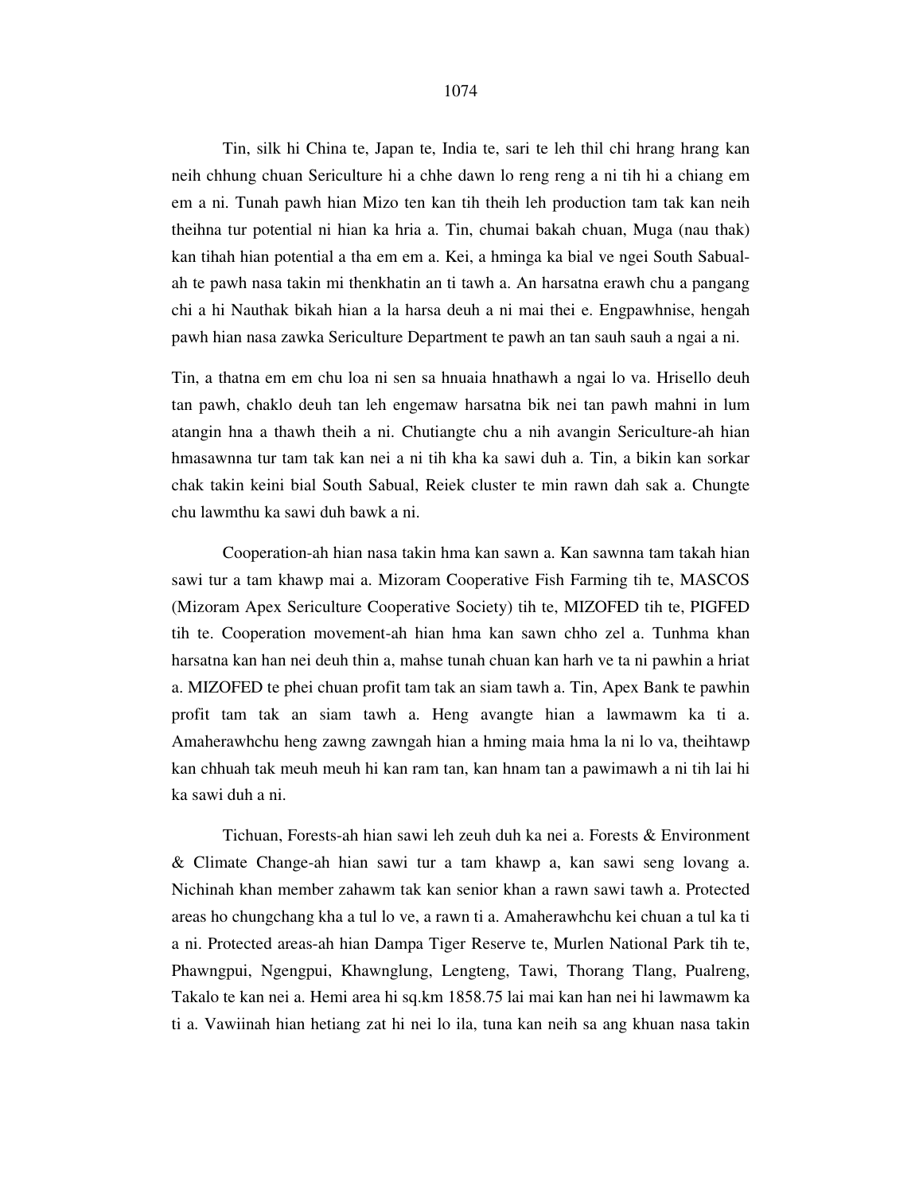Tin, silk hi China te, Japan te, India te, sari te leh thil chi hrang hrang kan neih chhung chuan Sericulture hi a chhe dawn lo reng reng a ni tih hi a chiang em em a ni. Tunah pawh hian Mizo ten kan tih theih leh production tam tak kan neih theihna tur potential ni hian ka hria a. Tin, chumai bakah chuan, Muga (nau thak) kan tihah hian potential a tha em em a. Kei, a hminga ka bial ve ngei South Sabual-ah te pawh nasa takin mi thenkhatin an ti tawh a. An harsatna erawh chu a pangang chi a hi Nauthak bikah hian a la harsa deuh a ni mai thei e. Engpawhnise, hengah pawh hian nasa zawka Sericulture Department te pawh an tan sauh sauh a ngai a ni.

Tin, a thatna em em chu loa ni sen sa hnuaia hnathawh a ngai lo va. Hrisello deuh tan pawh, chaklo deuh tan leh engemaw harsatna bik nei tan pawh mahni in lum atangin hna a thawh theih a ni. Chutiangte chu a nih avangin Sericulture-ah hian hmasawnna tur tam tak kan nei a ni tih kha ka sawi duh a. Tin, a bikin kan sorkar chak takin keini bial South Sabual, Reiek cluster te min rawn dah sak a. Chungte chu lawmthu ka sawi duh bawk a ni.

Cooperation-ah hian nasa takin hma kan sawn a. Kan sawnna tam takah hian sawi tur a tam khawp mai a. Mizoram Cooperative Fish Farming tih te, MASCOS (Mizoram Apex Sericulture Cooperative Society) tih te, MIZOFED tih te, PIGFED tih te. Cooperation movement-ah hian hma kan sawn chho zel a. Tunhma khan harsatna kan han nei deuh thin a, mahse tunah chuan kan harh ve ta ni pawhin a hriat a. MIZOFED te phei chuan profit tam tak an siam tawh a. Tin, Apex Bank te pawhin profit tam tak an siam tawh a. Heng avangte hian a lawmawm ka ti a. Amaherawhchu heng zawng zawngah hian a hming maia hma la ni lo va, theihtawp kan chhuah tak meuh meuh hi kan ram tan, kan hnam tan a pawimawh a ni tih lai hi ka sawi duh a ni.

Tichuan, Forests-ah hian sawi leh zeuh duh ka nei a. Forests & Environment & Climate Change-ah hian sawi tur a tam khawp a, kan sawi seng lovang a. Nichinah khan member zahawm tak kan senior khan a rawn sawi tawh a. Protected areas ho chungchang kha a tul lo ve, a rawn ti a. Amaherawhchu kei chuan a tul ka ti a ni. Protected areas-ah hian Dampa Tiger Reserve te, Murlen National Park tih te, Phawngpui, Ngengpui, Khawnglung, Lengteng, Tawi, Thorang Tlang, Pualreng, Takalo te kan nei a. Hemi area hi sq.km 1858.75 lai mai kan han nei hi lawmawm ka ti a. Vawiinah hian hetiang zat hi nei lo ila, tuna kan neih sa ang khuan nasa takin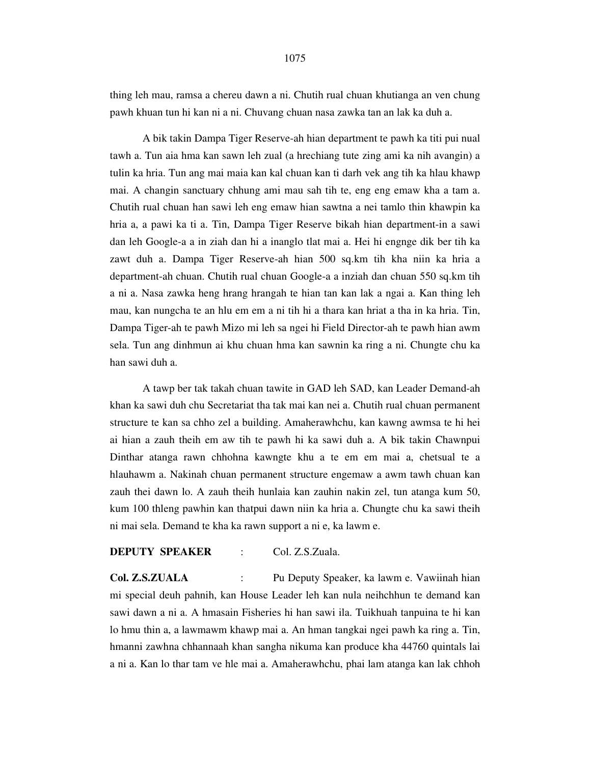thing leh mau, ramsa a chereu dawn a ni. Chutih rual chuan khutianga an ven chung pawh khuan tun hi kan ni a ni. Chuvang chuan nasa zawka tan an lak ka duh a.

A bik takin Dampa Tiger Reserve-ah hian department te pawh ka titi pui nual tawh a. Tun aia hma kan sawn leh zual (a hrechiang tute zing ami ka nih avangin) a tulin ka hria. Tun ang mai maia kan kal chuan kan ti darh vek ang tih ka hlau khawp mai. A changin sanctuary chhung ami mau sah tih te, eng eng emaw kha a tam a. Chutih rual chuan han sawi leh eng emaw hian sawtna a nei tamlo thin khawpin ka hria a, a pawi ka ti a. Tin, Dampa Tiger Reserve bikah hian department-in a sawi dan leh Google-a a in ziah dan hi a inanglo tlat mai a. Hei hi engnge dik ber tih ka zawt duh a. Dampa Tiger Reserve-ah hian 500 sq.km tih kha niin ka hria a department-ah chuan. Chutih rual chuan Google-a a inziah dan chuan 550 sq.km tih a ni a. Nasa zawka heng hrang hrangah te hian tan kan lak a ngai a. Kan thing leh mau, kan nungcha te an hlu em em a ni tih hi a thara kan hriat a tha in ka hria. Tin, Dampa Tiger-ah te pawh Mizo mi leh sa ngei hi Field Director-ah te pawh hian awm sela. Tun ang dinhmun ai khu chuan hma kan sawnin ka ring a ni. Chungte chu ka han sawi duh a.

A tawp ber tak takah chuan tawite in GAD leh SAD, kan Leader Demand-ah khan ka sawi duh chu Secretariat tha tak mai kan nei a. Chutih rual chuan permanent structure te kan sa chho zel a building. Amaherawhchu, kan kawng awmsa te hi hei ai hian a zauh theih em aw tih te pawh hi ka sawi duh a. A bik takin Chawnpui Dinthar atanga rawn chhohna kawngte khu a te em em mai a, chetsual te a hlauhawm a. Nakinah chuan permanent structure engemaw a awm tawh chuan kan zauh thei dawn lo. A zauh theih hunlaia kan zauhin nakin zel, tun atanga kum 50, kum 100 thleng pawhin kan thatpui dawn niin ka hria a. Chungte chu ka sawi theih ni mai sela. Demand te kha ka rawn support a ni e, ka lawm e.

**DEPUTY SPEAKER** : Col. Z.S.Zuala.

**Col. Z.S.ZUALA** : Pu Deputy Speaker, ka lawm e. Vawiinah hian mi special deuh pahnih, kan House Leader leh kan nula neihchhun te demand kan sawi dawn a ni a. A hmasain Fisheries hi han sawi ila. Tuikhuah tanpuina te hi kan lo hmu thin a, a lawmawm khawp mai a. An hman tangkai ngei pawh ka ring a. Tin, hmanni zawhna chhannaah khan sangha nikuma kan produce kha 44760 quintals lai a ni a. Kan lo thar tam ve hle mai a. Amaherawhchu, phai lam atanga kan lak chhoh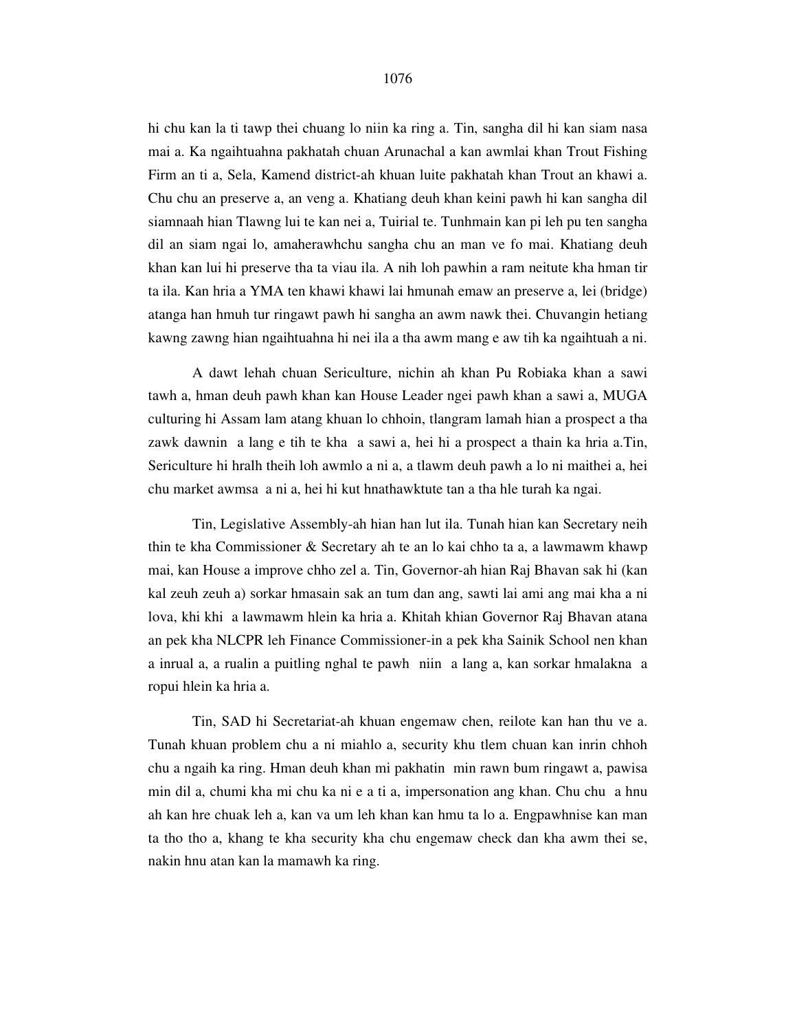hi chu kan la ti tawp thei chuang lo niin ka ring a. Tin, sangha dil hi kan siam nasa mai a. Ka ngaihtuahna pakhatah chuan Arunachal a kan awmlai khan Trout Fishing Firm an ti a, Sela, Kamend district-ah khuan luite pakhatah khan Trout an khawi a. Chu chu an preserve a, an veng a. Khatiang deuh khan keini pawh hi kan sangha dil siamnaah hian Tlawng lui te kan nei a, Tuirial te. Tunhmain kan pi leh pu ten sangha dil an siam ngai lo, amaherawhchu sangha chu an man ve fo mai. Khatiang deuh khan kan lui hi preserve tha ta viau ila. A nih loh pawhin a ram neitute kha hman tir ta ila. Kan hria a YMA ten khawi khawi lai hmunah emaw an preserve a, lei (bridge) atanga han hmuh tur ringawt pawh hi sangha an awm nawk thei. Chuvangin hetiang kawng zawng hian ngaihtuahna hi nei ila a tha awm mang e aw tih ka ngaihtuah a ni.

A dawt lehah chuan Sericulture, nichin ah khan Pu Robiaka khan a sawi tawh a, hman deuh pawh khan kan House Leader ngei pawh khan a sawi a, MUGA culturing hi Assam lam atang khuan lo chhoin, tlangram lamah hian a prospect a tha zawk dawnin a lang e tih te kha a sawi a, hei hi a prospect a thain ka hria a.Tin, Sericulture hi hralh theih loh awmlo a ni a, a tlawm deuh pawh a lo ni maithei a, hei chu market awmsa a ni a, hei hi kut hnathawktute tan a tha hle turah ka ngai.

Tin, Legislative Assembly-ah hian han lut ila. Tunah hian kan Secretary neih thin te kha Commissioner & Secretary ah te an lo kai chho ta a, a lawmawm khawp mai, kan House a improve chho zel a. Tin, Governor-ah hian Raj Bhavan sak hi (kan kal zeuh zeuh a) sorkar hmasain sak an tum dan ang, sawti lai ami ang mai kha a ni lova, khi khi a lawmawm hlein ka hria a. Khitah khian Governor Raj Bhavan atana an pek kha NLCPR leh Finance Commissioner-in a pek kha Sainik School nen khan a inrual a, a rualin a puitling nghal te pawh niin a lang a, kan sorkar hmalakna a ropui hlein ka hria a.

Tin, SAD hi Secretariat-ah khuan engemaw chen, reilote kan han thu ve a. Tunah khuan problem chu a ni miahlo a, security khu tlem chuan kan inrin chhoh chu a ngaih ka ring. Hman deuh khan mi pakhatin min rawn bum ringawt a, pawisa min dil a, chumi kha mi chu ka ni e a ti a, impersonation ang khan. Chu chu a hnu ah kan hre chuak leh a, kan va um leh khan kan hmu ta lo a. Engpawhnise kan man ta tho tho a, khang te kha security kha chu engemaw check dan kha awm thei se, nakin hnu atan kan la mamawh ka ring.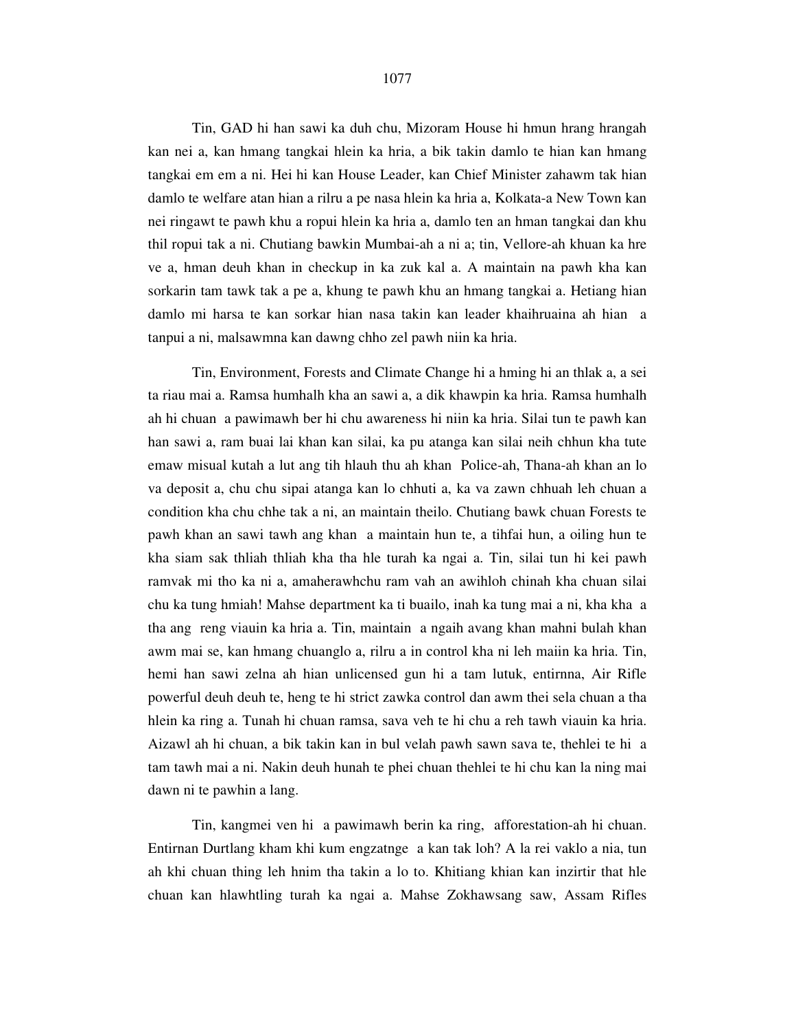Tin, GAD hi han sawi ka duh chu, Mizoram House hi hmun hrang hrangah kan nei a, kan hmang tangkai hlein ka hria, a bik takin damlo te hian kan hmang tangkai em em a ni. Hei hi kan House Leader, kan Chief Minister zahawm tak hian damlo te welfare atan hian a rilru a pe nasa hlein ka hria a, Kolkata-a New Town kan nei ringawt te pawh khu a ropui hlein ka hria a, damlo ten an hman tangkai dan khu thil ropui tak a ni. Chutiang bawkin Mumbai-ah a ni a; tin, Vellore-ah khuan ka hre ve a, hman deuh khan in checkup in ka zuk kal a. A maintain na pawh kha kan sorkarin tam tawk tak a pe a, khung te pawh khu an hmang tangkai a. Hetiang hian damlo mi harsa te kan sorkar hian nasa takin kan leader khaihruaina ah hian a tanpui a ni, malsawmna kan dawng chho zel pawh niin ka hria.

Tin, Environment, Forests and Climate Change hi a hming hi an thlak a, a sei ta riau mai a. Ramsa humhalh kha an sawi a, a dik khawpin ka hria. Ramsa humhalh ah hi chuan a pawimawh ber hi chu awareness hi niin ka hria. Silai tun te pawh kan han sawi a, ram buai lai khan kan silai, ka pu atanga kan silai neih chhun kha tute emaw misual kutah a lut ang tih hlauh thu ah khan Police-ah, Thana-ah khan an lo va deposit a, chu chu sipai atanga kan lo chhuti a, ka va zawn chhuah leh chuan a condition kha chu chhe tak a ni, an maintain theilo. Chutiang bawk chuan Forests te pawh khan an sawi tawh ang khan a maintain hun te, a tihfai hun, a oiling hun te kha siam sak thliah thliah kha tha hle turah ka ngai a. Tin, silai tun hi kei pawh ramvak mi tho ka ni a, amaherawhchu ram vah an awihloh chinah kha chuan silai chu ka tung hmiah! Mahse department ka ti buailo, inah ka tung mai a ni, kha kha a tha ang reng viauin ka hria a. Tin, maintain a ngaih avang khan mahni bulah khan awm mai se, kan hmang chuanglo a, rilru a in control kha ni leh maiin ka hria. Tin, hemi han sawi zelna ah hian unlicensed gun hi a tam lutuk, entirnna, Air Rifle powerful deuh deuh te, heng te hi strict zawka control dan awm thei sela chuan a tha hlein ka ring a. Tunah hi chuan ramsa, sava veh te hi chu a reh tawh viauin ka hria. Aizawl ah hi chuan, a bik takin kan in bul velah pawh sawn sava te, thehlei te hi a tam tawh mai a ni. Nakin deuh hunah te phei chuan thehlei te hi chu kan la ning mai dawn ni te pawhin a lang.

Tin, kangmei ven hi a pawimawh berin ka ring, afforestation-ah hi chuan. Entirnan Durtlang kham khi kum engzatnge a kan tak loh? A la rei vaklo a nia, tun ah khi chuan thing leh hnim tha takin a lo to. Khitiang khian kan inzirtir that hle chuan kan hlawhtling turah ka ngai a. Mahse Zokhawsang saw, Assam Rifles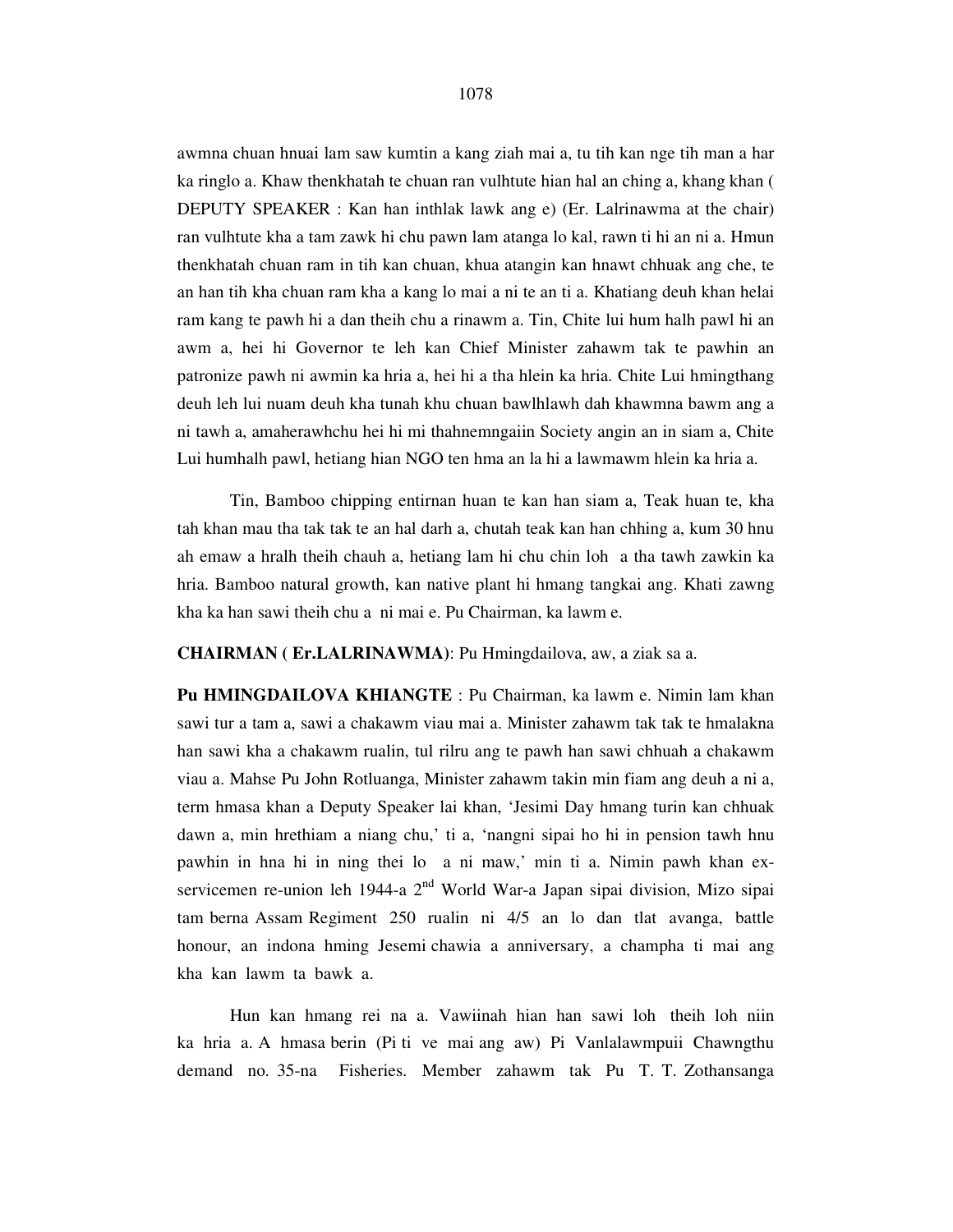awmna chuan hnuai lam saw kumtin a kang ziah mai a, tu tih kan nge tih man a har ka ringlo a. Khaw thenkhatah te chuan ran vulhtute hian hal an ching a, khang khan ( DEPUTY SPEAKER : Kan han inthlak lawk ang e) (Er. Lalrinawma at the chair) ran vulhtute kha a tam zawk hi chu pawn lam atanga lo kal, rawn ti hi an ni a. Hmun thenkhatah chuan ram in tih kan chuan, khua atangin kan hnawt chhuak ang che, te an han tih kha chuan ram kha a kang lo mai a ni te an ti a. Khatiang deuh khan helai ram kang te pawh hi a dan theih chu a rinawm a. Tin, Chite lui hum halh pawl hi an awm a, hei hi Governor te leh kan Chief Minister zahawm tak te pawhin an patronize pawh ni awmin ka hria a, hei hi a tha hlein ka hria. Chite Lui hmingthang deuh leh lui nuam deuh kha tunah khu chuan bawlhlawh dah khawmna bawm ang a ni tawh a, amaherawhchu hei hi mi thahnemngaiin Society angin an in siam a, Chite Lui humhalh pawl, hetiang hian NGO ten hma an la hi a lawmawm hlein ka hria a.

Tin, Bamboo chipping entirnan huan te kan han siam a, Teak huan te, kha tah khan mau tha tak tak te an hal darh a, chutah teak kan han chhing a, kum 30 hnu ah emaw a hralh theih chauh a, hetiang lam hi chu chin loh a tha tawh zawkin ka hria. Bamboo natural growth, kan native plant hi hmang tangkai ang. Khati zawng kha ka han sawi theih chu a ni mai e. Pu Chairman, ka lawm e.

**CHAIRMAN ( Er.LALRINAWMA)**: Pu Hmingdailova, aw, a ziak sa a.

**Pu HMINGDAILOVA KHIANGTE** : Pu Chairman, ka lawm e. Nimin lam khan sawi tur a tam a, sawi a chakawm viau mai a. Minister zahawm tak tak te hmalakna han sawi kha a chakawm rualin, tul rilru ang te pawh han sawi chhuah a chakawm viau a. Mahse Pu John Rotluanga, Minister zahawm takin min fiam ang deuh a ni a, term hmasa khan a Deputy Speaker lai khan, 'Jesimi Day hmang turin kan chhuak dawn a, min hrethiam a niang chu,' ti a, 'nangni sipai ho hi in pension tawh hnu pawhin in hna hi in ning thei lo a ni maw,' min ti a. Nimin pawh khan ex-servicemen re-union leh 1944-a 2nd World War-a Japan sipai division, Mizo sipai tam berna Assam Regiment 250 rualin ni 4/5 an lo dan tlat avanga, battle honour, an indona hming Jesemi chawia a anniversary, a champha ti mai ang kha kan lawm ta bawk a.

Hun kan hmang rei na a. Vawiinah hian han sawi loh theih loh niin ka hria a. A hmasa berin (Pi ti ve mai ang aw) Pi Vanlalawmpuii Chawngthu demand no. 35-na Fisheries. Member zahawm tak Pu T. T. Zothansanga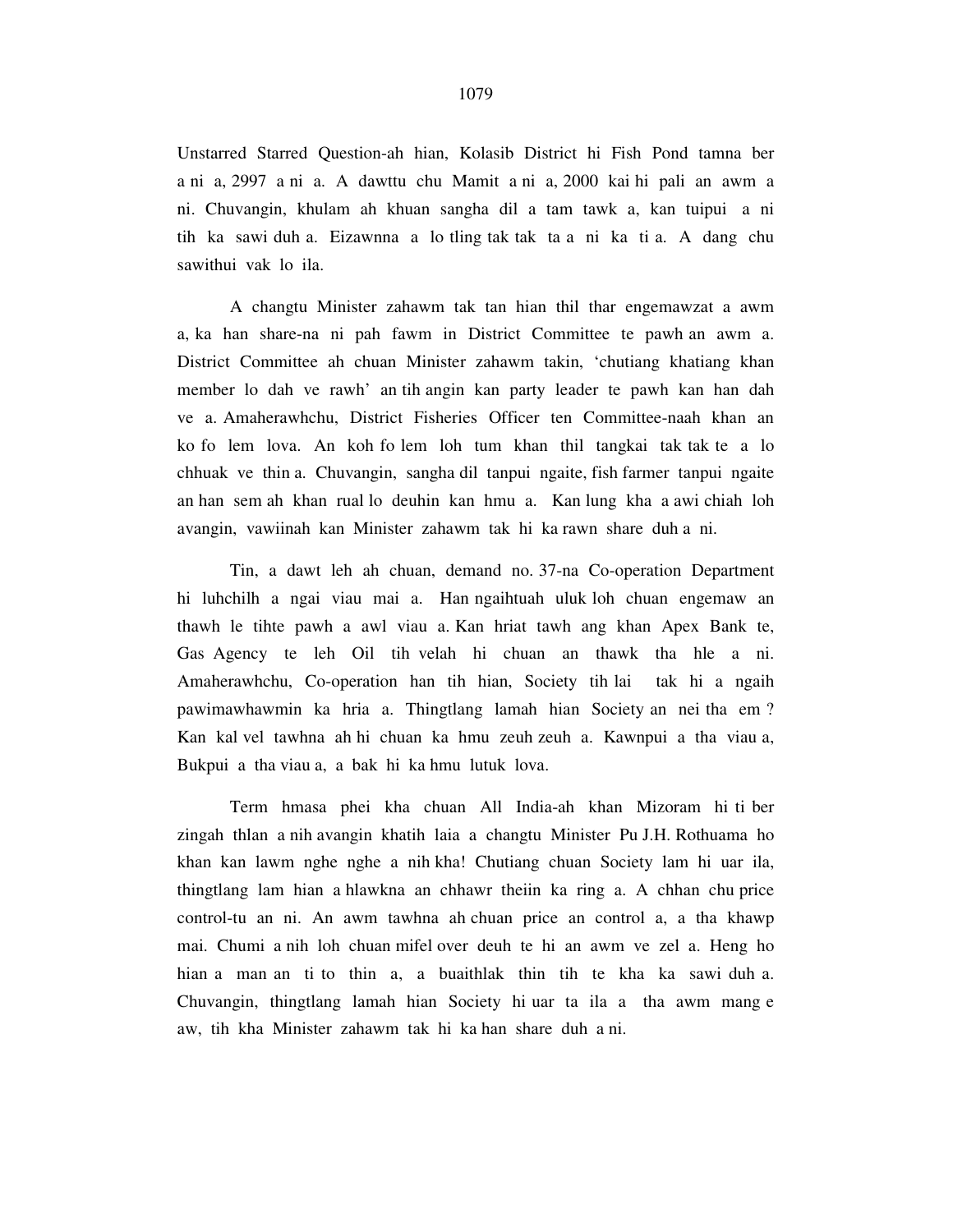Unstarred Starred Question-ah hian, Kolasib District hi Fish Pond tamna ber a ni a, 2997 a ni a. A dawttu chu Mamit a ni a, 2000 kai hi pali an awm a ni. Chuvangin, khulam ah khuan sangha dil a tam tawk a, kan tuipui a ni tih ka sawi duh a. Eizawnna a lo tling tak tak ta a ni ka ti a. A dang chu sawithui vak lo ila.

A changtu Minister zahawm tak tan hian thil thar engemawzat a awm a, ka han share-na ni pah fawm in District Committee te pawh an awm a. District Committee ah chuan Minister zahawm takin, 'chutiang khatiang khan member lo dah ve rawh' an tih angin kan party leader te pawh kan han dah ve a. Amaherawhchu, District Fisheries Officer ten Committee-naah khan an ko fo lem lova. An koh fo lem loh tum khan thil tangkai tak tak te a lo chhuak ve thin a. Chuvangin, sangha dil tanpui ngaite, fish farmer tanpui ngaite an han sem ah khan rual lo deuhin kan hmu a. Kan lung kha a awi chiah loh avangin, vawiinah kan Minister zahawm tak hi ka rawn share duh a ni.

Tin, a dawt leh ah chuan, demand no. 37-na Co-operation Department hi luhchilh a ngai viau mai a. Han ngaihtuah uluk loh chuan engemaw an thawh le tihte pawh a awl viau a. Kan hriat tawh ang khan Apex Bank te, Gas Agency te leh Oil tih velah hi chuan an thawk tha hle a ni. Amaherawhchu, Co-operation han tih hian, Society tih lai tak hi a ngaih pawimawhawmin ka hria a. Thingtlang lamah hian Society an nei tha em ? Kan kal vel tawhna ah hi chuan ka hmu zeuh zeuh a. Kawnpui a tha viau a, Bukpui a tha viau a, a bak hi ka hmu lutuk lova.

Term hmasa phei kha chuan All India-ah khan Mizoram hi ti ber zingah thlan a nih avangin khatih laia a changtu Minister Pu J.H. Rothuama ho khan kan lawm nghe nghe a nih kha! Chutiang chuan Society lam hi uar ila, thingtlang lam hian a hlawkna an chhawr theiin ka ring a. A chhan chu price control-tu an ni. An awm tawhna ah chuan price an control a, a tha khawp mai. Chumi a nih loh chuan mifel over deuh te hi an awm ve zel a. Heng ho hian a man an ti to thin a, a buaithlak thin tih te kha ka sawi duh a. Chuvangin, thingtlang lamah hian Society hi uar ta ila a tha awm mang e aw, tih kha Minister zahawm tak hi ka han share duh a ni.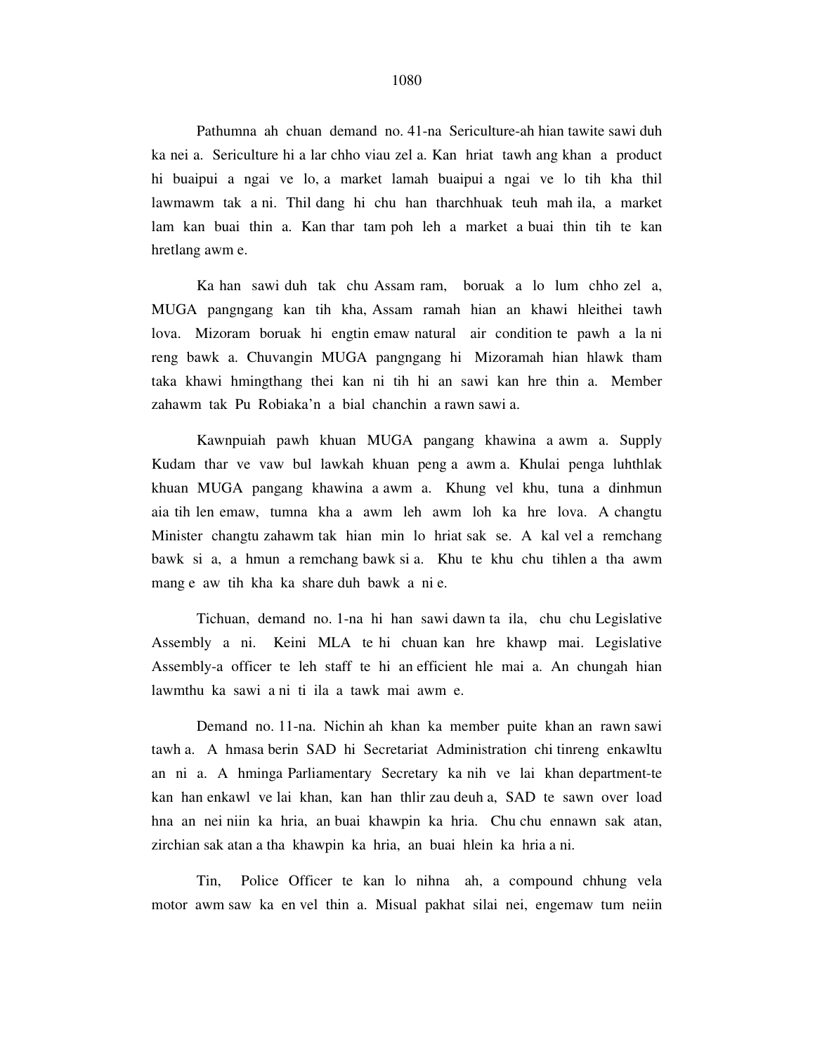Pathumna ah chuan demand no. 41-na Sericulture-ah hian tawite sawi duh ka nei a. Sericulture hi a lar chho viau zel a. Kan hriat tawh ang khan a product hi buaipui a ngai ve lo, a market lamah buaipui a ngai ve lo tih kha thil lawmawm tak a ni. Thil dang hi chu han tharchhuak teuh mah ila, a market lam kan buai thin a. Kan thar tam poh leh a market a buai thin tih te kan hretlang awm e.

Ka han sawi duh tak chu Assam ram, boruak a lo lum chho zel a, MUGA pangngang kan tih kha, Assam ramah hian an khawi hleithei tawh lova. Mizoram boruak hi engtin emaw natural air condition te pawh a la ni reng bawk a. Chuvangin MUGA pangngang hi Mizoramah hian hlawk tham taka khawi hmingthang thei kan ni tih hi an sawi kan hre thin a. Member zahawm tak Pu Robiaka'n a bial chanchin a rawn sawi a.

Kawnpuiah pawh khuan MUGA pangang khawina a awm a. Supply Kudam thar ve vaw bul lawkah khuan peng a awm a. Khulai penga luhthlak khuan MUGA pangang khawina a awm a. Khung vel khu, tuna a dinhmun aia tih len emaw, tumna kha a awm leh awm loh ka hre lova. A changtu Minister changtu zahawm tak hian min lo hriat sak se. A kal vel a remchang bawk si a, a hmun a remchang bawk si a. Khu te khu chu tihlen a tha awm mang e aw tih kha ka share duh bawk a ni e.

Tichuan, demand no. 1-na hi han sawi dawn ta ila, chu chu Legislative Assembly a ni. Keini MLA te hi chuan kan hre khawp mai. Legislative Assembly-a officer te leh staff te hi an efficient hle mai a. An chungah hian lawmthu ka sawi a ni ti ila a tawk mai awm e.

Demand no. 11-na. Nichin ah khan ka member puite khan an rawn sawi tawh a. A hmasa berin SAD hi Secretariat Administration chi tinreng enkawltu an ni a. A hminga Parliamentary Secretary ka nih ve lai khan department-te kan han enkawl ve lai khan, kan han thlir zau deuh a, SAD te sawn over load hna an nei niin ka hria, an buai khawpin ka hria. Chu chu ennawn sak atan, zirchian sak atan a tha khawpin ka hria, an buai hlein ka hria a ni.

Tin, Police Officer te kan lo nihna ah, a compound chhung vela motor awm saw ka en vel thin a. Misual pakhat silai nei, engemaw tum neiin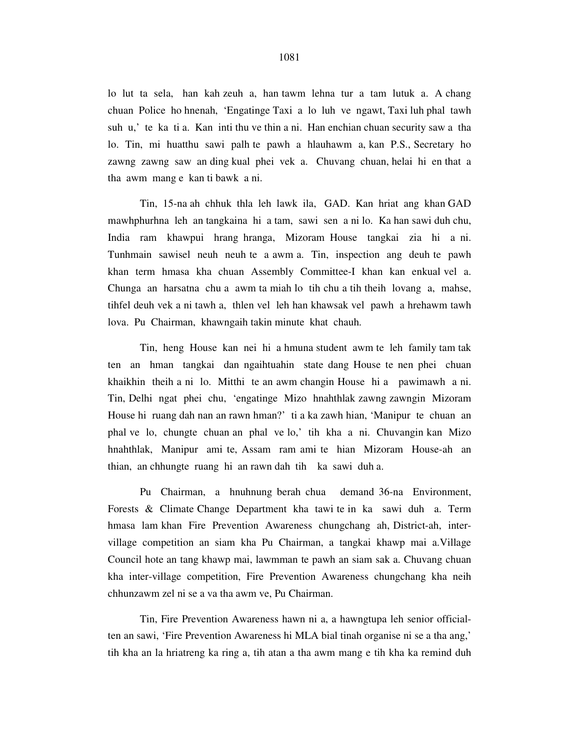lo lut ta sela, han kah zeuh a, han tawm lehna tur a tam lutuk a. A chang chuan Police ho hnenah, 'Engatinge Taxi a lo luh ve ngawt, Taxi luh phal tawh suh u,' te ka ti a. Kan inti thu ve thin a ni. Han enchian chuan security saw a tha lo. Tin, mi huatthu sawi palh te pawh a hlauhawm a, kan P.S., Secretary ho zawng zawng saw an ding kual phei vek a. Chuvang chuan, helai hi en that a tha awm mang e kan ti bawk a ni.

Tin, 15-na ah chhuk thla leh lawk ila, GAD. Kan hriat ang khan GAD mawhphurhna leh an tangkaina hi a tam, sawi sen a ni lo. Ka han sawi duh chu, India ram khawpui hrang hranga, Mizoram House tangkai zia hi a ni. Tunhmain sawisel neuh neuh te a awm a. Tin, inspection ang deuh te pawh khan term hmasa kha chuan Assembly Committee-I khan kan enkual vel a. Chunga an harsatna chu a awm ta miah lo tih chu a tih theih lovang a, mahse, tihfel deuh vek a ni tawh a, thlen vel leh han khawsak vel pawh a hrehawm tawh lova. Pu Chairman, khawngaih takin minute khat chauh.

Tin, heng House kan nei hi a hmuna student awm te leh family tam tak ten an hman tangkai dan ngaihtuahin state dang House te nen phei chuan khaikhin theih a ni lo. Mitthi te an awm changin House hi a pawimawh a ni. Tin, Delhi ngat phei chu, 'engatinge Mizo hnahthlak zawng zawngin Mizoram House hi ruang dah nan an rawn hman?' ti a ka zawh hian, 'Manipur te chuan an phal ve lo, chungte chuan an phal ve lo,' tih kha a ni. Chuvangin kan Mizo hnahthlak, Manipur ami te, Assam ram ami te hian Mizoram House-ah an thian, an chhungte ruang hi an rawn dah tih ka sawi duh a.

Pu Chairman, a hnuhnung berah chua demand 36-na Environment, Forests & Climate Change Department kha tawi te in ka sawi duh a. Term hmasa lam khan Fire Prevention Awareness chungchang ah, District-ah, inter-village competition an siam kha Pu Chairman, a tangkai khawp mai a.Village Council hote an tang khawp mai, lawmman te pawh an siam sak a. Chuvang chuan kha inter-village competition, Fire Prevention Awareness chungchang kha neih chhunzawm zel ni se a va tha awm ve, Pu Chairman.

Tin, Fire Prevention Awareness hawn ni a, a hawngtupa leh senior official-ten an sawi, 'Fire Prevention Awareness hi MLA bial tinah organise ni se a tha ang,' tih kha an la hriatreng ka ring a, tih atan a tha awm mang e tih kha ka remind duh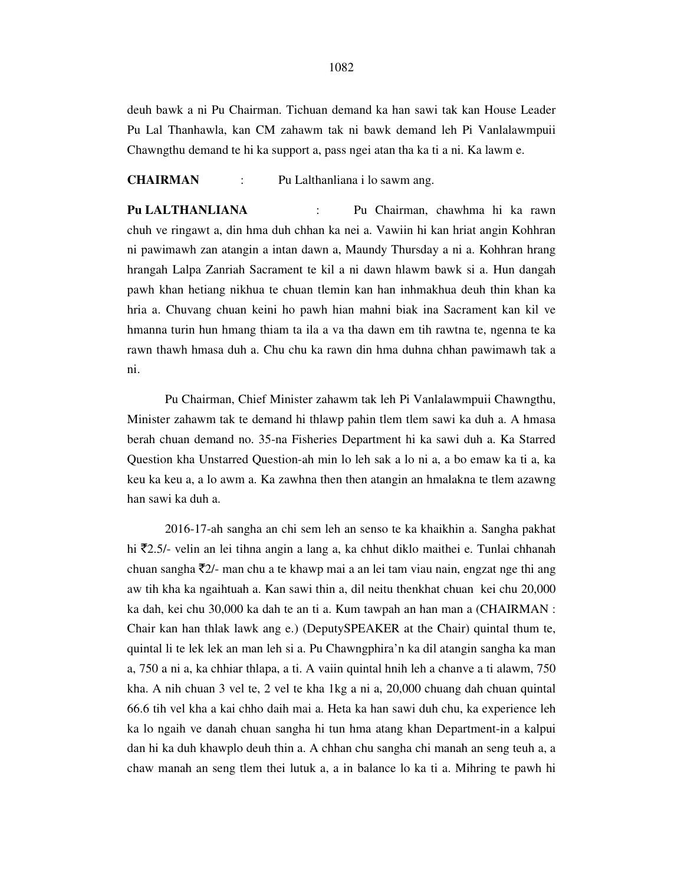deuh bawk a ni Pu Chairman. Tichuan demand ka han sawi tak kan House Leader Pu Lal Thanhawla, kan CM zahawm tak ni bawk demand leh Pi Vanlalawmpuii Chawngthu demand te hi ka support a, pass ngei atan tha ka ti a ni. Ka lawm e.

**CHAIRMAN** : Pu Lalthanliana i lo sawm ang.

**Pu LALTHANLIANA** : Pu Chairman, chawhma hi ka rawn chuh ve ringawt a, din hma duh chhan ka nei a. Vawiin hi kan hriat angin Kohhran ni pawimawh zan atangin a intan dawn a, Maundy Thursday a ni a. Kohhran hrang hrangah Lalpa Zanriah Sacrament te kil a ni dawn hlawm bawk si a. Hun dangah pawh khan hetiang nikhua te chuan tlemin kan han inhmakhua deuh thin khan ka hria a. Chuvang chuan keini ho pawh hian mahni biak ina Sacrament kan kil ve hmanna turin hun hmang thiam ta ila a va tha dawn em tih rawtna te, ngenna te ka rawn thawh hmasa duh a. Chu chu ka rawn din hma duhna chhan pawimawh tak a ni.

Pu Chairman, Chief Minister zahawm tak leh Pi Vanlalawmpuii Chawngthu, Minister zahawm tak te demand hi thlawp pahin tlem tlem sawi ka duh a. A hmasa berah chuan demand no. 35-na Fisheries Department hi ka sawi duh a. Ka Starred Question kha Unstarred Question-ah min lo leh sak a lo ni a, a bo emaw ka ti a, ka keu ka keu a, a lo awm a. Ka zawhna then then atangin an hmalakna te tlem azawng han sawi ka duh a.

2016-17-ah sangha an chi sem leh an senso te ka khaikhin a. Sangha pakhat hi ₹2.5/- velin an lei tihna angin a lang a, ka chhut diklo maithei e. Tunlai chhanah chuan sangha ₹2/- man chu a te khawp mai a an lei tam viau nain, engzat nge thi ang aw tih kha ka ngaihtuah a. Kan sawi thin a, dil neitu thenkhat chuan kei chu 20,000 ka dah, kei chu 30,000 ka dah te an ti a. Kum tawpah an han man a (CHAIRMAN : Chair kan han thlak lawk ang e.) (DeputySPEAKER at the Chair) quintal thum te, quintal li te lek lek an man leh si a. Pu Chawngphira'n ka dil atangin sangha ka man a, 750 a ni a, ka chhiar thlapa, a ti. A vaiin quintal hnih leh a chanve a ti alawm, 750 kha. A nih chuan 3 vel te, 2 vel te kha 1kg a ni a, 20,000 chuang dah chuan quintal 66.6 tih vel kha a kai chho daih mai a. Heta ka han sawi duh chu, ka experience leh ka lo ngaih ve danah chuan sangha hi tun hma atang khan Department-in a kalpui dan hi ka duh khawplo deuh thin a. A chhan chu sangha chi manah an seng teuh a, a chaw manah an seng tlem thei lutuk a, a in balance lo ka ti a. Mihring te pawh hi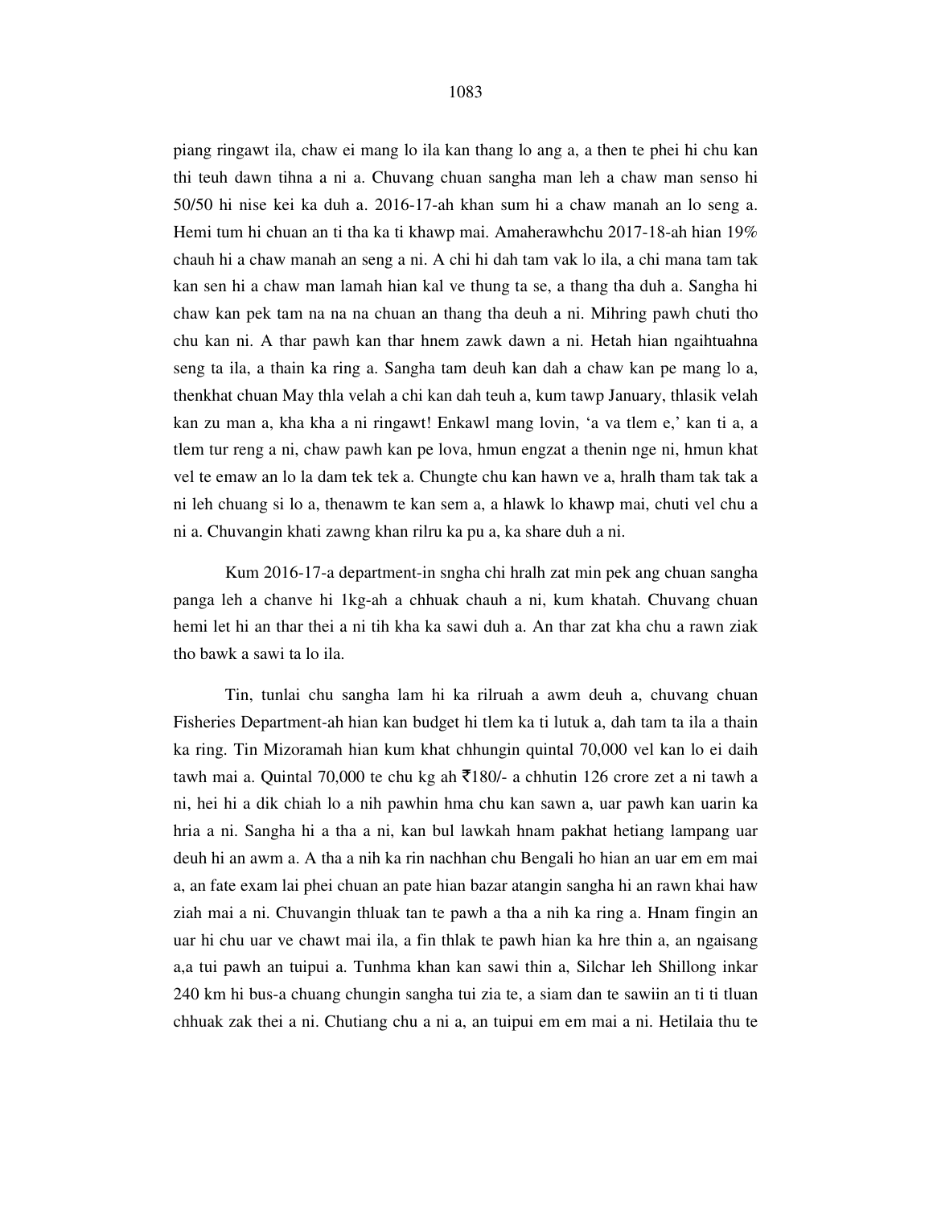piang ringawt ila, chaw ei mang lo ila kan thang lo ang a, a then te phei hi chu kan thi teuh dawn tihna a ni a. Chuvang chuan sangha man leh a chaw man senso hi 50/50 hi nise kei ka duh a. 2016-17-ah khan sum hi a chaw manah an lo seng a. Hemi tum hi chuan an ti tha ka ti khawp mai. Amaherawhchu 2017-18-ah hian 19% chauh hi a chaw manah an seng a ni. A chi hi dah tam vak lo ila, a chi mana tam tak kan sen hi a chaw man lamah hian kal ve thung ta se, a thang tha duh a. Sangha hi chaw kan pek tam na na na chuan an thang tha deuh a ni. Mihring pawh chuti tho chu kan ni. A thar pawh kan thar hnem zawk dawn a ni. Hetah hian ngaihtuahna seng ta ila, a thain ka ring a. Sangha tam deuh kan dah a chaw kan pe mang lo a, thenkhat chuan May thla velah a chi kan dah teuh a, kum tawp January, thlasik velah kan zu man a, kha kha a ni ringawt! Enkawl mang lovin, 'a va tlem e,' kan ti a, a tlem tur reng a ni, chaw pawh kan pe lova, hmun engzat a thenin nge ni, hmun khat vel te emaw an lo la dam tek tek a. Chungte chu kan hawn ve a, hralh tham tak tak a ni leh chuang si lo a, thenawm te kan sem a, a hlawk lo khawp mai, chuti vel chu a ni a. Chuvangin khati zawng khan rilru ka pu a, ka share duh a ni.

Kum 2016-17-a department-in sngha chi hralh zat min pek ang chuan sangha panga leh a chanve hi 1kg-ah a chhuak chauh a ni, kum khatah. Chuvang chuan hemi let hi an thar thei a ni tih kha ka sawi duh a. An thar zat kha chu a rawn ziak tho bawk a sawi ta lo ila.

Tin, tunlai chu sangha lam hi ka rilruah a awm deuh a, chuvang chuan Fisheries Department-ah hian kan budget hi tlem ka ti lutuk a, dah tam ta ila a thain ka ring. Tin Mizoramah hian kum khat chhungin quintal 70,000 vel kan lo ei daih tawh mai a. Quintal 70,000 te chu kg ah ₹180/- a chhutin 126 crore zet a ni tawh a ni, hei hi a dik chiah lo a nih pawhin hma chu kan sawn a, uar pawh kan uarin ka hria a ni. Sangha hi a tha a ni, kan bul lawkah hnam pakhat hetiang lampang uar deuh hi an awm a. A tha a nih ka rin nachhan chu Bengali ho hian an uar em em mai a, an fate exam lai phei chuan an pate hian bazar atangin sangha hi an rawn khai haw ziah mai a ni. Chuvangin thluak tan te pawh a tha a nih ka ring a. Hnam fingin an uar hi chu uar ve chawt mai ila, a fin thlak te pawh hian ka hre thin a, an ngaisang a,a tui pawh an tuipui a. Tunhma khan kan sawi thin a, Silchar leh Shillong inkar 240 km hi bus-a chuang chungin sangha tui zia te, a siam dan te sawiin an ti ti tluan chhuak zak thei a ni. Chutiang chu a ni a, an tuipui em em mai a ni. Hetilaia thu te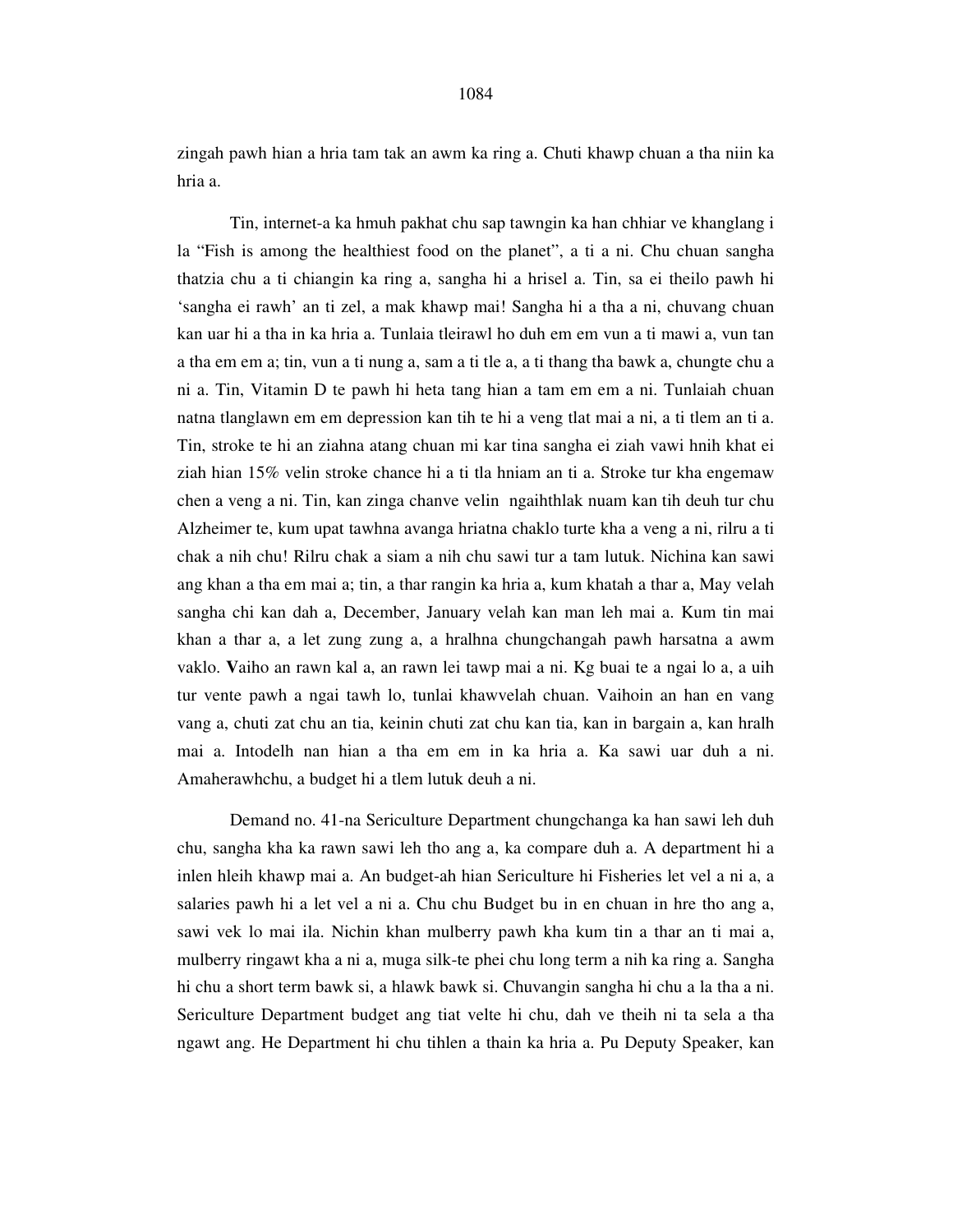zingah pawh hian a hria tam tak an awm ka ring a. Chuti khawp chuan a tha niin ka hria a.

Tin, internet-a ka hmuh pakhat chu sap tawngin ka han chhiar ve khanglang i la "Fish is among the healthiest food on the planet", a ti a ni. Chu chuan sangha thatzia chu a ti chiangin ka ring a, sangha hi a hrisel a. Tin, sa ei theilo pawh hi 'sangha ei rawh' an ti zel, a mak khawp mai! Sangha hi a tha a ni, chuvang chuan kan uar hi a tha in ka hria a. Tunlaia tleirawl ho duh em em vun a ti mawi a, vun tan a tha em em a; tin, vun a ti nung a, sam a ti tle a, a ti thang tha bawk a, chungte chu a ni a. Tin, Vitamin D te pawh hi heta tang hian a tam em em a ni. Tunlaiah chuan natna tlanglawn em em depression kan tih te hi a veng tlat mai a ni, a ti tlem an ti a. Tin, stroke te hi an ziahna atang chuan mi kar tina sangha ei ziah vawi hnih khat ei ziah hian 15% velin stroke chance hi a ti tla hniam an ti a. Stroke tur kha engemaw chen a veng a ni. Tin, kan zinga chanve velin ngaihthlak nuam kan tih deuh tur chu Alzheimer te, kum upat tawhna avanga hriatna chaklo turte kha a veng a ni, rilru a ti chak a nih chu! Rilru chak a siam a nih chu sawi tur a tam lutuk. Nichina kan sawi ang khan a tha em mai a; tin, a thar rangin ka hria a, kum khatah a thar a, May velah sangha chi kan dah a, December, January velah kan man leh mai a. Kum tin mai khan a thar a, a let zung zung a, a hralhna chungchangah pawh harsatna a awm vaklo. **V**aiho an rawn kal a, an rawn lei tawp mai a ni. Kg buai te a ngai lo a, a uih tur vente pawh a ngai tawh lo, tunlai khawvelah chuan. Vaihoin an han en vang vang a, chuti zat chu an tia, keinin chuti zat chu kan tia, kan in bargain a, kan hralh mai a. Intodelh nan hian a tha em em in ka hria a. Ka sawi uar duh a ni. Amaherawhchu, a budget hi a tlem lutuk deuh a ni.

Demand no. 41-na Sericulture Department chungchanga ka han sawi leh duh chu, sangha kha ka rawn sawi leh tho ang a, ka compare duh a. A department hi a inlen hleih khawp mai a. An budget-ah hian Sericulture hi Fisheries let vel a ni a, a salaries pawh hi a let vel a ni a. Chu chu Budget bu in en chuan in hre tho ang a, sawi vek lo mai ila. Nichin khan mulberry pawh kha kum tin a thar an ti mai a, mulberry ringawt kha a ni a, muga silk-te phei chu long term a nih ka ring a. Sangha hi chu a short term bawk si, a hlawk bawk si. Chuvangin sangha hi chu a la tha a ni. Sericulture Department budget ang tiat velte hi chu, dah ve theih ni ta sela a tha ngawt ang. He Department hi chu tihlen a thain ka hria a. Pu Deputy Speaker, kan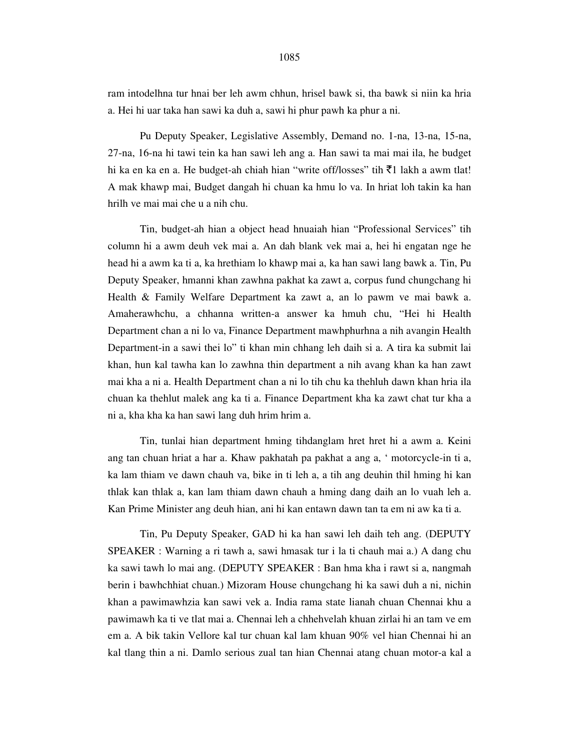ram intodelhna tur hnai ber leh awm chhun, hrisel bawk si, tha bawk si niin ka hria a. Hei hi uar taka han sawi ka duh a, sawi hi phur pawh ka phur a ni.

Pu Deputy Speaker, Legislative Assembly, Demand no. 1-na, 13-na, 15-na, 27-na, 16-na hi tawi tein ka han sawi leh ang a. Han sawi ta mai mai ila, he budget hi ka en ka en a. He budget-ah chiah hian "write off/losses" tih ₹1 lakh a awm tlat! A mak khawp mai, Budget dangah hi chuan ka hmu lo va. In hriat loh takin ka han hrilh ve mai mai che u a nih chu.

Tin, budget-ah hian a object head hnuaiah hian "Professional Services" tih column hi a awm deuh vek mai a. An dah blank vek mai a, hei hi engatan nge he head hi a awm ka ti a, ka hrethiam lo khawp mai a, ka han sawi lang bawk a. Tin, Pu Deputy Speaker, hmanni khan zawhna pakhat ka zawt a, corpus fund chungchang hi Health & Family Welfare Department ka zawt a, an lo pawm ve mai bawk a. Amaherawhchu, a chhanna written-a answer ka hmuh chu, "Hei hi Health Department chan a ni lo va, Finance Department mawhphurhna a nih avangin Health Department-in a sawi thei lo" ti khan min chhang leh daih si a. A tira ka submit lai khan, hun kal tawha kan lo zawhna thin department a nih avang khan ka han zawt mai kha a ni a. Health Department chan a ni lo tih chu ka thehluh dawn khan hria ila chuan ka thehlut malek ang ka ti a. Finance Department kha ka zawt chat tur kha a ni a, kha kha ka han sawi lang duh hrim hrim a.

Tin, tunlai hian department hming tihdanglam hret hret hi a awm a. Keini ang tan chuan hriat a har a. Khaw pakhatah pa pakhat a ang a, ' motorcycle-in ti a, ka lam thiam ve dawn chauh va, bike in ti leh a, a tih ang deuhin thil hming hi kan thlak kan thlak a, kan lam thiam dawn chauh a hming dang daih an lo vuah leh a. Kan Prime Minister ang deuh hian, ani hi kan entawn dawn tan ta em ni aw ka ti a.

Tin, Pu Deputy Speaker, GAD hi ka han sawi leh daih teh ang. (DEPUTY SPEAKER : Warning a ri tawh a, sawi hmasak tur i la ti chauh mai a.) A dang chu ka sawi tawh lo mai ang. (DEPUTY SPEAKER : Ban hma kha i rawt si a, nangmah berin i bawhchhiat chuan.) Mizoram House chungchang hi ka sawi duh a ni, nichin khan a pawimawhzia kan sawi vek a. India rama state lianah chuan Chennai khu a pawimawh ka ti ve tlat mai a. Chennai leh a chhehvelah khuan zirlai hi an tam ve em em a. A bik takin Vellore kal tur chuan kal lam khuan 90% vel hian Chennai hi an kal tlang thin a ni. Damlo serious zual tan hian Chennai atang chuan motor-a kal a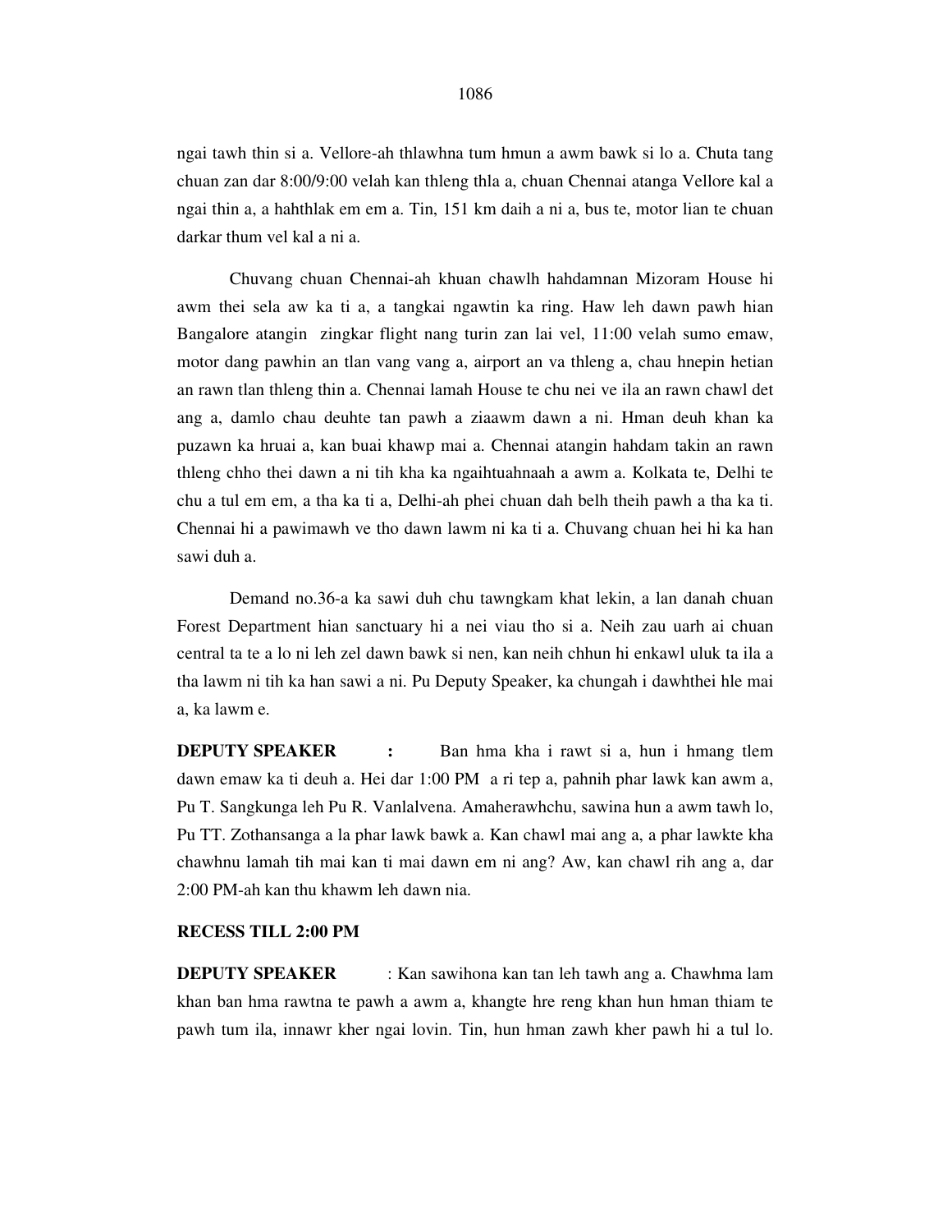ngai tawh thin si a. Vellore-ah thlawhna tum hmun a awm bawk si lo a. Chuta tang chuan zan dar 8:00/9:00 velah kan thleng thla a, chuan Chennai atanga Vellore kal a ngai thin a, a hahthlak em em a. Tin, 151 km daih a ni a, bus te, motor lian te chuan darkar thum vel kal a ni a.

Chuvang chuan Chennai-ah khuan chawlh hahdamnan Mizoram House hi awm thei sela aw ka ti a, a tangkai ngawtin ka ring. Haw leh dawn pawh hian Bangalore atangin zingkar flight nang turin zan lai vel, 11:00 velah sumo emaw, motor dang pawhin an tlan vang vang a, airport an va thleng a, chau hnepin hetian an rawn tlan thleng thin a. Chennai lamah House te chu nei ve ila an rawn chawl det ang a, damlo chau deuhte tan pawh a ziaawm dawn a ni. Hman deuh khan ka puzawn ka hruai a, kan buai khawp mai a. Chennai atangin hahdam takin an rawn thleng chho thei dawn a ni tih kha ka ngaihtuahnaah a awm a. Kolkata te, Delhi te chu a tul em em, a tha ka ti a, Delhi-ah phei chuan dah belh theih pawh a tha ka ti. Chennai hi a pawimawh ve tho dawn lawm ni ka ti a. Chuvang chuan hei hi ka han sawi duh a.

Demand no.36-a ka sawi duh chu tawngkam khat lekin, a lan danah chuan Forest Department hian sanctuary hi a nei viau tho si a. Neih zau uarh ai chuan central ta te a lo ni leh zel dawn bawk si nen, kan neih chhun hi enkawl uluk ta ila a tha lawm ni tih ka han sawi a ni. Pu Deputy Speaker, ka chungah i dawhthei hle mai a, ka lawm e.

**DEPUTY SPEAKER** : Ban hma kha i rawt si a, hun i hmang tlem dawn emaw ka ti deuh a. Hei dar 1:00 PM a ri tep a, pahnih phar lawk kan awm a, Pu T. Sangkunga leh Pu R. Vanlalvena. Amaherawhchu, sawina hun a awm tawh lo, Pu TT. Zothansanga a la phar lawk bawk a. Kan chawl mai ang a, a phar lawkte kha chawhnu lamah tih mai kan ti mai dawn em ni ang? Aw, kan chawl rih ang a, dar 2:00 PM-ah kan thu khawm leh dawn nia.

**RECESS TILL 2:00 PM**

**DEPUTY SPEAKER** : Kan sawihona kan tan leh tawh ang a. Chawhma lam khan ban hma rawtna te pawh a awm a, khangte hre reng khan hun hman thiam te pawh tum ila, innawr kher ngai lovin. Tin, hun hman zawh kher pawh hi a tul lo.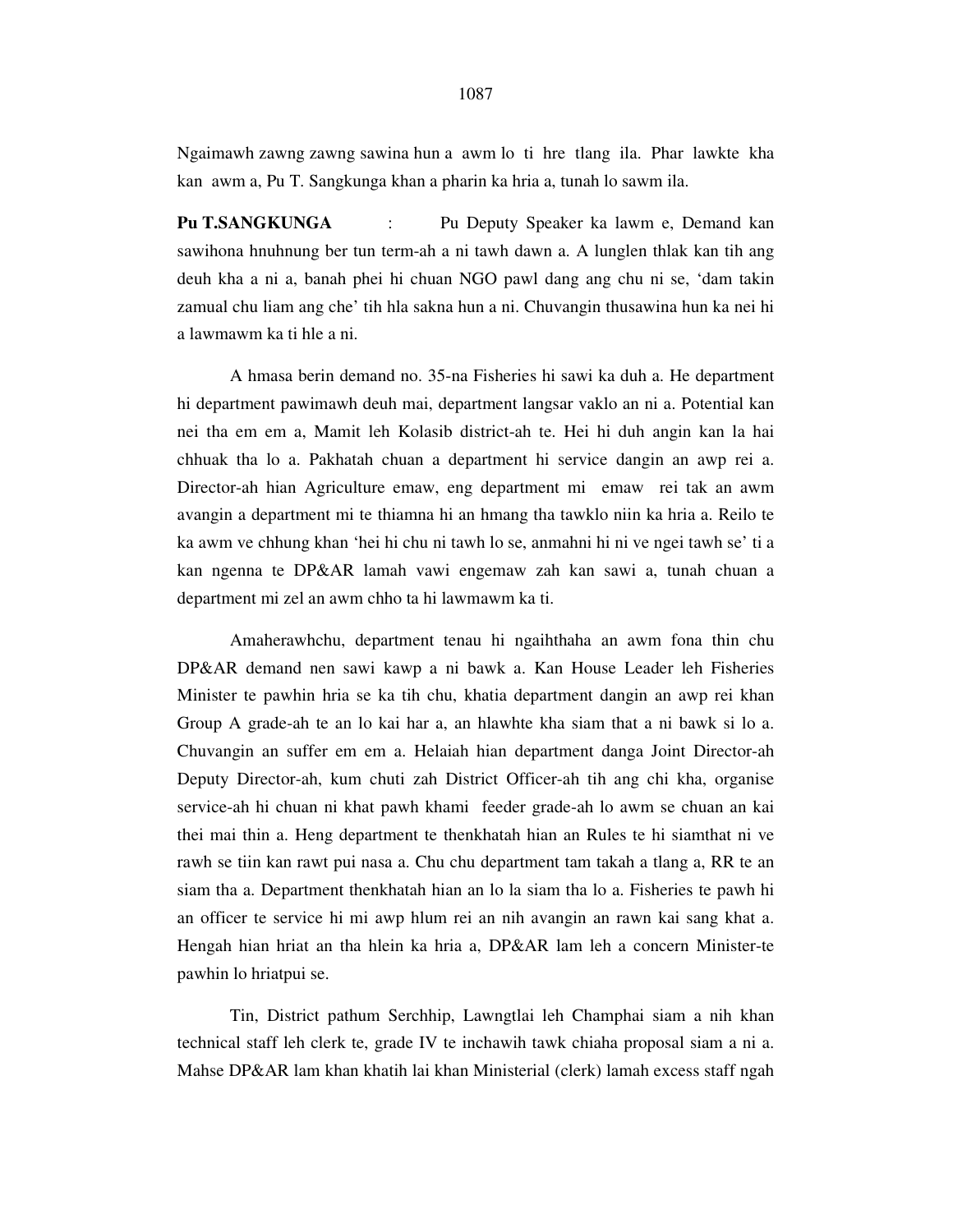Ngaimawh zawng zawng sawina hun a awm lo ti hre tlang ila. Phar lawkte kha kan awm a, Pu T. Sangkunga khan a pharin ka hria a, tunah lo sawm ila.

**Pu T.SANGKUNGA** : Pu Deputy Speaker ka lawm e, Demand kan sawihona hnuhnung ber tun term-ah a ni tawh dawn a. A lunglen thlak kan tih ang deuh kha a ni a, banah phei hi chuan NGO pawl dang ang chu ni se, 'dam takin zamual chu liam ang che' tih hla sakna hun a ni. Chuvangin thusawina hun ka nei hi a lawmawm ka ti hle a ni.

A hmasa berin demand no. 35-na Fisheries hi sawi ka duh a. He department hi department pawimawh deuh mai, department langsar vaklo an ni a. Potential kan nei tha em em a, Mamit leh Kolasib district-ah te. Hei hi duh angin kan la hai chhuak tha lo a. Pakhatah chuan a department hi service dangin an awp rei a. Director-ah hian Agriculture emaw, eng department mi emaw rei tak an awm avangin a department mi te thiamna hi an hmang tha tawklo niin ka hria a. Reilo te ka awm ve chhung khan 'hei hi chu ni tawh lo se, anmahni hi ni ve ngei tawh se' ti a kan ngenna te DP&AR lamah vawi engemaw zah kan sawi a, tunah chuan a department mi zel an awm chho ta hi lawmawm ka ti.

Amaherawhchu, department tenau hi ngaihthaha an awm fona thin chu DP&AR demand nen sawi kawp a ni bawk a. Kan House Leader leh Fisheries Minister te pawhin hria se ka tih chu, khatia department dangin an awp rei khan Group A grade-ah te an lo kai har a, an hlawhte kha siam that a ni bawk si lo a. Chuvangin an suffer em em a. Helaiah hian department danga Joint Director-ah Deputy Director-ah, kum chuti zah District Officer-ah tih ang chi kha, organise service-ah hi chuan ni khat pawh khami feeder grade-ah lo awm se chuan an kai thei mai thin a. Heng department te thenkhatah hian an Rules te hi siamthat ni ve rawh se tiin kan rawt pui nasa a. Chu chu department tam takah a tlang a, RR te an siam tha a. Department thenkhatah hian an lo la siam tha lo a. Fisheries te pawh hi an officer te service hi mi awp hlum rei an nih avangin an rawn kai sang khat a. Hengah hian hriat an tha hlein ka hria a, DP&AR lam leh a concern Minister-te pawhin lo hriatpui se.

Tin, District pathum Serchhip, Lawngtlai leh Champhai siam a nih khan technical staff leh clerk te, grade IV te inchawih tawk chiaha proposal siam a ni a. Mahse DP&AR lam khan khatih lai khan Ministerial (clerk) lamah excess staff ngah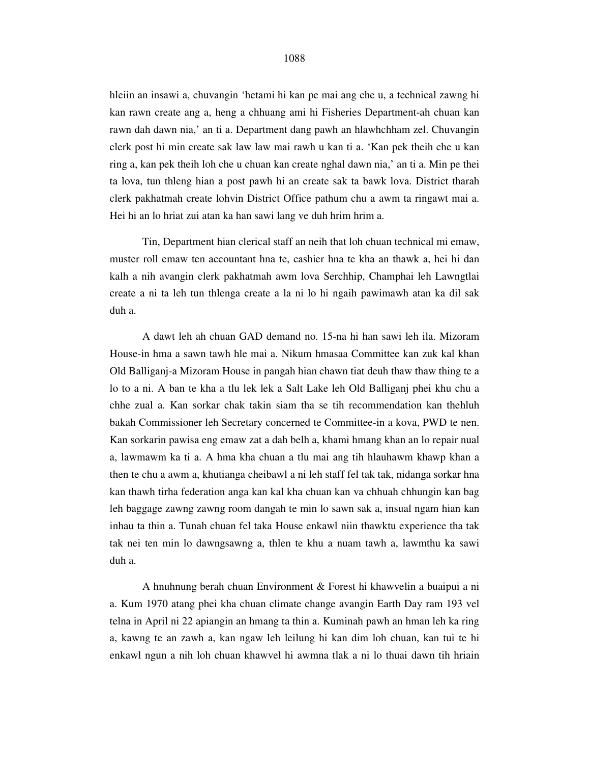hleiin an insawi a, chuvangin 'hetami hi kan pe mai ang che u, a technical zawng hi kan rawn create ang a, heng a chhuang ami hi Fisheries Department-ah chuan kan rawn dah dawn nia,' an ti a. Department dang pawh an hlawhchham zel. Chuvangin clerk post hi min create sak law law mai rawh u kan ti a. 'Kan pek theih che u kan ring a, kan pek theih loh che u chuan kan create nghal dawn nia,' an ti a. Min pe thei ta lova, tun thleng hian a post pawh hi an create sak ta bawk lova. District tharah clerk pakhatmah create lohvin District Office pathum chu a awm ta ringawt mai a. Hei hi an lo hriat zui atan ka han sawi lang ve duh hrim hrim a.

Tin, Department hian clerical staff an neih that loh chuan technical mi emaw, muster roll emaw ten accountant hna te, cashier hna te kha an thawk a, hei hi dan kalh a nih avangin clerk pakhatmah awm lova Serchhip, Champhai leh Lawngtlai create a ni ta leh tun thlenga create a la ni lo hi ngaih pawimawh atan ka dil sak duh a.

A dawt leh ah chuan GAD demand no. 15-na hi han sawi leh ila. Mizoram House-in hma a sawn tawh hle mai a. Nikum hmasaa Committee kan zuk kal khan Old Balliganj-a Mizoram House in pangah hian chawn tiat deuh thaw thaw thing te a lo to a ni. A ban te kha a tlu lek lek a Salt Lake leh Old Balliganj phei khu chu a chhe zual a. Kan sorkar chak takin siam tha se tih recommendation kan thehluh bakah Commissioner leh Secretary concerned te Committee-in a kova, PWD te nen. Kan sorkarin pawisa eng emaw zat a dah belh a, khami hmang khan an lo repair nual a, lawmawm ka ti a. A hma kha chuan a tlu mai ang tih hlauhawm khawp khan a then te chu a awm a, khutianga cheibawl a ni leh staff fel tak tak, nidanga sorkar hna kan thawh tirha federation anga kan kal kha chuan kan va chhuah chhungin kan bag leh baggage zawng zawng room dangah te min lo sawn sak a, insual ngam hian kan inhau ta thin a. Tunah chuan fel taka House enkawl niin thawktu experience tha tak tak nei ten min lo dawngsawng a, thlen te khu a nuam tawh a, lawmthu ka sawi duh a.

A hnuhnung berah chuan Environment & Forest hi khawvelin a buaipui a ni a. Kum 1970 atang phei kha chuan climate change avangin Earth Day ram 193 vel telna in April ni 22 apiangin an hmang ta thin a. Kuminah pawh an hman leh ka ring a, kawng te an zawh a, kan ngaw leh leilung hi kan dim loh chuan, kan tui te hi enkawl ngun a nih loh chuan khawvel hi awmna tlak a ni lo thuai dawn tih hriain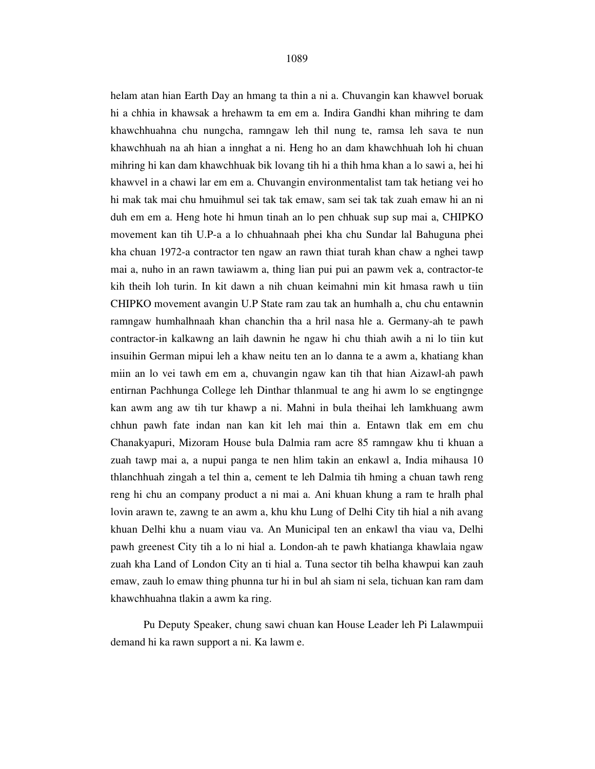helam atan hian Earth Day an hmang ta thin a ni a. Chuvangin kan khawvel boruak hi a chhia in khawsak a hrehawm ta em em a. Indira Gandhi khan mihring te dam khawchhuahna chu nungcha, ramngaw leh thil nung te, ramsa leh sava te nun khawchhuah na ah hian a innghat a ni. Heng ho an dam khawchhuah loh hi chuan mihring hi kan dam khawchhuak bik lovang tih hi a thih hma khan a lo sawi a, hei hi khawvel in a chawi lar em em a. Chuvangin environmentalist tam tak hetiang vei ho hi mak tak mai chu hmuihmul sei tak tak emaw, sam sei tak tak zuah emaw hi an ni duh em em a. Heng hote hi hmun tinah an lo pen chhuak sup sup mai a, CHIPKO movement kan tih U.P-a a lo chhuahnaah phei kha chu Sundar lal Bahuguna phei kha chuan 1972-a contractor ten ngaw an rawn thiat turah khan chaw a nghei tawp mai a, nuho in an rawn tawiawm a, thing lian pui pui an pawm vek a, contractor-te kih theih loh turin. In kit dawn a nih chuan keimahni min kit hmasa rawh u tiin CHIPKO movement avangin U.P State ram zau tak an humhalh a, chu chu entawnin ramngaw humhalhnaah khan chanchin tha a hril nasa hle a. Germany-ah te pawh contractor-in kalkawng an laih dawnin he ngaw hi chu thiah awih a ni lo tiin kut insuihin German mipui leh a khaw neitu ten an lo danna te a awm a, khatiang khan miin an lo vei tawh em em a, chuvangin ngaw kan tih that hian Aizawl-ah pawh entirnan Pachhunga College leh Dinthar thlanmual te ang hi awm lo se engtingnge kan awm ang aw tih tur khawp a ni. Mahni in bula theihai leh lamkhuang awm chhun pawh fate indan nan kan kit leh mai thin a. Entawn tlak em em chu Chanakyapuri, Mizoram House bula Dalmia ram acre 85 ramngaw khu ti khuan a zuah tawp mai a, a nupui panga te nen hlim takin an enkawl a, India mihausa 10 thlanchhuah zingah a tel thin a, cement te leh Dalmia tih hming a chuan tawh reng reng hi chu an company product a ni mai a. Ani khuan khung a ram te hralh phal lovin arawn te, zawng te an awm a, khu khu Lung of Delhi City tih hial a nih avang khuan Delhi khu a nuam viau va. An Municipal ten an enkawl tha viau va, Delhi pawh greenest City tih a lo ni hial a. London-ah te pawh khatianga khawlaia ngaw zuah kha Land of London City an ti hial a. Tuna sector tih belha khawpui kan zauh emaw, zauh lo emaw thing phunna tur hi in bul ah siam ni sela, tichuan kan ram dam khawchhuahna tlakin a awm ka ring.

Pu Deputy Speaker, chung sawi chuan kan House Leader leh Pi Lalawmpuii demand hi ka rawn support a ni. Ka lawm e.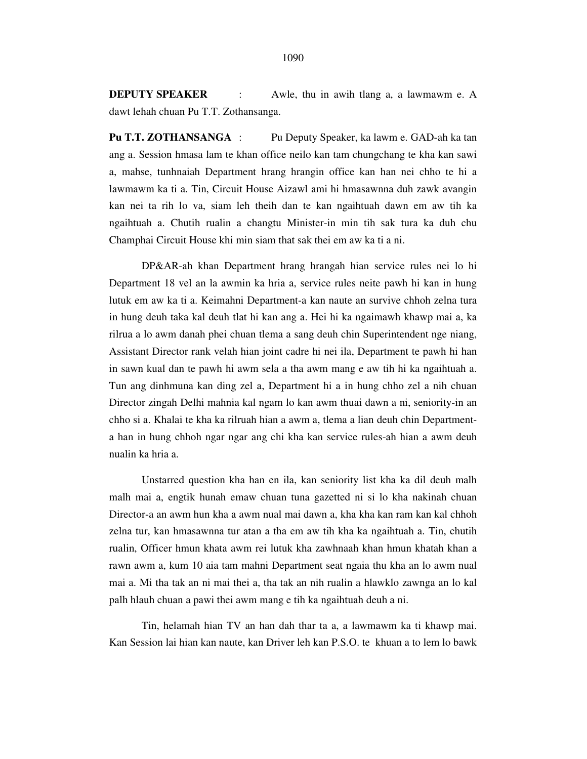**DEPUTY SPEAKER** : Awle, thu in awih tlang a, a lawmawm e. A dawt lehah chuan Pu T.T. Zothansanga.

**Pu T.T. ZOTHANSANGA** : Pu Deputy Speaker, ka lawm e. GAD-ah ka tan ang a. Session hmasa lam te khan office neilo kan tam chungchang te kha kan sawi a, mahse, tunhnaiah Department hrang hrangin office kan han nei chho te hi a lawmawm ka ti a. Tin, Circuit House Aizawl ami hi hmasawnna duh zawk avangin kan nei ta rih lo va, siam leh theih dan te kan ngaihtuah dawn em aw tih ka ngaihtuah a. Chutih rualin a changtu Minister-in min tih sak tura ka duh chu Champhai Circuit House khi min siam that sak thei em aw ka ti a ni.

DP&AR-ah khan Department hrang hrangah hian service rules nei lo hi Department 18 vel an la awmin ka hria a, service rules neite pawh hi kan in hung lutuk em aw ka ti a. Keimahni Department-a kan naute an survive chhoh zelna tura in hung deuh taka kal deuh tlat hi kan ang a. Hei hi ka ngaimawh khawp mai a, ka rilrua a lo awm danah phei chuan tlema a sang deuh chin Superintendent nge niang, Assistant Director rank velah hian joint cadre hi nei ila, Department te pawh hi han in sawn kual dan te pawh hi awm sela a tha awm mang e aw tih hi ka ngaihtuah a. Tun ang dinhmuna kan ding zel a, Department hi a in hung chho zel a nih chuan Director zingah Delhi mahnia kal ngam lo kan awm thuai dawn a ni, seniority-in an chho si a. Khalai te kha ka rilruah hian a awm a, tlema a lian deuh chin Department-a han in hung chhoh ngar ngar ang chi kha kan service rules-ah hian a awm deuh nualin ka hria a.

Unstarred question kha han en ila, kan seniority list kha ka dil deuh malh malh mai a, engtik hunah emaw chuan tuna gazetted ni si lo kha nakinah chuan Director-a an awm hun kha a awm nual mai dawn a, kha kha kan ram kan kal chhoh zelna tur, kan hmasawnna tur atan a tha em aw tih kha ka ngaihtuah a. Tin, chutih rualin, Officer hmun khata awm rei lutuk kha zawhnaah khan hmun khatah khan a rawn awm a, kum 10 aia tam mahni Department seat ngaia thu kha an lo awm nual mai a. Mi tha tak an ni mai thei a, tha tak an nih rualin a hlawklo zawnga an lo kal palh hlauh chuan a pawi thei awm mang e tih ka ngaihtuah deuh a ni.

Tin, helamah hian TV an han dah thar ta a, a lawmawm ka ti khawp mai. Kan Session lai hian kan naute, kan Driver leh kan P.S.O. te khuan a to lem lo bawk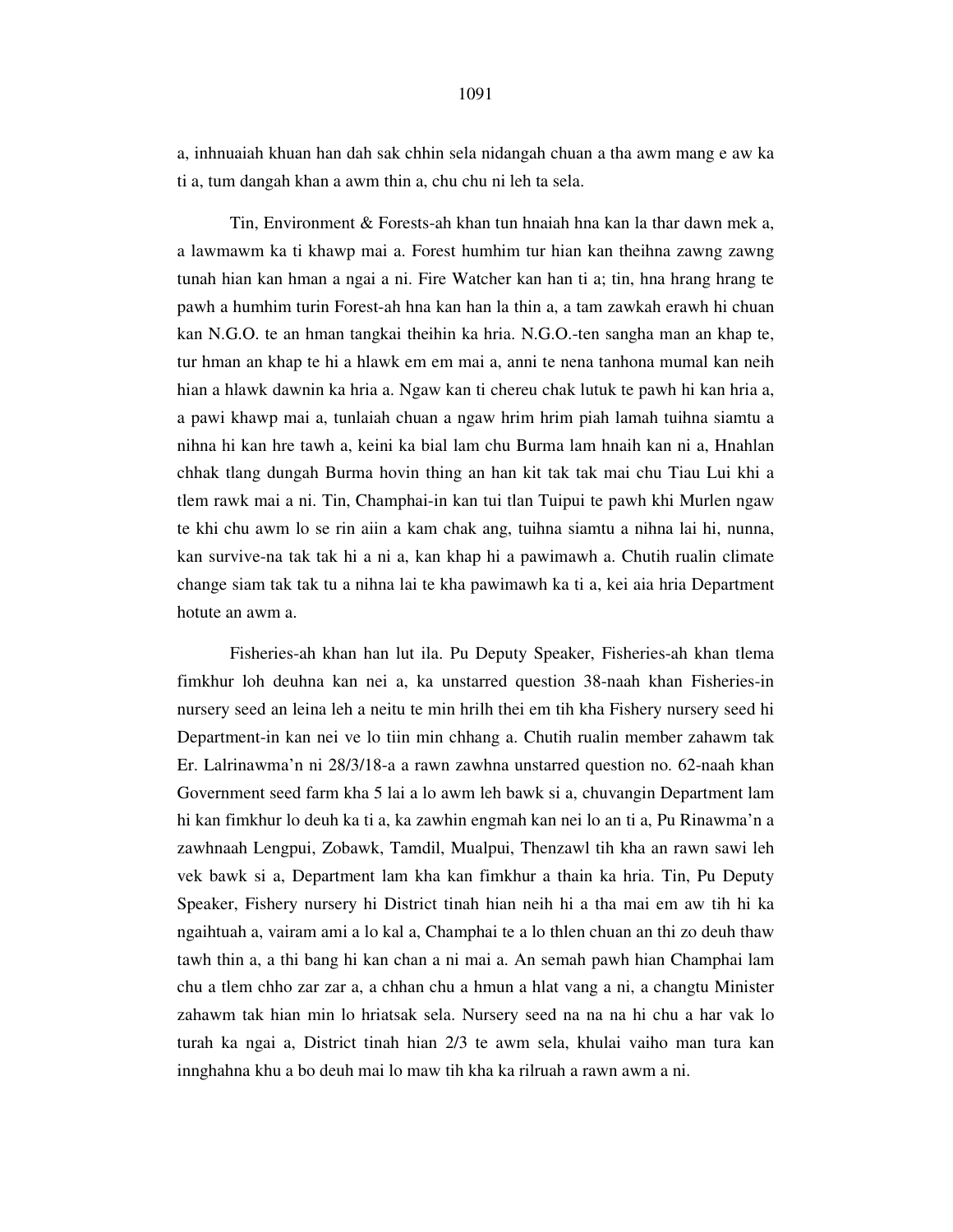a, inhnuaiah khuan han dah sak chhin sela nidangah chuan a tha awm mang e aw ka ti a, tum dangah khan a awm thin a, chu chu ni leh ta sela.

Tin, Environment & Forests-ah khan tun hnaiah hna kan la thar dawn mek a, a lawmawm ka ti khawp mai a. Forest humhim tur hian kan theihna zawng zawng tunah hian kan hman a ngai a ni. Fire Watcher kan han ti a; tin, hna hrang hrang te pawh a humhim turin Forest-ah hna kan han la thin a, a tam zawkah erawh hi chuan kan N.G.O. te an hman tangkai theihin ka hria. N.G.O.-ten sangha man an khap te, tur hman an khap te hi a hlawk em em mai a, anni te nena tanhona mumal kan neih hian a hlawk dawnin ka hria a. Ngaw kan ti chereu chak lutuk te pawh hi kan hria a, a pawi khawp mai a, tunlaiah chuan a ngaw hrim hrim piah lamah tuihna siamtu a nihna hi kan hre tawh a, keini ka bial lam chu Burma lam hnaih kan ni a, Hnahlan chhak tlang dungah Burma hovin thing an han kit tak tak mai chu Tiau Lui khi a tlem rawk mai a ni. Tin, Champhai-in kan tui tlan Tuipui te pawh khi Murlen ngaw te khi chu awm lo se rin aiin a kam chak ang, tuihna siamtu a nihna lai hi, nunna, kan survive-na tak tak hi a ni a, kan khap hi a pawimawh a. Chutih rualin climate change siam tak tak tu a nihna lai te kha pawimawh ka ti a, kei aia hria Department hotute an awm a.

Fisheries-ah khan han lut ila. Pu Deputy Speaker, Fisheries-ah khan tlema fimkhur loh deuhna kan nei a, ka unstarred question 38-naah khan Fisheries-in nursery seed an leina leh a neitu te min hrilh thei em tih kha Fishery nursery seed hi Department-in kan nei ve lo tiin min chhang a. Chutih rualin member zahawm tak Er. Lalrinawma'n ni 28/3/18-a a rawn zawhna unstarred question no. 62-naah khan Government seed farm kha 5 lai a lo awm leh bawk si a, chuvangin Department lam hi kan fimkhur lo deuh ka ti a, ka zawhin engmah kan nei lo an ti a, Pu Rinawma'n a zawhnaah Lengpui, Zobawk, Tamdil, Mualpui, Thenzawl tih kha an rawn sawi leh vek bawk si a, Department lam kha kan fimkhur a thain ka hria. Tin, Pu Deputy Speaker, Fishery nursery hi District tinah hian neih hi a tha mai em aw tih hi ka ngaihtuah a, vairam ami a lo kal a, Champhai te a lo thlen chuan an thi zo deuh thaw tawh thin a, a thi bang hi kan chan a ni mai a. An semah pawh hian Champhai lam chu a tlem chho zar zar a, a chhan chu a hmun a hlat vang a ni, a changtu Minister zahawm tak hian min lo hriatsak sela. Nursery seed na na na hi chu a har vak lo turah ka ngai a, District tinah hian 2/3 te awm sela, khulai vaiho man tura kan innghahna khu a bo deuh mai lo maw tih kha ka rilruah a rawn awm a ni.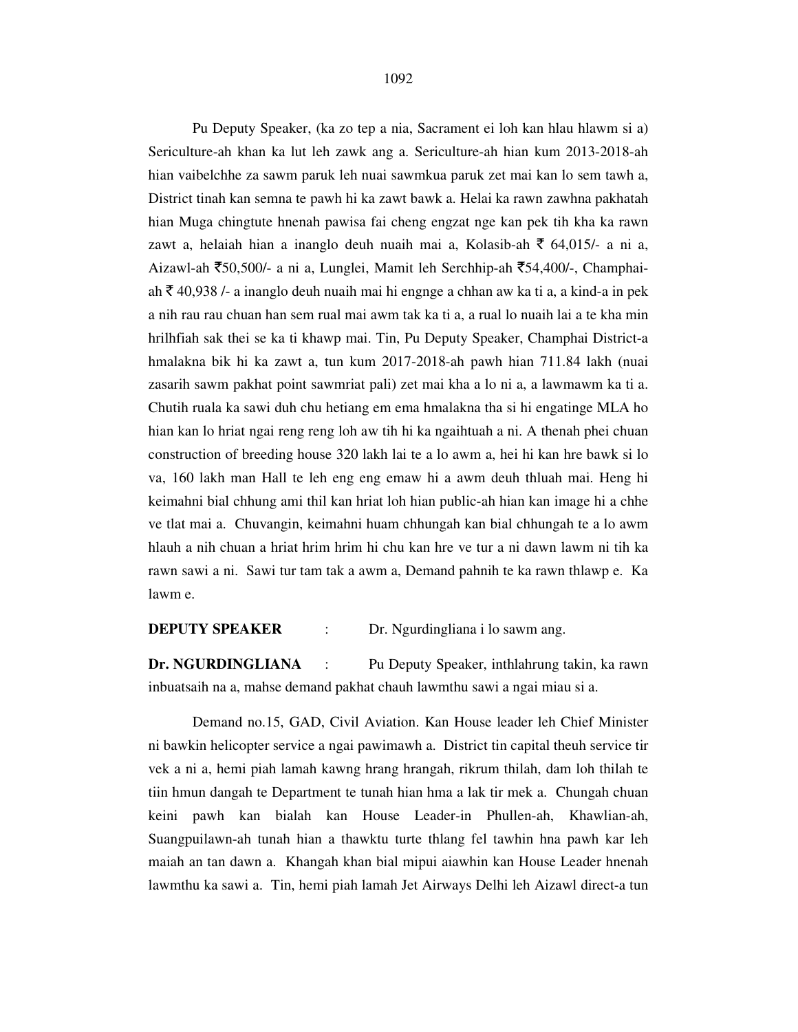Pu Deputy Speaker, (ka zo tep a nia, Sacrament ei loh kan hlau hlawm si a) Sericulture-ah khan ka lut leh zawk ang a. Sericulture-ah hian kum 2013-2018-ah hian vaibelchhe za sawm paruk leh nuai sawmkua paruk zet mai kan lo sem tawh a, District tinah kan semna te pawh hi ka zawt bawk a. Helai ka rawn zawhna pakhatah hian Muga chingtute hnenah pawisa fai cheng engzat nge kan pek tih kha ka rawn zawt a, helaiah hian a inanglo deuh nuaih mai a, Kolasib-ah ₹ 64,015/- a ni a, Aizawl-ah ₹50,500/- a ni a, Lunglei, Mamit leh Serchhip-ah ₹54,400/-, Champhai-ah ₹ 40,938 /- a inanglo deuh nuaih mai hi engnge a chhan aw ka ti a, a kind-a in pek a nih rau rau chuan han sem rual mai awm tak ka ti a, a rual lo nuaih lai a te kha min hrilhfiah sak thei se ka ti khawp mai. Tin, Pu Deputy Speaker, Champhai District-a hmalakna bik hi ka zawt a, tun kum 2017-2018-ah pawh hian 711.84 lakh (nuai zasarih sawm pakhat point sawmriat pali) zet mai kha a lo ni a, a lawmawm ka ti a. Chutih ruala ka sawi duh chu hetiang em ema hmalakna tha si hi engatinge MLA ho hian kan lo hriat ngai reng reng loh aw tih hi ka ngaihtuah a ni. A thenah phei chuan construction of breeding house 320 lakh lai te a lo awm a, hei hi kan hre bawk si lo va, 160 lakh man Hall te leh eng eng emaw hi a awm deuh thluah mai. Heng hi keimahni bial chhung ami thil kan hriat loh hian public-ah hian kan image hi a chhe ve tlat mai a. Chuvangin, keimahni huam chhungah kan bial chhungah te a lo awm hlauh a nih chuan a hriat hrim hrim hi chu kan hre ve tur a ni dawn lawm ni tih ka rawn sawi a ni. Sawi tur tam tak a awm a, Demand pahnih te ka rawn thlawp e. Ka lawm e.

**DEPUTY SPEAKER** : Dr. Ngurdingliana i lo sawm ang.

**Dr. NGURDINGLIANA** : Pu Deputy Speaker, inthlahrung takin, ka rawn inbuatsaih na a, mahse demand pakhat chauh lawmthu sawi a ngai miau si a.

Demand no.15, GAD, Civil Aviation. Kan House leader leh Chief Minister ni bawkin helicopter service a ngai pawimawh a. District tin capital theuh service tir vek a ni a, hemi piah lamah kawng hrang hrangah, rikrum thilah, dam loh thilah te tiin hmun dangah te Department te tunah hian hma a lak tir mek a. Chungah chuan keini pawh kan bialah kan House Leader-in Phullen-ah, Khawlian-ah, Suangpuilawn-ah tunah hian a thawktu turte thlang fel tawhin hna pawh kar leh maiah an tan dawn a. Khangah khan bial mipui aiawhin kan House Leader hnenah lawmthu ka sawi a. Tin, hemi piah lamah Jet Airways Delhi leh Aizawl direct-a tun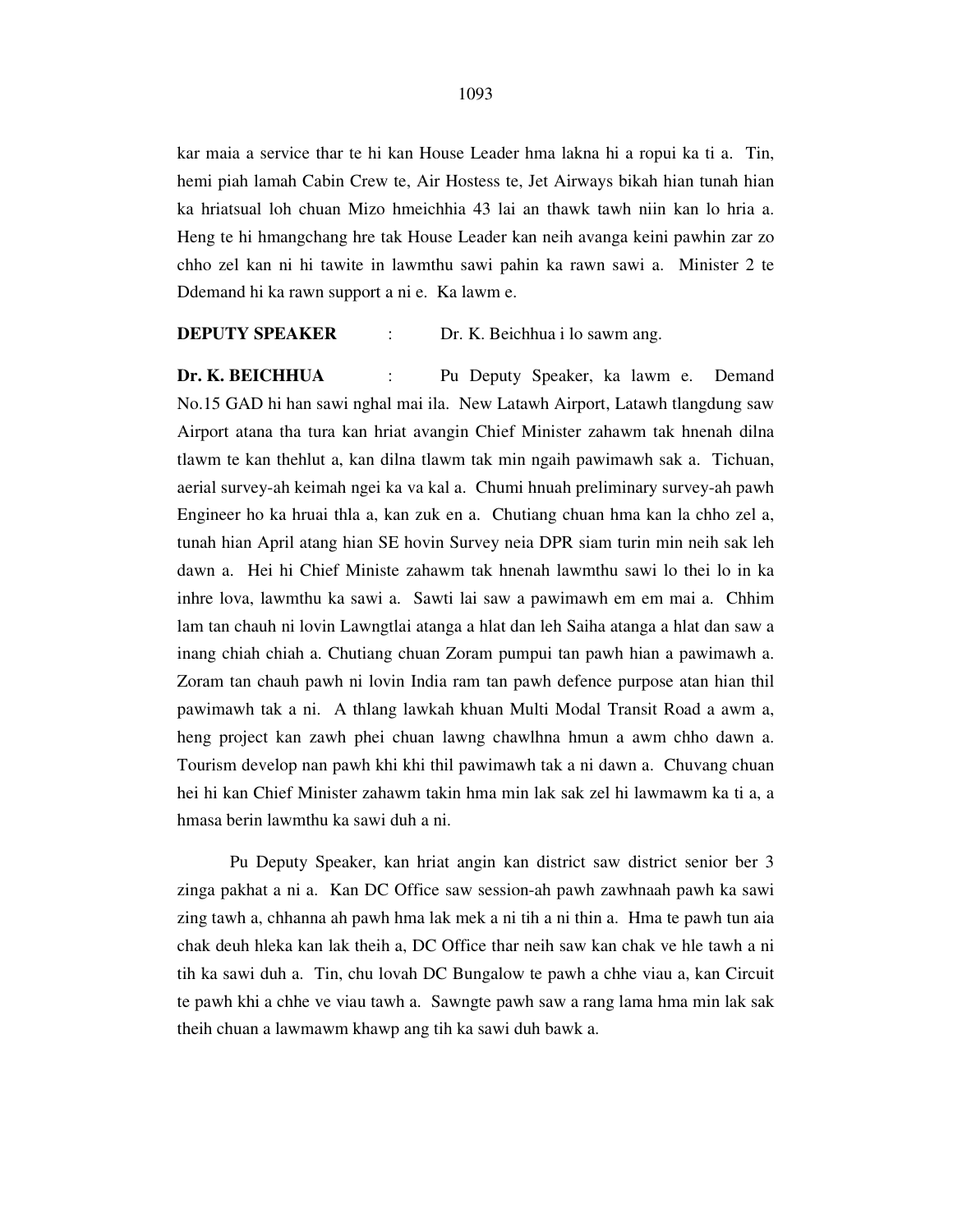kar maia a service thar te hi kan House Leader hma lakna hi a ropui ka ti a. Tin, hemi piah lamah Cabin Crew te, Air Hostess te, Jet Airways bikah hian tunah hian ka hriatsual loh chuan Mizo hmeichhia 43 lai an thawk tawh niin kan lo hria a. Heng te hi hmangchang hre tak House Leader kan neih avanga keini pawhin zar zo chho zel kan ni hi tawite in lawmthu sawi pahin ka rawn sawi a. Minister 2 te Ddemand hi ka rawn support a ni e. Ka lawm e.

**DEPUTY SPEAKER** : Dr. K. Beichhua i lo sawm ang.

**Dr. K. BEICHHUA** : Pu Deputy Speaker, ka lawm e. Demand No.15 GAD hi han sawi nghal mai ila. New Latawh Airport, Latawh tlangdung saw Airport atana tha tura kan hriat avangin Chief Minister zahawm tak hnenah dilna tlawm te kan thehlut a, kan dilna tlawm tak min ngaih pawimawh sak a. Tichuan, aerial survey-ah keimah ngei ka va kal a. Chumi hnuah preliminary survey-ah pawh Engineer ho ka hruai thla a, kan zuk en a. Chutiang chuan hma kan la chho zel a, tunah hian April atang hian SE hovin Survey neia DPR siam turin min neih sak leh dawn a. Hei hi Chief Ministe zahawm tak hnenah lawmthu sawi lo thei lo in ka inhre lova, lawmthu ka sawi a. Sawti lai saw a pawimawh em em mai a. Chhim lam tan chauh ni lovin Lawngtlai atanga a hlat dan leh Saiha atanga a hlat dan saw a inang chiah chiah a. Chutiang chuan Zoram pumpui tan pawh hian a pawimawh a. Zoram tan chauh pawh ni lovin India ram tan pawh defence purpose atan hian thil pawimawh tak a ni. A thlang lawkah khuan Multi Modal Transit Road a awm a, heng project kan zawh phei chuan lawng chawlhna hmun a awm chho dawn a. Tourism develop nan pawh khi khi thil pawimawh tak a ni dawn a. Chuvang chuan hei hi kan Chief Minister zahawm takin hma min lak sak zel hi lawmawm ka ti a, a hmasa berin lawmthu ka sawi duh a ni.

Pu Deputy Speaker, kan hriat angin kan district saw district senior ber 3 zinga pakhat a ni a. Kan DC Office saw session-ah pawh zawhnaah pawh ka sawi zing tawh a, chhanna ah pawh hma lak mek a ni tih a ni thin a. Hma te pawh tun aia chak deuh hleka kan lak theih a, DC Office thar neih saw kan chak ve hle tawh a ni tih ka sawi duh a. Tin, chu lovah DC Bungalow te pawh a chhe viau a, kan Circuit te pawh khi a chhe ve viau tawh a. Sawngte pawh saw a rang lama hma min lak sak theih chuan a lawmawm khawp ang tih ka sawi duh bawk a.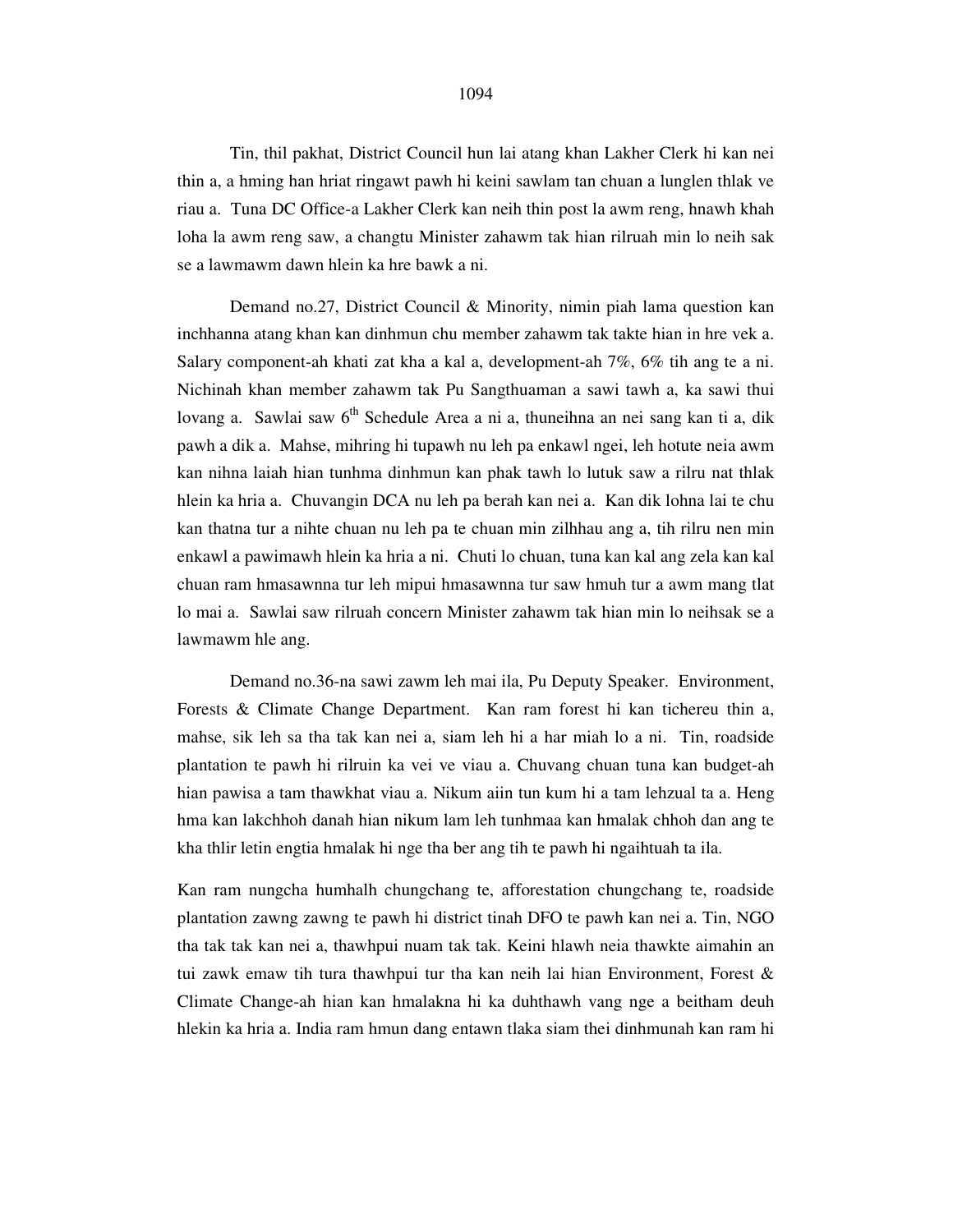Tin, thil pakhat, District Council hun lai atang khan Lakher Clerk hi kan nei thin a, a hming han hriat ringawt pawh hi keini sawlam tan chuan a lunglen thlak ve riau a. Tuna DC Office-a Lakher Clerk kan neih thin post la awm reng, hnawh khah loha la awm reng saw, a changtu Minister zahawm tak hian rilruah min lo neih sak se a lawmawm dawn hlein ka hre bawk a ni.

Demand no.27, District Council & Minority, nimin piah lama question kan inchhanna atang khan kan dinhmun chu member zahawm tak takte hian in hre vek a. Salary component-ah khati zat kha a kal a, development-ah 7%, 6% tih ang te a ni. Nichinah khan member zahawm tak Pu Sangthuaman a sawi tawh a, ka sawi thui lovang a. Sawlai saw 6th Schedule Area a ni a, thuneihna an nei sang kan ti a, dik pawh a dik a. Mahse, mihring hi tupawh nu leh pa enkawl ngei, leh hotute neia awm kan nihna laiah hian tunhma dinhmun kan phak tawh lo lutuk saw a rilru nat thlak hlein ka hria a. Chuvangin DCA nu leh pa berah kan nei a. Kan dik lohna lai te chu kan thatna tur a nihte chuan nu leh pa te chuan min zilhhau ang a, tih rilru nen min enkawl a pawimawh hlein ka hria a ni. Chuti lo chuan, tuna kan kal ang zela kan kal chuan ram hmasawnna tur leh mipui hmasawnna tur saw hmuh tur a awm mang tlat lo mai a. Sawlai saw rilruah concern Minister zahawm tak hian min lo neihsak se a lawmawm hle ang.

Demand no.36-na sawi zawm leh mai ila, Pu Deputy Speaker. Environment, Forests & Climate Change Department. Kan ram forest hi kan tichereu thin a, mahse, sik leh sa tha tak kan nei a, siam leh hi a har miah lo a ni. Tin, roadside plantation te pawh hi rilruin ka vei ve viau a. Chuvang chuan tuna kan budget-ah hian pawisa a tam thawkhat viau a. Nikum aiin tun kum hi a tam lehzual ta a. Heng hma kan lakchhoh danah hian nikum lam leh tunhmaa kan hmalak chhoh dan ang te kha thlir letin engtia hmalak hi nge tha ber ang tih te pawh hi ngaihtuah ta ila.

Kan ram nungcha humhalh chungchang te, afforestation chungchang te, roadside plantation zawng zawng te pawh hi district tinah DFO te pawh kan nei a. Tin, NGO tha tak tak kan nei a, thawhpui nuam tak tak. Keini hlawh neia thawkte aimahin an tui zawk emaw tih tura thawhpui tur tha kan neih lai hian Environment, Forest & Climate Change-ah hian kan hmalakna hi ka duhthawh vang nge a beitham deuh hlekin ka hria a. India ram hmun dang entawn tlaka siam thei dinhmunah kan ram hi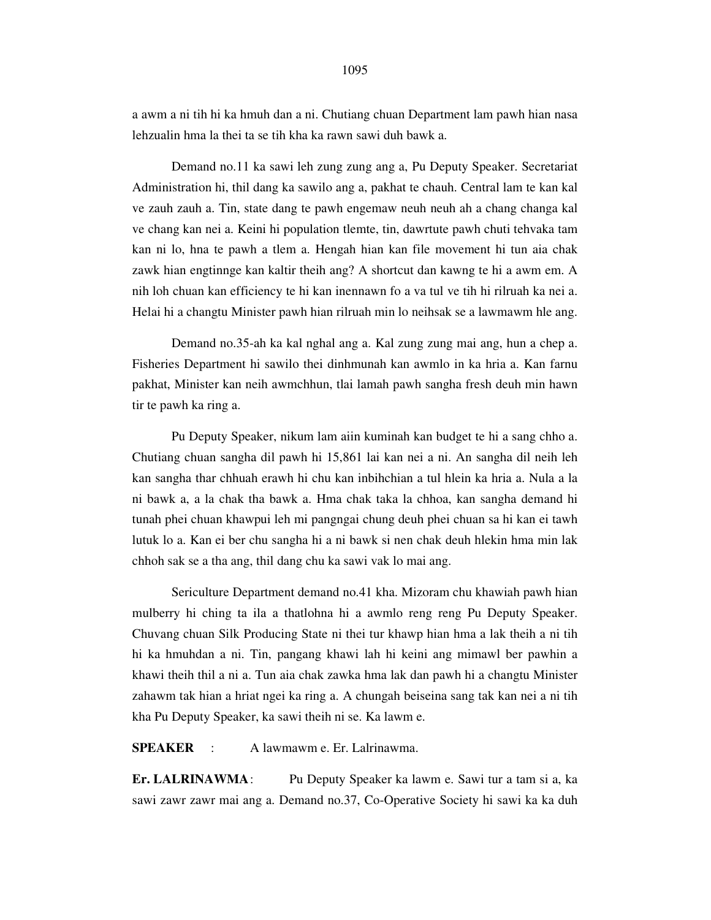a awm a ni tih hi ka hmuh dan a ni. Chutiang chuan Department lam pawh hian nasa lehzualin hma la thei ta se tih kha ka rawn sawi duh bawk a.

Demand no.11 ka sawi leh zung zung ang a, Pu Deputy Speaker. Secretariat Administration hi, thil dang ka sawilo ang a, pakhat te chauh. Central lam te kan kal ve zauh zauh a. Tin, state dang te pawh engemaw neuh neuh ah a chang changa kal ve chang kan nei a. Keini hi population tlemte, tin, dawrtute pawh chuti tehvaka tam kan ni lo, hna te pawh a tlem a. Hengah hian kan file movement hi tun aia chak zawk hian engtinnge kan kaltir theih ang? A shortcut dan kawng te hi a awm em. A nih loh chuan kan efficiency te hi kan inennawn fo a va tul ve tih hi rilruah ka nei a. Helai hi a changtu Minister pawh hian rilruah min lo neihsak se a lawmawm hle ang.

Demand no.35-ah ka kal nghal ang a. Kal zung zung mai ang, hun a chep a. Fisheries Department hi sawilo thei dinhmunah kan awmlo in ka hria a. Kan farnu pakhat, Minister kan neih awmchhun, tlai lamah pawh sangha fresh deuh min hawn tir te pawh ka ring a.

Pu Deputy Speaker, nikum lam aiin kuminah kan budget te hi a sang chho a. Chutiang chuan sangha dil pawh hi 15,861 lai kan nei a ni. An sangha dil neih leh kan sangha thar chhuah erawh hi chu kan inbihchian a tul hlein ka hria a. Nula a la ni bawk a, a la chak tha bawk a. Hma chak taka la chhoa, kan sangha demand hi tunah phei chuan khawpui leh mi pangngai chung deuh phei chuan sa hi kan ei tawh lutuk lo a. Kan ei ber chu sangha hi a ni bawk si nen chak deuh hlekin hma min lak chhoh sak se a tha ang, thil dang chu ka sawi vak lo mai ang.

Sericulture Department demand no.41 kha. Mizoram chu khawiah pawh hian mulberry hi ching ta ila a thatlohna hi a awmlo reng reng Pu Deputy Speaker. Chuvang chuan Silk Producing State ni thei tur khawp hian hma a lak theih a ni tih hi ka hmuhdan a ni. Tin, pangang khawi lah hi keini ang mimawl ber pawhin a khawi theih thil a ni a. Tun aia chak zawka hma lak dan pawh hi a changtu Minister zahawm tak hian a hriat ngei ka ring a. A chungah beiseina sang tak kan nei a ni tih kha Pu Deputy Speaker, ka sawi theih ni se. Ka lawm e.

**SPEAKER** : A lawmawm e. Er. Lalrinawma.

**Er. LALRINAWMA**: Pu Deputy Speaker ka lawm e. Sawi tur a tam si a, ka sawi zawr zawr mai ang a. Demand no.37, Co-Operative Society hi sawi ka ka duh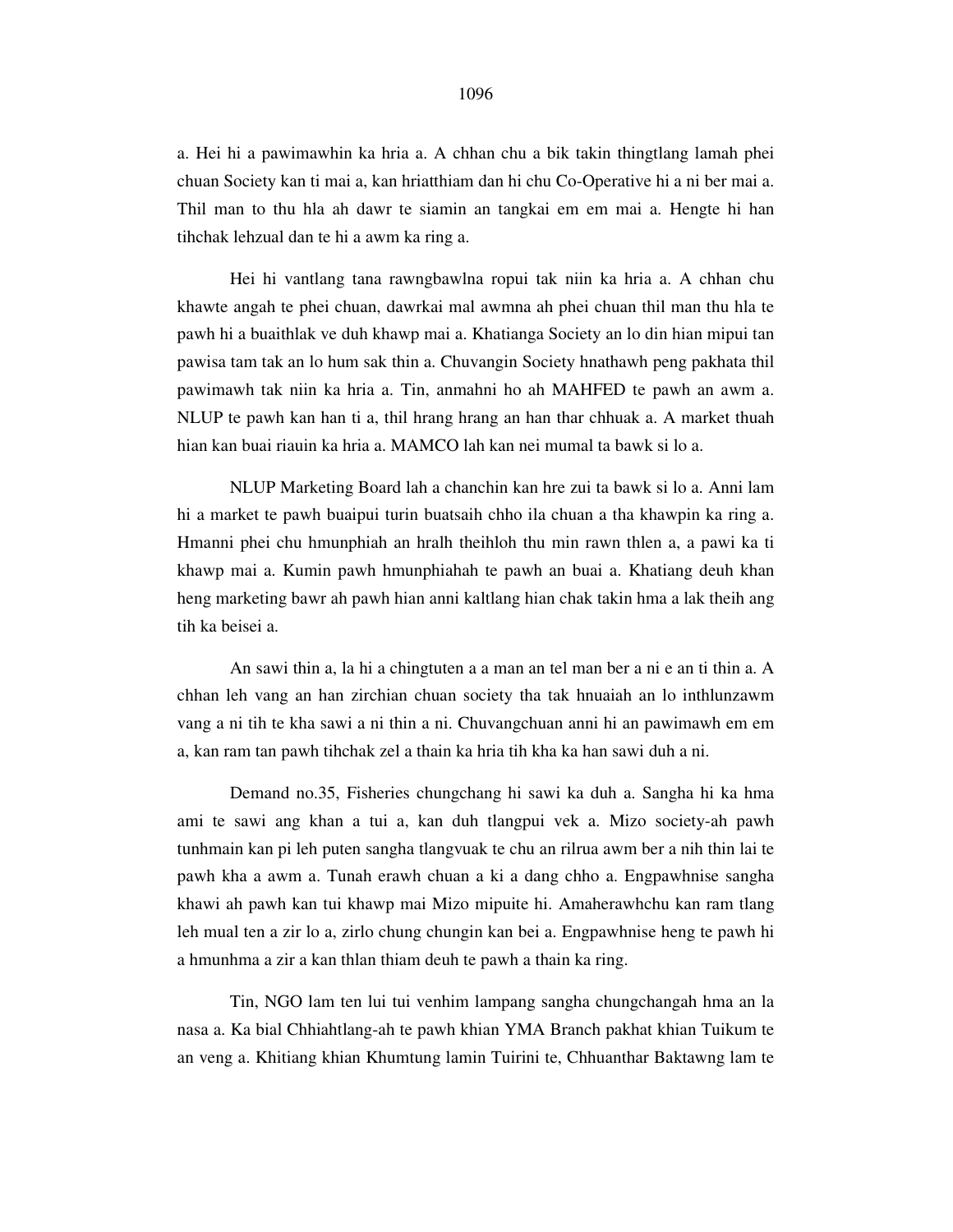a. Hei hi a pawimawhin ka hria a. A chhan chu a bik takin thingtlang lamah phei chuan Society kan ti mai a, kan hriatthiam dan hi chu Co-Operative hi a ni ber mai a. Thil man to thu hla ah dawr te siamin an tangkai em em mai a. Hengte hi han tihchak lehzual dan te hi a awm ka ring a.

Hei hi vantlang tana rawngbawlna ropui tak niin ka hria a. A chhan chu khawte angah te phei chuan, dawrkai mal awmna ah phei chuan thil man thu hla te pawh hi a buaithlak ve duh khawp mai a. Khatianga Society an lo din hian mipui tan pawisa tam tak an lo hum sak thin a. Chuvangin Society hnathawh peng pakhata thil pawimawh tak niin ka hria a. Tin, anmahni ho ah MAHFED te pawh an awm a. NLUP te pawh kan han ti a, thil hrang hrang an han thar chhuak a. A market thuah hian kan buai riauin ka hria a. MAMCO lah kan nei mumal ta bawk si lo a.

NLUP Marketing Board lah a chanchin kan hre zui ta bawk si lo a. Anni lam hi a market te pawh buaipui turin buatsaih chho ila chuan a tha khawpin ka ring a. Hmanni phei chu hmunphiah an hralh theihloh thu min rawn thlen a, a pawi ka ti khawp mai a. Kumin pawh hmunphiahah te pawh an buai a. Khatiang deuh khan heng marketing bawr ah pawh hian anni kaltlang hian chak takin hma a lak theih ang tih ka beisei a.

An sawi thin a, la hi a chingtuten a a man an tel man ber a ni e an ti thin a. A chhan leh vang an han zirchian chuan society tha tak hnuaiah an lo inthlunzawm vang a ni tih te kha sawi a ni thin a ni. Chuvangchuan anni hi an pawimawh em em a, kan ram tan pawh tihchak zel a thain ka hria tih kha ka han sawi duh a ni.

Demand no.35, Fisheries chungchang hi sawi ka duh a. Sangha hi ka hma ami te sawi ang khan a tui a, kan duh tlangpui vek a. Mizo society-ah pawh tunhmain kan pi leh puten sangha tlangvuak te chu an rilrua awm ber a nih thin lai te pawh kha a awm a. Tunah erawh chuan a ki a dang chho a. Engpawhnise sangha khawi ah pawh kan tui khawp mai Mizo mipuite hi. Amaherawhchu kan ram tlang leh mual ten a zir lo a, zirlo chung chungin kan bei a. Engpawhnise heng te pawh hi a hmunhma a zir a kan thlan thiam deuh te pawh a thain ka ring.

Tin, NGO lam ten lui tui venhim lampang sangha chungchangah hma an la nasa a. Ka bial Chhiahtlang-ah te pawh khian YMA Branch pakhat khian Tuikum te an veng a. Khitiang khian Khumtung lamin Tuirini te, Chhuanthar Baktawng lam te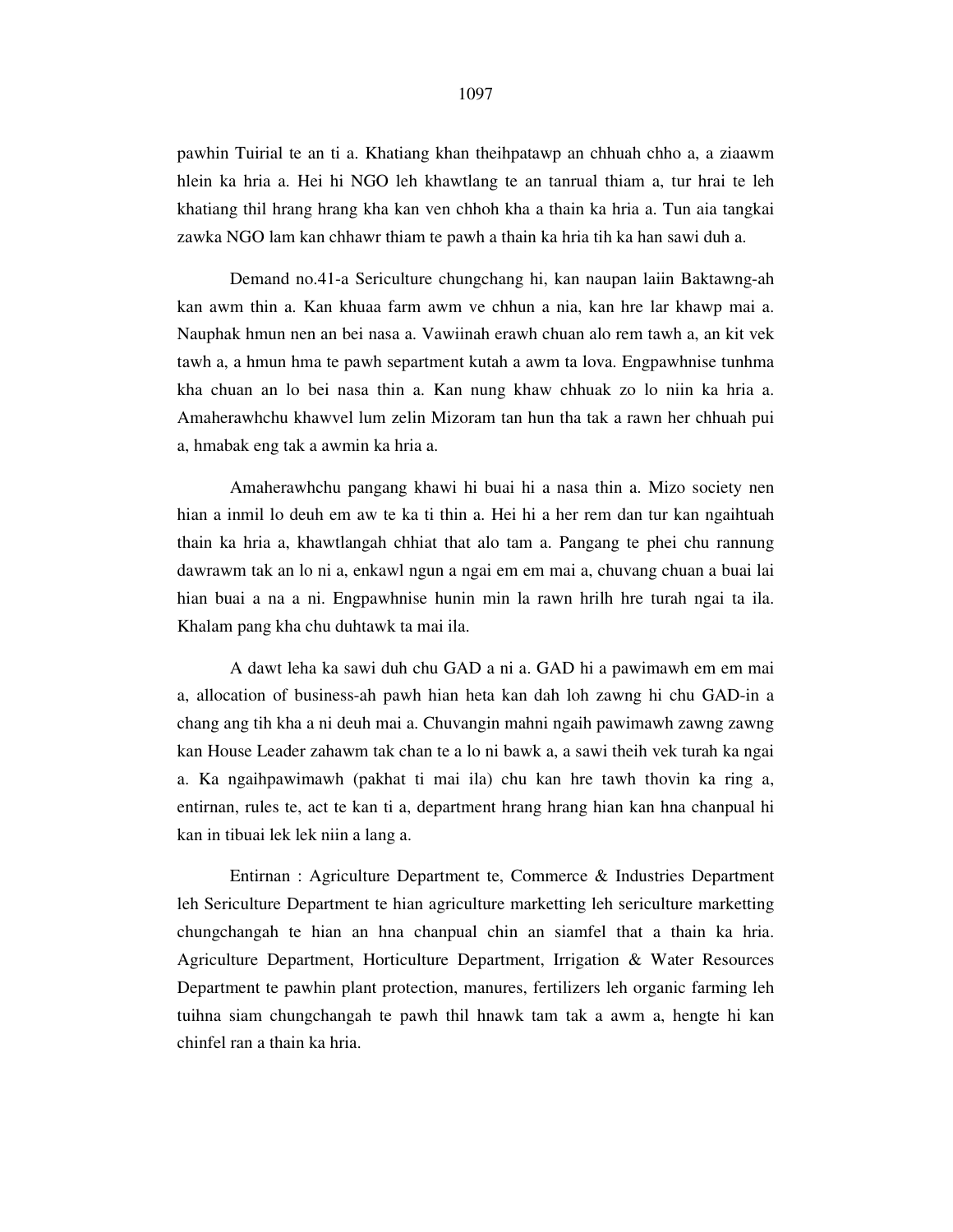pawhin Tuirial te an ti a. Khatiang khan theihpatawp an chhuah chho a, a ziaawm hlein ka hria a. Hei hi NGO leh khawtlang te an tanrual thiam a, tur hrai te leh khatiang thil hrang hrang kha kan ven chhoh kha a thain ka hria a. Tun aia tangkai zawka NGO lam kan chhawr thiam te pawh a thain ka hria tih ka han sawi duh a.

Demand no.41-a Sericulture chungchang hi, kan naupan laiin Baktawng-ah kan awm thin a. Kan khuaa farm awm ve chhun a nia, kan hre lar khawp mai a. Nauphak hmun nen an bei nasa a. Vawiinah erawh chuan alo rem tawh a, an kit vek tawh a, a hmun hma te pawh separtment kutah a awm ta lova. Engpawhnise tunhma kha chuan an lo bei nasa thin a. Kan nung khaw chhuak zo lo niin ka hria a. Amaherawhchu khawvel lum zelin Mizoram tan hun tha tak a rawn her chhuah pui a, hmabak eng tak a awmin ka hria a.

Amaherawhchu pangang khawi hi buai hi a nasa thin a. Mizo society nen hian a inmil lo deuh em aw te ka ti thin a. Hei hi a her rem dan tur kan ngaihtuah thain ka hria a, khawtlangah chhiat that alo tam a. Pangang te phei chu rannung dawrawm tak an lo ni a, enkawl ngun a ngai em em mai a, chuvang chuan a buai lai hian buai a na a ni. Engpawhnise hunin min la rawn hrilh hre turah ngai ta ila. Khalam pang kha chu duhtawk ta mai ila.

A dawt leha ka sawi duh chu GAD a ni a. GAD hi a pawimawh em em mai a, allocation of business-ah pawh hian heta kan dah loh zawng hi chu GAD-in a chang ang tih kha a ni deuh mai a. Chuvangin mahni ngaih pawimawh zawng zawng kan House Leader zahawm tak chan te a lo ni bawk a, a sawi theih vek turah ka ngai a. Ka ngaihpawimawh (pakhat ti mai ila) chu kan hre tawh thovin ka ring a, entirnan, rules te, act te kan ti a, department hrang hrang hian kan hna chanpual hi kan in tibuai lek lek niin a lang a.

Entirnan : Agriculture Department te, Commerce & Industries Department leh Sericulture Department te hian agriculture marketting leh sericulture marketting chungchangah te hian an hna chanpual chin an siamfel that a thain ka hria. Agriculture Department, Horticulture Department, Irrigation & Water Resources Department te pawhin plant protection, manures, fertilizers leh organic farming leh tuihna siam chungchangah te pawh thil hnawk tam tak a awm a, hengte hi kan chinfel ran a thain ka hria.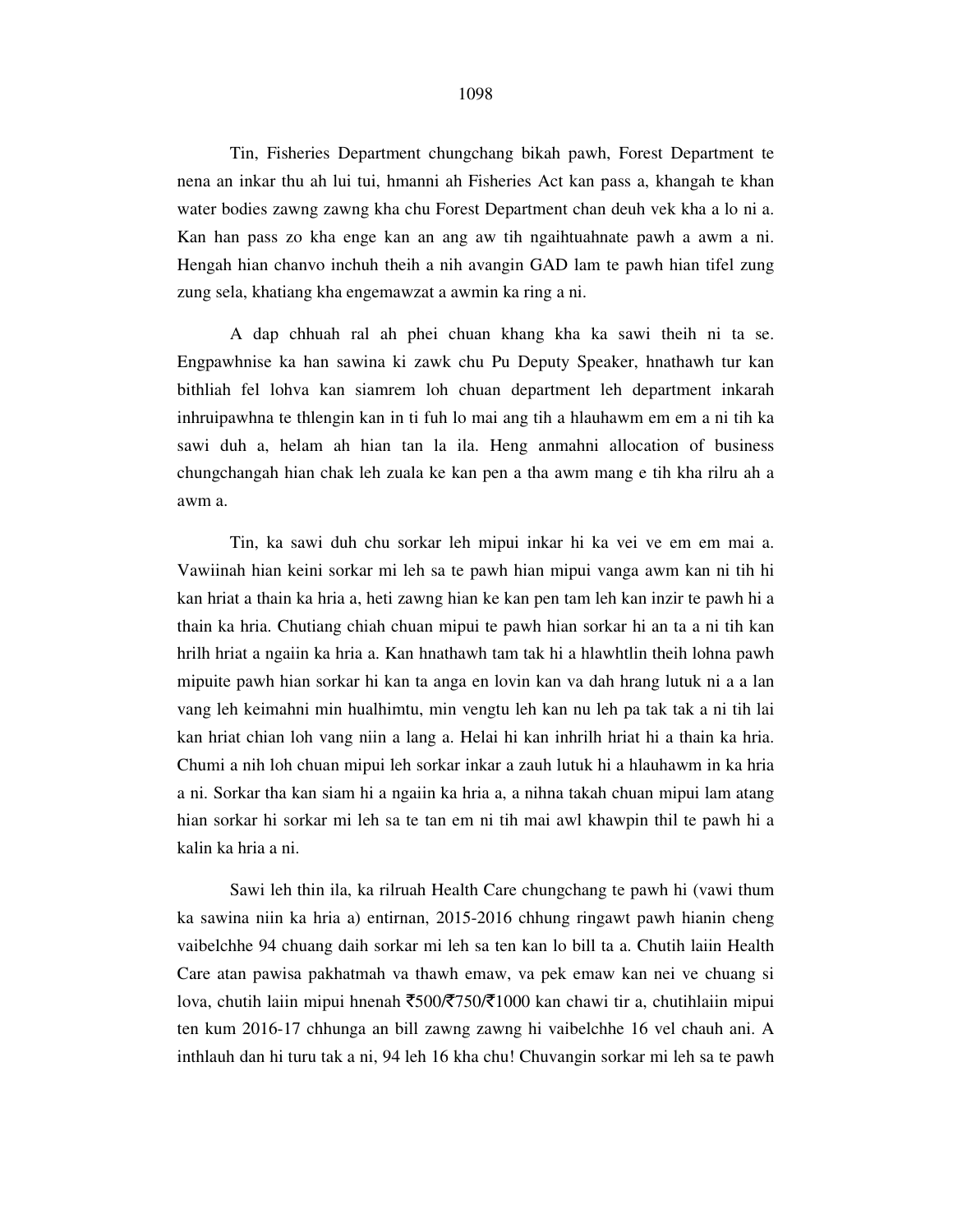Tin, Fisheries Department chungchang bikah pawh, Forest Department te nena an inkar thu ah lui tui, hmanni ah Fisheries Act kan pass a, khangah te khan water bodies zawng zawng kha chu Forest Department chan deuh vek kha a lo ni a. Kan han pass zo kha enge kan an ang aw tih ngaihtuahnate pawh a awm a ni. Hengah hian chanvo inchuh theih a nih avangin GAD lam te pawh hian tifel zung zung sela, khatiang kha engemawzat a awmin ka ring a ni.

A dap chhuah ral ah phei chuan khang kha ka sawi theih ni ta se. Engpawhnise ka han sawina ki zawk chu Pu Deputy Speaker, hnathawh tur kan bithliah fel lohva kan siamrem loh chuan department leh department inkarah inhruipawhna te thlengin kan in ti fuh lo mai ang tih a hlauhawm em em a ni tih ka sawi duh a, helam ah hian tan la ila. Heng anmahni allocation of business chungchangah hian chak leh zuala ke kan pen a tha awm mang e tih kha rilru ah a awm a.

Tin, ka sawi duh chu sorkar leh mipui inkar hi ka vei ve em em mai a. Vawiinah hian keini sorkar mi leh sa te pawh hian mipui vanga awm kan ni tih hi kan hriat a thain ka hria a, heti zawng hian ke kan pen tam leh kan inzir te pawh hi a thain ka hria. Chutiang chiah chuan mipui te pawh hian sorkar hi an ta a ni tih kan hrilh hriat a ngaiin ka hria a. Kan hnathawh tam tak hi a hlawhtlin theih lohna pawh mipuite pawh hian sorkar hi kan ta anga en lovin kan va dah hrang lutuk ni a a lan vang leh keimahni min hualhimtu, min vengtu leh kan nu leh pa tak tak a ni tih lai kan hriat chian loh vang niin a lang a. Helai hi kan inhrilh hriat hi a thain ka hria. Chumi a nih loh chuan mipui leh sorkar inkar a zauh lutuk hi a hlauhawm in ka hria a ni. Sorkar tha kan siam hi a ngaiin ka hria a, a nihna takah chuan mipui lam atang hian sorkar hi sorkar mi leh sa te tan em ni tih mai awl khawpin thil te pawh hi a kalin ka hria a ni.

Sawi leh thin ila, ka rilruah Health Care chungchang te pawh hi (vawi thum ka sawina niin ka hria a) entirnan, 2015-2016 chhung ringawt pawh hianin cheng vaibelchhe 94 chuang daih sorkar mi leh sa ten kan lo bill ta a. Chutih laiin Health Care atan pawisa pakhatmah va thawh emaw, va pek emaw kan nei ve chuang si lova, chutih laiin mipui hnenah ₹500/₹750/₹1000 kan chawi tir a, chutihlaiin mipui ten kum 2016-17 chhunga an bill zawng zawng hi vaibelchhe 16 vel chauh ani. A inthlauh dan hi turu tak a ni, 94 leh 16 kha chu! Chuvangin sorkar mi leh sa te pawh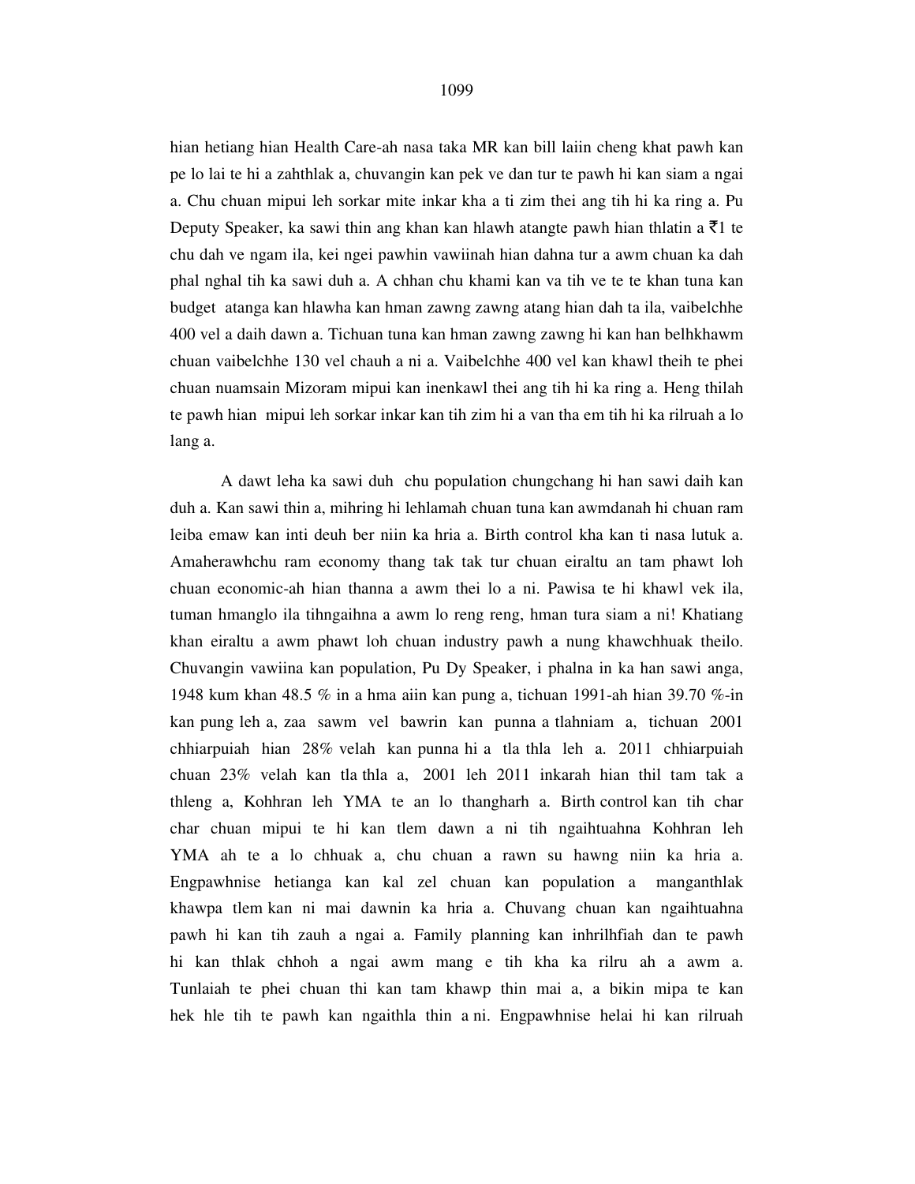hian hetiang hian Health Care-ah nasa taka MR kan bill laiin cheng khat pawh kan pe lo lai te hi a zahthlak a, chuvangin kan pek ve dan tur te pawh hi kan siam a ngai a. Chu chuan mipui leh sorkar mite inkar kha a ti zim thei ang tih hi ka ring a. Pu Deputy Speaker, ka sawi thin ang khan kan hlawh atangte pawh hian thlatin a ₹1 te chu dah ve ngam ila, kei ngei pawhin vawiinah hian dahna tur a awm chuan ka dah phal nghal tih ka sawi duh a. A chhan chu khami kan va tih ve te te khan tuna kan budget atanga kan hlawha kan hman zawng zawng atang hian dah ta ila, vaibelchhe 400 vel a daih dawn a. Tichuan tuna kan hman zawng zawng hi kan han belhkhawm chuan vaibelchhe 130 vel chauh a ni a. Vaibelchhe 400 vel kan khawl theih te phei chuan nuamsain Mizoram mipui kan inenkawl thei ang tih hi ka ring a. Heng thilah te pawh hian mipui leh sorkar inkar kan tih zim hi a van tha em tih hi ka rilruah a lo lang a.

A dawt leha ka sawi duh chu population chungchang hi han sawi daih kan duh a. Kan sawi thin a, mihring hi lehlamah chuan tuna kan awmdanah hi chuan ram leiba emaw kan inti deuh ber niin ka hria a. Birth control kha kan ti nasa lutuk a. Amaherawhchu ram economy thang tak tak tur chuan eiraltu an tam phawt loh chuan economic-ah hian thanna a awm thei lo a ni. Pawisa te hi khawl vek ila, tuman hmanglo ila tihngaihna a awm lo reng reng, hman tura siam a ni! Khatiang khan eiraltu a awm phawt loh chuan industry pawh a nung khawchhuak theilo. Chuvangin vawiina kan population, Pu Dy Speaker, i phalna in ka han sawi anga, 1948 kum khan 48.5 % in a hma aiin kan pung a, tichuan 1991-ah hian 39.70 %-in kan pung leh a, zaa sawm vel bawrin kan punna a tlahniam a, tichuan 2001 chhiarpuiah hian 28% velah kan punna hi a tla thla leh a. 2011 chhiarpuiah chuan 23% velah kan tla thla a, 2001 leh 2011 inkarah hian thil tam tak a thleng a, Kohhran leh YMA te an lo thangharh a. Birth control kan tih char char chuan mipui te hi kan tlem dawn a ni tih ngaihtuahna Kohhran leh YMA ah te a lo chhuak a, chu chuan a rawn su hawng niin ka hria a. Engpawhnise hetianga kan kal zel chuan kan population a manganthlak khawpa tlem kan ni mai dawnin ka hria a. Chuvang chuan kan ngaihtuahna pawh hi kan tih zauh a ngai a. Family planning kan inhrilhfiah dan te pawh hi kan thlak chhoh a ngai awm mang e tih kha ka rilru ah a awm a. Tunlaiah te phei chuan thi kan tam khawp thin mai a, a bikin mipa te kan hek hle tih te pawh kan ngaithla thin a ni. Engpawhnise helai hi kan rilruah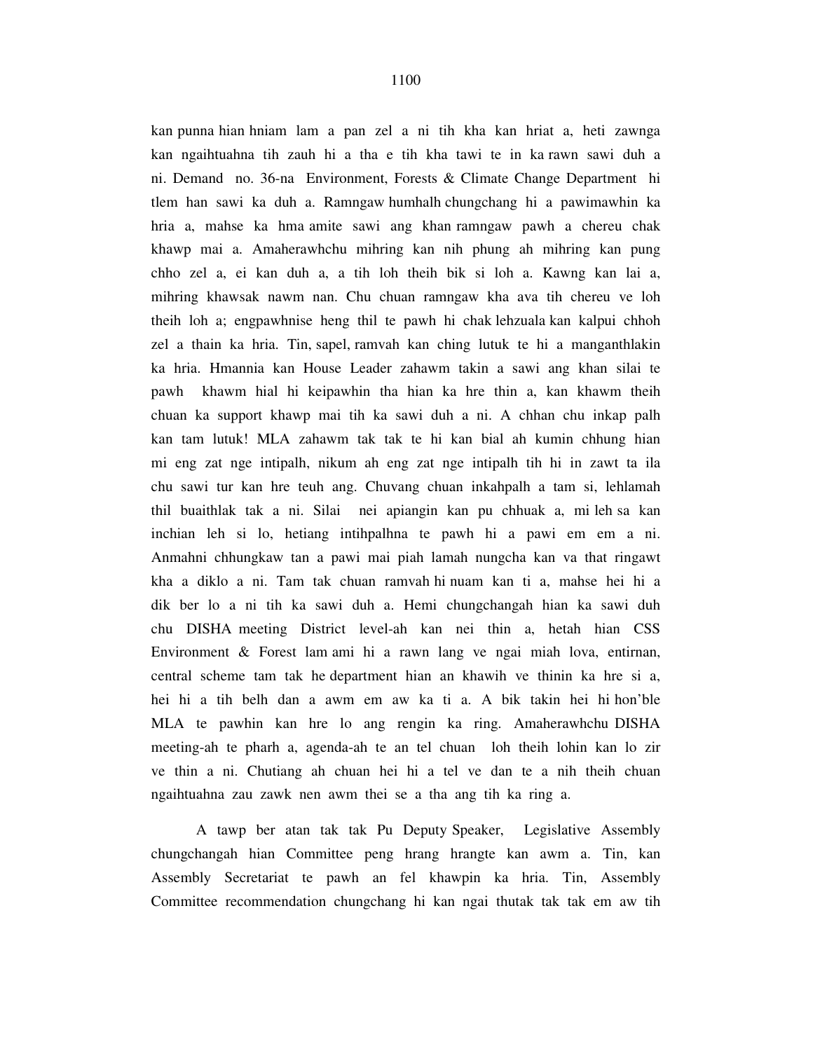kan punna hian hniam lam a pan zel a ni tih kha kan hriat a, heti zawnga kan ngaihtuahna tih zauh hi a tha e tih kha tawi te in ka rawn sawi duh a ni. Demand no. 36-na Environment, Forests & Climate Change Department hi tlem han sawi ka duh a. Ramngaw humhalh chungchang hi a pawimawhin ka hria a, mahse ka hma amite sawi ang khan ramngaw pawh a chereu chak khawp mai a. Amaherawhchu mihring kan nih phung ah mihring kan pung chho zel a, ei kan duh a, a tih loh theih bik si loh a. Kawng kan lai a, mihring khawsak nawm nan. Chu chuan ramngaw kha ava tih chereu ve loh theih loh a; engpawhnise heng thil te pawh hi chak lehzuala kan kalpui chhoh zel a thain ka hria. Tin, sapel, ramvah kan ching lutuk te hi a manganthlakin ka hria. Hmannia kan House Leader zahawm takin a sawi ang khan silai te pawh khawm hial hi keipawhin tha hian ka hre thin a, kan khawm theih chuan ka support khawp mai tih ka sawi duh a ni. A chhan chu inkap palh kan tam lutuk! MLA zahawm tak tak te hi kan bial ah kumin chhung hian mi eng zat nge intipalh, nikum ah eng zat nge intipalh tih hi in zawt ta ila chu sawi tur kan hre teuh ang. Chuvang chuan inkahpalh a tam si, lehlamah thil buaithlak tak a ni. Silai nei apiangin kan pu chhuak a, mi leh sa kan inchian leh si lo, hetiang intihpalhna te pawh hi a pawi em em a ni. Anmahni chhungkaw tan a pawi mai piah lamah nungcha kan va that ringawt kha a diklo a ni. Tam tak chuan ramvah hi nuam kan ti a, mahse hei hi a dik ber lo a ni tih ka sawi duh a. Hemi chungchangah hian ka sawi duh chu DISHA meeting District level-ah kan nei thin a, hetah hian CSS Environment & Forest lam ami hi a rawn lang ve ngai miah lova, entirnan, central scheme tam tak he department hian an khawih ve thinin ka hre si a, hei hi a tih belh dan a awm em aw ka ti a. A bik takin hei hi hon'ble MLA te pawhin kan hre lo ang rengin ka ring. Amaherawhchu DISHA meeting-ah te pharh a, agenda-ah te an tel chuan loh theih lohin kan lo zir ve thin a ni. Chutiang ah chuan hei hi a tel ve dan te a nih theih chuan ngaihtuahna zau zawk nen awm thei se a tha ang tih ka ring a.

A tawp ber atan tak tak Pu Deputy Speaker, Legislative Assembly chungchangah hian Committee peng hrang hrangte kan awm a. Tin, kan Assembly Secretariat te pawh an fel khawpin ka hria. Tin, Assembly Committee recommendation chungchang hi kan ngai thutak tak tak em aw tih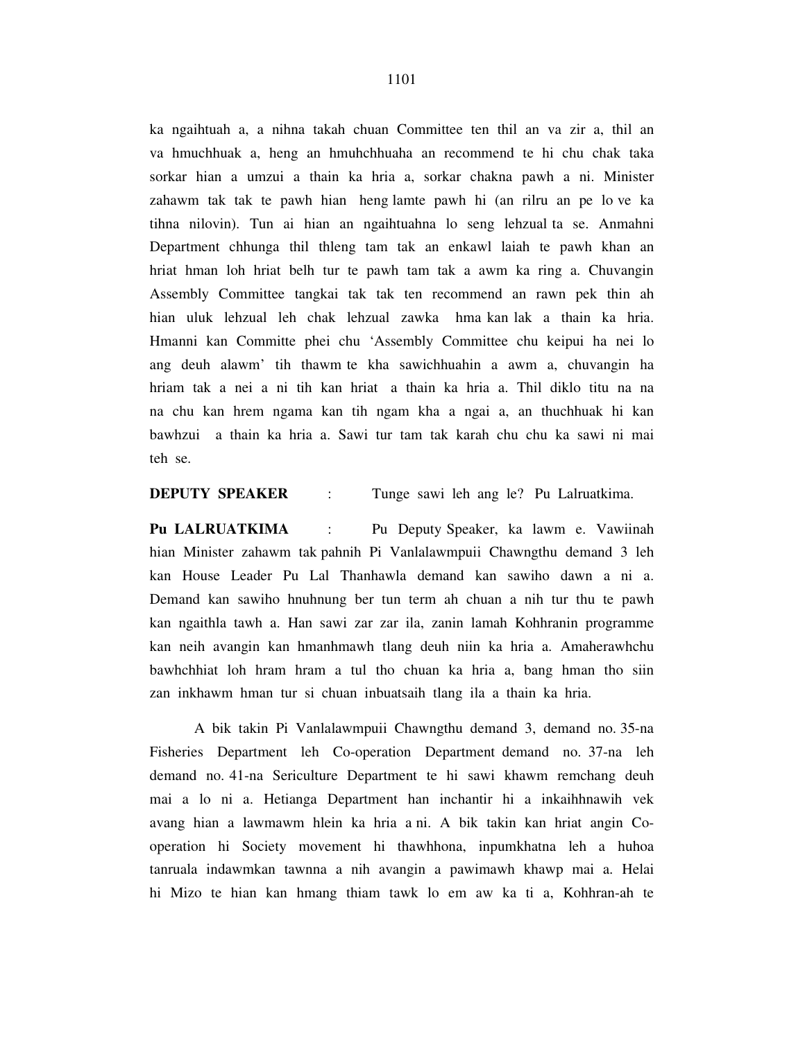ka ngaihtuah a, a nihna takah chuan Committee ten thil an va zir a, thil an va hmuchhuak a, heng an hmuhchhuaha an recommend te hi chu chak taka sorkar hian a umzui a thain ka hria a, sorkar chakna pawh a ni. Minister zahawm tak tak te pawh hian heng lamte pawh hi (an rilru an pe lo ve ka tihna nilovin). Tun ai hian an ngaihtuahna lo seng lehzual ta se. Anmahni Department chhunga thil thleng tam tak an enkawl laiah te pawh khan an hriat hman loh hriat belh tur te pawh tam tak a awm ka ring a. Chuvangin Assembly Committee tangkai tak tak ten recommend an rawn pek thin ah hian uluk lehzual leh chak lehzual zawka hma kan lak a thain ka hria. Hmanni kan Committe phei chu 'Assembly Committee chu keipui ha nei lo ang deuh alawm' tih thawm te kha sawichhuahin a awm a, chuvangin ha hriam tak a nei a ni tih kan hriat a thain ka hria a. Thil diklo titu na na na chu kan hrem ngama kan tih ngam kha a ngai a, an thuchhuak hi kan bawhzui a thain ka hria a. Sawi tur tam tak karah chu chu ka sawi ni mai teh se.

**DEPUTY SPEAKER** : Tunge sawi leh ang le? Pu Lalruatkima.

**Pu LALRUATKIMA** : Pu Deputy Speaker, ka lawm e. Vawiinah hian Minister zahawm tak pahnih Pi Vanlalawmpuii Chawngthu demand 3 leh kan House Leader Pu Lal Thanhawla demand kan sawiho dawn a ni a. Demand kan sawiho hnuhnung ber tun term ah chuan a nih tur thu te pawh kan ngaithla tawh a. Han sawi zar zar ila, zanin lamah Kohhranin programme kan neih avangin kan hmanhmawh tlang deuh niin ka hria a. Amaherawhchu bawhchhiat loh hram hram a tul tho chuan ka hria a, bang hman tho siin zan inkhawm hman tur si chuan inbuatsaih tlang ila a thain ka hria.

A bik takin Pi Vanlalawmpuii Chawngthu demand 3, demand no. 35-na Fisheries Department leh Co-operation Department demand no. 37-na leh demand no. 41-na Sericulture Department te hi sawi khawm remchang deuh mai a lo ni a. Hetianga Department han inchantir hi a inkaihhnawih vek avang hian a lawmawm hlein ka hria a ni. A bik takin kan hriat angin Co-operation hi Society movement hi thawhhona, inpumkhatna leh a huhoa tanruala indawmkan tawnna a nih avangin a pawimawh khawp mai a. Helai hi Mizo te hian kan hmang thiam tawk lo em aw ka ti a, Kohhran-ah te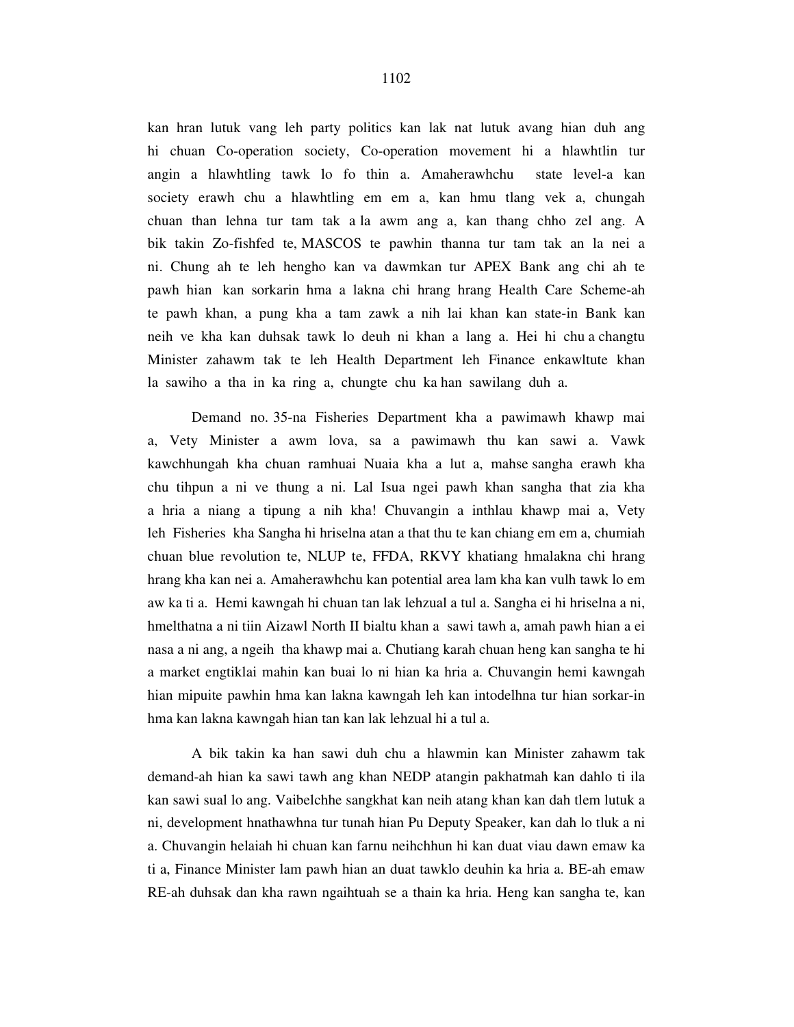kan hran lutuk vang leh party politics kan lak nat lutuk avang hian duh ang hi chuan Co-operation society, Co-operation movement hi a hlawhtlin tur angin a hlawhtling tawk lo fo thin a. Amaherawhchu state level-a kan society erawh chu a hlawhtling em em a, kan hmu tlang vek a, chungah chuan than lehna tur tam tak a la awm ang a, kan thang chho zel ang. A bik takin Zo-fishfed te, MASCOS te pawhin thanna tur tam tak an la nei a ni. Chung ah te leh hengho kan va dawmkan tur APEX Bank ang chi ah te pawh hian kan sorkarin hma a lakna chi hrang hrang Health Care Scheme-ah te pawh khan, a pung kha a tam zawk a nih lai khan kan state-in Bank kan neih ve kha kan duhsak tawk lo deuh ni khan a lang a. Hei hi chu a changtu Minister zahawm tak te leh Health Department leh Finance enkawltute khan la sawiho a tha in ka ring a, chungte chu ka han sawilang duh a.

Demand no. 35-na Fisheries Department kha a pawimawh khawp mai a, Vety Minister a awm lova, sa a pawimawh thu kan sawi a. Vawk kawchhungah kha chuan ramhuai Nuaia kha a lut a, mahse sangha erawh kha chu tihpun a ni ve thung a ni. Lal Isua ngei pawh khan sangha that zia kha a hria a niang a tipung a nih kha! Chuvangin a inthlau khawp mai a, Vety leh Fisheries kha Sangha hi hriselna atan a that thu te kan chiang em em a, chumiah chuan blue revolution te, NLUP te, FFDA, RKVY khatiang hmalakna chi hrang hrang kha kan nei a. Amaherawhchu kan potential area lam kha kan vulh tawk lo em aw ka ti a. Hemi kawngah hi chuan tan lak lehzual a tul a. Sangha ei hi hriselna a ni, hmelthatna a ni tiin Aizawl North II bialtu khan a sawi tawh a, amah pawh hian a ei nasa a ni ang, a ngeih tha khawp mai a. Chutiang karah chuan heng kan sangha te hi a market engtiklai mahin kan buai lo ni hian ka hria a. Chuvangin hemi kawngah hian mipuite pawhin hma kan lakna kawngah leh kan intodelhna tur hian sorkar-in hma kan lakna kawngah hian tan kan lak lehzual hi a tul a.

A bik takin ka han sawi duh chu a hlawmin kan Minister zahawm tak demand-ah hian ka sawi tawh ang khan NEDP atangin pakhatmah kan dahlo ti ila kan sawi sual lo ang. Vaibelchhe sangkhat kan neih atang khan kan dah tlem lutuk a ni, development hnathawhna tur tunah hian Pu Deputy Speaker, kan dah lo tluk a ni a. Chuvangin helaiah hi chuan kan farnu neihchhun hi kan duat viau dawn emaw ka ti a, Finance Minister lam pawh hian an duat tawklo deuhin ka hria a. BE-ah emaw RE-ah duhsak dan kha rawn ngaihtuah se a thain ka hria. Heng kan sangha te, kan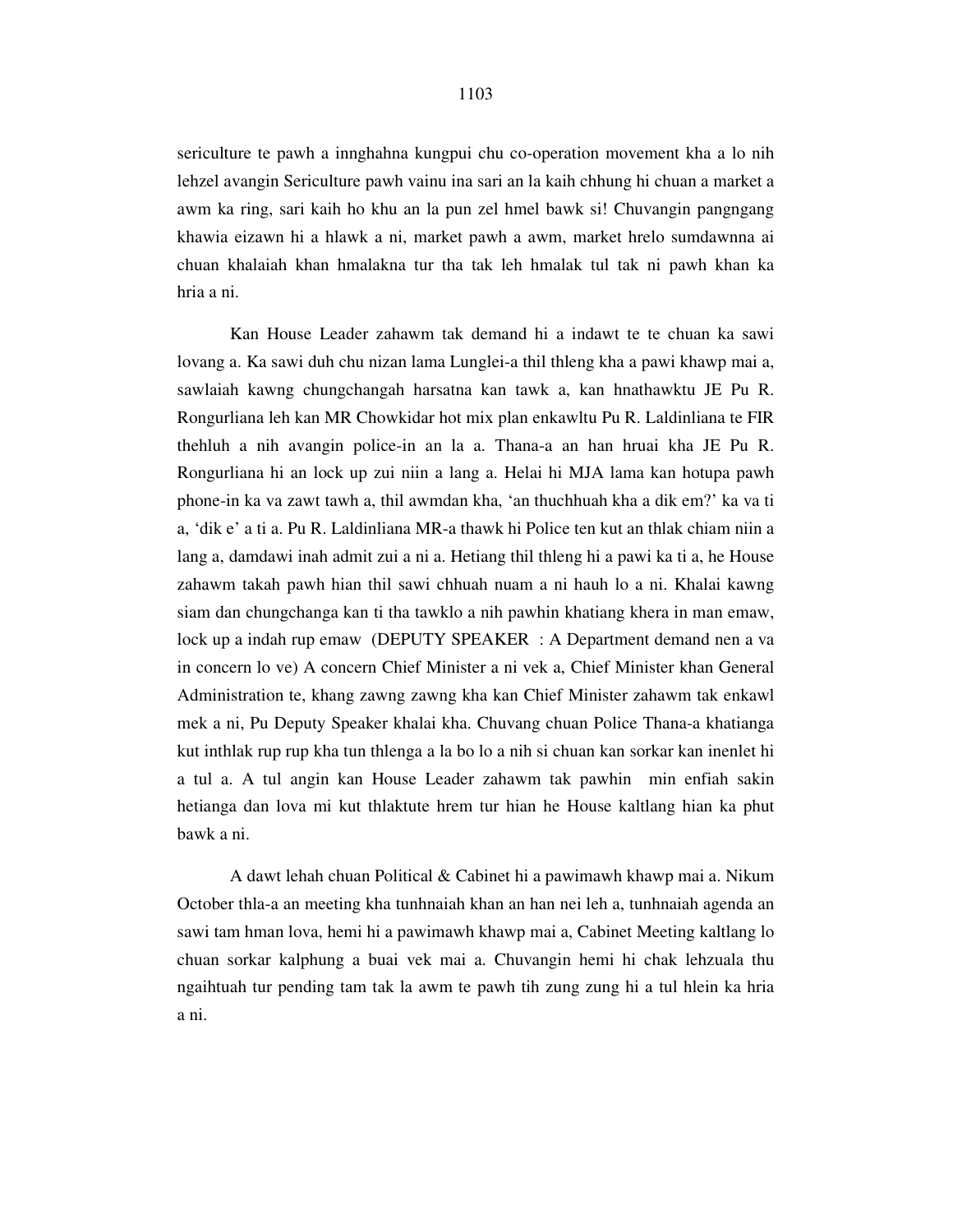sericulture te pawh a innghahna kungpui chu co-operation movement kha a lo nih lehzel avangin Sericulture pawh vainu ina sari an la kaih chhung hi chuan a market a awm ka ring, sari kaih ho khu an la pun zel hmel bawk si! Chuvangin pangngang khawia eizawn hi a hlawk a ni, market pawh a awm, market hrelo sumdawnna ai chuan khalaiah khan hmalakna tur tha tak leh hmalak tul tak ni pawh khan ka hria a ni.

Kan House Leader zahawm tak demand hi a indawt te te chuan ka sawi lovang a. Ka sawi duh chu nizan lama Lunglei-a thil thleng kha a pawi khawp mai a, sawlaiah kawng chungchangah harsatna kan tawk a, kan hnathawktu JE Pu R. Rongurliana leh kan MR Chowkidar hot mix plan enkawltu Pu R. Laldinliana te FIR thehluh a nih avangin police-in an la a. Thana-a an han hruai kha JE Pu R. Rongurliana hi an lock up zui niin a lang a. Helai hi MJA lama kan hotupa pawh phone-in ka va zawt tawh a, thil awmdan kha, 'an thuchhuah kha a dik em?' ka va ti a, 'dik e' a ti a. Pu R. Laldinliana MR-a thawk hi Police ten kut an thlak chiam niin a lang a, damdawi inah admit zui a ni a. Hetiang thil thleng hi a pawi ka ti a, he House zahawm takah pawh hian thil sawi chhuah nuam a ni hauh lo a ni. Khalai kawng siam dan chungchanga kan ti tha tawklo a nih pawhin khatiang khera in man emaw, lock up a indah rup emaw (DEPUTY SPEAKER : A Department demand nen a va in concern lo ve) A concern Chief Minister a ni vek a, Chief Minister khan General Administration te, khang zawng zawng kha kan Chief Minister zahawm tak enkawl mek a ni, Pu Deputy Speaker khalai kha. Chuvang chuan Police Thana-a khatianga kut inthlak rup rup kha tun thlenga a la bo lo a nih si chuan kan sorkar kan inenlet hi a tul a. A tul angin kan House Leader zahawm tak pawhin min enfiah sakin hetianga dan lova mi kut thlaktute hrem tur hian he House kaltlang hian ka phut bawk a ni.

A dawt lehah chuan Political & Cabinet hi a pawimawh khawp mai a. Nikum October thla-a an meeting kha tunhnaiah khan an han nei leh a, tunhnaiah agenda an sawi tam hman lova, hemi hi a pawimawh khawp mai a, Cabinet Meeting kaltlang lo chuan sorkar kalphung a buai vek mai a. Chuvangin hemi hi chak lehzuala thu ngaihtuah tur pending tam tak la awm te pawh tih zung zung hi a tul hlein ka hria a ni.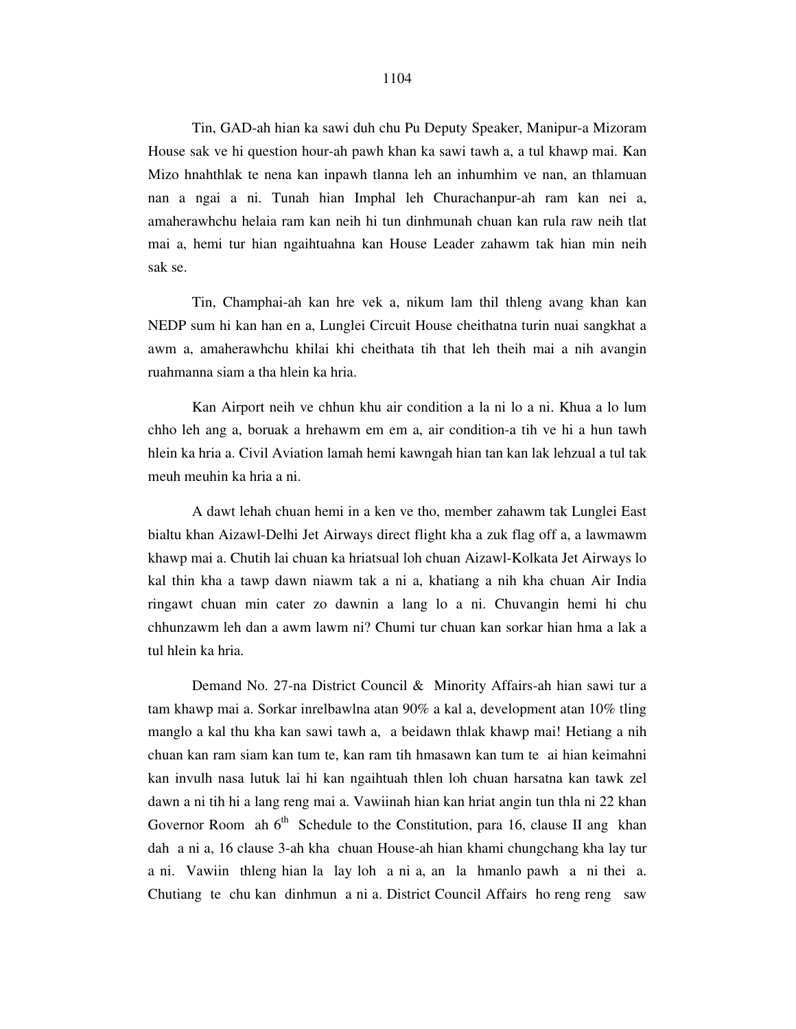Tin, GAD-ah hian ka sawi duh chu Pu Deputy Speaker, Manipur-a Mizoram House sak ve hi question hour-ah pawh khan ka sawi tawh a, a tul khawp mai. Kan Mizo hnahthlak te nena kan inpawh tlanna leh an inhumhim ve nan, an thlamuan nan a ngai a ni. Tunah hian Imphal leh Churachanpur-ah ram kan nei a, amaherawhchu helaia ram kan neih hi tun dinhmunah chuan kan rula raw neih tlat mai a, hemi tur hian ngaihtuahna kan House Leader zahawm tak hian min neih sak se.

Tin, Champhai-ah kan hre vek a, nikum lam thil thleng avang khan kan NEDP sum hi kan han en a, Lunglei Circuit House cheithatna turin nuai sangkhat a awm a, amaherawhchu khilai khi cheithata tih that leh theih mai a nih avangin ruahmanna siam a tha hlein ka hria.

Kan Airport neih ve chhun khu air condition a la ni lo a ni. Khua a lo lum chho leh ang a, boruak a hrehawm em em a, air condition-a tih ve hi a hun tawh hlein ka hria a. Civil Aviation lamah hemi kawngah hian tan kan lak lehzual a tul tak meuh meuhin ka hria a ni.

A dawt lehah chuan hemi in a ken ve tho, member zahawm tak Lunglei East bialtu khan Aizawl-Delhi Jet Airways direct flight kha a zuk flag off a, a lawmawm khawp mai a. Chutih lai chuan ka hriatsual loh chuan Aizawl-Kolkata Jet Airways lo kal thin kha a tawp dawn niawm tak a ni a, khatiang a nih kha chuan Air India ringawt chuan min cater zo dawnin a lang lo a ni. Chuvangin hemi hi chu chhunzawm leh dan a awm lawm ni? Chumi tur chuan kan sorkar hian hma a lak a tul hlein ka hria.

Demand No. 27-na District Council & Minority Affairs-ah hian sawi tur a tam khawp mai a. Sorkar inrelbawlna atan 90% a kal a, development atan 10% tling manglo a kal thu kha kan sawi tawh a, a beidawn thlak khawp mai! Hetiang a nih chuan kan ram siam kan tum te, kan ram tih hmasawn kan tum te ai hian keimahni kan invulh nasa lutuk lai hi kan ngaihtuah thlen loh chuan harsatna kan tawk zel dawn a ni tih hi a lang reng mai a. Vawiinah hian kan hriat angin tun thla ni 22 khan Governor Room ah 6th Schedule to the Constitution, para 16, clause II ang khan dah a ni a, 16 clause 3-ah kha chuan House-ah hian khami chungchang kha lay tur a ni. Vawiin thleng hian la lay loh a ni a, an la hmanlo pawh a ni thei a. Chutiang te chu kan dinhmun a ni a. District Council Affairs ho reng reng saw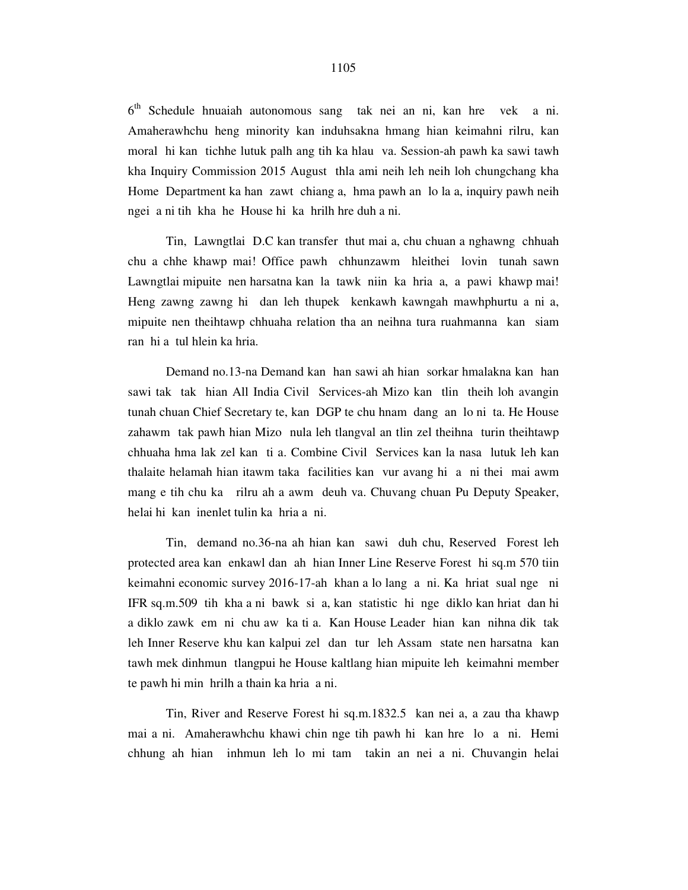6th Schedule hnuaiah autonomous sang tak nei an ni, kan hre vek a ni. Amaherawhchu heng minority kan induhsakna hmang hian keimahni rilru, kan moral hi kan tichhe lutuk palh ang tih ka hlau va. Session-ah pawh ka sawi tawh kha Inquiry Commission 2015 August thla ami neih leh neih loh chungchang kha Home Department ka han zawt chiang a, hma pawh an lo la a, inquiry pawh neih ngei a ni tih kha he House hi ka hrilh hre duh a ni.

Tin, Lawngtlai D.C kan transfer thut mai a, chu chuan a nghawng chhuah chu a chhe khawp mai! Office pawh chhunzawm hleithei lovin tunah sawn Lawngtlai mipuite nen harsatna kan la tawk niin ka hria a, a pawi khawp mai! Heng zawng zawng hi dan leh thupek kenkawh kawngah mawhphurtu a ni a, mipuite nen theihtawp chhuaha relation tha an neihna tura ruahmanna kan siam ran hi a tul hlein ka hria.

Demand no.13-na Demand kan han sawi ah hian sorkar hmalakna kan han sawi tak tak hian All India Civil Services-ah Mizo kan tlin theih loh avangin tunah chuan Chief Secretary te, kan DGP te chu hnam dang an lo ni ta. He House zahawm tak pawh hian Mizo nula leh tlangval an tlin zel theihna turin theihtawp chhuaha hma lak zel kan ti a. Combine Civil Services kan la nasa lutuk leh kan thalaite helamah hian itawm taka facilities kan vur avang hi a ni thei mai awm mang e tih chu ka rilru ah a awm deuh va. Chuvang chuan Pu Deputy Speaker, helai hi kan inenlet tulin ka hria a ni.

Tin, demand no.36-na ah hian kan sawi duh chu, Reserved Forest leh protected area kan enkawl dan ah hian Inner Line Reserve Forest hi sq.m 570 tiin keimahni economic survey 2016-17-ah khan a lo lang a ni. Ka hriat sual nge ni IFR sq.m.509 tih kha a ni bawk si a, kan statistic hi nge diklo kan hriat dan hi a diklo zawk em ni chu aw ka ti a. Kan House Leader hian kan nihna dik tak leh Inner Reserve khu kan kalpui zel dan tur leh Assam state nen harsatna kan tawh mek dinhmun tlangpui he House kaltlang hian mipuite leh keimahni member te pawh hi min hrilh a thain ka hria a ni.

Tin, River and Reserve Forest hi sq.m.1832.5 kan nei a, a zau tha khawp mai a ni. Amaherawhchu khawi chin nge tih pawh hi kan hre lo a ni. Hemi chhung ah hian inhmun leh lo mi tam takin an nei a ni. Chuvangin helai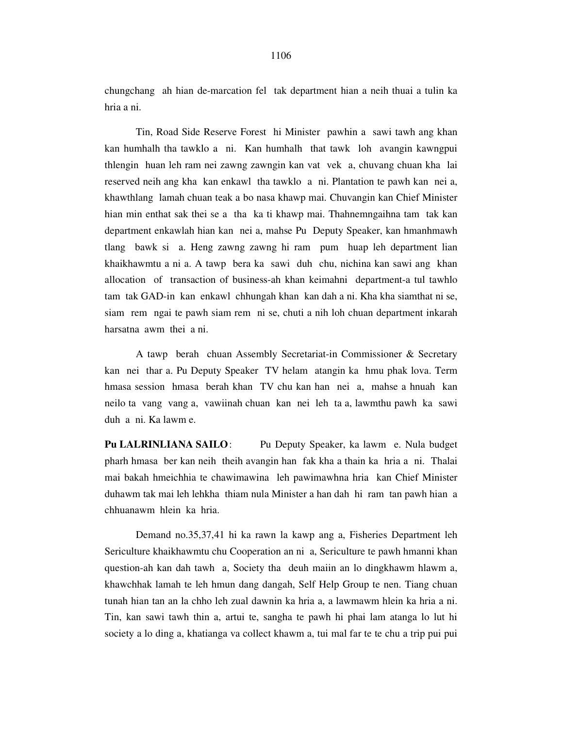chungchang ah hian de-marcation fel tak department hian a neih thuai a tulin ka hria a ni.

Tin, Road Side Reserve Forest hi Minister pawhin a sawi tawh ang khan kan humhalh tha tawklo a ni. Kan humhalh that tawk loh avangin kawngpui thlengin huan leh ram nei zawng zawngin kan vat vek a, chuvang chuan kha lai reserved neih ang kha kan enkawl tha tawklo a ni. Plantation te pawh kan nei a, khawthlang lamah chuan teak a bo nasa khawp mai. Chuvangin kan Chief Minister hian min enthat sak thei se a tha ka ti khawp mai. Thahnemngaihna tam tak kan department enkawlah hian kan nei a, mahse Pu Deputy Speaker, kan hmanhmawh tlang bawk si a. Heng zawng zawng hi ram pum huap leh department lian khaikhawmtu a ni a. A tawp bera ka sawi duh chu, nichina kan sawi ang khan allocation of transaction of business-ah khan keimahni department-a tul tawhlo tam tak GAD-in kan enkawl chhungah khan kan dah a ni. Kha kha siamthat ni se, siam rem ngai te pawh siam rem ni se, chuti a nih loh chuan department inkarah harsatna awm thei a ni.

A tawp berah chuan Assembly Secretariat-in Commissioner & Secretary kan nei thar a. Pu Deputy Speaker TV helam atangin ka hmu phak lova. Term hmasa session hmasa berah khan TV chu kan han nei a, mahse a hnuah kan neilo ta vang vang a, vawiinah chuan kan nei leh ta a, lawmthu pawh ka sawi duh a ni. Ka lawm e.

**Pu LALRINLIANA SAILO**: Pu Deputy Speaker, ka lawm e. Nula budget pharh hmasa ber kan neih theih avangin han fak kha a thain ka hria a ni. Thalai mai bakah hmeichhia te chawimawina leh pawimawhna hria kan Chief Minister duhawm tak mai leh lehkha thiam nula Minister a han dah hi ram tan pawh hian a chhuanawm hlein ka hria.

Demand no.35,37,41 hi ka rawn la kawp ang a, Fisheries Department leh Sericulture khaikhawmtu chu Cooperation an ni a, Sericulture te pawh hmanni khan question-ah kan dah tawh a, Society tha deuh maiin an lo dingkhawm hlawm a, khawchhak lamah te leh hmun dang dangah, Self Help Group te nen. Tiang chuan tunah hian tan an la chho leh zual dawnin ka hria a, a lawmawm hlein ka hria a ni. Tin, kan sawi tawh thin a, artui te, sangha te pawh hi phai lam atanga lo lut hi society a lo ding a, khatianga va collect khawm a, tui mal far te te chu a trip pui pui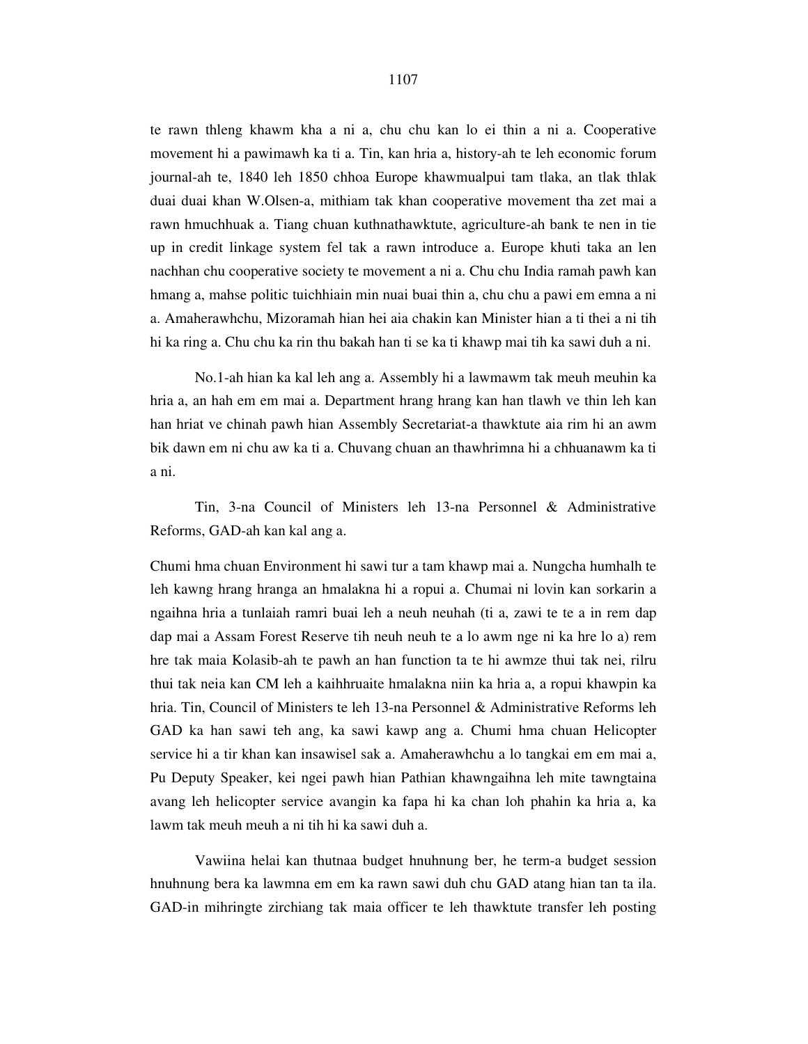te rawn thleng khawm kha a ni a, chu chu kan lo ei thin a ni a. Cooperative movement hi a pawimawh ka ti a. Tin, kan hria a, history-ah te leh economic forum journal-ah te, 1840 leh 1850 chhoa Europe khawmualpui tam tlaka, an tlak thlak duai duai khan W.Olsen-a, mithiam tak khan cooperative movement tha zet mai a rawn hmuchhuak a. Tiang chuan kuthnathawktute, agriculture-ah bank te nen in tie up in credit linkage system fel tak a rawn introduce a. Europe khuti taka an len nachhan chu cooperative society te movement a ni a. Chu chu India ramah pawh kan hmang a, mahse politic tuichhiain min nuai buai thin a, chu chu a pawi em emna a ni a. Amaherawhchu, Mizoramah hian hei aia chakin kan Minister hian a ti thei a ni tih hi ka ring a. Chu chu ka rin thu bakah han ti se ka ti khawp mai tih ka sawi duh a ni.

No.1-ah hian ka kal leh ang a. Assembly hi a lawmawm tak meuh meuhin ka hria a, an hah em em mai a. Department hrang hrang kan han tlawh ve thin leh kan han hriat ve chinah pawh hian Assembly Secretariat-a thawktute aia rim hi an awm bik dawn em ni chu aw ka ti a. Chuvang chuan an thawhrimna hi a chhuanawm ka ti a ni.

Tin, 3-na Council of Ministers leh 13-na Personnel & Administrative Reforms, GAD-ah kan kal ang a.

Chumi hma chuan Environment hi sawi tur a tam khawp mai a. Nungcha humhalh te leh kawng hrang hranga an hmalakna hi a ropui a. Chumai ni lovin kan sorkarin a ngaihna hria a tunlaiah ramri buai leh a neuh neuhah (ti a, zawi te te a in rem dap dap mai a Assam Forest Reserve tih neuh neuh te a lo awm nge ni ka hre lo a) rem hre tak maia Kolasib-ah te pawh an han function ta te hi awmze thui tak nei, rilru thui tak neia kan CM leh a kaihhruaite hmalakna niin ka hria a, a ropui khawpin ka hria. Tin, Council of Ministers te leh 13-na Personnel & Administrative Reforms leh GAD ka han sawi teh ang, ka sawi kawp ang a. Chumi hma chuan Helicopter service hi a tir khan kan insawisel sak a. Amaherawhchu a lo tangkai em em mai a, Pu Deputy Speaker, kei ngei pawh hian Pathian khawngaihna leh mite tawngtaina avang leh helicopter service avangin ka fapa hi ka chan loh phahin ka hria a, ka lawm tak meuh meuh a ni tih hi ka sawi duh a.

Vawiina helai kan thutnaa budget hnuhnung ber, he term-a budget session hnuhnung bera ka lawmna em em ka rawn sawi duh chu GAD atang hian tan ta ila. GAD-in mihringte zirchiang tak maia officer te leh thawktute transfer leh posting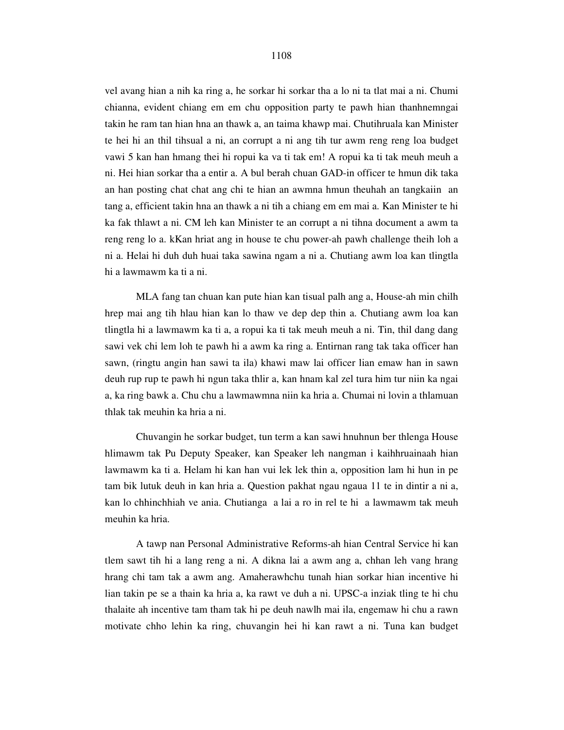vel avang hian a nih ka ring a, he sorkar hi sorkar tha a lo ni ta tlat mai a ni. Chumi chianna, evident chiang em em chu opposition party te pawh hian thanhnemngai takin he ram tan hian hna an thawk a, an taima khawp mai. Chutihruala kan Minister te hei hi an thil tihsual a ni, an corrupt a ni ang tih tur awm reng reng loa budget vawi 5 kan han hmang thei hi ropui ka va ti tak em! A ropui ka ti tak meuh meuh a ni. Hei hian sorkar tha a entir a. A bul berah chuan GAD-in officer te hmun dik taka an han posting chat chat ang chi te hian an awmna hmun theuhah an tangkaiin an tang a, efficient takin hna an thawk a ni tih a chiang em em mai a. Kan Minister te hi ka fak thlawt a ni. CM leh kan Minister te an corrupt a ni tihna document a awm ta reng reng lo a. kKan hriat ang in house te chu power-ah pawh challenge theih loh a ni a. Helai hi duh duh huai taka sawina ngam a ni a. Chutiang awm loa kan tlingtla hi a lawmawm ka ti a ni.

MLA fang tan chuan kan pute hian kan tisual palh ang a, House-ah min chilh hrep mai ang tih hlau hian kan lo thaw ve dep dep thin a. Chutiang awm loa kan tlingtla hi a lawmawm ka ti a, a ropui ka ti tak meuh meuh a ni. Tin, thil dang dang sawi vek chi lem loh te pawh hi a awm ka ring a. Entirnan rang tak taka officer han sawn, (ringtu angin han sawi ta ila) khawi maw lai officer lian emaw han in sawn deuh rup rup te pawh hi ngun taka thlir a, kan hnam kal zel tura him tur niin ka ngai a, ka ring bawk a. Chu chu a lawmawmna niin ka hria a. Chumai ni lovin a thlamuan thlak tak meuhin ka hria a ni.

Chuvangin he sorkar budget, tun term a kan sawi hnuhnun ber thlenga House hlimawm tak Pu Deputy Speaker, kan Speaker leh nangman i kaihhruainaah hian lawmawm ka ti a. Helam hi kan han vui lek lek thin a, opposition lam hi hun in pe tam bik lutuk deuh in kan hria a. Question pakhat ngau ngaua 11 te in dintir a ni a, kan lo chhinchhiah ve ania. Chutianga a lai a ro in rel te hi a lawmawm tak meuh meuhin ka hria.

A tawp nan Personal Administrative Reforms-ah hian Central Service hi kan tlem sawt tih hi a lang reng a ni. A dikna lai a awm ang a, chhan leh vang hrang hrang chi tam tak a awm ang. Amaherawhchu tunah hian sorkar hian incentive hi lian takin pe se a thain ka hria a, ka rawt ve duh a ni. UPSC-a inziak tling te hi chu thalaite ah incentive tam tham tak hi pe deuh nawlh mai ila, engemaw hi chu a rawn motivate chho lehin ka ring, chuvangin hei hi kan rawt a ni. Tuna kan budget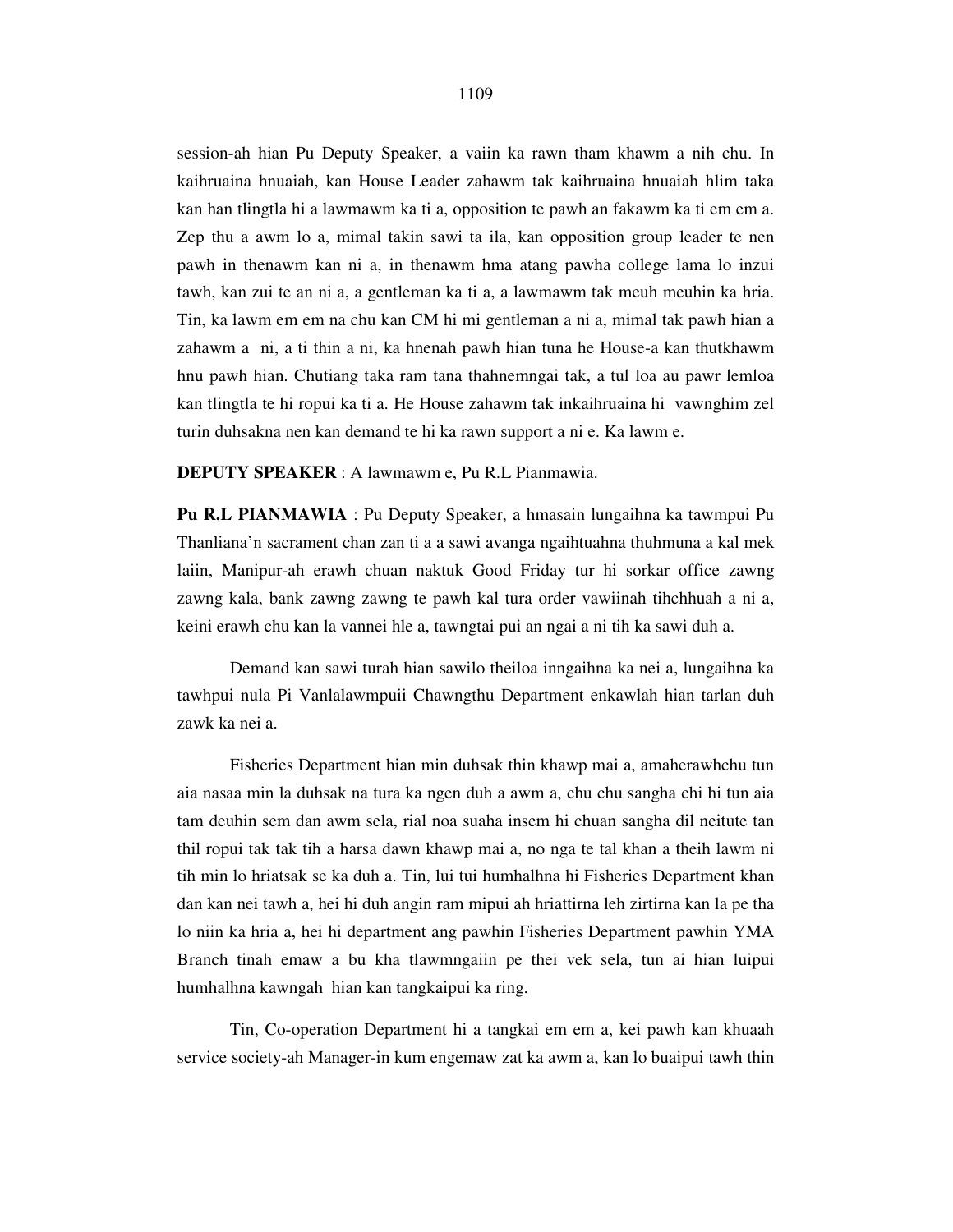session-ah hian Pu Deputy Speaker, a vaiin ka rawn tham khawm a nih chu. In kaihruaina hnuaiah, kan House Leader zahawm tak kaihruaina hnuaiah hlim taka kan han tlingtla hi a lawmawm ka ti a, opposition te pawh an fakawm ka ti em em a. Zep thu a awm lo a, mimal takin sawi ta ila, kan opposition group leader te nen pawh in thenawm kan ni a, in thenawm hma atang pawha college lama lo inzui tawh, kan zui te an ni a, a gentleman ka ti a, a lawmawm tak meuh meuhin ka hria. Tin, ka lawm em em na chu kan CM hi mi gentleman a ni a, mimal tak pawh hian a zahawm a ni a, a ti thin a ni, ka hnenah pawh hian tuna he House-a kan thutkhawm hnu pawh hian. Chutiang taka ram tana thahnemngai tak, a tul loa au pawr lemloa kan tlingtla te hi ropui ka ti a. He House zahawm tak inkaihruaina hi vawnghim zel turin duhsakna nen kan demand te hi ka rawn support a ni e. Ka lawm e.

**DEPUTY SPEAKER** : A lawmawm e, Pu R.L Pianmawia.

**Pu R.L PIANMAWIA** : Pu Deputy Speaker, a hmasain lungaihna ka tawmpui Pu Thanliana'n sacrament chan zan ti a a sawi avanga ngaihtuahna thuhmuna a kal mek laiin, Manipur-ah erawh chuan naktuk Good Friday tur hi sorkar office zawng zawng kala, bank zawng zawng te pawh kal tura order vawiinah tihchhuah a ni a, keini erawh chu kan la vannei hle a, tawngtai pui an ngai a ni tih ka sawi duh a.

Demand kan sawi turah hian sawilo theiloa inngaihna ka nei a, lungaihna ka tawhpui nula Pi Vanlalawmpuii Chawngthu Department enkawlah hian tarlan duh zawk ka nei a.

Fisheries Department hian min duhsak thin khawp mai a, amaherawhchu tun aia nasaa min la duhsak na tura ka ngen duh a awm a, chu chu sangha chi hi tun aia tam deuhin sem dan awm sela, rial noa suaha insem hi chuan sangha dil neitute tan thil ropui tak tak tih a harsa dawn khawp mai a, no nga te tal khan a theih lawm ni tih min lo hriatsak se ka duh a. Tin, lui tui humhalhna hi Fisheries Department khan dan kan nei tawh a, hei hi duh angin ram mipui ah hriattirna leh zirtirna kan la pe tha lo niin ka hria a, hei hi department ang pawhin Fisheries Department pawhin YMA Branch tinah emaw a bu kha tlawmngaiin pe thei vek sela, tun ai hian luipui humhalhna kawngah hian kan tangkaipui ka ring.

Tin, Co-operation Department hi a tangkai em em a, kei pawh kan khuaah service society-ah Manager-in kum engemaw zat ka awm a, kan lo buaipui tawh thin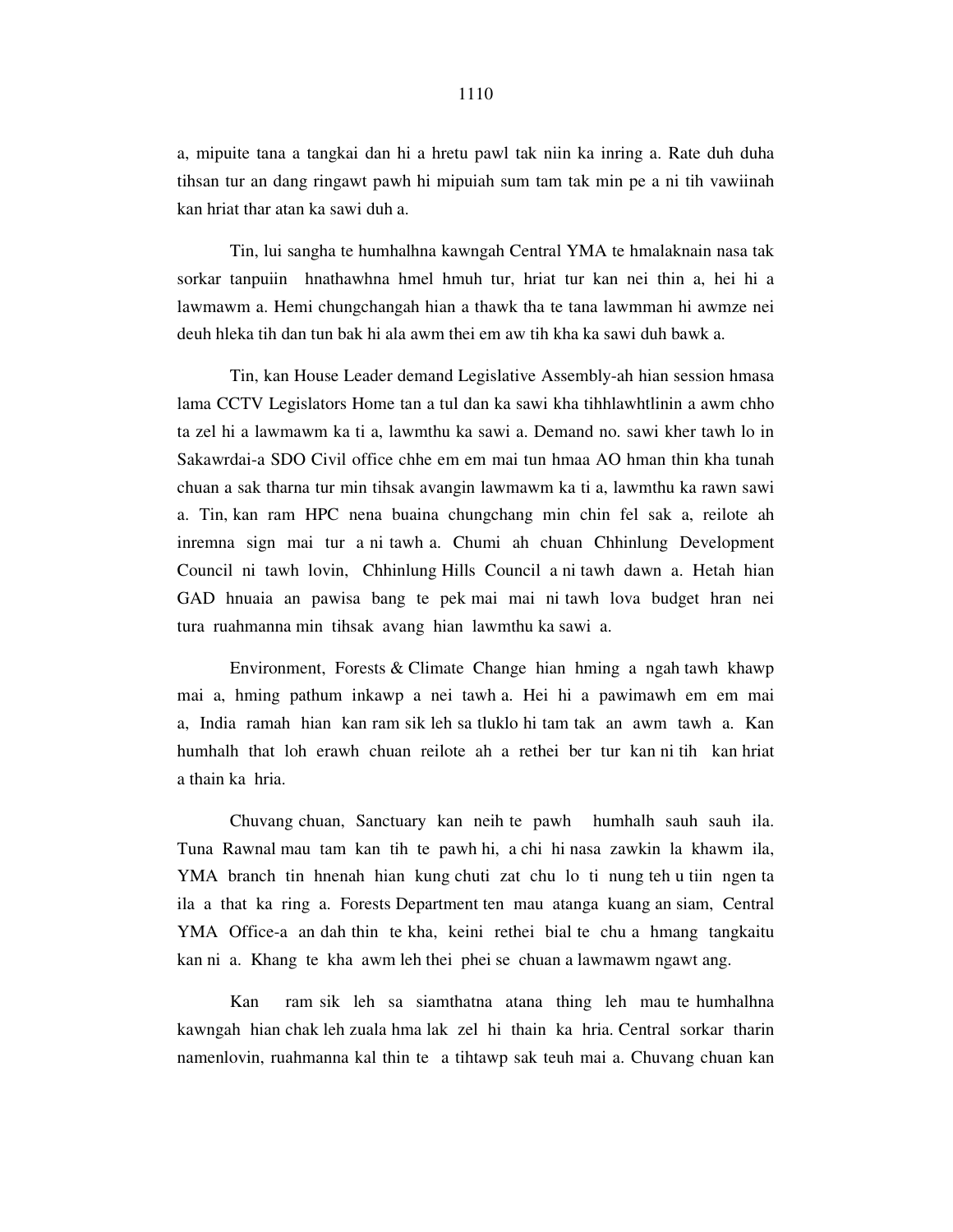a, mipuite tana a tangkai dan hi a hretu pawl tak niin ka inring a. Rate duh duha tihsan tur an dang ringawt pawh hi mipuiah sum tam tak min pe a ni tih vawiinah kan hriat thar atan ka sawi duh a.

Tin, lui sangha te humhalhna kawngah Central YMA te hmalaknain nasa tak sorkar tanpuiin hnathawhna hmel hmuh tur, hriat tur kan nei thin a, hei hi a lawmawm a. Hemi chungchangah hian a thawk tha te tana lawmman hi awmze nei deuh hleka tih dan tun bak hi ala awm thei em aw tih kha ka sawi duh bawk a.

Tin, kan House Leader demand Legislative Assembly-ah hian session hmasa lama CCTV Legislators Home tan a tul dan ka sawi kha tihhlawhtlinin a awm chho ta zel hi a lawmawm ka ti a, lawmthu ka sawi a. Demand no. sawi kher tawh lo in Sakawrdai-a SDO Civil office chhe em em mai tun hmaa AO hman thin kha tunah chuan a sak tharna tur min tihsak avangin lawmawm ka ti a, lawmthu ka rawn sawi a. Tin, kan ram HPC nena buaina chungchang min chin fel sak a, reilote ah inremna sign mai tur a ni tawh a. Chumi ah chuan Chhinlung Development Council ni tawh lovin, Chhinlung Hills Council a ni tawh dawn a. Hetah hian GAD hnuaia an pawisa bang te pek mai mai ni tawh lova budget hran nei tura ruahmanna min tihsak avang hian lawmthu ka sawi a.

Environment, Forests & Climate Change hian hming a ngah tawh khawp mai a, hming pathum inkawp a nei tawh a. Hei hi a pawimawh em em mai a, India ramah hian kan ram sik leh sa tluklo hi tam tak an awm tawh a. Kan humhalh that loh erawh chuan reilote ah a rethei ber tur kan ni tih kan hriat a thain ka hria.

Chuvang chuan, Sanctuary kan neih te pawh humhalh sauh sauh ila. Tuna Rawnal mau tam kan tih te pawh hi, a chi hi nasa zawkin la khawm ila, YMA branch tin hnenah hian kung chuti zat chu lo ti nung teh u tiin ngen ta ila a that ka ring a. Forests Department ten mau atanga kuang an siam, Central YMA Office-a an dah thin te kha, keini rethei bial te chu a hmang tangkaitu kan ni a. Khang te kha awm leh thei phei se chuan a lawmawm ngawt ang.

Kan ram sik leh sa siamthatna atana thing leh mau te humhalhna kawngah hian chak leh zuala hma lak zel hi thain ka hria. Central sorkar tharin namenlovin, ruahmanna kal thin te a tihtawp sak teuh mai a. Chuvang chuan kan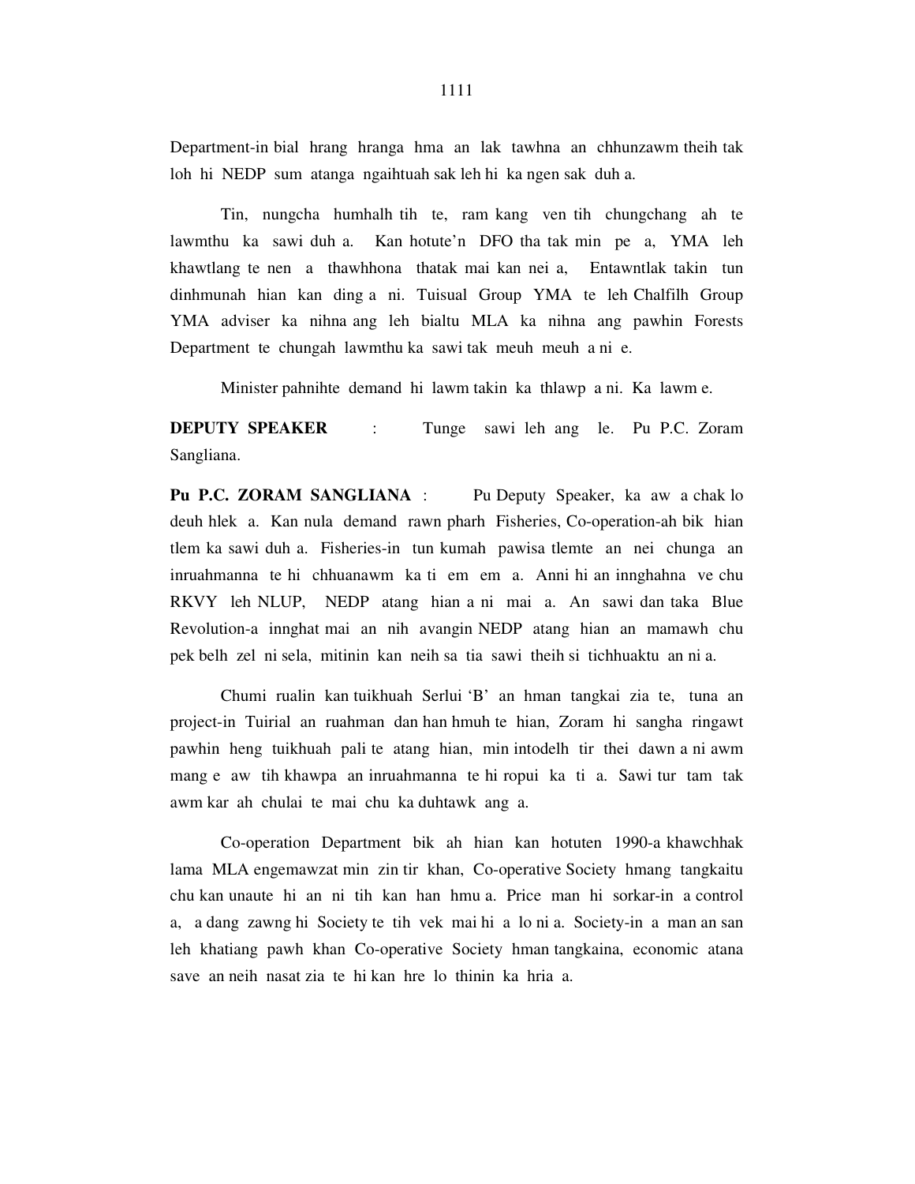Department-in bial hrang hranga hma an lak tawhna an chhunzawm theih tak loh hi NEDP sum atanga ngaihtuah sak leh hi ka ngen sak duh a.

Tin, nungcha humhalh tih te, ram kang ven tih chungchang ah te lawmthu ka sawi duh a. Kan hotute'n DFO tha tak min pe a, YMA leh khawtlang te nen a thawhhona thatak mai kan nei a, Entawntlak takin tun dinhmunah hian kan ding a ni. Tuisual Group YMA te leh Chalfilh Group YMA adviser ka nihna ang leh bialtu MLA ka nihna ang pawhin Forests Department te chungah lawmthu ka sawi tak meuh meuh a ni e.

Minister pahnihte demand hi lawm takin ka thlawp a ni. Ka lawm e.

**DEPUTY SPEAKER** : Tunge sawi leh ang le. Pu P.C. Zoram Sangliana.

**Pu P.C. ZORAM SANGLIANA** : Pu Deputy Speaker, ka aw a chak lo deuh hlek a. Kan nula demand rawn pharh Fisheries, Co-operation-ah bik hian tlem ka sawi duh a. Fisheries-in tun kumah pawisa tlemte an nei chunga an inruahmanna te hi chhuanawm ka ti em em a. Anni hi an innghahna ve chu RKVY leh NLUP, NEDP atang hian a ni mai a. An sawi dan taka Blue Revolution-a innghat mai an nih avangin NEDP atang hian an mamawh chu pek belh zel ni sela, mitinin kan neih sa tia sawi theih si tichhuaktu an ni a.

Chumi rualin kan tuikhuah Serlui 'B' an hman tangkai zia te, tuna an project-in Tuirial an ruahman dan han hmuh te hian, Zoram hi sangha ringawt pawhin heng tuikhuah pali te atang hian, min intodelh tir thei dawn a ni awm mang e aw tih khawpa an inruahmanna te hi ropui ka ti a. Sawi tur tam tak awm kar ah chulai te mai chu ka duhtawk ang a.

Co-operation Department bik ah hian kan hotuten 1990-a khawchhak lama MLA engemawzat min zin tir khan, Co-operative Society hmang tangkaitu chu kan unaute hi an ni tih kan han hmu a. Price man hi sorkar-in a control a, a dang zawng hi Society te tih vek mai hi a lo ni a. Society-in a man an san leh khatiang pawh khan Co-operative Society hman tangkaina, economic atana save an neih nasat zia te hi kan hre lo thinin ka hria a.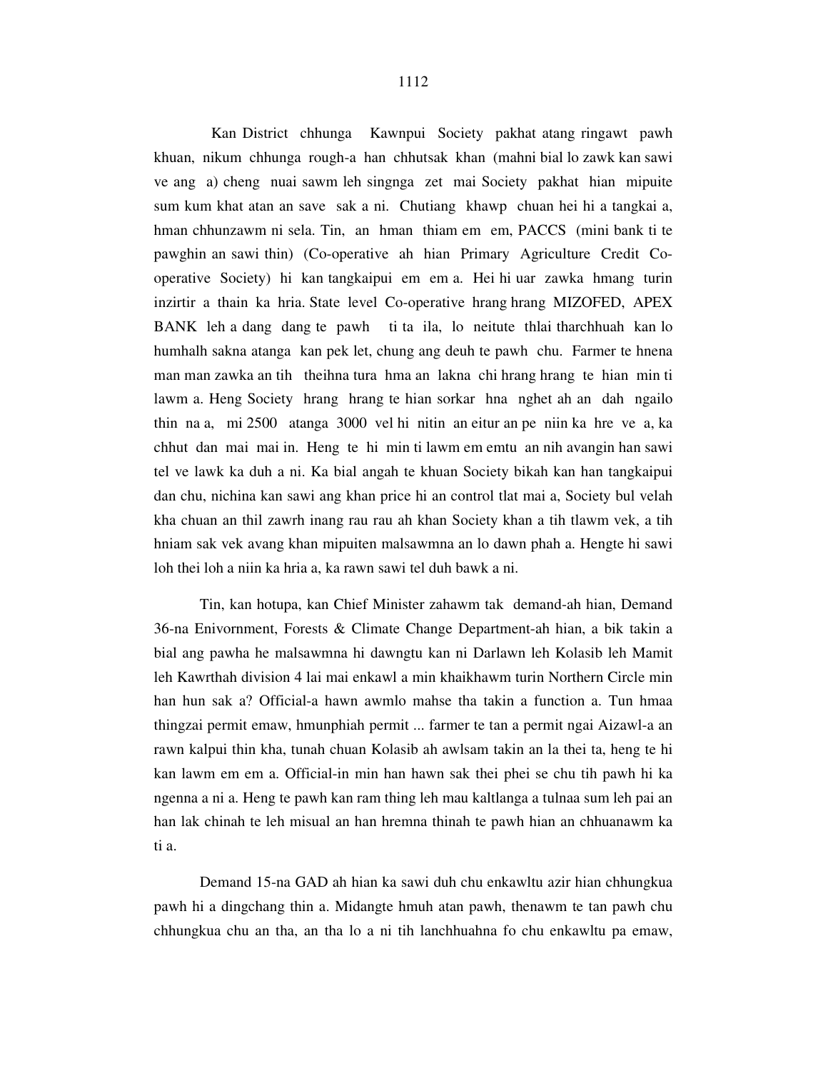Kan District chhunga Kawnpui Society pakhat atang ringawt pawh khuan, nikum chhunga rough-a han chhutsak khan (mahni bial lo zawk kan sawi ve ang a) cheng nuai sawm leh singnga zet mai Society pakhat hian mipuite sum kum khat atan an save sak a ni. Chutiang khawp chuan hei hi a tangkai a, hman chhunzawm ni sela. Tin, an hman thiam em em, PACCS (mini bank ti te pawghin an sawi thin) (Co-operative ah hian Primary Agriculture Credit Co-operative Society) hi kan tangkaipui em em a. Hei hi uar zawka hmang turin inzirtir a thain ka hria. State level Co-operative hrang hrang MIZOFED, APEX BANK leh a dang dang te pawh ti ta ila, lo neitute thlai tharchhuah kan lo humhalh sakna atanga kan pek let, chung ang deuh te pawh chu. Farmer te hnena man man zawka an tih theihna tura hma an lakna chi hrang hrang te hian min ti lawm a. Heng Society hrang hrang te hian sorkar hna nghet ah an dah ngailo thin na a, mi 2500 atanga 3000 vel hi nitin an eitur an pe niin ka hre ve a, ka chhut dan mai mai in. Heng te hi min ti lawm em emtu an nih avangin han sawi tel ve lawk ka duh a ni. Ka bial angah te khuan Society bikah kan han tangkaipui dan chu, nichina kan sawi ang khan price hi an control tlat mai a, Society bul velah kha chuan an thil zawrh inang rau rau ah khan Society khan a tih tlawm vek, a tih hniam sak vek avang khan mipuiten malsawmna an lo dawn phah a. Hengte hi sawi loh thei loh a niin ka hria a, ka rawn sawi tel duh bawk a ni.

Tin, kan hotupa, kan Chief Minister zahawm tak demand-ah hian, Demand 36-na Enivornment, Forests & Climate Change Department-ah hian, a bik takin a bial ang pawha he malsawmna hi dawngtu kan ni Darlawn leh Kolasib leh Mamit leh Kawrthah division 4 lai mai enkawl a min khaikhawm turin Northern Circle min han hun sak a? Official-a hawn awmlo mahse tha takin a function a. Tun hmaa thingzai permit emaw, hmunphiah permit ... farmer te tan a permit ngai Aizawl-a an rawn kalpui thin kha, tunah chuan Kolasib ah awlsam takin an la thei ta, heng te hi kan lawm em em a. Official-in min han hawn sak thei phei se chu tih pawh hi ka ngenna a ni a. Heng te pawh kan ram thing leh mau kaltlanga a tulnaa sum leh pai an han lak chinah te leh misual an han hremna thinah te pawh hian an chhuanawm ka ti a.

Demand 15-na GAD ah hian ka sawi duh chu enkawltu azir hian chhungkua pawh hi a dingchang thin a. Midangte hmuh atan pawh, thenawm te tan pawh chu chhungkua chu an tha, an tha lo a ni tih lanchhuahna fo chu enkawltu pa emaw,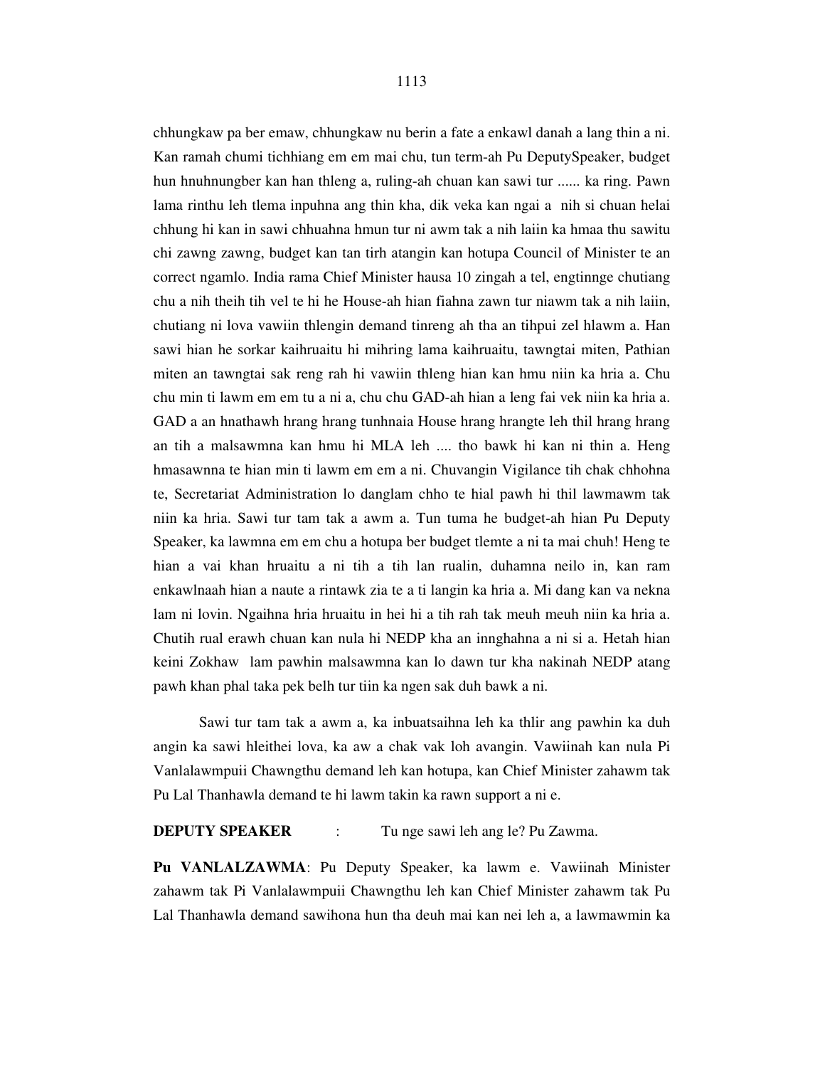chhungkaw pa ber emaw, chhungkaw nu berin a fate a enkawl danah a lang thin a ni. Kan ramah chumi tichhiang em em mai chu, tun term-ah Pu DeputySpeaker, budget hun hnuhnungber kan han thleng a, ruling-ah chuan kan sawi tur ...... ka ring. Pawn lama rinthu leh tlema inpuhna ang thin kha, dik veka kan ngai a nih si chuan helai chhung hi kan in sawi chhuahna hmun tur ni awm tak a nih laiin ka hmaa thu sawitu chi zawng zawng, budget kan tan tirh atangin kan hotupa Council of Minister te an correct ngamlo. India rama Chief Minister hausa 10 zingah a tel, engtinnge chutiang chu a nih theih tih vel te hi he House-ah hian fiahna zawn tur niawm tak a nih laiin, chutiang ni lova vawiin thlengin demand tinreng ah tha an tihpui zel hlawm a. Han sawi hian he sorkar kaihruaitu hi mihring lama kaihruaitu, tawngtai miten, Pathian miten an tawngtai sak reng rah hi vawiin thleng hian kan hmu niin ka hria a. Chu chu min ti lawm em em tu a ni a, chu chu GAD-ah hian a leng fai vek niin ka hria a. GAD a an hnathawh hrang hrang tunhnaia House hrang hrangte leh thil hrang hrang an tih a malsawmna kan hmu hi MLA leh .... tho bawk hi kan ni thin a. Heng hmasawnna te hian min ti lawm em em a ni. Chuvangin Vigilance tih chak chhohna te, Secretariat Administration lo danglam chho te hial pawh hi thil lawmawm tak niin ka hria. Sawi tur tam tak a awm a. Tun tuma he budget-ah hian Pu Deputy Speaker, ka lawmna em em chu a hotupa ber budget tlemte a ni ta mai chuh! Heng te hian a vai khan hruaitu a ni tih a tih lan rualin, duhamna neilo in, kan ram enkawlnaah hian a naute a rintawk zia te a ti langin ka hria a. Mi dang kan va nekna lam ni lovin. Ngaihna hria hruaitu in hei hi a tih rah tak meuh meuh niin ka hria a. Chutih rual erawh chuan kan nula hi NEDP kha an innghahna a ni si a. Hetah hian keini Zokhaw lam pawhin malsawmna kan lo dawn tur kha nakinah NEDP atang pawh khan phal taka pek belh tur tiin ka ngen sak duh bawk a ni.

Sawi tur tam tak a awm a, ka inbuatsaihna leh ka thlir ang pawhin ka duh angin ka sawi hleithei lova, ka aw a chak vak loh avangin. Vawiinah kan nula Pi Vanlalawmpuii Chawngthu demand leh kan hotupa, kan Chief Minister zahawm tak Pu Lal Thanhawla demand te hi lawm takin ka rawn support a ni e.

**DEPUTY SPEAKER** : Tu nge sawi leh ang le? Pu Zawma.

**Pu VANLALZAWMA**: Pu Deputy Speaker, ka lawm e. Vawiinah Minister zahawm tak Pi Vanlalawmpuii Chawngthu leh kan Chief Minister zahawm tak Pu Lal Thanhawla demand sawihona hun tha deuh mai kan nei leh a, a lawmawmin ka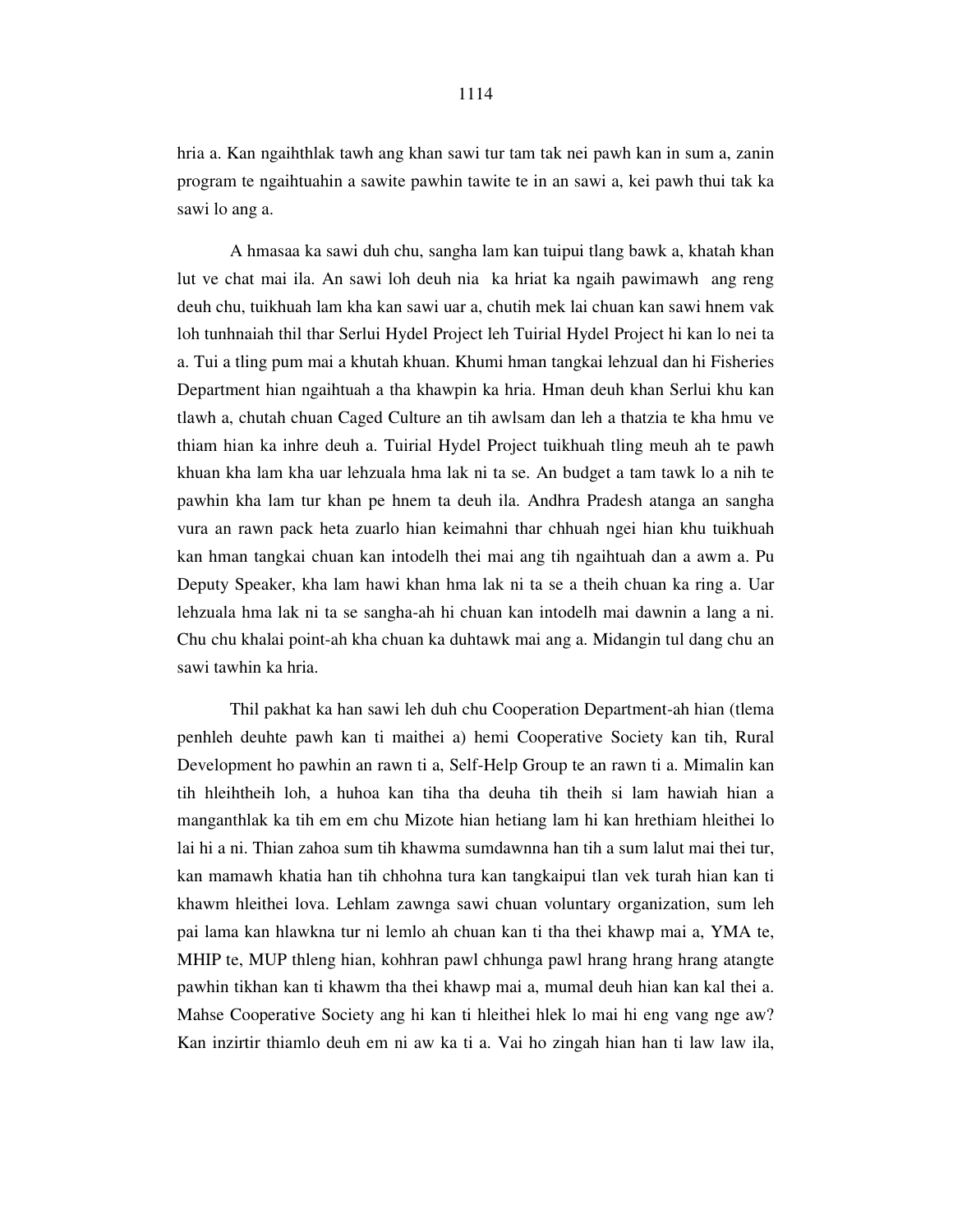hria a. Kan ngaihthlak tawh ang khan sawi tur tam tak nei pawh kan in sum a, zanin program te ngaihtuahin a sawite pawhin tawite te in an sawi a, kei pawh thui tak ka sawi lo ang a.

A hmasaa ka sawi duh chu, sangha lam kan tuipui tlang bawk a, khatah khan lut ve chat mai ila. An sawi loh deuh nia ka hriat ka ngaih pawimawh ang reng deuh chu, tuikhuah lam kha kan sawi uar a, chutih mek lai chuan kan sawi hnem vak loh tunhnaiah thil thar Serlui Hydel Project leh Tuirial Hydel Project hi kan lo nei ta a. Tui a tling pum mai a khutah khuan. Khumi hman tangkai lehzual dan hi Fisheries Department hian ngaihtuah a tha khawpin ka hria. Hman deuh khan Serlui khu kan tlawh a, chutah chuan Caged Culture an tih awlsam dan leh a thatzia te kha hmu ve thiam hian ka inhre deuh a. Tuirial Hydel Project tuikhuah tling meuh ah te pawh khuan kha lam kha uar lehzuala hma lak ni ta se. An budget a tam tawk lo a nih te pawhin kha lam tur khan pe hnem ta deuh ila. Andhra Pradesh atanga an sangha vura an rawn pack heta zuarlo hian keimahni thar chhuah ngei hian khu tuikhuah kan hman tangkai chuan kan intodelh thei mai ang tih ngaihtuah dan a awm a. Pu Deputy Speaker, kha lam hawi khan hma lak ni ta se a theih chuan ka ring a. Uar lehzuala hma lak ni ta se sangha-ah hi chuan kan intodelh mai dawnin a lang a ni. Chu chu khalai point-ah kha chuan ka duhtawk mai ang a. Midangin tul dang chu an sawi tawhin ka hria.

Thil pakhat ka han sawi leh duh chu Cooperation Department-ah hian (tlema penhleh deuhte pawh kan ti maithei a) hemi Cooperative Society kan tih, Rural Development ho pawhin an rawn ti a, Self-Help Group te an rawn ti a. Mimalin kan tih hleihtheih loh, a huhoa kan tiha tha deuha tih theih si lam hawiah hian a manganthlak ka tih em em chu Mizote hian hetiang lam hi kan hrethiam hleithei lo lai hi a ni. Thian zahoa sum tih khawma sumdawnna han tih a sum lalut mai thei tur, kan mamawh khatia han tih chhohna tura kan tangkaipui tlan vek turah hian kan ti khawm hleithei lova. Lehlam zawnga sawi chuan voluntary organization, sum leh pai lama kan hlawkna tur ni lemlo ah chuan kan ti tha thei khawp mai a, YMA te, MHIP te, MUP thleng hian, kohhran pawl chhunga pawl hrang hrang hrang atangte pawhin tikhan kan ti khawm tha thei khawp mai a, mumal deuh hian kan kal thei a. Mahse Cooperative Society ang hi kan ti hleithei hlek lo mai hi eng vang nge aw? Kan inzirtir thiamlo deuh em ni aw ka ti a. Vai ho zingah hian han ti law law ila,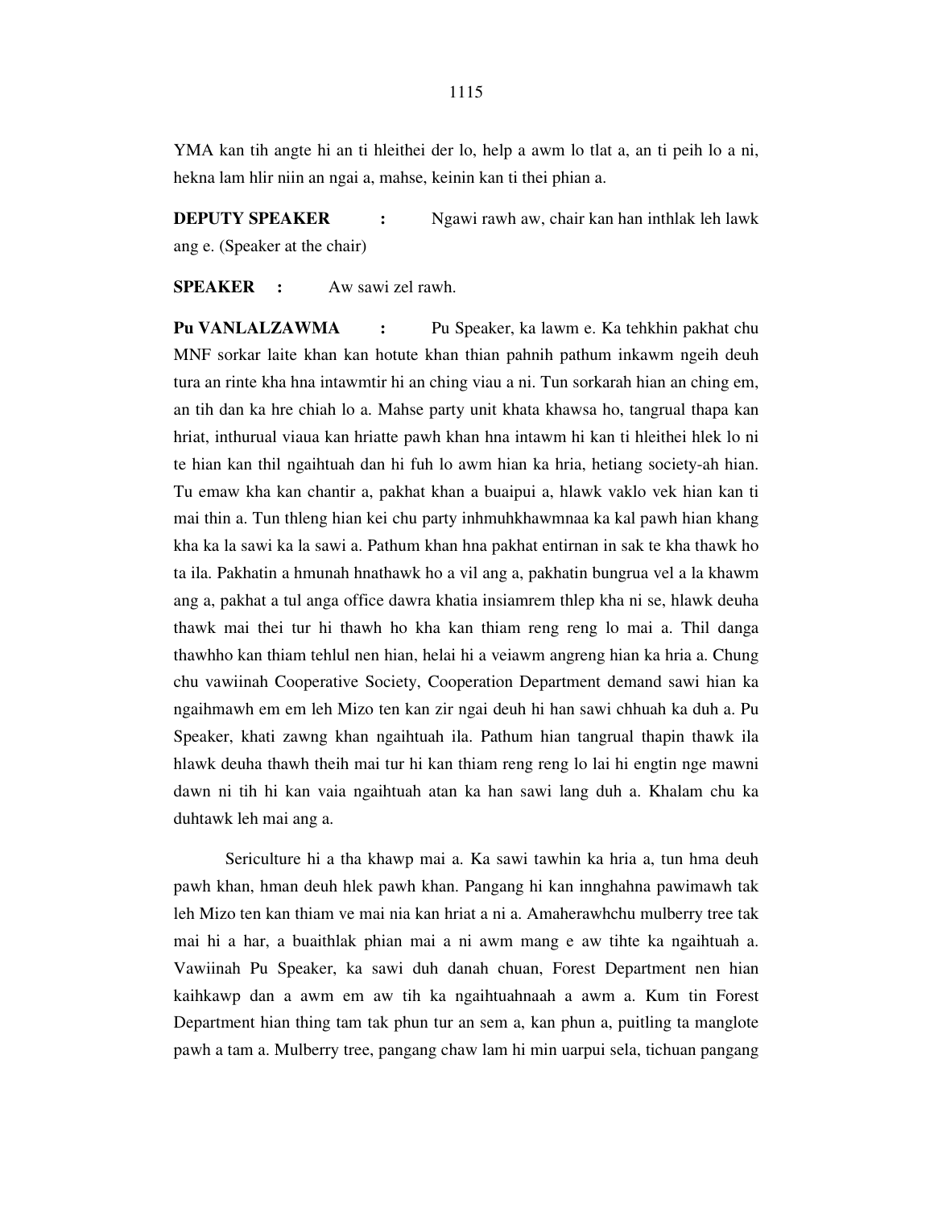YMA kan tih angte hi an ti hleithei der lo, help a awm lo tlat a, an ti peih lo a ni, hekna lam hlir niin an ngai a, mahse, keinin kan ti thei phian a.

**DEPUTY SPEAKER :** Ngawi rawh aw, chair kan han inthlak leh lawk ang e. (Speaker at the chair)

**SPEAKER :** Aw sawi zel rawh.

**Pu VANLALZAWMA :** Pu Speaker, ka lawm e. Ka tehkhin pakhat chu MNF sorkar laite khan kan hotute khan thian pahnih pathum inkawm ngeih deuh tura an rinte kha hna intawmtir hi an ching viau a ni. Tun sorkarah hian an ching em, an tih dan ka hre chiah lo a. Mahse party unit khata khawsa ho, tangrual thapa kan hriat, inthurual viaua kan hriatte pawh khan hna intawm hi kan ti hleithei hlek lo ni te hian kan thil ngaihtuah dan hi fuh lo awm hian ka hria, hetiang society-ah hian. Tu emaw kha kan chantir a, pakhat khan a buaipui a, hlawk vaklo vek hian kan ti mai thin a. Tun thleng hian kei chu party inhmuhkhawmnaa ka kal pawh hian khang kha ka la sawi ka la sawi a. Pathum khan hna pakhat entirnan in sak te kha thawk ho ta ila. Pakhatin a hmunah hnathawk ho a vil ang a, pakhatin bungrua vel a la khawm ang a, pakhat a tul anga office dawra khatia insiamrem thlep kha ni se, hlawk deuha thawk mai thei tur hi thawh ho kha kan thiam reng reng lo mai a. Thil danga thawhho kan thiam tehlul nen hian, helai hi a veiawm angreng hian ka hria a. Chung chu vawiinah Cooperative Society, Cooperation Department demand sawi hian ka ngaihmawh em em leh Mizo ten kan zir ngai deuh hi han sawi chhuah ka duh a. Pu Speaker, khati zawng khan ngaihtuah ila. Pathum hian tangrual thapin thawk ila hlawk deuha thawh theih mai tur hi kan thiam reng reng lo lai hi engtin nge mawni dawn ni tih hi kan vaia ngaihtuah atan ka han sawi lang duh a. Khalam chu ka duhtawk leh mai ang a.

Sericulture hi a tha khawp mai a. Ka sawi tawhin ka hria a, tun hma deuh pawh khan, hman deuh hlek pawh khan. Pangang hi kan innghahna pawimawh tak leh Mizo ten kan thiam ve mai nia kan hriat a ni a. Amaherawhchu mulberry tree tak mai hi a har, a buaithlak phian mai a ni awm mang e aw tihte ka ngaihtuah a. Vawiinah Pu Speaker, ka sawi duh danah chuan, Forest Department nen hian kaihkawp dan a awm em aw tih ka ngaihtuahnaah a awm a. Kum tin Forest Department hian thing tam tak phun tur an sem a, kan phun a, puitling ta manglote pawh a tam a. Mulberry tree, pangang chaw lam hi min uarpui sela, tichuan pangang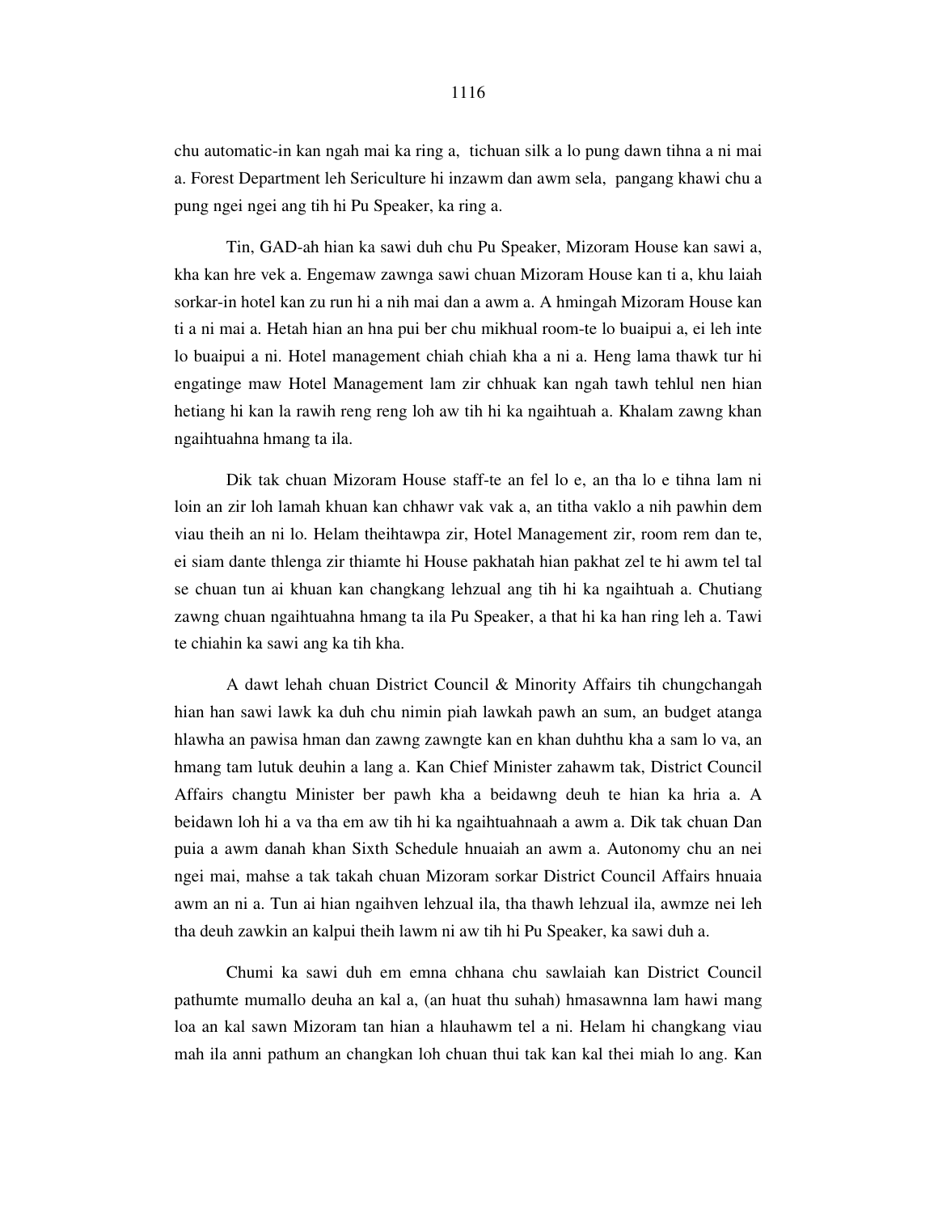chu automatic-in kan ngah mai ka ring a, tichuan silk a lo pung dawn tihna a ni mai a. Forest Department leh Sericulture hi inzawm dan awm sela, pangang khawi chu a pung ngei ngei ang tih hi Pu Speaker, ka ring a.

Tin, GAD-ah hian ka sawi duh chu Pu Speaker, Mizoram House kan sawi a, kha kan hre vek a. Engemaw zawnga sawi chuan Mizoram House kan ti a, khu laiah sorkar-in hotel kan zu run hi a nih mai dan a awm a. A hmingah Mizoram House kan ti a ni mai a. Hetah hian an hna pui ber chu mikhual room-te lo buaipui a, ei leh inte lo buaipui a ni. Hotel management chiah chiah kha a ni a. Heng lama thawk tur hi engatinge maw Hotel Management lam zir chhuak kan ngah tawh tehlul nen hian hetiang hi kan la rawih reng reng loh aw tih hi ka ngaihtuah a. Khalam zawng khan ngaihtuahna hmang ta ila.

Dik tak chuan Mizoram House staff-te an fel lo e, an tha lo e tihna lam ni loin an zir loh lamah khuan kan chhawr vak vak a, an titha vaklo a nih pawhin dem viau theih an ni lo. Helam theihtawpa zir, Hotel Management zir, room rem dan te, ei siam dante thlenga zir thiamte hi House pakhatah hian pakhat zel te hi awm tel tal se chuan tun ai khuan kan changkang lehzual ang tih hi ka ngaihtuah a. Chutiang zawng chuan ngaihtuahna hmang ta ila Pu Speaker, a that hi ka han ring leh a. Tawi te chiahin ka sawi ang ka tih kha.

A dawt lehah chuan District Council & Minority Affairs tih chungchangah hian han sawi lawk ka duh chu nimin piah lawkah pawh an sum, an budget atanga hlawha an pawisa hman dan zawng zawngte kan en khan duhthu kha a sam lo va, an hmang tam lutuk deuhin a lang a. Kan Chief Minister zahawm tak, District Council Affairs changtu Minister ber pawh kha a beidawng deuh te hian ka hria a. A beidawn loh hi a va tha em aw tih hi ka ngaihtuahnaah a awm a. Dik tak chuan Dan puia a awm danah khan Sixth Schedule hnuaiah an awm a. Autonomy chu an nei ngei mai, mahse a tak takah chuan Mizoram sorkar District Council Affairs hnuaia awm an ni a. Tun ai hian ngaihven lehzual ila, tha thawh lehzual ila, awmze nei leh tha deuh zawkin an kalpui theih lawm ni aw tih hi Pu Speaker, ka sawi duh a.

Chumi ka sawi duh em emna chhana chu sawlaiah kan District Council pathumte mumallo deuha an kal a, (an huat thu suhah) hmasawnna lam hawi mang loa an kal sawn Mizoram tan hian a hlauhawm tel a ni. Helam hi changkang viau mah ila anni pathum an changkan loh chuan thui tak kan kal thei miah lo ang. Kan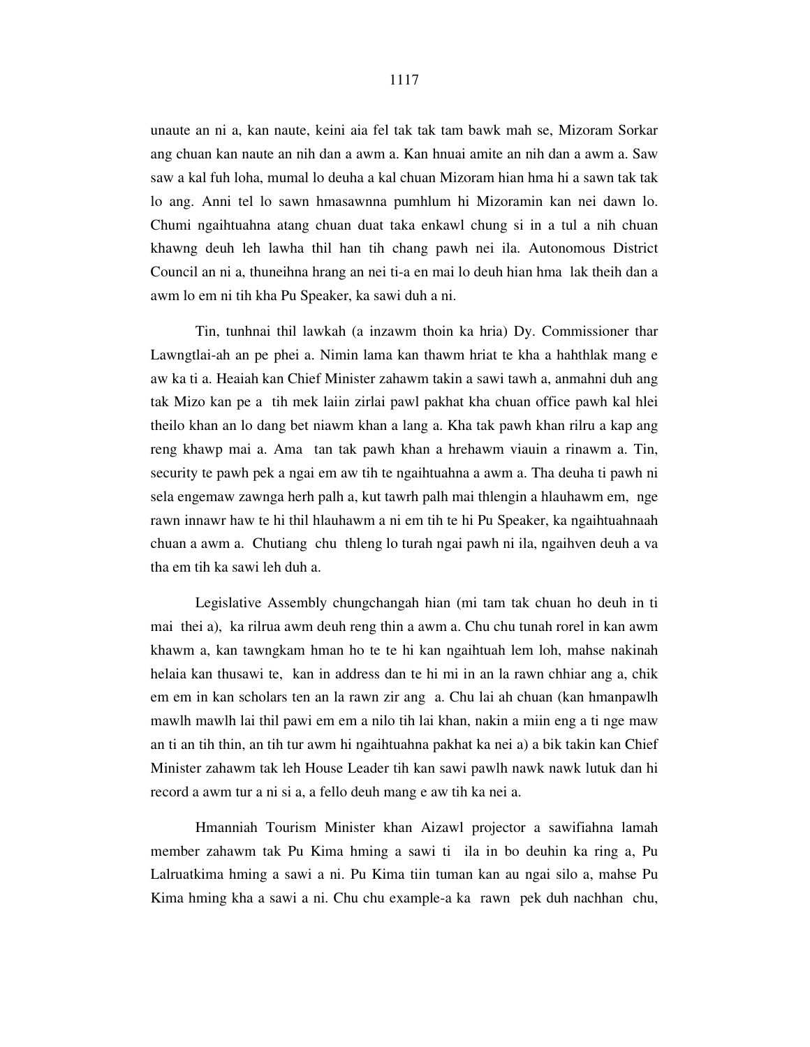unaute an ni a, kan naute, keini aia fel tak tak tam bawk mah se, Mizoram Sorkar ang chuan kan naute an nih dan a awm a. Kan hnuai amite an nih dan a awm a. Saw saw a kal fuh loha, mumal lo deuha a kal chuan Mizoram hian hma hi a sawn tak tak lo ang. Anni tel lo sawn hmasawnna pumhlum hi Mizoramin kan nei dawn lo. Chumi ngaihtuahna atang chuan duat taka enkawl chung si in a tul a nih chuan khawng deuh leh lawha thil han tih chang pawh nei ila. Autonomous District Council an ni a, thuneihna hrang an nei ti-a en mai lo deuh hian hma lak theih dan a awm lo em ni tih kha Pu Speaker, ka sawi duh a ni.

Tin, tunhnai thil lawkah (a inzawm thoin ka hria) Dy. Commissioner thar Lawngtlai-ah an pe phei a. Nimin lama kan thawm hriat te kha a hahthlak mang e aw ka ti a. Heaiah kan Chief Minister zahawm takin a sawi tawh a, anmahni duh ang tak Mizo kan pe a tih mek laiin zirlai pawl pakhat kha chuan office pawh kal hlei theilo khan an lo dang bet niawm khan a lang a. Kha tak pawh khan rilru a kap ang reng khawp mai a. Ama tan tak pawh khan a hrehawm viauin a rinawm a. Tin, security te pawh pek a ngai em aw tih te ngaihtuahna a awm a. Tha deuha ti pawh ni sela engemaw zawnga herh palh a, kut tawrh palh mai thlengin a hlauhawm em, nge rawn innawr haw te hi thil hlauhawm a ni em tih te hi Pu Speaker, ka ngaihtuahnaah chuan a awm a. Chutiang chu thleng lo turah ngai pawh ni ila, ngaihven deuh a va tha em tih ka sawi leh duh a.

Legislative Assembly chungchangah hian (mi tam tak chuan ho deuh in ti mai thei a), ka rilrua awm deuh reng thin a awm a. Chu chu tunah rorel in kan awm khawm a, kan tawngkam hman ho te te hi kan ngaihtuah lem loh, mahse nakinah helaia kan thusawi te, kan in address dan te hi mi in an la rawn chhiar ang a, chik em em in kan scholars ten an la rawn zir ang a. Chu lai ah chuan (kan hmanpawlh mawlh mawlh lai thil pawi em em a nilo tih lai khan, nakin a miin eng a ti nge maw an ti an tih thin, an tih tur awm hi ngaihtuahna pakhat ka nei a) a bik takin kan Chief Minister zahawm tak leh House Leader tih kan sawi pawlh nawk nawk lutuk dan hi record a awm tur a ni si a, a fello deuh mang e aw tih ka nei a.

Hmanniah Tourism Minister khan Aizawl projector a sawifiahna lamah member zahawm tak Pu Kima hming a sawi ti ila in bo deuhin ka ring a, Pu Lalruatkima hming a sawi a ni. Pu Kima tiin tuman kan au ngai silo a, mahse Pu Kima hming kha a sawi a ni. Chu chu example-a ka rawn pek duh nachhan chu,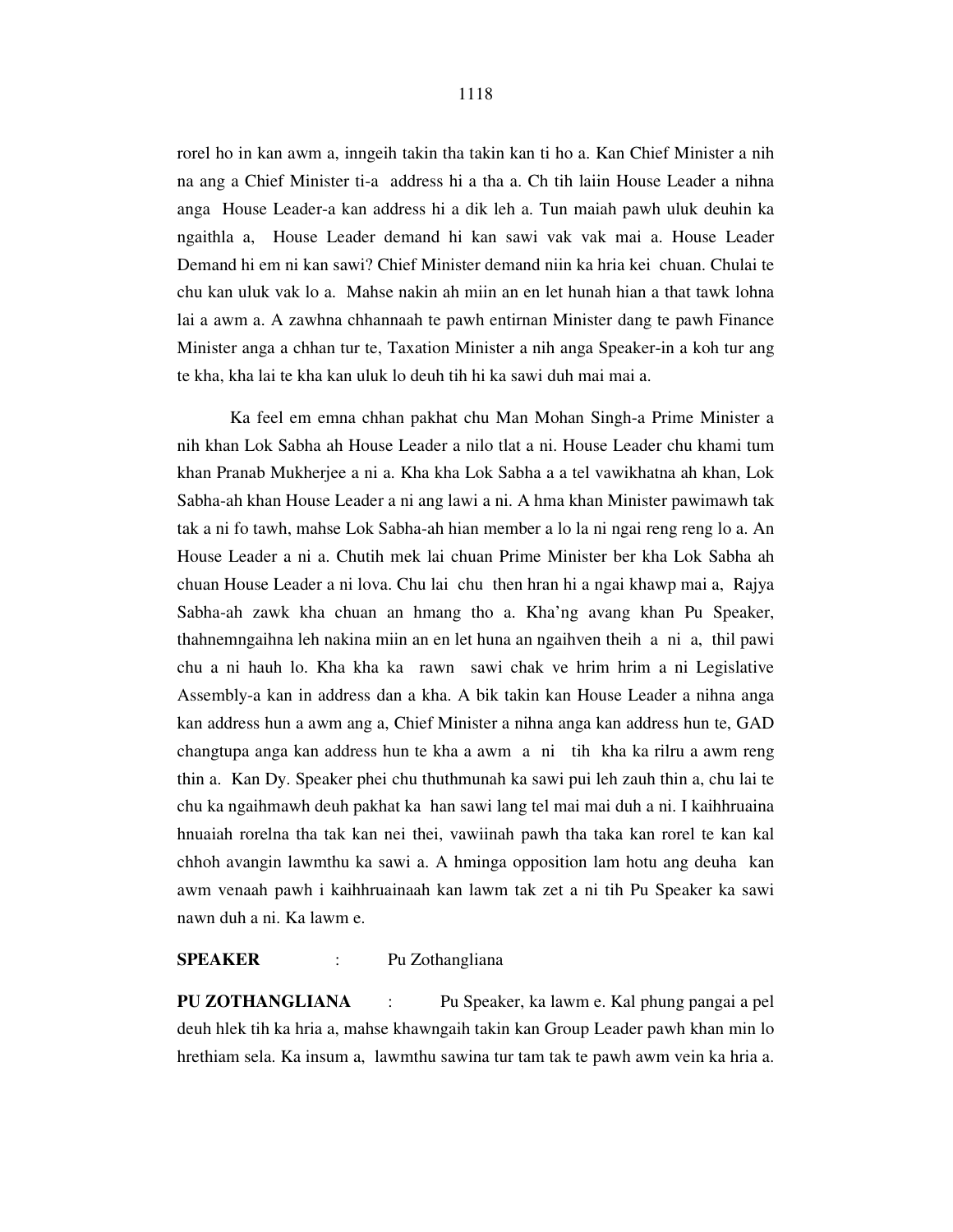rorel ho in kan awm a, inngeih takin tha takin kan ti ho a. Kan Chief Minister a nih na ang a Chief Minister ti-a address hi a tha a. Ch tih laiin House Leader a nihna anga House Leader-a kan address hi a dik leh a. Tun maiah pawh uluk deuhin ka ngaithla a, House Leader demand hi kan sawi vak vak mai a. House Leader Demand hi em ni kan sawi? Chief Minister demand niin ka hria kei chuan. Chulai te chu kan uluk vak lo a. Mahse nakin ah miin an en let hunah hian a that tawk lohna lai a awm a. A zawhna chhannaah te pawh entirnan Minister dang te pawh Finance Minister anga a chhan tur te, Taxation Minister a nih anga Speaker-in a koh tur ang te kha, kha lai te kha kan uluk lo deuh tih hi ka sawi duh mai mai a.

Ka feel em emna chhan pakhat chu Man Mohan Singh-a Prime Minister a nih khan Lok Sabha ah House Leader a nilo tlat a ni. House Leader chu khami tum khan Pranab Mukherjee a ni a. Kha kha Lok Sabha a a tel vawikhatna ah khan, Lok Sabha-ah khan House Leader a ni ang lawi a ni. A hma khan Minister pawimawh tak tak a ni fo tawh, mahse Lok Sabha-ah hian member a lo la ni ngai reng reng lo a. An House Leader a ni a. Chutih mek lai chuan Prime Minister ber kha Lok Sabha ah chuan House Leader a ni lova. Chu lai chu then hran hi a ngai khawp mai a, Rajya Sabha-ah zawk kha chuan an hmang tho a. Kha'ng avang khan Pu Speaker, thahnemngaihna leh nakina miin an en let huna an ngaihven theih a ni a, thil pawi chu a ni hauh lo. Kha kha ka rawn sawi chak ve hrim hrim a ni Legislative Assembly-a kan in address dan a kha. A bik takin kan House Leader a nihna anga kan address hun a awm ang a, Chief Minister a nihna anga kan address hun te, GAD changtupa anga kan address hun te kha a awm a ni tih kha ka rilru a awm reng thin a. Kan Dy. Speaker phei chu thuthmunah ka sawi pui leh zauh thin a, chu lai te chu ka ngaihmawh deuh pakhat ka han sawi lang tel mai mai duh a ni. I kaihhruaina hnuaiah rorelna tha tak kan nei thei, vawiinah pawh tha taka kan rorel te kan kal chhoh avangin lawmthu ka sawi a. A hminga opposition lam hotu ang deuha kan awm venaah pawh i kaihhruainaah kan lawm tak zet a ni tih Pu Speaker ka sawi nawn duh a ni. Ka lawm e.

**SPEAKER** : Pu Zothangliana

**PU ZOTHANGLIANA** : Pu Speaker, ka lawm e. Kal phung pangai a pel deuh hlek tih ka hria a, mahse khawngaih takin kan Group Leader pawh khan min lo hrethiam sela. Ka insum a, lawmthu sawina tur tam tak te pawh awm vein ka hria a.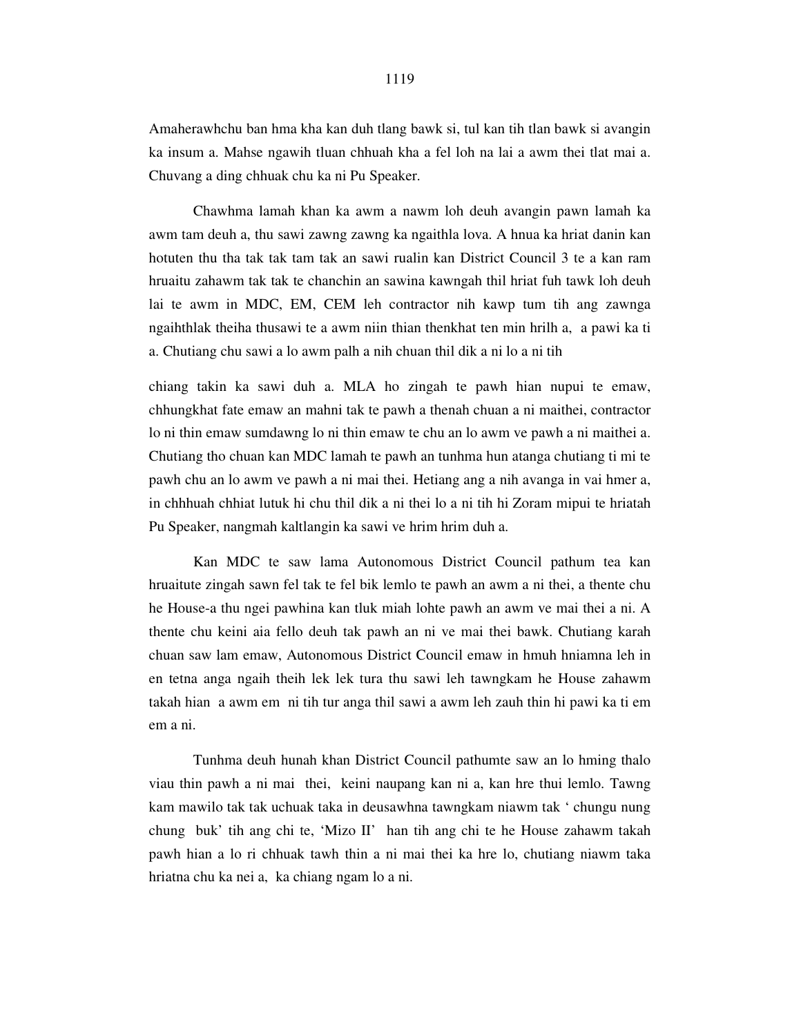Amaherawhchu ban hma kha kan duh tlang bawk si, tul kan tih tlan bawk si avangin ka insum a. Mahse ngawih tluan chhuah kha a fel loh na lai a awm thei tlat mai a. Chuvang a ding chhuak chu ka ni Pu Speaker.

Chawhma lamah khan ka awm a nawm loh deuh avangin pawn lamah ka awm tam deuh a, thu sawi zawng zawng ka ngaithla lova. A hnua ka hriat danin kan hotuten thu tha tak tak tam tak an sawi rualin kan District Council 3 te a kan ram hruaitu zahawm tak tak te chanchin an sawina kawngah thil hriat fuh tawk loh deuh lai te awm in MDC, EM, CEM leh contractor nih kawp tum tih ang zawnga ngaihthlak theiha thusawi te a awm niin thian thenkhat ten min hrilh a, a pawi ka ti a. Chutiang chu sawi a lo awm palh a nih chuan thil dik a ni lo a ni tih

chiang takin ka sawi duh a. MLA ho zingah te pawh hian nupui te emaw, chhungkhat fate emaw an mahni tak te pawh a thenah chuan a ni maithei, contractor lo ni thin emaw sumdawng lo ni thin emaw te chu an lo awm ve pawh a ni maithei a. Chutiang tho chuan kan MDC lamah te pawh an tunhma hun atanga chutiang ti mi te pawh chu an lo awm ve pawh a ni mai thei. Hetiang ang a nih avanga in vai hmer a, in chhhuah chhiat lutuk hi chu thil dik a ni thei lo a ni tih hi Zoram mipui te hriatah Pu Speaker, nangmah kaltlangin ka sawi ve hrim hrim duh a.

Kan MDC te saw lama Autonomous District Council pathum tea kan hruaitute zingah sawn fel tak te fel bik lemlo te pawh an awm a ni thei, a thente chu he House-a thu ngei pawhina kan tluk miah lohte pawh an awm ve mai thei a ni. A thente chu keini aia fello deuh tak pawh an ni ve mai thei bawk. Chutiang karah chuan saw lam emaw, Autonomous District Council emaw in hmuh hniamna leh in en tetna anga ngaih theih lek lek tura thu sawi leh tawngkam he House zahawm takah hian a awm em ni tih tur anga thil sawi a awm leh zauh thin hi pawi ka ti em em a ni.

Tunhma deuh hunah khan District Council pathumte saw an lo hming thalo viau thin pawh a ni mai thei, keini naupang kan ni a, kan hre thui lemlo. Tawng kam mawilo tak tak uchuak taka in deusawhna tawngkam niawm tak ' chungu nung chung buk' tih ang chi te, 'Mizo II' han tih ang chi te he House zahawm takah pawh hian a lo ri chhuak tawh thin a ni mai thei ka hre lo, chutiang niawm taka hriatna chu ka nei a, ka chiang ngam lo a ni.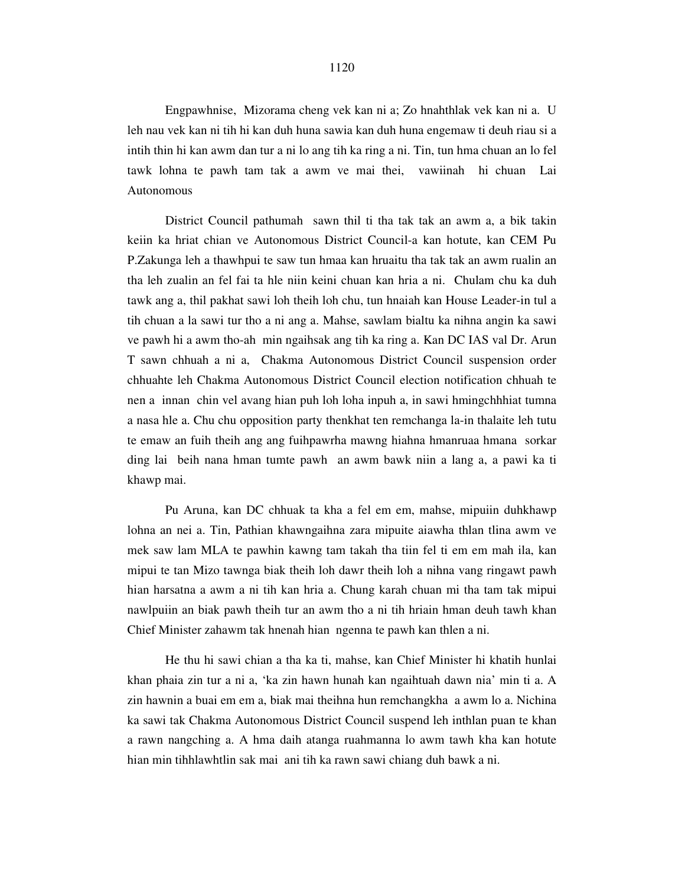Engpawhnise, Mizorama cheng vek kan ni a; Zo hnahthlak vek kan ni a. U leh nau vek kan ni tih hi kan duh huna sawia kan duh huna engemaw ti deuh riau si a intih thin hi kan awm dan tur a ni lo ang tih ka ring a ni. Tin, tun hma chuan an lo fel tawk lohna te pawh tam tak a awm ve mai thei, vawiinah hi chuan Lai Autonomous

District Council pathumah sawn thil ti tha tak tak an awm a, a bik takin keiin ka hriat chian ve Autonomous District Council-a kan hotute, kan CEM Pu P.Zakunga leh a thawhpui te saw tun hmaa kan hruaitu tha tak tak an awm rualin an tha leh zualin an fel fai ta hle niin keini chuan kan hria a ni. Chulam chu ka duh tawk ang a, thil pakhat sawi loh theih loh chu, tun hnaiah kan House Leader-in tul a tih chuan a la sawi tur tho a ni ang a. Mahse, sawlam bialtu ka nihna angin ka sawi ve pawh hi a awm tho-ah min ngaihsak ang tih ka ring a. Kan DC IAS val Dr. Arun T sawn chhuah a ni a, Chakma Autonomous District Council suspension order chhuahte leh Chakma Autonomous District Council election notification chhuah te nen a innan chin vel avang hian puh loh loha inpuh a, in sawi hmingchhhiat tumna a nasa hle a. Chu chu opposition party thenkhat ten remchanga la-in thalaite leh tutu te emaw an fuih theih ang ang fuihpawrha mawng hiahna hmanruaa hmana sorkar ding lai beih nana hman tumte pawh an awm bawk niin a lang a, a pawi ka ti khawp mai.

Pu Aruna, kan DC chhuak ta kha a fel em em, mahse, mipuiin duhkhawp lohna an nei a. Tin, Pathian khawngaihna zara mipuite aiawha thlan tlina awm ve mek saw lam MLA te pawhin kawng tam takah tha tiin fel ti em em mah ila, kan mipui te tan Mizo tawnga biak theih loh dawr theih loh a nihna vang ringawt pawh hian harsatna a awm a ni tih kan hria a. Chung karah chuan mi tha tam tak mipui nawlpuiin an biak pawh theih tur an awm tho a ni tih hriain hman deuh tawh khan Chief Minister zahawm tak hnenah hian ngenna te pawh kan thlen a ni.

He thu hi sawi chian a tha ka ti, mahse, kan Chief Minister hi khatih hunlai khan phaia zin tur a ni a, 'ka zin hawn hunah kan ngaihtuah dawn nia' min ti a. A zin hawnin a buai em em a, biak mai theihna hun remchangkha a awm lo a. Nichina ka sawi tak Chakma Autonomous District Council suspend leh inthlan puan te khan a rawn nangching a. A hma daih atanga ruahmanna lo awm tawh kha kan hotute hian min tihhlawhtlin sak mai ani tih ka rawn sawi chiang duh bawk a ni.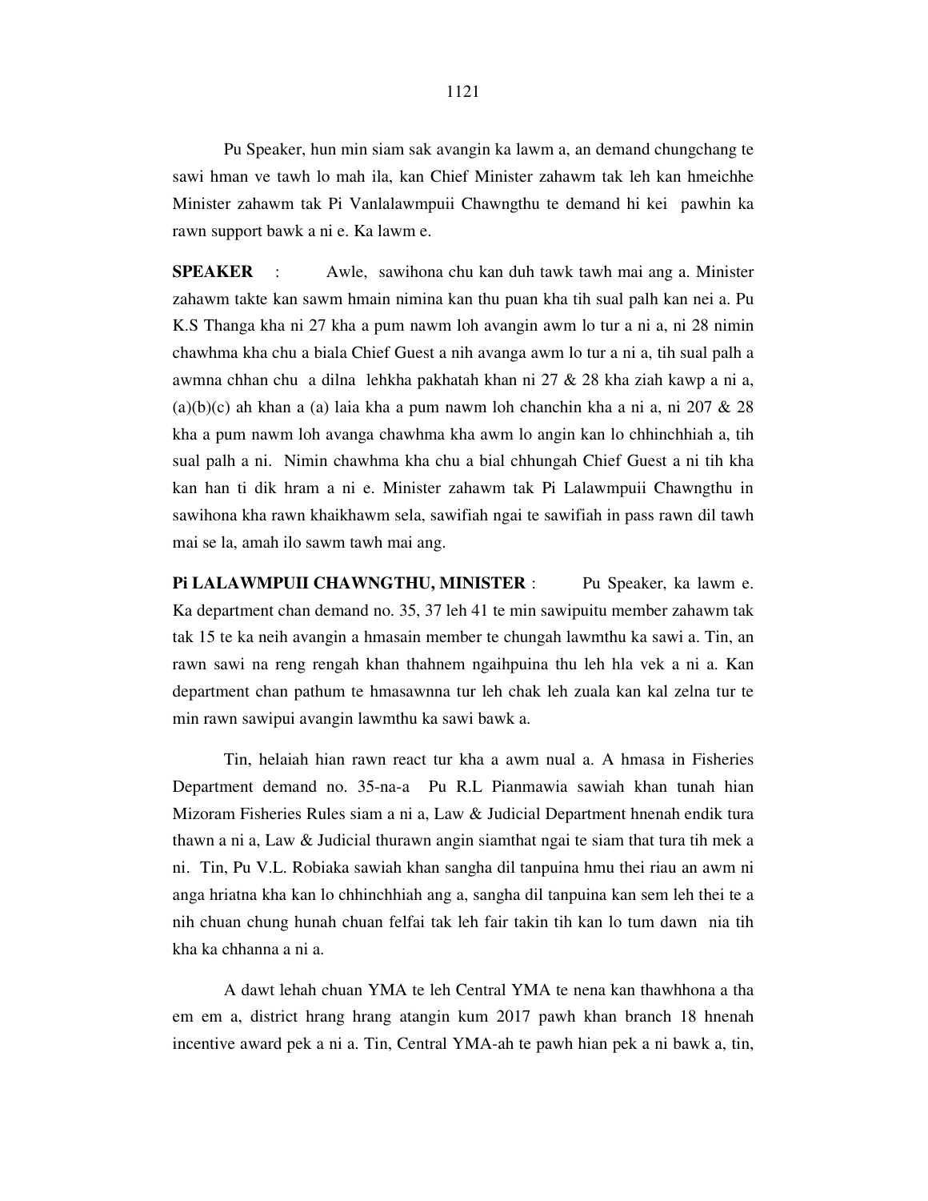Pu Speaker, hun min siam sak avangin ka lawm a, an demand chungchang te sawi hman ve tawh lo mah ila, kan Chief Minister zahawm tak leh kan hmeichhe Minister zahawm tak Pi Vanlalawmpuii Chawngthu te demand hi kei pawhin ka rawn support bawk a ni e. Ka lawm e.

**SPEAKER** : Awle, sawihona chu kan duh tawk tawh mai ang a. Minister zahawm takte kan sawm hmain nimina kan thu puan kha tih sual palh kan nei a. Pu K.S Thanga kha ni 27 kha a pum nawm loh avangin awm lo tur a ni a, ni 28 nimin chawhma kha chu a biala Chief Guest a nih avanga awm lo tur a ni a, tih sual palh a awmna chhan chu a dilna lehkha pakhatah khan ni 27 & 28 kha ziah kawp a ni a, (a)(b)(c) ah khan a (a) laia kha a pum nawm loh chanchin kha a ni a, ni 207 & 28 kha a pum nawm loh avanga chawhma kha awm lo angin kan lo chhinchhiah a, tih sual palh a ni. Nimin chawhma kha chu a bial chhungah Chief Guest a ni tih kha kan han ti dik hram a ni e. Minister zahawm tak Pi Lalawmpuii Chawngthu in sawihona kha rawn khaikhawm sela, sawifiah ngai te sawifiah in pass rawn dil tawh mai se la, amah ilo sawm tawh mai ang.

**Pi LALAWMPUII CHAWNGTHU, MINISTER** : Pu Speaker, ka lawm e. Ka department chan demand no. 35, 37 leh 41 te min sawipuitu member zahawm tak tak 15 te ka neih avangin a hmasain member te chungah lawmthu ka sawi a. Tin, an rawn sawi na reng rengah khan thahnem ngaihpuina thu leh hla vek a ni a. Kan department chan pathum te hmasawnna tur leh chak leh zuala kan kal zelna tur te min rawn sawipui avangin lawmthu ka sawi bawk a.

Tin, helaiah hian rawn react tur kha a awm nual a. A hmasa in Fisheries Department demand no. 35-na-a Pu R.L Pianmawia sawiah khan tunah hian Mizoram Fisheries Rules siam a ni a, Law & Judicial Department hnenah endik tura thawn a ni a, Law & Judicial thurawn angin siamthat ngai te siam that tura tih mek a ni. Tin, Pu V.L. Robiaka sawiah khan sangha dil tanpuina hmu thei riau an awm ni anga hriatna kha kan lo chhinchhiah ang a, sangha dil tanpuina kan sem leh thei te a nih chuan chung hunah chuan felfai tak leh fair takin tih kan lo tum dawn nia tih kha ka chhanna a ni a.

A dawt lehah chuan YMA te leh Central YMA te nena kan thawhhona a tha em em a, district hrang hrang atangin kum 2017 pawh khan branch 18 hnenah incentive award pek a ni a. Tin, Central YMA-ah te pawh hian pek a ni bawk a, tin,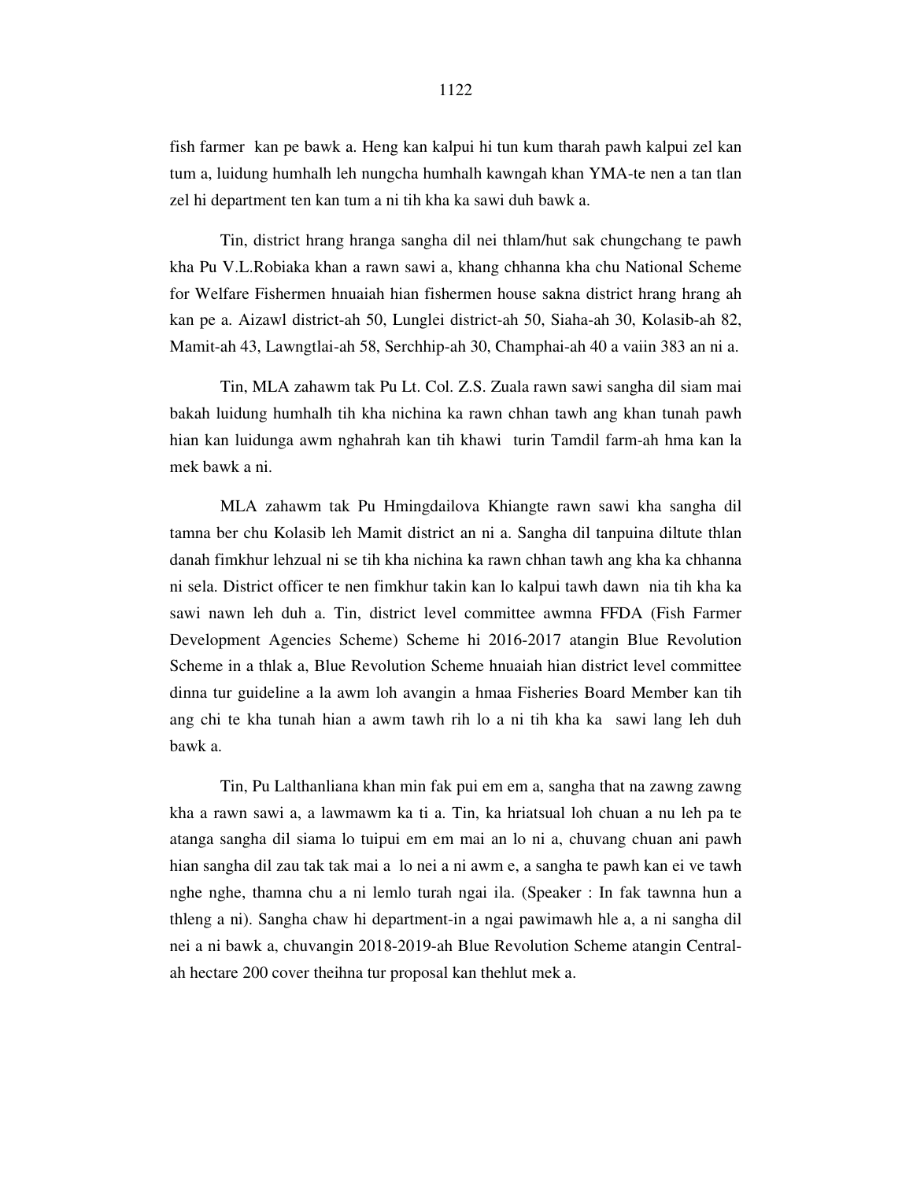fish farmer  kan pe bawk a. Heng kan kalpui hi tun kum tharah pawh kalpui zel kan tum a, luidung humhalh leh nungcha humhalh kawngah khan YMA-te nen a tan tlan zel hi department ten kan tum a ni tih kha ka sawi duh bawk a.

Tin, district hrang hranga sangha dil nei thlam/hut sak chungchang te pawh kha Pu V.L.Robiaka khan a rawn sawi a, khang chhanna kha chu National Scheme for Welfare Fishermen hnuaiah hian fishermen house sakna district hrang hrang ah kan pe a. Aizawl district-ah 50, Lunglei district-ah 50, Siaha-ah 30, Kolasib-ah 82, Mamit-ah 43, Lawngtlai-ah 58, Serchhip-ah 30, Champhai-ah 40 a vaiin 383 an ni a.

Tin, MLA zahawm tak Pu Lt. Col. Z.S. Zuala rawn sawi sangha dil siam mai bakah luidung humhalh tih kha nichina ka rawn chhan tawh ang khan tunah pawh hian kan luidunga awm nghahrah kan tih khawi  turin Tamdil farm-ah hma kan la mek bawk a ni.

MLA zahawm tak Pu Hmingdailova Khiangte rawn sawi kha sangha dil tamna ber chu Kolasib leh Mamit district an ni a. Sangha dil tanpuina diltute thlan danah fimkhur lehzual ni se tih kha nichina ka rawn chhan tawh ang kha ka chhanna ni sela. District officer te nen fimkhur takin kan lo kalpui tawh dawn  nia tih kha ka sawi nawn leh duh a. Tin, district level committee awmna FFDA (Fish Farmer Development Agencies Scheme) Scheme hi 2016-2017 atangin Blue Revolution Scheme in a thlak a, Blue Revolution Scheme hnuaiah hian district level committee dinna tur guideline a la awm loh avangin a hmaa Fisheries Board Member kan tih ang chi te kha tunah hian a awm tawh rih lo a ni tih kha ka  sawi lang leh duh bawk a.

Tin, Pu Lalthanliana khan min fak pui em em a, sangha that na zawng zawng kha a rawn sawi a, a lawmawm ka ti a. Tin, ka hriatsual loh chuan a nu leh pa te atanga sangha dil siama lo tuipui em em mai an lo ni a, chuvang chuan ani pawh hian sangha dil zau tak tak mai a  lo nei a ni awm e, a sangha te pawh kan ei ve tawh nghe nghe, thamna chu a ni lemlo turah ngai ila. (Speaker : In fak tawnna hun a thleng a ni). Sangha chaw hi department-in a ngai pawimawh hle a, a ni sangha dil nei a ni bawk a, chuvangin 2018-2019-ah Blue Revolution Scheme atangin Central-ah hectare 200 cover theihna tur proposal kan thehlut mek a.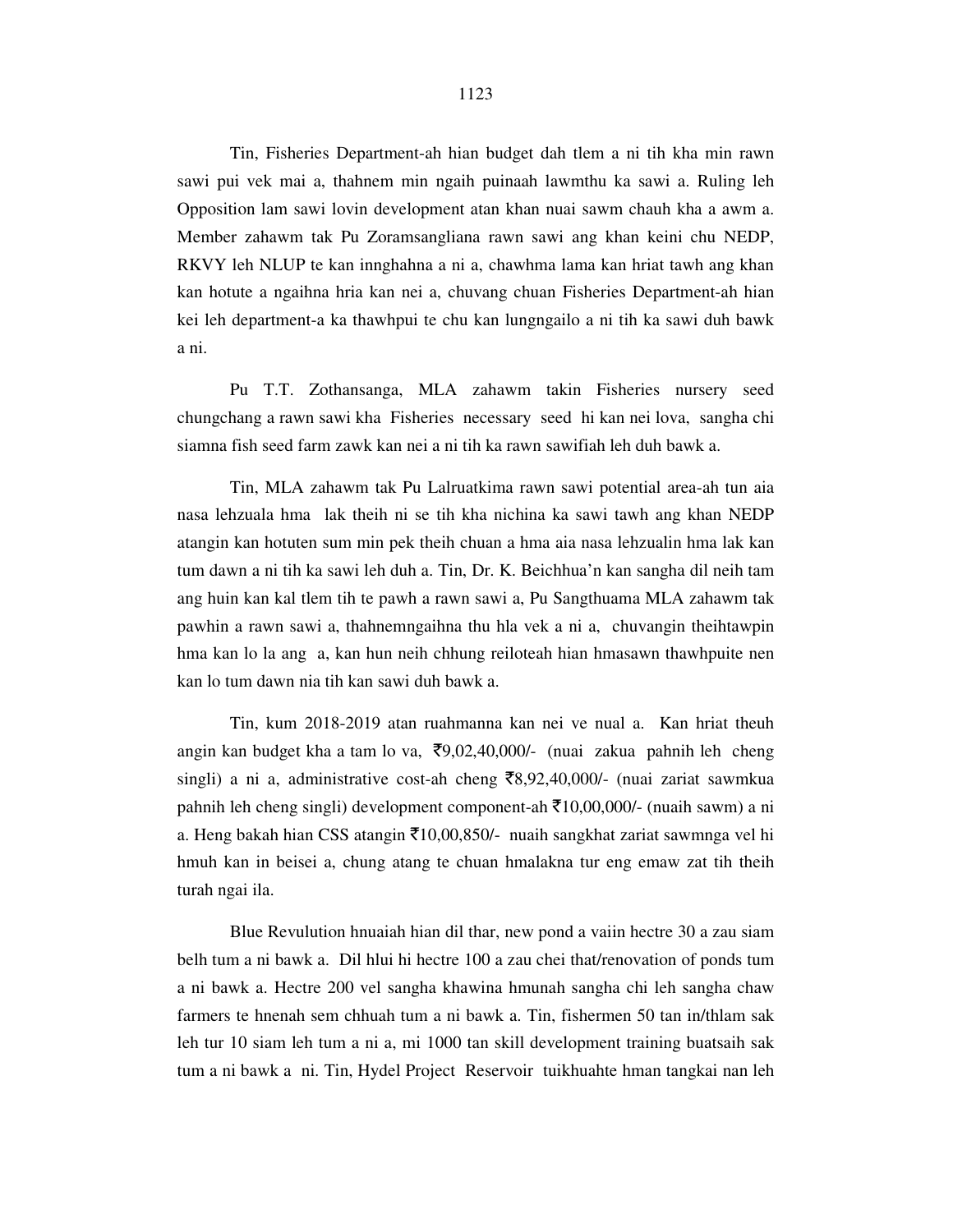Tin, Fisheries Department-ah hian budget dah tlem a ni tih kha min rawn sawi pui vek mai a, thahnem min ngaih puinaah lawmthu ka sawi a. Ruling leh Opposition lam sawi lovin development atan khan nuai sawm chauh kha a awm a. Member zahawm tak Pu Zoramsangliana rawn sawi ang khan keini chu NEDP, RKVY leh NLUP te kan innghahna a ni a, chawhma lama kan hriat tawh ang khan kan hotute a ngaihna hria kan nei a, chuvang chuan Fisheries Department-ah hian kei leh department-a ka thawhpui te chu kan lungngailo a ni tih ka sawi duh bawk a ni.

Pu T.T. Zothansanga, MLA zahawm takin Fisheries nursery seed chungchang a rawn sawi kha Fisheries necessary seed hi kan nei lova, sangha chi siamna fish seed farm zawk kan nei a ni tih ka rawn sawifiah leh duh bawk a.

Tin, MLA zahawm tak Pu Lalruatkima rawn sawi potential area-ah tun aia nasa lehzuala hma lak theih ni se tih kha nichina ka sawi tawh ang khan NEDP atangin kan hotuten sum min pek theih chuan a hma aia nasa lehzualin hma lak kan tum dawn a ni tih ka sawi leh duh a. Tin, Dr. K. Beichhua'n kan sangha dil neih tam ang huin kan kal tlem tih te pawh a rawn sawi a, Pu Sangthuama MLA zahawm tak pawhin a rawn sawi a, thahnemngaihna thu hla vek a ni a, chuvangin theihtawpin hma kan lo la ang a, kan hun neih chhung reiloteah hian hmasawn thawhpuite nen kan lo tum dawn nia tih kan sawi duh bawk a.

Tin, kum 2018-2019 atan ruahmanna kan nei ve nual a. Kan hriat theuh angin kan budget kha a tam lo va, ₹9,02,40,000/- (nuai zakua pahnih leh cheng singli) a ni a, administrative cost-ah cheng ₹8,92,40,000/- (nuai zariat sawmkua pahnih leh cheng singli) development component-ah ₹10,00,000/- (nuaih sawm) a ni a. Heng bakah hian CSS atangin ₹10,00,850/- nuaih sangkhat zariat sawmnga vel hi hmuh kan in beisei a, chung atang te chuan hmalakna tur eng emaw zat tih theih turah ngai ila.

Blue Revulution hnuaiah hian dil thar, new pond a vaiin hectre 30 a zau siam belh tum a ni bawk a. Dil hlui hi hectre 100 a zau chei that/renovation of ponds tum a ni bawk a. Hectre 200 vel sangha khawina hmunah sangha chi leh sangha chaw farmers te hnenah sem chhuah tum a ni bawk a. Tin, fishermen 50 tan in/thlam sak leh tur 10 siam leh tum a ni a, mi 1000 tan skill development training buatsaih sak tum a ni bawk a ni. Tin, Hydel Project Reservoir tuikhuahte hman tangkai nan leh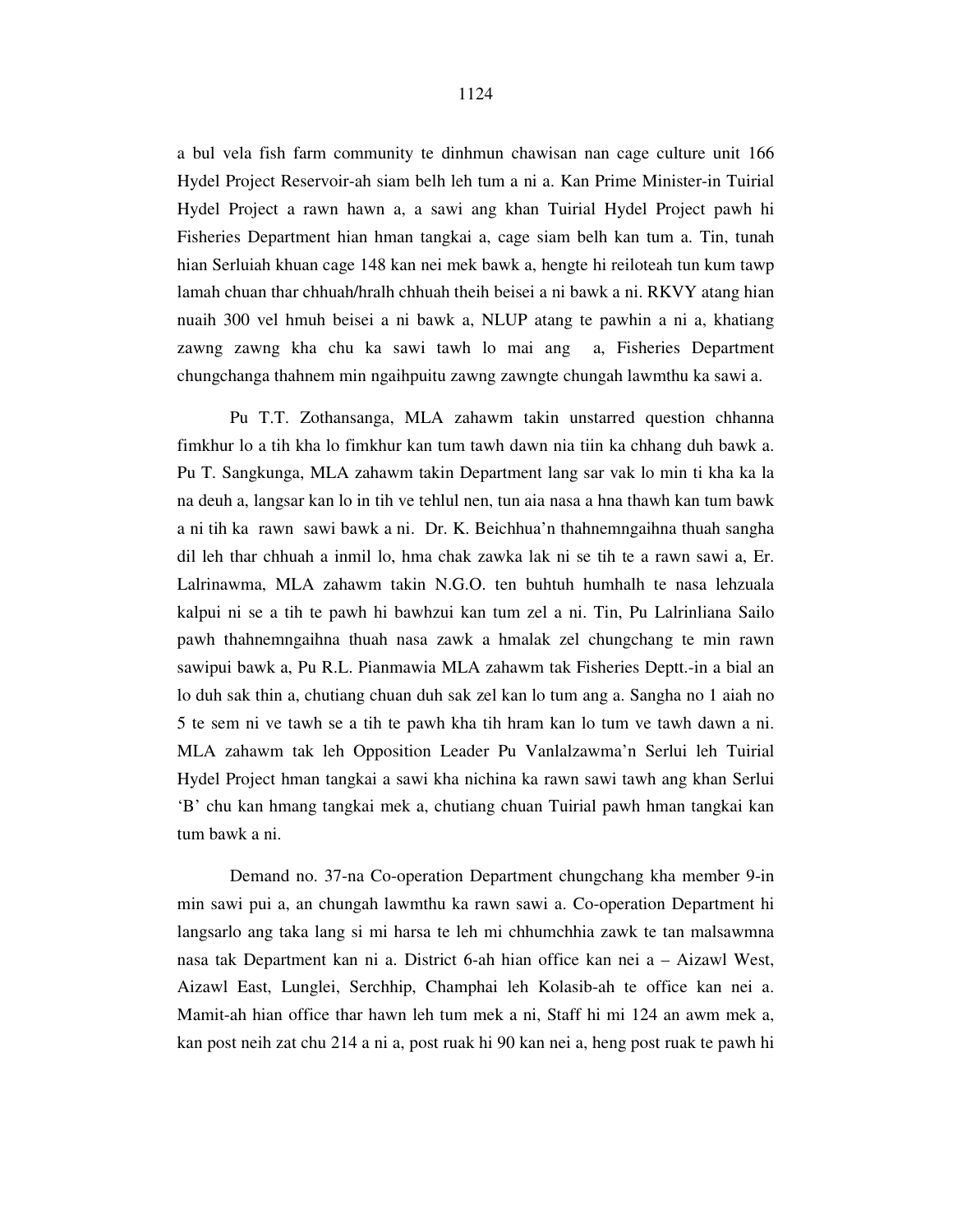a bul vela fish farm community te dinhmun chawisan nan cage culture unit 166 Hydel Project Reservoir-ah siam belh leh tum a ni a. Kan Prime Minister-in Tuirial Hydel Project a rawn hawn a, a sawi ang khan Tuirial Hydel Project pawh hi Fisheries Department hian hman tangkai a, cage siam belh kan tum a. Tin, tunah hian Serluiah khuan cage 148 kan nei mek bawk a, hengte hi reiloteah tun kum tawp lamah chuan thar chhuah/hralh chhuah theih beisei a ni bawk a ni. RKVY atang hian nuaih 300 vel hmuh beisei a ni bawk a, NLUP atang te pawhin a ni a, khatiang zawng zawng kha chu ka sawi tawh lo mai ang  a, Fisheries Department chungchanga thahnem min ngaihpuitu zawng zawngte chungah lawmthu ka sawi a.

Pu T.T. Zothansanga, MLA zahawm takin unstarred question chhanna fimkhur lo a tih kha lo fimkhur kan tum tawh dawn nia tiin ka chhang duh bawk a. Pu T. Sangkunga, MLA zahawm takin Department lang sar vak lo min ti kha ka la na deuh a, langsar kan lo in tih ve tehlul nen, tun aia nasa a hna thawh kan tum bawk a ni tih ka  rawn  sawi bawk a ni.  Dr. K. Beichhua'n thahnemngaihna thuah sangha dil leh thar chhuah a inmil lo, hma chak zawka lak ni se tih te a rawn sawi a, Er. Lalrinawma, MLA zahawm takin N.G.O. ten buhtuh humhalh te nasa lehzuala kalpui ni se a tih te pawh hi bawhzui kan tum zel a ni. Tin, Pu Lalrinliana Sailo pawh thahnemngaihna thuah nasa zawk a hmalak zel chungchang te min rawn sawipui bawk a, Pu R.L. Pianmawia MLA zahawm tak Fisheries Deptt.-in a bial an lo duh sak thin a, chutiang chuan duh sak zel kan lo tum ang a. Sangha no 1 aiah no 5 te sem ni ve tawh se a tih te pawh kha tih hram kan lo tum ve tawh dawn a ni. MLA zahawm tak leh Opposition Leader Pu Vanlalzawma'n Serlui leh Tuirial Hydel Project hman tangkai a sawi kha nichina ka rawn sawi tawh ang khan Serlui 'B' chu kan hmang tangkai mek a, chutiang chuan Tuirial pawh hman tangkai kan tum bawk a ni.

Demand no. 37-na Co-operation Department chungchang kha member 9-in min sawi pui a, an chungah lawmthu ka rawn sawi a. Co-operation Department hi langsarlo ang taka lang si mi harsa te leh mi chhumchhia zawk te tan malsawmna nasa tak Department kan ni a. District 6-ah hian office kan nei a – Aizawl West, Aizawl East, Lunglei, Serchhip, Champhai leh Kolasib-ah te office kan nei a. Mamit-ah hian office thar hawn leh tum mek a ni, Staff hi mi 124 an awm mek a, kan post neih zat chu 214 a ni a, post ruak hi 90 kan nei a, heng post ruak te pawh hi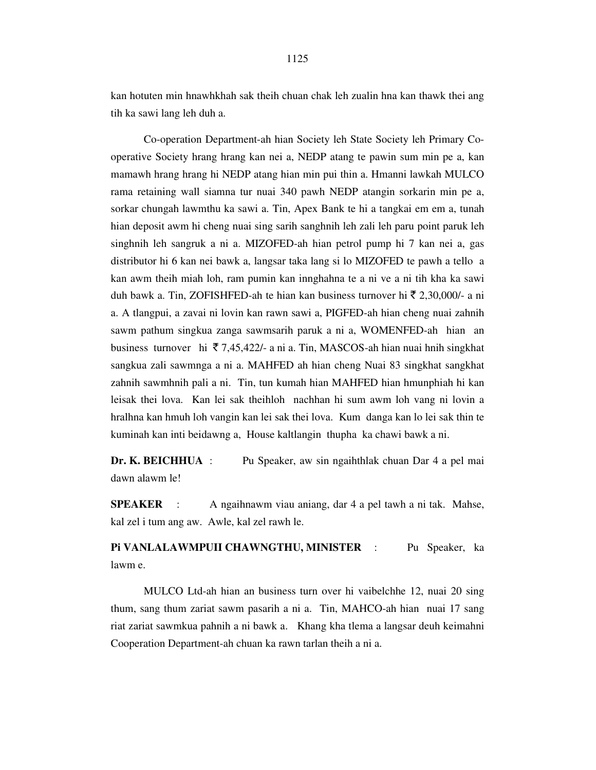kan hotuten min hnawhkhah sak theih chuan chak leh zualin hna kan thawk thei ang tih ka sawi lang leh duh a.

Co-operation Department-ah hian Society leh State Society leh Primary Co-operative Society hrang hrang kan nei a, NEDP atang te pawin sum min pe a, kan mamawh hrang hrang hi NEDP atang hian min pui thin a. Hmanni lawkah MULCO rama retaining wall siamna tur nuai 340 pawh NEDP atangin sorkarin min pe a, sorkar chungah lawmthu ka sawi a. Tin, Apex Bank te hi a tangkai em em a, tunah hian deposit awm hi cheng nuai sing sarih sanghnih leh zali leh paru point paruk leh singhnih leh sangruk a ni a. MIZOFED-ah hian petrol pump hi 7 kan nei a, gas distributor hi 6 kan nei bawk a, langsar taka lang si lo MIZOFED te pawh a tello a kan awm theih miah loh, ram pumin kan innghahna te a ni ve a ni tih kha ka sawi duh bawk a. Tin, ZOFISHFED-ah te hian kan business turnover hi ₹ 2,30,000/- a ni a. A tlangpui, a zavai ni lovin kan rawn sawi a, PIGFED-ah hian cheng nuai zahnih sawm pathum singkua zanga sawmsarih paruk a ni a, WOMENFED-ah hian an business turnover hi ₹ 7,45,422/- a ni a. Tin, MASCOS-ah hian nuai hnih singkhat sangkua zali sawmnga a ni a. MAHFED ah hian cheng Nuai 83 singkhat sangkhat zahnih sawmhnih pali a ni. Tin, tun kumah hian MAHFED hian hmunphiah hi kan leisak thei lova. Kan lei sak theihloh nachhan hi sum awm loh vang ni lovin a hralhna kan hmuh loh vangin kan lei sak thei lova. Kum danga kan lo lei sak thin te kuminah kan inti beidawng a, House kaltlangin thupha ka chawi bawk a ni.

**Dr. K. BEICHHUA** : Pu Speaker, aw sin ngaihthlak chuan Dar 4 a pel mai dawn alawm le!

**SPEAKER** : A ngaihnawm viau aniang, dar 4 a pel tawh a ni tak. Mahse, kal zel i tum ang aw. Awle, kal zel rawh le.

**Pi VANLALAWMPUII CHAWNGTHU, MINISTER** : Pu Speaker, ka lawm e.

MULCO Ltd-ah hian an business turn over hi vaibelchhe 12, nuai 20 sing thum, sang thum zariat sawm pasarih a ni a. Tin, MAHCO-ah hian nuai 17 sang riat zariat sawmkua pahnih a ni bawk a. Khang kha tlema a langsar deuh keimahni Cooperation Department-ah chuan ka rawn tarlan theih a ni a.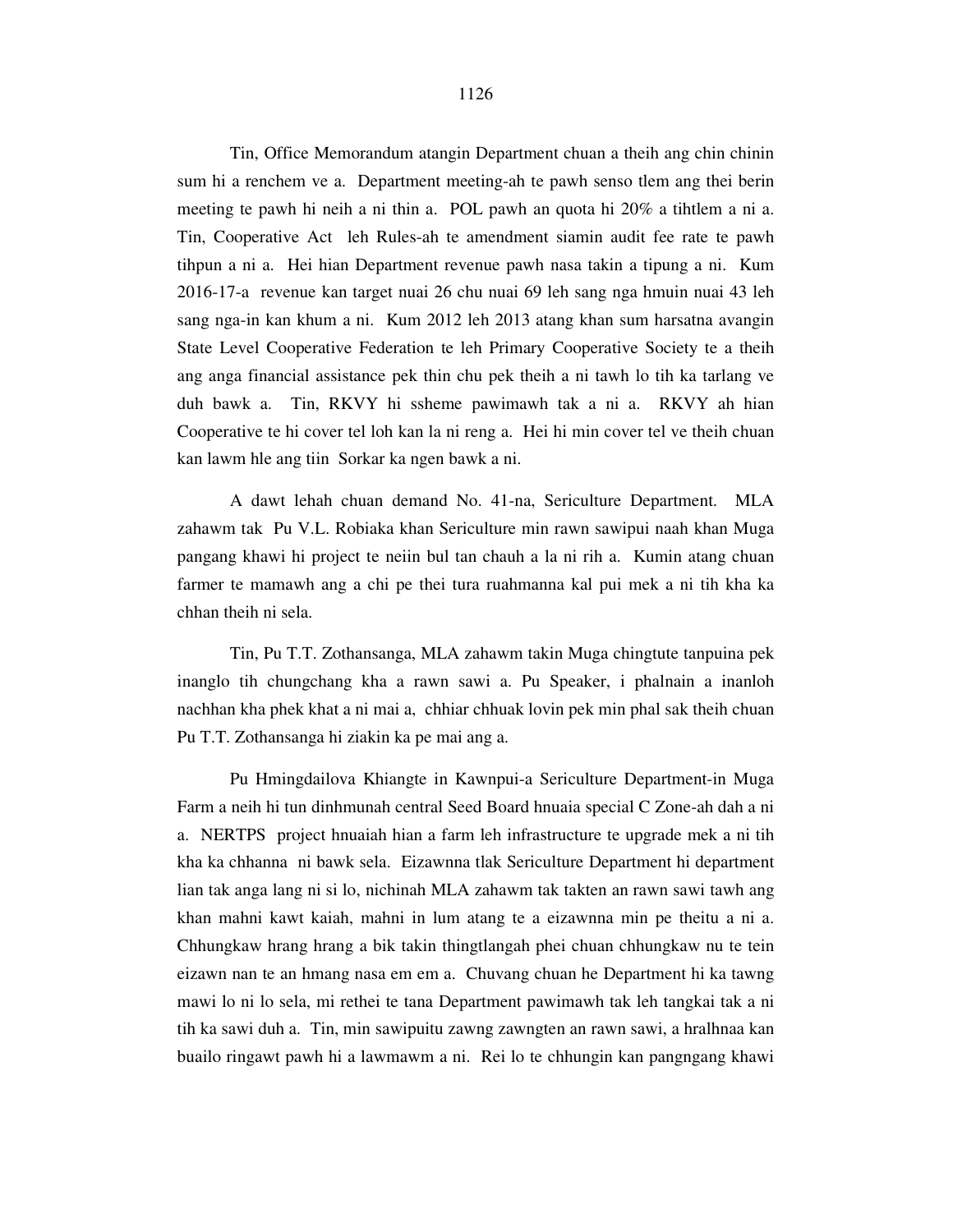Tin, Office Memorandum atangin Department chuan a theih ang chin chinin sum hi a renchem ve a. Department meeting-ah te pawh senso tlem ang thei berin meeting te pawh hi neih a ni thin a. POL pawh an quota hi 20% a tihtlem a ni a. Tin, Cooperative Act leh Rules-ah te amendment siamin audit fee rate te pawh tihpun a ni a. Hei hian Department revenue pawh nasa takin a tipung a ni. Kum 2016-17-a revenue kan target nuai 26 chu nuai 69 leh sang nga hmuin nuai 43 leh sang nga-in kan khum a ni. Kum 2012 leh 2013 atang khan sum harsatna avangin State Level Cooperative Federation te leh Primary Cooperative Society te a theih ang anga financial assistance pek thin chu pek theih a ni tawh lo tih ka tarlang ve duh bawk a. Tin, RKVY hi ssheme pawimawh tak a ni a. RKVY ah hian Cooperative te hi cover tel loh kan la ni reng a. Hei hi min cover tel ve theih chuan kan lawm hle ang tiin Sorkar ka ngen bawk a ni.

A dawt lehah chuan demand No. 41-na, Sericulture Department. MLA zahawm tak Pu V.L. Robiaka khan Sericulture min rawn sawipui naah khan Muga pangang khawi hi project te neiin bul tan chauh a la ni rih a. Kumin atang chuan farmer te mamawh ang a chi pe thei tura ruahmanna kal pui mek a ni tih kha ka chhan theih ni sela.

Tin, Pu T.T. Zothansanga, MLA zahawm takin Muga chingtute tanpuina pek inanglo tih chungchang kha a rawn sawi a. Pu Speaker, i phalnain a inanloh nachhan kha phek khat a ni mai a, chhiar chhuak lovin pek min phal sak theih chuan Pu T.T. Zothansanga hi ziakin ka pe mai ang a.

Pu Hmingdailova Khiangte in Kawnpui-a Sericulture Department-in Muga Farm a neih hi tun dinhmunah central Seed Board hnuaia special C Zone-ah dah a ni a. NERTPS project hnuaiah hian a farm leh infrastructure te upgrade mek a ni tih kha ka chhanna ni bawk sela. Eizawnna tlak Sericulture Department hi department lian tak anga lang ni si lo, nichinah MLA zahawm tak takten an rawn sawi tawh ang khan mahni kawt kaiah, mahni in lum atang te a eizawnna min pe theitu a ni a. Chhungkaw hrang hrang a bik takin thingtlangah phei chuan chhungkaw nu te tein eizawn nan te an hmang nasa em em a. Chuvang chuan he Department hi ka tawng mawi lo ni lo sela, mi rethei te tana Department pawimawh tak leh tangkai tak a ni tih ka sawi duh a. Tin, min sawipuitu zawng zawngten an rawn sawi, a hralhnaa kan buailo ringawt pawh hi a lawmawm a ni. Rei lo te chhungin kan pangngang khawi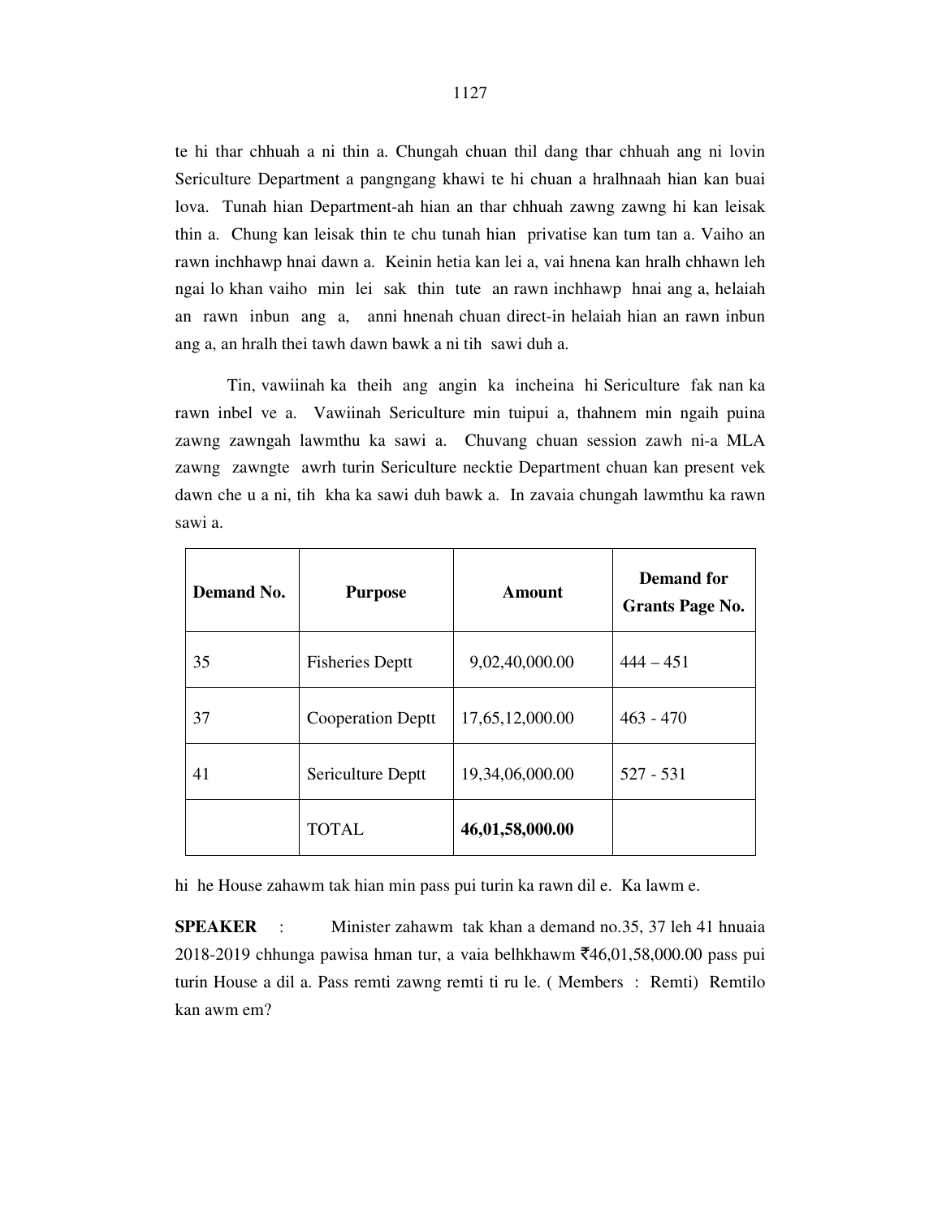te hi thar chhuah a ni thin a. Chungah chuan thil dang thar chhuah ang ni lovin Sericulture Department a pangngang khawi te hi chuan a hralhnaah hian kan buai lova. Tunah hian Department-ah hian an thar chhuah zawng zawng hi kan leisak thin a. Chung kan leisak thin te chu tunah hian privatise kan tum tan a. Vaiho an rawn inchhawp hnai dawn a. Keinin hetia kan lei a, vai hnena kan hralh chhawn leh ngai lo khan vaiho min lei sak thin tute an rawn inchhawp hnai ang a, helaiah an rawn inbun ang a, anni hnenah chuan direct-in helaiah hian an rawn inbun ang a, an hralh thei tawh dawn bawk a ni tih sawi duh a.

Tin, vawiinah ka theih ang angin ka incheina hi Sericulture fak nan ka rawn inbel ve a. Vawiinah Sericulture min tuipui a, thahnem min ngaih puina zawng zawngah lawmthu ka sawi a. Chuvang chuan session zawh ni-a MLA zawng zawngte awrh turin Sericulture necktie Department chuan kan present vek dawn che u a ni, tih kha ka sawi duh bawk a. In zavaia chungah lawmthu ka rawn sawi a.

| Demand No. | Purpose | Amount | Demand for Grants Page No. |
|---|---|---|---|
| 35 | Fisheries Deptt | 9,02,40,000.00 | 444 – 451 |
| 37 | Cooperation Deptt | 17,65,12,000.00 | 463 - 470 |
| 41 | Sericulture Deptt | 19,34,06,000.00 | 527 - 531 |
| | TOTAL | **46,01,58,000.00** | |

hi he House zahawm tak hian min pass pui turin ka rawn dil e. Ka lawm e.

**SPEAKER** : Minister zahawm tak khan a demand no.35, 37 leh 41 hnuaia 2018-2019 chhunga pawisa hman tur, a vaia belhkhawm ₹46,01,58,000.00 pass pui turin House a dil a. Pass remti zawng remti ti ru le. ( Members : Remti) Remtilo kan awm em?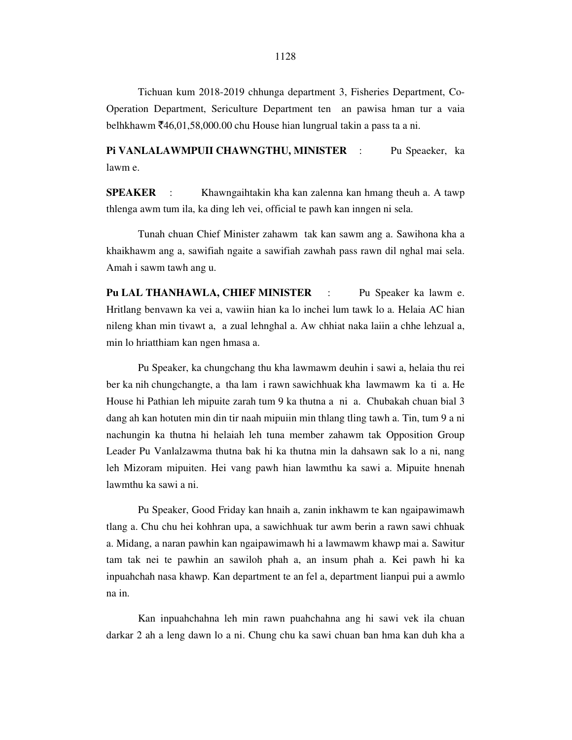Tichuan kum 2018-2019 chhunga department 3, Fisheries Department, Co-Operation Department, Sericulture Department ten an pawisa hman tur a vaia belhkhawm ₹46,01,58,000.00 chu House hian lungrual takin a pass ta a ni.

**Pi VANLALAWMPUII CHAWNGTHU, MINISTER** : Pu Speaeker, ka lawm e.

**SPEAKER** : Khawngaihtakin kha kan zalenna kan hmang theuh a. A tawp thlenga awm tum ila, ka ding leh vei, official te pawh kan inngen ni sela.

Tunah chuan Chief Minister zahawm tak kan sawm ang a. Sawihona kha a khaikhawm ang a, sawifiah ngaite a sawifiah zawhah pass rawn dil nghal mai sela. Amah i sawm tawh ang u.

**Pu LAL THANHAWLA, CHIEF MINISTER** : Pu Speaker ka lawm e. Hritlang benvawn ka vei a, vawiin hian ka lo inchei lum tawk lo a. Helaia AC hian nileng khan min tivawt a, a zual lehnghal a. Aw chhiat naka laiin a chhe lehzual a, min lo hriatthiam kan ngen hmasa a.

Pu Speaker, ka chungchang thu kha lawmawm deuhin i sawi a, helaia thu rei ber ka nih chungchangte, a tha lam i rawn sawichhuak kha lawmawm ka ti a. He House hi Pathian leh mipuite zarah tum 9 ka thutna a ni a. Chubakah chuan bial 3 dang ah kan hotuten min din tir naah mipuiin min thlang tling tawh a. Tin, tum 9 a ni nachungin ka thutna hi helaiah leh tuna member zahawm tak Opposition Group Leader Pu Vanlalzawma thutna bak hi ka thutna min la dahsawn sak lo a ni, nang leh Mizoram mipuiten. Hei vang pawh hian lawmthu ka sawi a. Mipuite hnenah lawmthu ka sawi a ni.

Pu Speaker, Good Friday kan hnaih a, zanin inkhawm te kan ngaipawimawh tlang a. Chu chu hei kohhran upa, a sawichhuak tur awm berin a rawn sawi chhuak a. Midang, a naran pawhin kan ngaipawimawh hi a lawmawm khawp mai a. Sawitur tam tak nei te pawhin an sawiloh phah a, an insum phah a. Kei pawh hi ka inpuahchah nasa khawp. Kan department te an fel a, department lianpui pui a awmlo na in.

Kan inpuahchahna leh min rawn puahchahna ang hi sawi vek ila chuan darkar 2 ah a leng dawn lo a ni. Chung chu ka sawi chuan ban hma kan duh kha a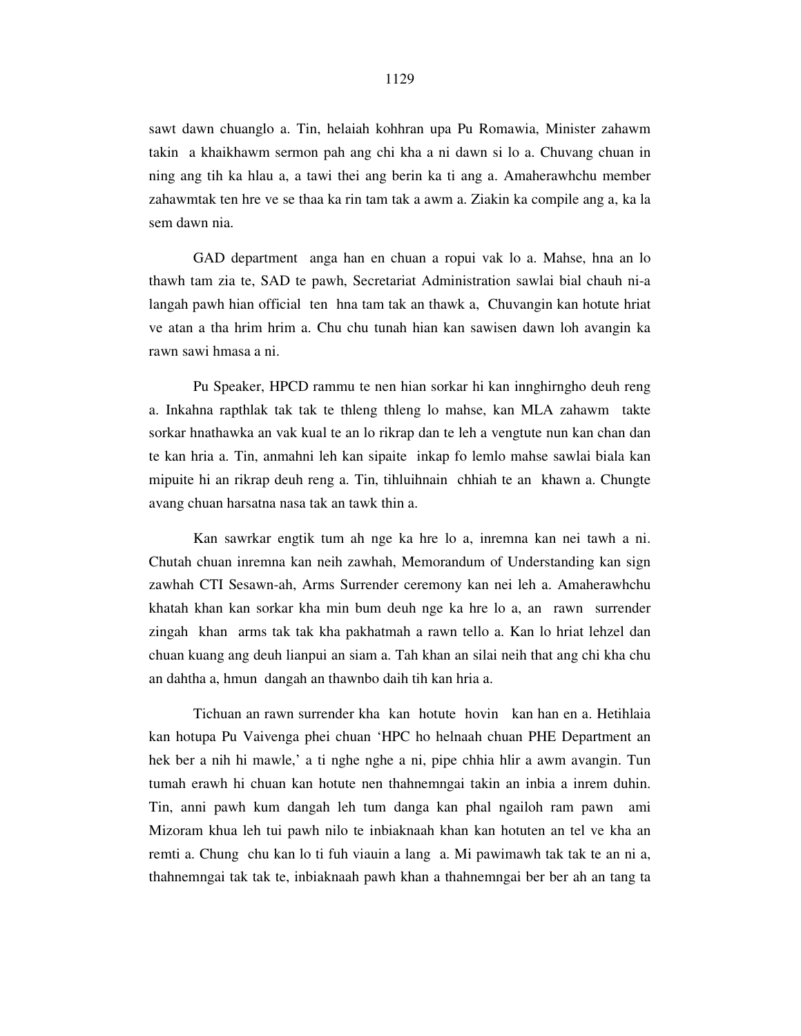sawt dawn chuanglo a. Tin, helaiah kohhran upa Pu Romawia, Minister zahawm takin a khaikhawm sermon pah ang chi kha a ni dawn si lo a. Chuvang chuan in ning ang tih ka hlau a, a tawi thei ang berin ka ti ang a. Amaherawhchu member zahawmtak ten hre ve se thaa ka rin tam tak a awm a. Ziakin ka compile ang a, ka la sem dawn nia.

GAD department anga han en chuan a ropui vak lo a. Mahse, hna an lo thawh tam zia te, SAD te pawh, Secretariat Administration sawlai bial chauh ni-a langah pawh hian official ten hna tam tak an thawk a, Chuvangin kan hotute hriat ve atan a tha hrim hrim a. Chu chu tunah hian kan sawisen dawn loh avangin ka rawn sawi hmasa a ni.

Pu Speaker, HPCD rammu te nen hian sorkar hi kan innghirngho deuh reng a. Inkahna rapthlak tak tak te thleng thleng lo mahse, kan MLA zahawm takte sorkar hnathawka an vak kual te an lo rikrap dan te leh a vengtute nun kan chan dan te kan hria a. Tin, anmahni leh kan sipaite inkap fo lemlo mahse sawlai biala kan mipuite hi an rikrap deuh reng a. Tin, tihluihnain chhiah te an khawn a. Chungte avang chuan harsatna nasa tak an tawk thin a.

Kan sawrkar engtik tum ah nge ka hre lo a, inremna kan nei tawh a ni. Chutah chuan inremna kan neih zawhah, Memorandum of Understanding kan sign zawhah CTI Sesawn-ah, Arms Surrender ceremony kan nei leh a. Amaherawhchu khatah khan kan sorkar kha min bum deuh nge ka hre lo a, an rawn surrender zingah khan arms tak tak kha pakhatmah a rawn tello a. Kan lo hriat lehzel dan chuan kuang ang deuh lianpui an siam a. Tah khan an silai neih that ang chi kha chu an dahtha a, hmun dangah an thawnbo daih tih kan hria a.

Tichuan an rawn surrender kha kan hotute hovin kan han en a. Hetihlaia kan hotupa Pu Vaivenga phei chuan 'HPC ho helnaah chuan PHE Department an hek ber a nih hi mawle,' a ti nghe nghe a ni, pipe chhia hlir a awm avangin. Tun tumah erawh hi chuan kan hotute nen thahnemngai takin an inbia a inrem duhin. Tin, anni pawh kum dangah leh tum danga kan phal ngailoh ram pawn ami Mizoram khua leh tui pawh nilo te inbiaknaah khan kan hotuten an tel ve kha an remti a. Chung chu kan lo ti fuh viauin a lang a. Mi pawimawh tak tak te an ni a, thahnemngai tak tak te, inbiaknaah pawh khan a thahnemngai ber ber ah an tang ta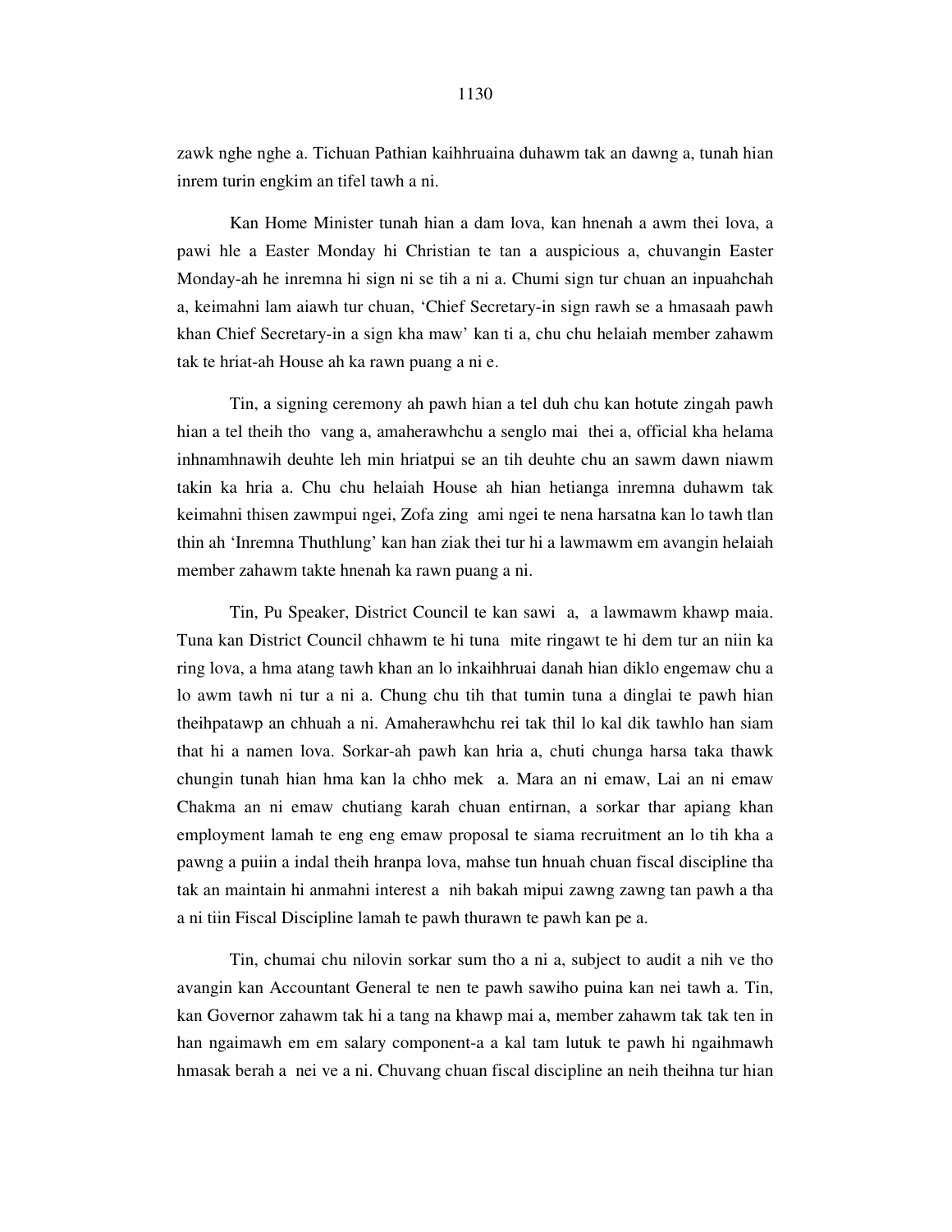zawk nghe nghe a. Tichuan Pathian kaihhruaina duhawm tak an dawng a, tunah hian inrem turin engkim an tifel tawh a ni.

Kan Home Minister tunah hian a dam lova, kan hnenah a awm thei lova, a pawi hle a Easter Monday hi Christian te tan a auspicious a, chuvangin Easter Monday-ah he inremna hi sign ni se tih a ni a. Chumi sign tur chuan an inpuahchah a, keimahni lam aiawh tur chuan, 'Chief Secretary-in sign rawh se a hmasaah pawh khan Chief Secretary-in a sign kha maw' kan ti a, chu chu helaiah member zahawm tak te hriat-ah House ah ka rawn puang a ni e.

Tin, a signing ceremony ah pawh hian a tel duh chu kan hotute zingah pawh hian a tel theih tho vang a, amaherawhchu a senglo mai thei a, official kha helama inhnamhnawih deuhte leh min hriatpui se an tih deuhte chu an sawm dawn niawm takin ka hria a. Chu chu helaiah House ah hian hetianga inremna duhawm tak keimahni thisen zawmpui ngei, Zofa zing ami ngei te nena harsatna kan lo tawh tlan thin ah 'Inremna Thuthlung' kan han ziak thei tur hi a lawmawm em avangin helaiah member zahawm takte hnenah ka rawn puang a ni.

Tin, Pu Speaker, District Council te kan sawi a, a lawmawm khawp maia. Tuna kan District Council chhawm te hi tuna mite ringawt te hi dem tur an niin ka ring lova, a hma atang tawh khan an lo inkaihhruai danah hian diklo engemaw chu a lo awm tawh ni tur a ni a. Chung chu tih that tumin tuna a dinglai te pawh hian theihpatawp an chhuah a ni. Amaherawhchu rei tak thil lo kal dik tawhlo han siam that hi a namen lova. Sorkar-ah pawh kan hria a, chuti chunga harsa taka thawk chungin tunah hian hma kan la chho mek a. Mara an ni emaw, Lai an ni emaw Chakma an ni emaw chutiang karah chuan entirnan, a sorkar thar apiang khan employment lamah te eng eng emaw proposal te siama recruitment an lo tih kha a pawng a puiin a indal theih hranpa lova, mahse tun hnuah chuan fiscal discipline tha tak an maintain hi anmahni interest a nih bakah mipui zawng zawng tan pawh a tha a ni tiin Fiscal Discipline lamah te pawh thurawn te pawh kan pe a.

Tin, chumai chu nilovin sorkar sum tho a ni a, subject to audit a nih ve tho avangin kan Accountant General te nen te pawh sawiho puina kan nei tawh a. Tin, kan Governor zahawm tak hi a tang na khawp mai a, member zahawm tak tak ten in han ngaimawh em em salary component-a a kal tam lutuk te pawh hi ngaihmawh hmasak berah a nei ve a ni. Chuvang chuan fiscal discipline an neih theihna tur hian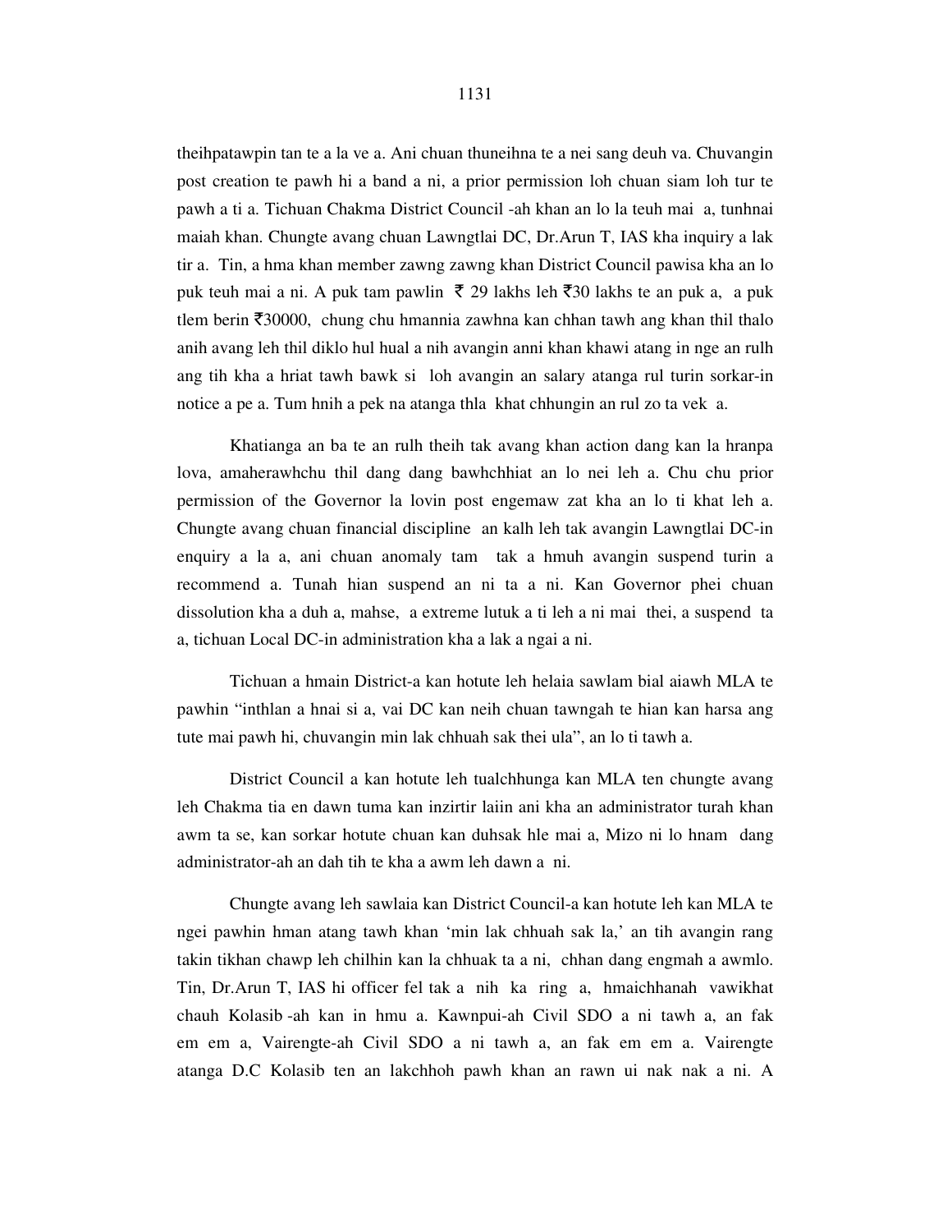theihpatawpin tan te a la ve a. Ani chuan thuneihna te a nei sang deuh va. Chuvangin post creation te pawh hi a band a ni, a prior permission loh chuan siam loh tur te pawh a ti a. Tichuan Chakma District Council -ah khan an lo la teuh mai a, tunhnai maiah khan. Chungte avang chuan Lawngtlai DC, Dr.Arun T, IAS kha inquiry a lak tir a. Tin, a hma khan member zawng zawng khan District Council pawisa kha an lo puk teuh mai a ni. A puk tam pawlin ₹ 29 lakhs leh ₹30 lakhs te an puk a, a puk tlem berin ₹30000, chung chu hmannia zawhna kan chhan tawh ang khan thil thalo anih avang leh thil diklo hul hual a nih avangin anni khan khawi atang in nge an rulh ang tih kha a hriat tawh bawk si loh avangin an salary atanga rul turin sorkar-in notice a pe a. Tum hnih a pek na atanga thla khat chhungin an rul zo ta vek a.

Khatianga an ba te an rulh theih tak avang khan action dang kan la hranpa lova, amaherawhchu thil dang dang bawhchhiat an lo nei leh a. Chu chu prior permission of the Governor la lovin post engemaw zat kha an lo ti khat leh a. Chungte avang chuan financial discipline an kalh leh tak avangin Lawngtlai DC-in enquiry a la a, ani chuan anomaly tam tak a hmuh avangin suspend turin a recommend a. Tunah hian suspend an ni ta a ni. Kan Governor phei chuan dissolution kha a duh a, mahse, a extreme lutuk a ti leh a ni mai thei, a suspend ta a, tichuan Local DC-in administration kha a lak a ngai a ni.

Tichuan a hmain District-a kan hotute leh helaia sawlam bial aiawh MLA te pawhin "inthlan a hnai si a, vai DC kan neih chuan tawngah te hian kan harsa ang tute mai pawh hi, chuvangin min lak chhuah sak thei ula", an lo ti tawh a.

District Council a kan hotute leh tualchhunga kan MLA ten chungte avang leh Chakma tia en dawn tuma kan inzirtir laiin ani kha an administrator turah khan awm ta se, kan sorkar hotute chuan kan duhsak hle mai a, Mizo ni lo hnam dang administrator-ah an dah tih te kha a awm leh dawn a ni.

Chungte avang leh sawlaia kan District Council-a kan hotute leh kan MLA te ngei pawhin hman atang tawh khan 'min lak chhuah sak la,' an tih avangin rang takin tikhan chawp leh chilhin kan la chhuak ta a ni, chhan dang engmah a awmlo. Tin, Dr.Arun T, IAS hi officer fel tak a nih ka ring a, hmaichhanah vawikhat chauh Kolasib -ah kan in hmu a. Kawnpui-ah Civil SDO a ni tawh a, an fak em em a, Vairengte-ah Civil SDO a ni tawh a, an fak em em a. Vairengte atanga D.C Kolasib ten an lakchhoh pawh khan an rawn ui nak nak a ni. A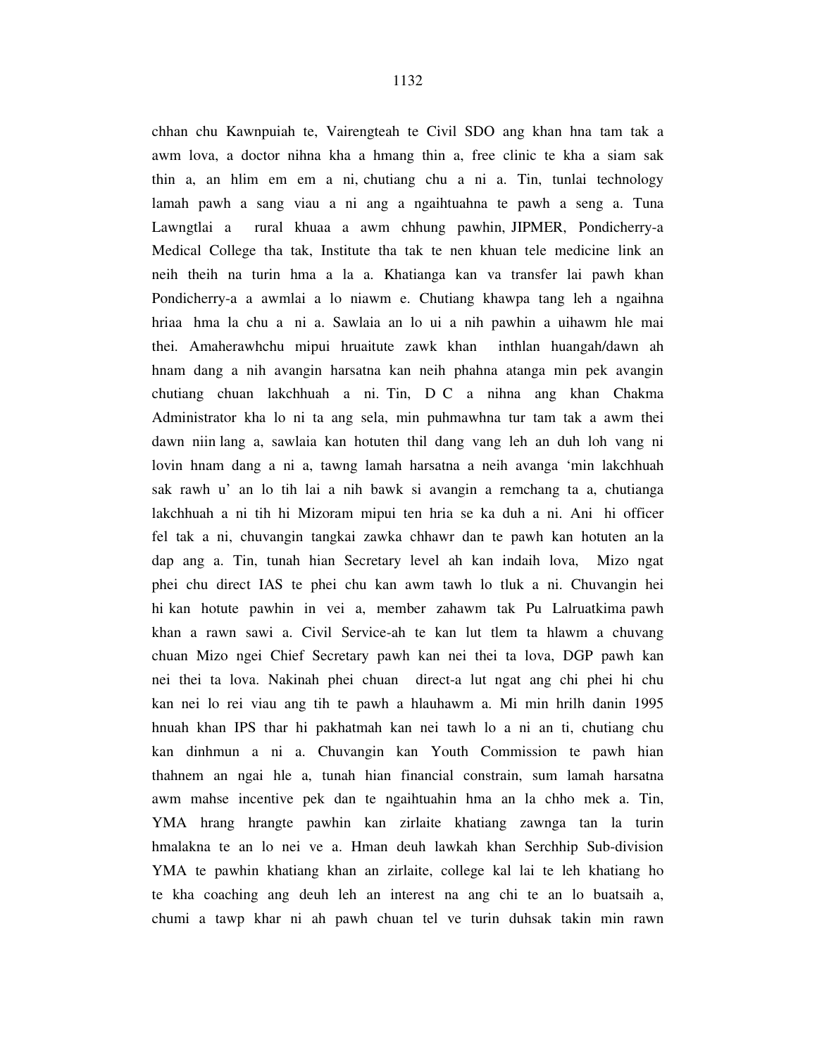chhan chu Kawnpuiah te, Vairengteah te Civil SDO ang khan hna tam tak a awm lova, a doctor nihna kha a hmang thin a, free clinic te kha a siam sak thin a, an hlim em em a ni, chutiang chu a ni a. Tin, tunlai technology lamah pawh a sang viau a ni ang a ngaihtuahna te pawh a seng a. Tuna Lawngtlai a rural khuaa a awm chhung pawhin, JIPMER, Pondicherry-a Medical College tha tak, Institute tha tak te nen khuan tele medicine link an neih theih na turin hma a la a. Khatianga kan va transfer lai pawh khan Pondicherry-a a awmlai a lo niawm e. Chutiang khawpa tang leh a ngaihna hriaa hma la chu a ni a. Sawlaia an lo ui a nih pawhin a uihawm hle mai thei. Amaherawhchu mipui hruaitute zawk khan inthlan huangah/dawn ah hnam dang a nih avangin harsatna kan neih phahna atanga min pek avangin chutiang chuan lakchhuah a ni. Tin, D C a nihna ang khan Chakma Administrator kha lo ni ta ang sela, min puhmawhna tur tam tak a awm thei dawn niin lang a, sawlaia kan hotuten thil dang vang leh an duh loh vang ni lovin hnam dang a ni a, tawng lamah harsatna a neih avanga 'min lakchhuah sak rawh u' an lo tih lai a nih bawk si avangin a remchang ta a, chutianga lakchhuah a ni tih hi Mizoram mipui ten hria se ka duh a ni. Ani hi officer fel tak a ni, chuvangin tangkai zawka chhawr dan te pawh kan hotuten an la dap ang a. Tin, tunah hian Secretary level ah kan indaih lova, Mizo ngat phei chu direct IAS te phei chu kan awm tawh lo tluk a ni. Chuvangin hei hi kan hotute pawhin in vei a, member zahawm tak Pu Lalruatkima pawh khan a rawn sawi a. Civil Service-ah te kan lut tlem ta hlawm a chuvang chuan Mizo ngei Chief Secretary pawh kan nei thei ta lova, DGP pawh kan nei thei ta lova. Nakinah phei chuan direct-a lut ngat ang chi phei hi chu kan nei lo rei viau ang tih te pawh a hlauhawm a. Mi min hrilh danin 1995 hnuah khan IPS thar hi pakhatmah kan nei tawh lo a ni an ti, chutiang chu kan dinhmun a ni a. Chuvangin kan Youth Commission te pawh hian thahnem an ngai hle a, tunah hian financial constrain, sum lamah harsatna awm mahse incentive pek dan te ngaihtuahin hma an la chho mek a. Tin, YMA hrang hrangte pawhin kan zirlaite khatiang zawnga tan la turin hmalakna te an lo nei ve a. Hman deuh lawkah khan Serchhip Sub-division YMA te pawhin khatiang khan an zirlaite, college kal lai te leh khatiang ho te kha coaching ang deuh leh an interest na ang chi te an lo buatsaih a, chumi a tawp khar ni ah pawh chuan tel ve turin duhsak takin min rawn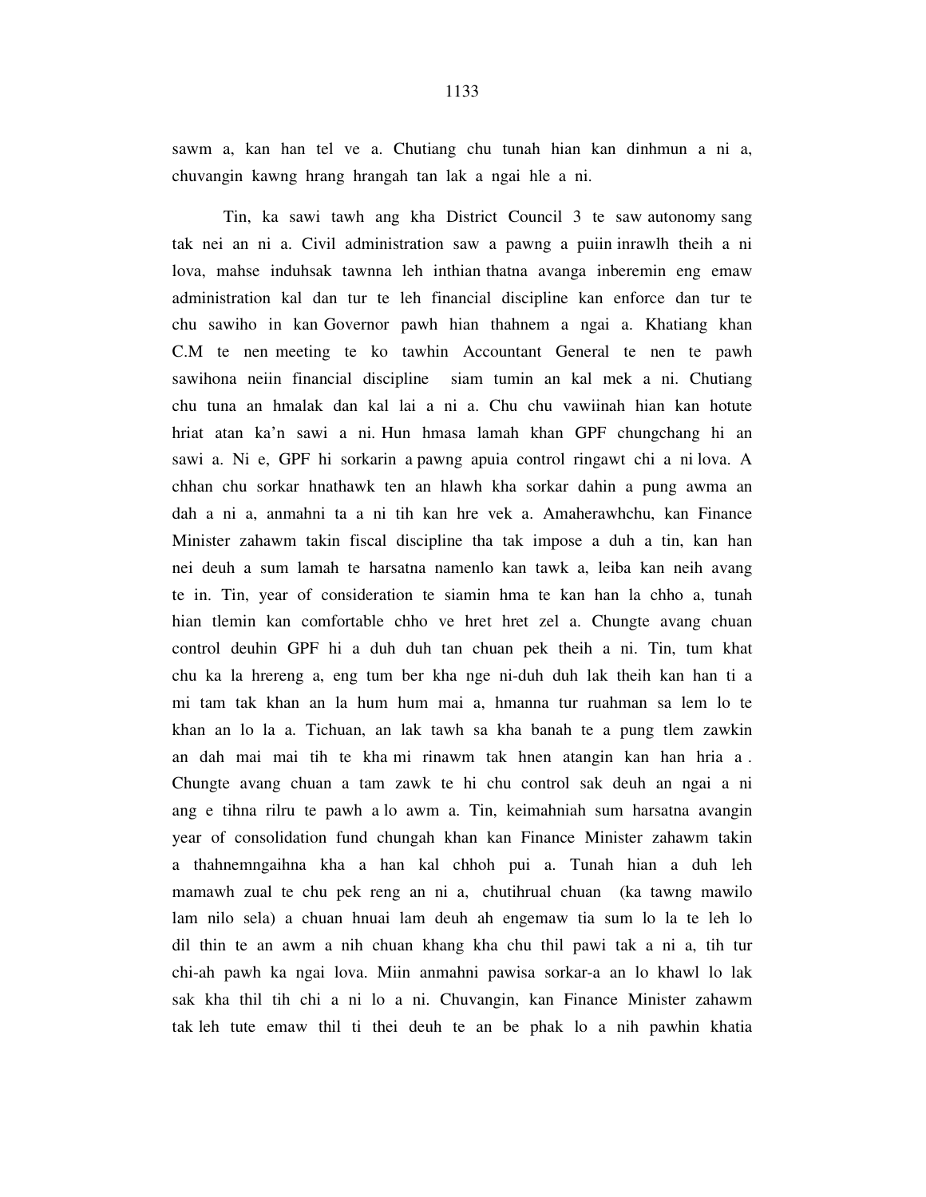sawm a, kan han tel ve a. Chutiang chu tunah hian kan dinhmun a ni a, chuvangin kawng hrang hrangah tan lak a ngai hle a ni.

Tin, ka sawi tawh ang kha District Council 3 te saw autonomy sang tak nei an ni a. Civil administration saw a pawng a puiin inrawlh theih a ni lova, mahse induhsak tawnna leh inthian thatna avanga inberemin eng emaw administration kal dan tur te leh financial discipline kan enforce dan tur te chu sawiho in kan Governor pawh hian thahnem a ngai a. Khatiang khan C.M te nen meeting te ko tawhin Accountant General te nen te pawh sawihona neiin financial discipline siam tumin an kal mek a ni. Chutiang chu tuna an hmalak dan kal lai a ni a. Chu chu vawiinah hian kan hotute hriat atan ka'n sawi a ni. Hun hmasa lamah khan GPF chungchang hi an sawi a. Ni e, GPF hi sorkarin a pawng apuia control ringawt chi a ni lova. A chhan chu sorkar hnathawk ten an hlawh kha sorkar dahin a pung awma an dah a ni a, anmahni ta a ni tih kan hre vek a. Amaherawhchu, kan Finance Minister zahawm takin fiscal discipline tha tak impose a duh a tin, kan han nei deuh a sum lamah te harsatna namenlo kan tawk a, leiba kan neih avang te in. Tin, year of consideration te siamin hma te kan han la chho a, tunah hian tlemin kan comfortable chho ve hret hret zel a. Chungte avang chuan control deuhin GPF hi a duh duh tan chuan pek theih a ni. Tin, tum khat chu ka la hrereng a, eng tum ber kha nge ni-duh duh lak theih kan han ti a mi tam tak khan an la hum hum mai a, hmanna tur ruahman sa lem lo te khan an lo la a. Tichuan, an lak tawh sa kha banah te a pung tlem zawkin an dah mai mai tih te kha mi rinawm tak hnen atangin kan han hria a . Chungte avang chuan a tam zawk te hi chu control sak deuh an ngai a ni ang e tihna rilru te pawh a lo awm a. Tin, keimahniah sum harsatna avangin year of consolidation fund chungah khan kan Finance Minister zahawm takin a thahnemngaihna kha a han kal chhoh pui a. Tunah hian a duh leh mamawh zual te chu pek reng an ni a, chutihrual chuan (ka tawng mawilo lam nilo sela) a chuan hnuai lam deuh ah engemaw tia sum lo la te leh lo dil thin te an awm a nih chuan khang kha chu thil pawi tak a ni a, tih tur chi-ah pawh ka ngai lova. Miin anmahni pawisa sorkar-a an lo khawl lo lak sak kha thil tih chi a ni lo a ni. Chuvangin, kan Finance Minister zahawm tak leh tute emaw thil ti thei deuh te an be phak lo a nih pawhin khatia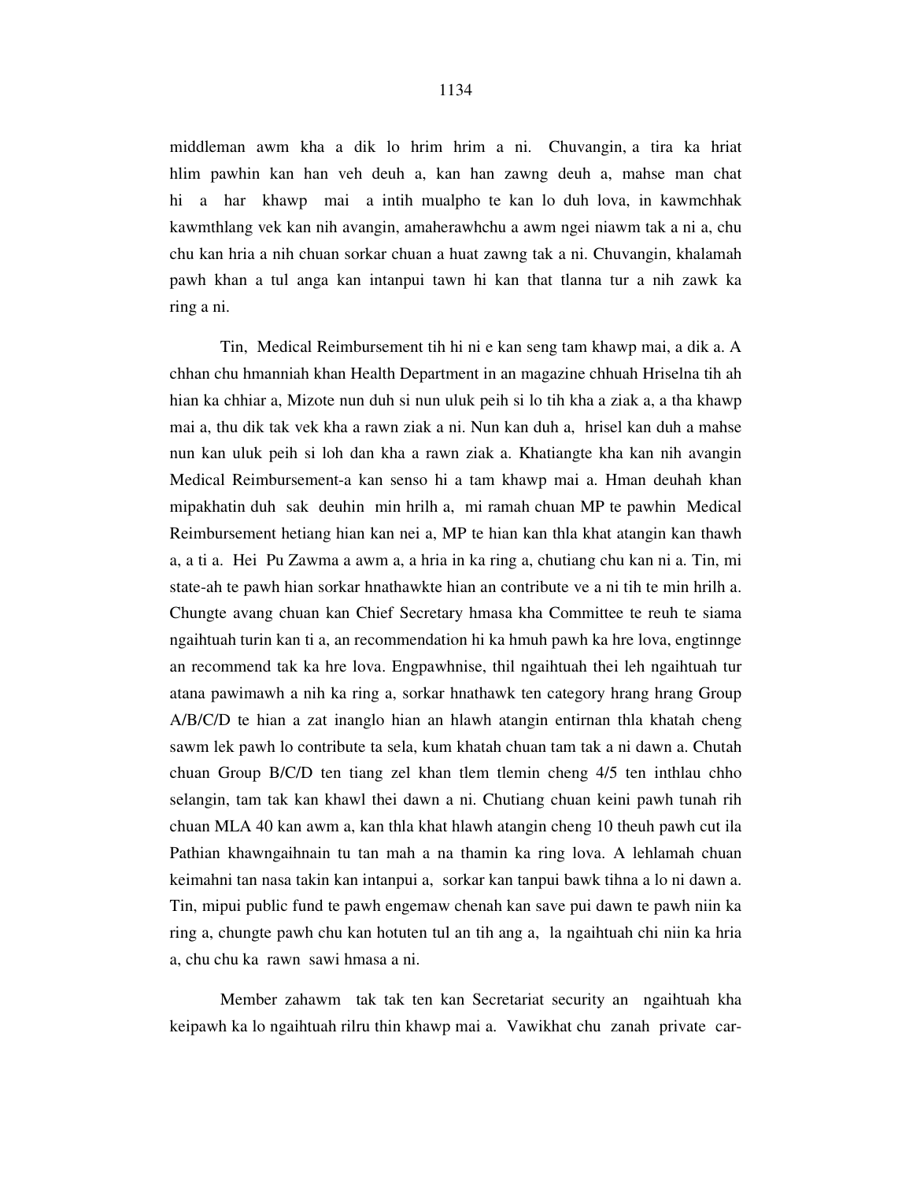middleman awm kha a dik lo hrim hrim a ni. Chuvangin, a tira ka hriat hlim pawhin kan han veh deuh a, kan han zawng deuh a, mahse man chat hi a har khawp mai a intih mualpho te kan lo duh lova, in kawmchhak kawmthlang vek kan nih avangin, amaherawhchu a awm ngei niawm tak a ni a, chu chu kan hria a nih chuan sorkar chuan a huat zawng tak a ni. Chuvangin, khalamah pawh khan a tul anga kan intanpui tawn hi kan that tlanna tur a nih zawk ka ring a ni.

Tin, Medical Reimbursement tih hi ni e kan seng tam khawp mai a, a dik a. A chhan chu hmanniah khan Health Department in an magazine chhuah Hriselna tih ah hian ka chhiar a, Mizote nun duh si nun uluk peih si lo tih kha a ziak a, a tha khawp mai a, thu dik tak vek kha a rawn ziak a ni. Nun kan duh a, hrisel kan duh a mahse nun kan uluk peih si loh dan kha a rawn ziak a. Khatiangte kha kan nih avangin Medical Reimbursement-a kan senso hi a tam khawp mai a. Hman deuhah khan mipakhatin duh sak deuhin min hrilh a, mi ramah chuan MP te pawhin Medical Reimbursement hetiang hian kan nei a, MP te hian kan thla khat atangin kan thawh a, a ti a. Hei Pu Zawma a awm a, a hria in ka ring a, chutiang chu kan ni a. Tin, mi state-ah te pawh hian sorkar hnathawkte hian an contribute ve a ni tih te min hrilh a. Chungte avang chuan kan Chief Secretary hmasa kha Committee te reuh te siama ngaihtuah turin kan ti a, an recommendation hi ka hmuh pawh ka hre lova, engtinnge an recommend tak ka hre lova. Engpawhnise, thil ngaihtuah thei leh ngaihtuah tur atana pawimawh a nih ka ring a, sorkar hnathawk ten category hrang hrang Group A/B/C/D te hian a zat inanglo hian an hlawh atangin entirnan thla khatah cheng sawm lek pawh lo contribute ta sela, kum khatah chuan tam tak a ni dawn a. Chutah chuan Group B/C/D ten tiang zel khan tlem tlemin cheng 4/5 ten inthlau chho selangin, tam tak kan khawl thei dawn a ni. Chutiang chuan keini pawh tunah rih chuan MLA 40 kan awm a, kan thla khat hlawh atangin cheng 10 theuh pawh cut ila Pathian khawngaihnain tu tan mah a na thamin ka ring lova. A lehlamah chuan keimahni tan nasa takin kan intanpui a, sorkar kan tanpui bawk tihna a lo ni dawn a. Tin, mipui public fund te pawh engemaw chenah kan save pui dawn te pawh niin ka ring a, chungte pawh chu kan hotuten tul an tih ang a, la ngaihtuah chi niin ka hria a, chu chu ka rawn sawi hmasa a ni.

Member zahawm tak tak ten kan Secretariat security an ngaihtuah kha keipawh ka lo ngaihtuah rilru thin khawp mai a. Vawikhat chu zanah private car-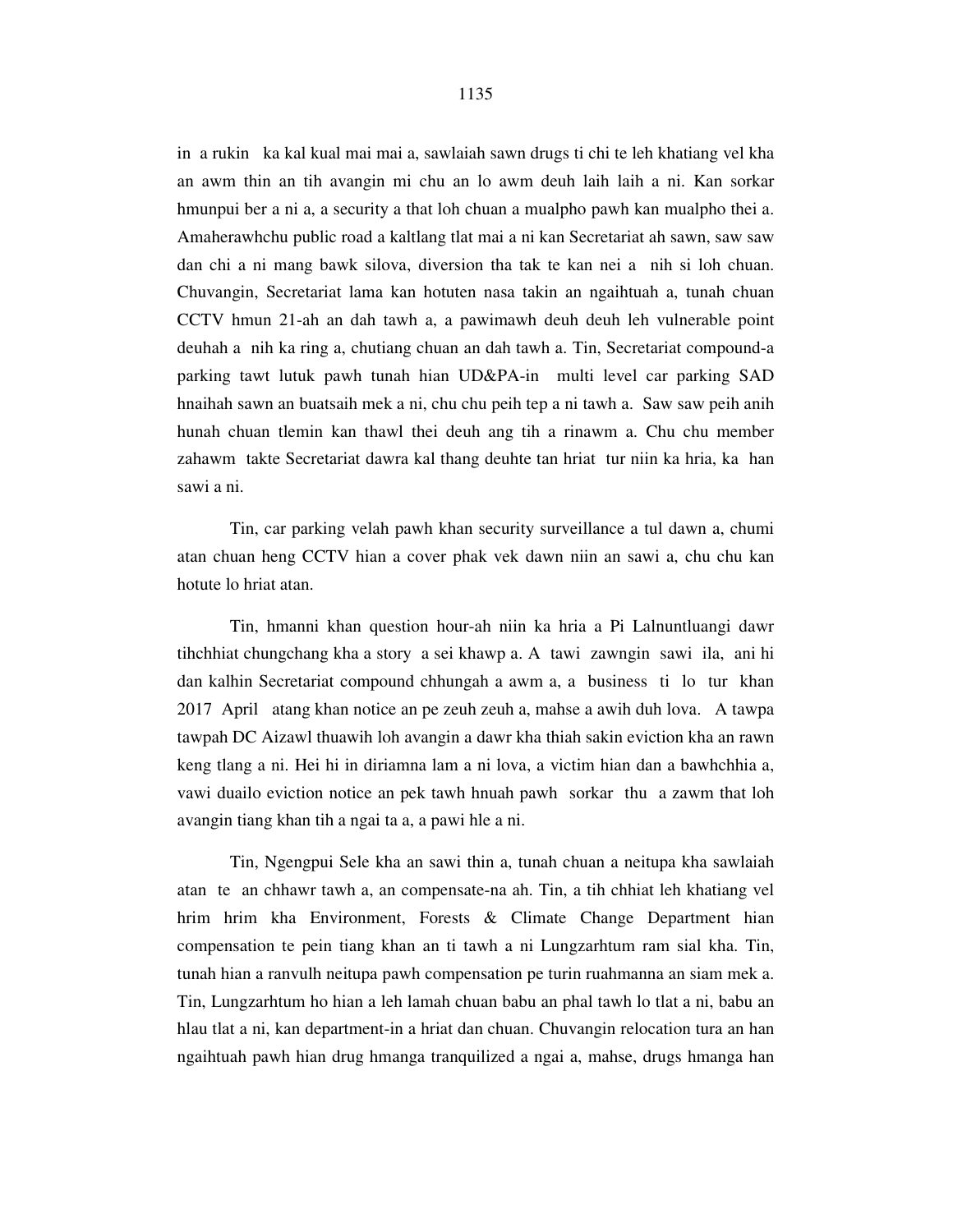in a rukin ka kal kual mai mai a, sawlaiah sawn drugs ti chi te leh khatiang vel kha an awm thin an tih avangin mi chu an lo awm deuh laih laih a ni. Kan sorkar hmunpui ber a ni a, a security a that loh chuan a mualpho pawh kan mualpho thei a. Amaherawhchu public road a kaltlang tlat mai a ni kan Secretariat ah sawn, saw saw dan chi a ni mang bawk silova, diversion tha tak te kan nei a nih si loh chuan. Chuvangin, Secretariat lama kan hotuten nasa takin an ngaihtuah a, tunah chuan CCTV hmun 21-ah an dah tawh a, a pawimawh deuh deuh leh vulnerable point deuhah a nih ka ring a, chutiang chuan an dah tawh a. Tin, Secretariat compound-a parking tawt lutuk pawh tunah hian UD&PA-in multi level car parking SAD hnaihah sawn an buatsaih mek a ni, chu chu peih tep a ni tawh a. Saw saw peih anih hunah chuan tlemin kan thawl thei deuh ang tih a rinawm a. Chu chu member zahawm takte Secretariat dawra kal thang deuhte tan hriat tur niin ka hria, ka han sawi a ni.

Tin, car parking velah pawh khan security surveillance a tul dawn a, chumi atan chuan heng CCTV hian a cover phak vek dawn niin an sawi a, chu chu kan hotute lo hriat atan.

Tin, hmanni khan question hour-ah niin ka hria a Pi Lalnuntluangi dawr tihchhiat chungchang kha a story a sei khawp a. A tawi zawngin sawi ila, ani hi dan kalhin Secretariat compound chhungah a awm a, a business ti lo tur khan 2017 April atang khan notice an pe zeuh zeuh a, mahse a awih duh lova. A tawpa tawpah DC Aizawl thuawih loh avangin a dawr kha thiah sakin eviction kha an rawn keng tlang a ni. Hei hi in diriamna lam a ni lova, a victim hian dan a bawhchhia a, vawi duailo eviction notice an pek tawh hnuah pawh sorkar thu a zawm that loh avangin tiang khan tih a ngai ta a, a pawi hle a ni.

Tin, Ngengpui Sele kha an sawi thin a, tunah chuan a neitupa kha sawlaiah atan te an chhawr tawh a, an compensate-na ah. Tin, a tih chhiat leh khatiang vel hrim hrim kha Environment, Forests & Climate Change Department hian compensation te pein tiang khan an ti tawh a ni Lungzarhtum ram sial kha. Tin, tunah hian a ranvulh neitupa pawh compensation pe turin ruahmanna an siam mek a. Tin, Lungzarhtum ho hian a leh lamah chuan babu an phal tawh lo tlat a ni, babu an hlau tlat a ni, kan department-in a hriat dan chuan. Chuvangin relocation tura an han ngaihtuah pawh hian drug hmanga tranquilized a ngai a, mahse, drugs hmanga han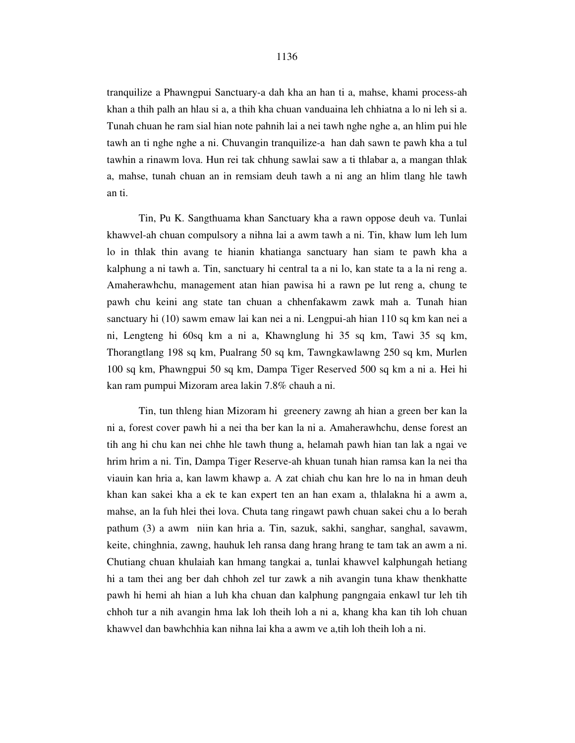tranquilize a Phawngpui Sanctuary-a dah kha an han ti a, mahse, khami process-ah khan a thih palh an hlau si a, a thih kha chuan vanduaina leh chhiatna a lo ni leh si a. Tunah chuan he ram sial hian note pahnih lai a nei tawh nghe nghe a, an hlim pui hle tawh an ti nghe nghe a ni. Chuvangin tranquilize-a han dah sawn te pawh kha a tul tawhin a rinawm lova. Hun rei tak chhung sawlai saw a ti thlabar a, a mangan thlak a, mahse, tunah chuan an in remsiam deuh tawh a ni ang an hlim tlang hle tawh an ti.

Tin, Pu K. Sangthuama khan Sanctuary kha a rawn oppose deuh va. Tunlai khawvel-ah chuan compulsory a nihna lai a awm tawh a ni. Tin, khaw lum leh lum lo in thlak thin avang te hianin khatianga sanctuary han siam te pawh kha a kalphung a ni tawh a. Tin, sanctuary hi central ta a ni lo, kan state ta a la ni reng a. Amaherawhchu, management atan hian pawisa hi a rawn pe lut reng a, chung te pawh chu keini ang state tan chuan a chhenfakawm zawk mah a. Tunah hian sanctuary hi (10) sawm emaw lai kan nei a ni. Lengpui-ah hian 110 sq km kan nei a ni, Lengteng hi 60sq km a ni a, Khawnglung hi 35 sq km, Tawi 35 sq km, Thorangtlang 198 sq km, Pualrang 50 sq km, Tawngkawlawng 250 sq km, Murlen 100 sq km, Phawngpui 50 sq km, Dampa Tiger Reserved 500 sq km a ni a. Hei hi kan ram pumpui Mizoram area lakin 7.8% chauh a ni.

Tin, tun thleng hian Mizoram hi greenery zawng ah hian a green ber kan la ni a, forest cover pawh hi a nei tha ber kan la ni a. Amaherawhchu, dense forest an tih ang hi chu kan nei chhe hle tawh thung a, helamah pawh hian tan lak a ngai ve hrim hrim a ni. Tin, Dampa Tiger Reserve-ah khuan tunah hian ramsa kan la nei tha viauin kan hria a, kan lawm khawp a. A zat chiah chu kan hre lo na in hman deuh khan kan sakei kha a ek te kan expert ten an han exam a, thlalakna hi a awm a, mahse, an la fuh hlei thei lova. Chuta tang ringawt pawh chuan sakei chu a lo berah pathum (3) a awm niin kan hria a. Tin, sazuk, sakhi, sanghar, sanghal, savawm, keite, chinghnia, zawng, hauhuk leh ransa dang hrang hrang te tam tak an awm a ni. Chutiang chuan khulaiah kan hmang tangkai a, tunlai khawvel kalphungah hetiang hi a tam thei ang ber dah chhoh zel tur zawk a nih avangin tuna khaw thenkhatte pawh hi hemi ah hian a luh kha chuan dan kalphung pangngaia enkawl tur leh tih chhoh tur a nih avangin hma lak loh theih loh a ni a, khang kha kan tih loh chuan khawvel dan bawhchhia kan nihna lai kha a awm ve a,tih loh theih loh a ni.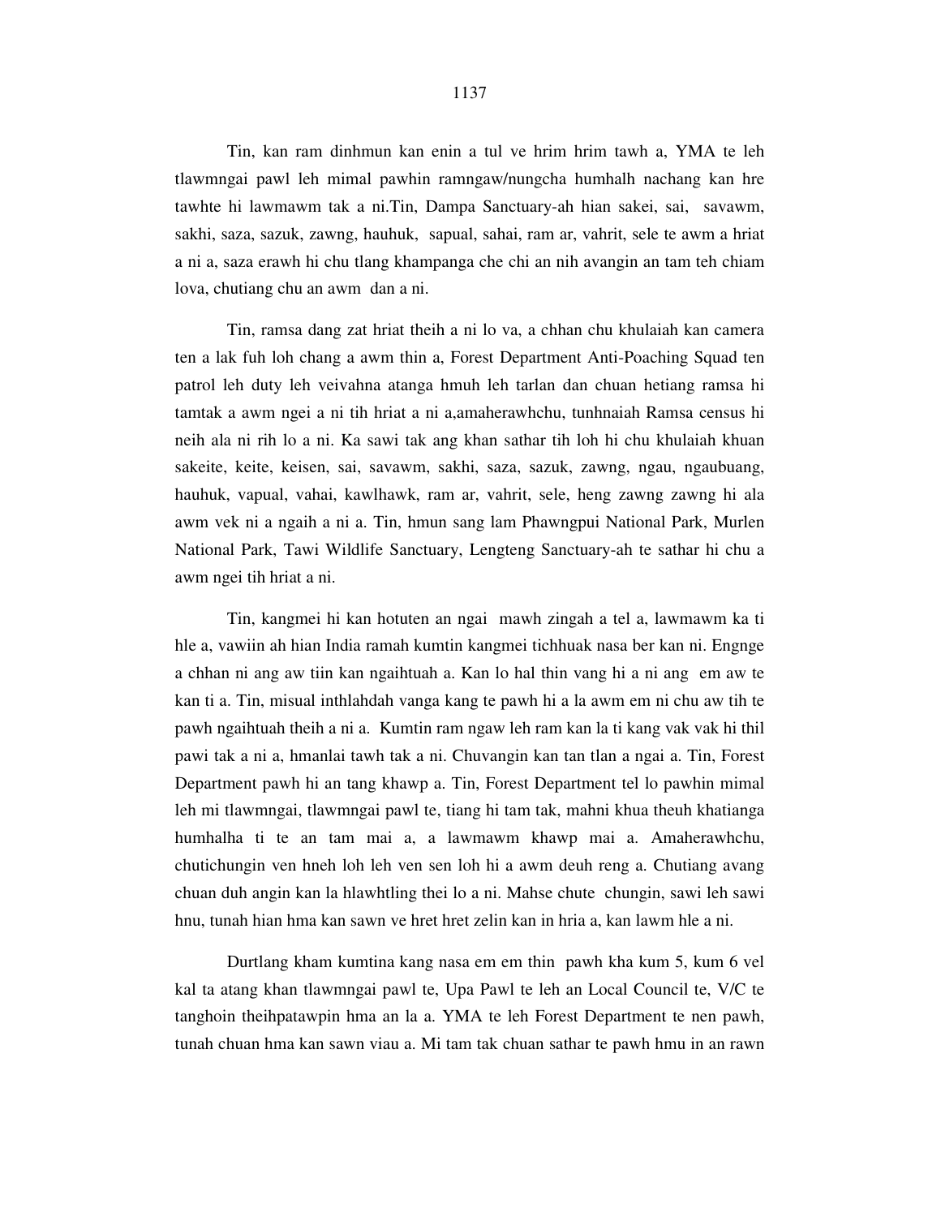Tin, kan ram dinhmun kan enin a tul ve hrim hrim tawh a, YMA te leh tlawmngai pawl leh mimal pawhin ramngaw/nungcha humhalh nachang kan hre tawhte hi lawmawm tak a ni.Tin, Dampa Sanctuary-ah hian sakei, sai, savawm, sakhi, saza, sazuk, zawng, hauhuk, sapual, sahai, ram ar, vahrit, sele te awm a hriat a ni a, saza erawh hi chu tlang khampanga che chi an nih avangin an tam teh chiam lova, chutiang chu an awm dan a ni.

Tin, ramsa dang zat hriat theih a ni lo va, a chhan chu khulaiah kan camera ten a lak fuh loh chang a awm thin a, Forest Department Anti-Poaching Squad ten patrol leh duty leh veivahna atanga hmuh leh tarlan dan chuan hetiang ramsa hi tamtak a awm ngei a ni tih hriat a ni a,amaherawhchu, tunhnaiah Ramsa census hi neih ala ni rih lo a ni. Ka sawi tak ang khan sathar tih loh hi chu khulaiah khuan sakeite, keite, keisen, sai, savawm, sakhi, saza, sazuk, zawng, ngau, ngaubuang, hauhuk, vapual, vahai, kawlhawk, ram ar, vahrit, sele, heng zawng zawng hi ala awm vek ni a ngaih a ni a. Tin, hmun sang lam Phawngpui National Park, Murlen National Park, Tawi Wildlife Sanctuary, Lengteng Sanctuary-ah te sathar hi chu a awm ngei tih hriat a ni.

Tin, kangmei hi kan hotuten an ngai mawh zingah a tel a, lawmawm ka ti hle a, vawiin ah hian India ramah kumtin kangmei tichhuak nasa ber kan ni. Engnge a chhan ni ang aw tiin kan ngaihtuah a. Kan lo hal thin vang hi a ni ang em aw te kan ti a. Tin, misual inthlahdah vanga kang te pawh hi a la awm em ni chu aw tih te pawh ngaihtuah theih a ni a. Kumtin ram ngaw leh ram kan la ti kang vak vak hi thil pawi tak a ni a, hmanlai tawh tak a ni. Chuvangin kan tan tlan a ngai a. Tin, Forest Department pawh hi an tang khawp a. Tin, Forest Department tel lo pawhin mimal leh mi tlawmngai, tlawmngai pawl te, tiang hi tam tak, mahni khua theuh khatianga humhalha ti te an tam mai a, a lawmawm khawp mai a. Amaherawhchu, chutichungin ven hneh loh leh ven sen loh hi a awm deuh reng a. Chutiang avang chuan duh angin kan la hlawhtling thei lo a ni. Mahse chute chungin, sawi leh sawi hnu, tunah hian hma kan sawn ve hret hret zelin kan in hria a, kan lawm hle a ni.

Durtlang kham kumtina kang nasa em em thin pawh kha kum 5, kum 6 vel kal ta atang khan tlawmngai pawl te, Upa Pawl te leh an Local Council te, V/C te tanghoin theihpatawpin hma an la a. YMA te leh Forest Department te nen pawh, tunah chuan hma kan sawn viau a. Mi tam tak chuan sathar te pawh hmu in an rawn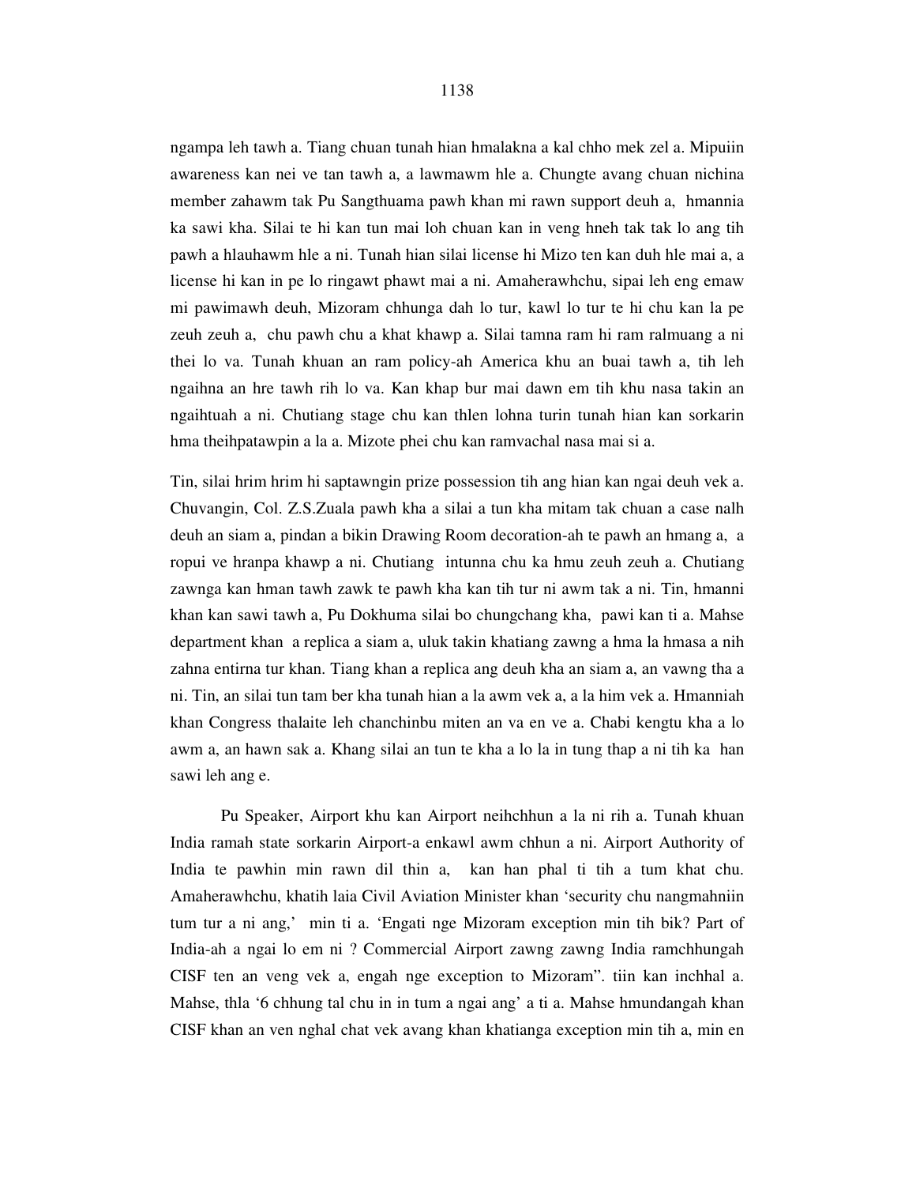ngampa leh tawh a. Tiang chuan tunah hian hmalakna a kal chho mek zel a. Mipuiin awareness kan nei ve tan tawh a, a lawmawm hle a. Chungte avang chuan nichina member zahawm tak Pu Sangthuama pawh khan mi rawn support deuh a, hmannia ka sawi kha. Silai te hi kan tun mai loh chuan kan in veng hneh tak tak lo ang tih pawh a hlauhawm hle a ni. Tunah hian silai license hi Mizo ten kan duh hle mai a, a license hi kan in pe lo ringawt phawt mai a ni. Amaherawhchu, sipai leh eng emaw mi pawimawh deuh, Mizoram chhunga dah lo tur, kawl lo tur te hi chu kan la pe zeuh zeuh a, chu pawh chu a khat khawp a. Silai tamna ram hi ram ralmuang a ni thei lo va. Tunah khuan an ram policy-ah America khu an buai tawh a, tih leh ngaihna an hre tawh rih lo va. Kan khap bur mai dawn em tih khu nasa takin an ngaihtuah a ni. Chutiang stage chu kan thlen lohna turin tunah hian kan sorkarin hma theihpatawpin a la a. Mizote phei chu kan ramvachal nasa mai si a.

Tin, silai hrim hrim hi saptawngin prize possession tih ang hian kan ngai deuh vek a. Chuvangin, Col. Z.S.Zuala pawh kha a silai a tun kha mitam tak chuan a case nalh deuh an siam a, pindan a bikin Drawing Room decoration-ah te pawh an hmang a, a ropui ve hranpa khawp a ni. Chutiang intunna chu ka hmu zeuh zeuh a. Chutiang zawnga kan hman tawh zawk te pawh kha kan tih tur ni awm tak a ni. Tin, hmanni khan kan sawi tawh a, Pu Dokhuma silai bo chungchang kha, pawi kan ti a. Mahse department khan a replica a siam a, uluk takin khatiang zawng a hma la hmasa a nih zahna entirna tur khan. Tiang khan a replica ang deuh kha an siam a, an vawng tha a ni. Tin, an silai tun tam ber kha tunah hian a la awm vek a, a la him vek a. Hmanniah khan Congress thalaite leh chanchinbu miten an va en ve a. Chabi kengtu kha a lo awm a, an hawn sak a. Khang silai an tun te kha a lo la in tung thap a ni tih ka han sawi leh ang e.

Pu Speaker, Airport khu kan Airport neihchhun a la ni rih a. Tunah khuan India ramah state sorkarin Airport-a enkawl awm chhun a ni. Airport Authority of India te pawhin min rawn dil thin a, kan han phal ti tih a tum khat chu. Amaherawhchu, khatih laia Civil Aviation Minister khan 'security chu nangmahniin tum tur a ni ang,' min ti a. 'Engati nge Mizoram exception min tih bik? Part of India-ah a ngai lo em ni ? Commercial Airport zawng zawng India ramchhungah CISF ten an veng vek a, engah nge exception to Mizoram". tiin kan inchhal a. Mahse, thla '6 chhung tal chu in in tum a ngai ang' a ti a. Mahse hmundangah khan CISF khan an ven nghal chat vek avang khan khatianga exception min tih a, min en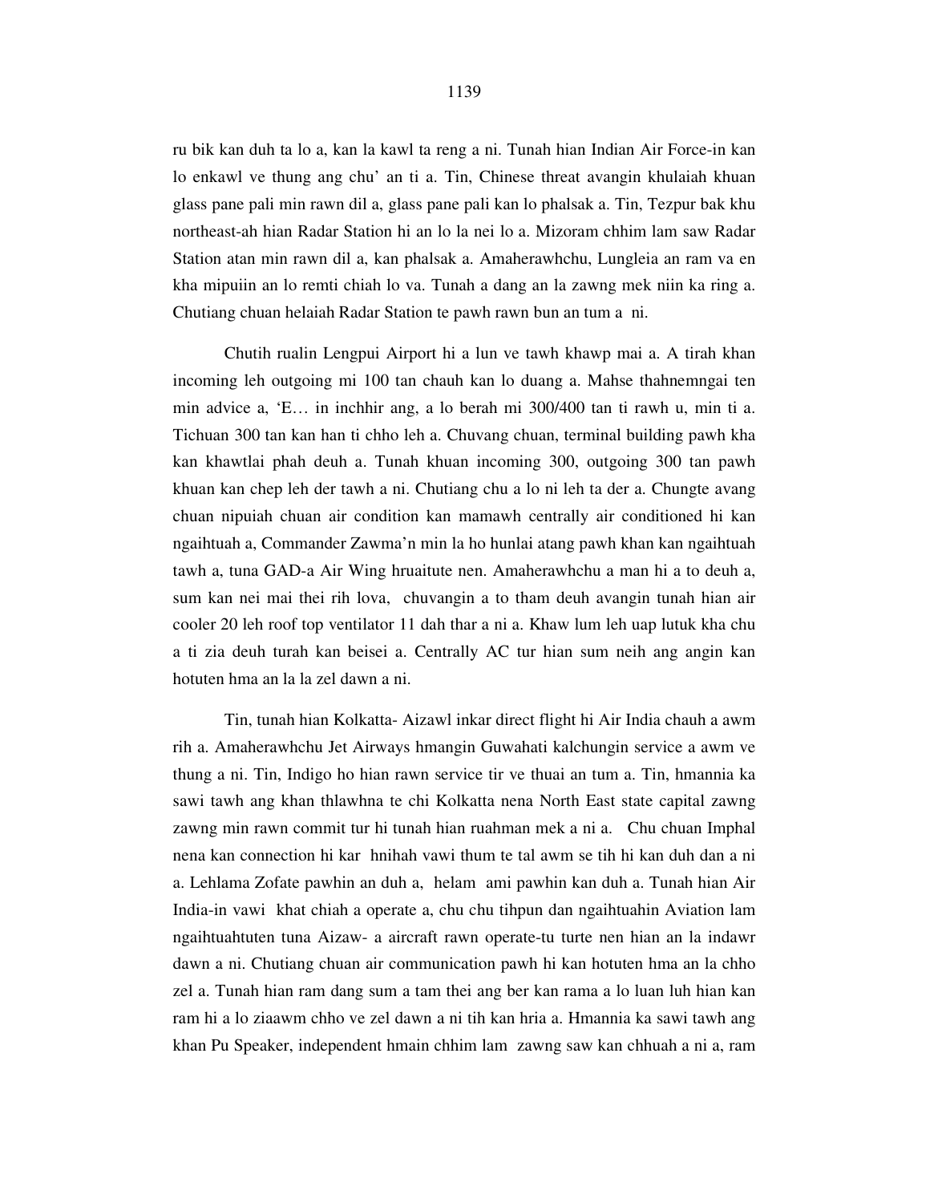ru bik kan duh ta lo a, kan la kawl ta reng a ni. Tunah hian Indian Air Force-in kan lo enkawl ve thung ang chu' an ti a. Tin, Chinese threat avangin khulaiah khuan glass pane pali min rawn dil a, glass pane pali kan lo phalsak a. Tin, Tezpur bak khu northeast-ah hian Radar Station hi an lo la nei lo a. Mizoram chhim lam saw Radar Station atan min rawn dil a, kan phalsak a. Amaherawhchu, Lungleia an ram va en kha mipuiin an lo remti chiah lo va. Tunah a dang an la zawng mek niin ka ring a. Chutiang chuan helaiah Radar Station te pawh rawn bun an tum a ni.

Chutih rualin Lengpui Airport hi a lun ve tawh khawp mai a. A tirah khan incoming leh outgoing mi 100 tan chauh kan lo duang a. Mahse thahnemngai ten min advice a, 'E… in inchhir ang, a lo berah mi 300/400 tan ti rawh u, min ti a. Tichuan 300 tan kan han ti chho leh a. Chuvang chuan, terminal building pawh kha kan khawtlai phah deuh a. Tunah khuan incoming 300, outgoing 300 tan pawh khuan kan chep leh der tawh a ni. Chutiang chu a lo ni leh ta der a. Chungte avang chuan nipuiah chuan air condition kan mamawh centrally air conditioned hi kan ngaihtuah a, Commander Zawma'n min la ho hunlai atang pawh khan kan ngaihtuah tawh a, tuna GAD-a Air Wing hruaitute nen. Amaherawhchu a man hi a to deuh a, sum kan nei mai thei rih lova, chuvangin a to tham deuh avangin tunah hian air cooler 20 leh roof top ventilator 11 dah thar a ni a. Khaw lum leh uap lutuk kha chu a ti zia deuh turah kan beisei a. Centrally AC tur hian sum neih ang angin kan hotuten hma an la la zel dawn a ni.

Tin, tunah hian Kolkatta- Aizawl inkar direct flight hi Air India chauh a awm rih a. Amaherawhchu Jet Airways hmangin Guwahati kalchungin service a awm ve thung a ni. Tin, Indigo ho hian rawn service tir ve thuai an tum a. Tin, hmannia ka sawi tawh ang khan thlawhna te chi Kolkatta nena North East state capital zawng zawng min rawn commit tur hi tunah hian ruahman mek a ni a. Chu chuan Imphal nena kan connection hi kar hnihah vawi thum te tal awm se tih hi kan duh dan a ni a. Lehlama Zofate pawhin an duh a, helam ami pawhin kan duh a. Tunah hian Air India-in vawi khat chiah a operate a, chu chu tihpun dan ngaihtuahin Aviation lam ngaihtuahtuten tuna Aizaw- a aircraft rawn operate-tu turte nen hian an la indawr dawn a ni. Chutiang chuan air communication pawh hi kan hotuten hma an la chho zel a. Tunah hian ram dang sum a tam thei ang ber kan rama a lo luan luh hian kan ram hi a lo ziaawm chho ve zel dawn a ni tih kan hria a. Hmannia ka sawi tawh ang khan Pu Speaker, independent hmain chhim lam zawng saw kan chhuah a ni a, ram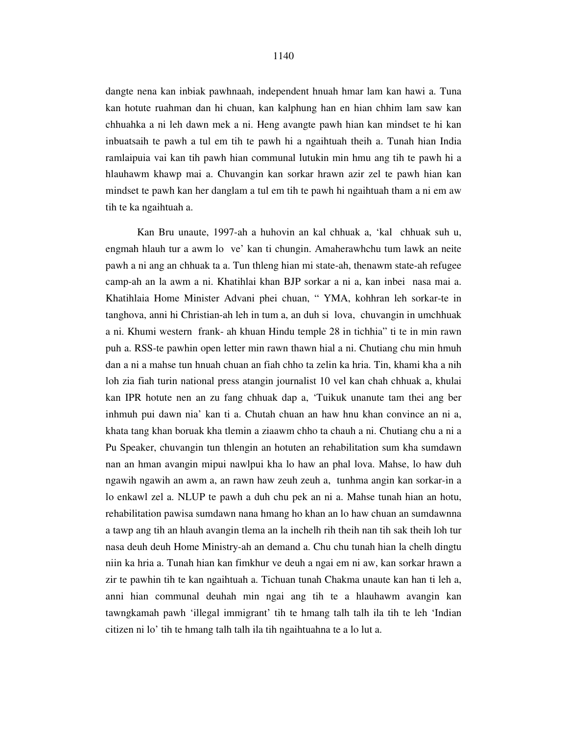dangte nena kan inbiak pawhnaah, independent hnuah hmar lam kan hawi a. Tuna kan hotute ruahman dan hi chuan, kan kalphung han en hian chhim lam saw kan chhuahka a ni leh dawn mek a ni. Heng avangte pawh hian kan mindset te hi kan inbuatsaih te pawh a tul em tih te pawh hi a ngaihtuah theih a. Tunah hian India ramlaipuia vai kan tih pawh hian communal lutukin min hmu ang tih te pawh hi a hlauhawm khawp mai a. Chuvangin kan sorkar hrawn azir zel te pawh hian kan mindset te pawh kan her danglam a tul em tih te pawh hi ngaihtuah tham a ni em aw tih te ka ngaihtuah a.

Kan Bru unaute, 1997-ah a huhovin an kal chhuak a, 'kal chhuak suh u, engmah hlauh tur a awm lo ve' kan ti chungin. Amaherawhchu tum lawk an neite pawh a ni ang an chhuak ta a. Tun thleng hian mi state-ah, thenawm state-ah refugee camp-ah an la awm a ni. Khatihlai khan BJP sorkar a ni a, kan inbei nasa mai a. Khatihlaia Home Minister Advani phei chuan, " YMA, kohhran leh sorkar-te in tanghova, anni hi Christian-ah leh in tum a, an duh si lova, chuvangin in umchhuak a ni. Khumi western frank- ah khuan Hindu temple 28 in tichhia" ti te in min rawn puh a. RSS-te pawhin open letter min rawn thawn hial a ni. Chutiang chu min hmuh dan a ni a mahse tun hnuah chuan an fiah chho ta zelin ka hria. Tin, khami kha a nih loh zia fiah turin national press atangin journalist 10 vel kan chah chhuak a, khulai kan IPR hotute nen an zu fang chhuak dap a, 'Tuikuk unanute tam thei ang ber inhmuh pui dawn nia' kan ti a. Chutah chuan an haw hnu khan convince an ni a, khata tang khan boruak kha tlemin a ziaawm chho ta chauh a ni. Chutiang chu a ni a Pu Speaker, chuvangin tun thlengin an hotuten an rehabilitation sum kha sumdawn nan an hman avangin mipui nawlpui kha lo haw an phal lova. Mahse, lo haw duh ngawih ngawih an awm a, an rawn haw zeuh zeuh a, tunhma angin kan sorkar-in a lo enkawl zel a. NLUP te pawh a duh chu pek an ni a. Mahse tunah hian an hotu, rehabilitation pawisa sumdawn nana hmang ho khan an lo haw chuan an sumdawnna a tawp ang tih an hlauh avangin tlema an la inchelh rih theih nan tih sak theih loh tur nasa deuh deuh Home Ministry-ah an demand a. Chu chu tunah hian la chelh dingtu niin ka hria a. Tunah hian kan fimkhur ve deuh a ngai em ni aw, kan sorkar hrawn a zir te pawhin tih te kan ngaihtuah a. Tichuan tunah Chakma unaute kan han ti leh a, anni hian communal deuhah min ngai ang tih te a hlauhawm avangin kan tawngkamah pawh 'illegal immigrant' tih te hmang talh talh ila tih te leh 'Indian citizen ni lo' tih te hmang talh talh ila tih ngaihtuahna te a lo lut a.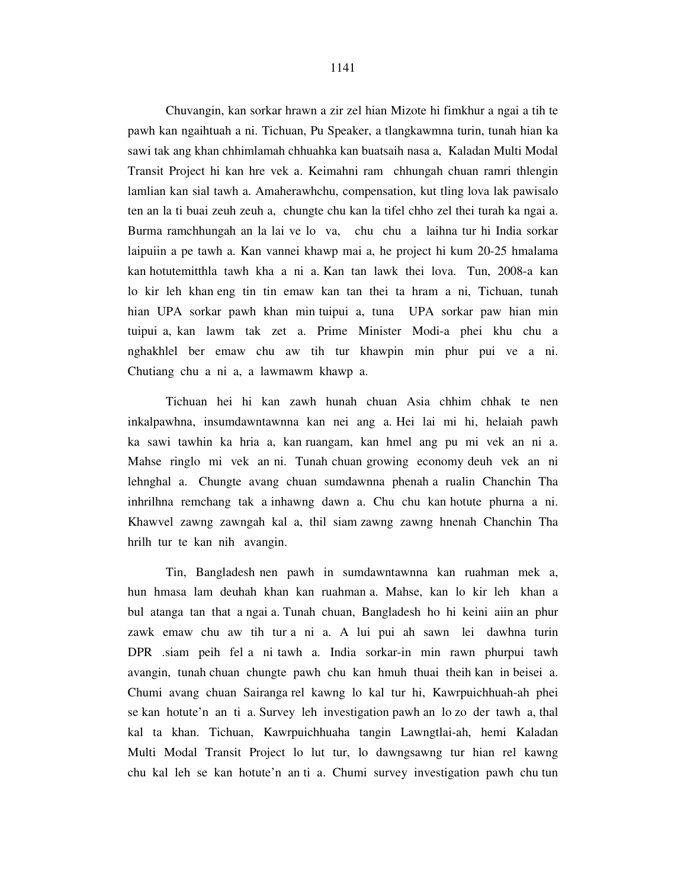Chuvangin, kan sorkar hrawn a zir zel hian Mizote hi fimkhur a ngai a tih te pawh kan ngaihtuah a ni. Tichuan, Pu Speaker, a tlangkawmna turin, tunah hian ka sawi tak ang khan chhimlamah chhuahka kan buatsaih nasa a, Kaladan Multi Modal Transit Project hi kan hre vek a. Keimahni ram chhungah chuan ramri thlengin lamlian kan sial tawh a. Amaherawhchu, compensation, kut tling lova lak pawisalo ten an la ti buai zeuh zeuh a, chungte chu kan la tifel chho zel thei turah ka ngai a. Burma ramchhungah an la lai ve lo va, chu chu a laihna tur hi India sorkar laipuiin a pe tawh a. Kan vannei khawp mai a, he project hi kum 20-25 hmalama kan hotutemitthla tawh kha a ni a. Kan tan lawk thei lova. Tun, 2008-a kan lo kir leh khan eng tin tin emaw kan tan thei ta hram a ni, Tichuan, tunah hian UPA sorkar pawh khan min tuipui a, tuna UPA sorkar paw hian min tuipui a, kan lawm tak zet a. Prime Minister Modi-a phei khu chu a nghakhlel ber emaw chu aw tih tur khawpin min phur pui ve a ni. Chutiang chu a ni a, a lawmawm khawp a.

Tichuan hei hi kan zawh hunah chuan Asia chhim chhak te nen inkalpawhna, insumdawntawnna kan nei ang a. Hei lai mi hi, helaiah pawh ka sawi tawhin ka hria a, kan ruangam, kan hmel ang pu mi vek an ni a. Mahse ringlo mi vek an ni. Tunah chuan growing economy deuh vek an ni lehnghal a. Chungte avang chuan sumdawnna phenah a rualin Chanchin Tha inhrilhna remchang tak a inhawng dawn a. Chu chu kan hotute phurna a ni. Khawvel zawng zawngah kal a, thil siam zawng zawng hnenah Chanchin Tha hrilh tur te kan nih avangin.

Tin, Bangladesh nen pawh in sumdawntawnna kan ruahman mek a, hun hmasa lam deuhah khan kan ruahman a. Mahse, kan lo kir leh khan a bul atanga tan that a ngai a. Tunah chuan, Bangladesh ho hi keini aiin an phur zawk emaw chu aw tih tur a ni a. A lui pui ah sawn lei dawhna turin DPR .siam peih fel a ni tawh a. India sorkar-in min rawn phurpui tawh avangin, tunah chuan chungte pawh chu kan hmuh thuai theih kan in beisei a. Chumi avang chuan Sairanga rel kawng lo kal tur hi, Kawrpuichhuah-ah phei se kan hotute'n an ti a. Survey leh investigation pawh an lo zo der tawh a, thal kal ta khan. Tichuan, Kawrpuichhuaha tangin Lawngtlai-ah, hemi Kaladan Multi Modal Transit Project lo lut tur, lo dawngsawng tur hian rel kawng chu kal leh se kan hotute'n an ti a. Chumi survey investigation pawh chu tun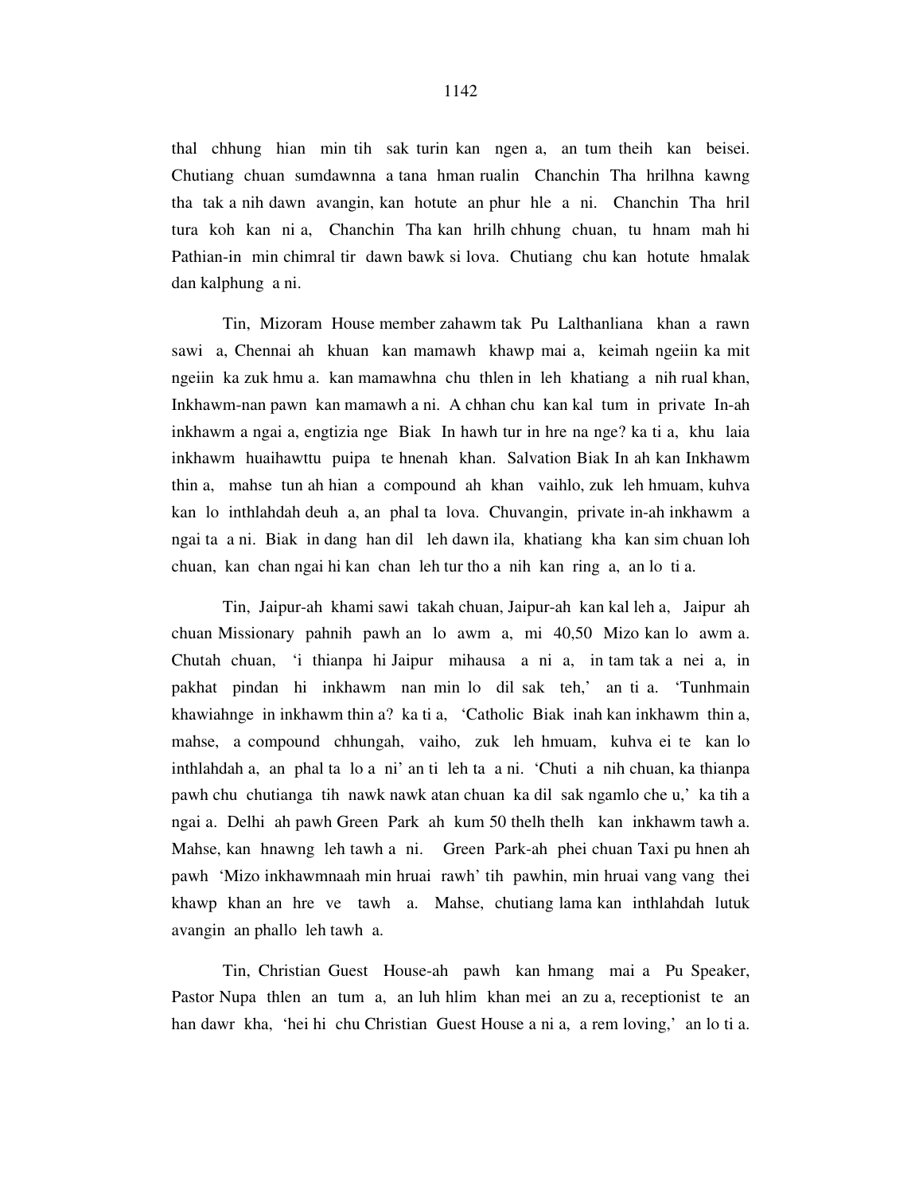thal chhung hian min tih sak turin kan ngen a, an tum theih kan beisei. Chutiang chuan sumdawnna a tana hman rualin Chanchin Tha hrilhna kawng tha tak a nih dawn avangin, kan hotute an phur hle a ni. Chanchin Tha hril tura koh kan ni a, Chanchin Tha kan hrilh chhung chuan, tu hnam mah hi Pathian-in min chimral tir dawn bawk si lova. Chutiang chu kan hotute hmalak dan kalphung a ni.

Tin, Mizoram House member zahawm tak Pu Lalthanliana khan a rawn sawi a, Chennai ah khuan kan mamawh khawp mai a, keimah ngeiin ka mit ngeiin ka zuk hmu a. kan mamawhna chu thlen in leh khatiang a nih rual khan, Inkhawm-nan pawn kan mamawh a ni. A chhan chu kan kal tum in private In-ah inkhawm a ngai a, engtizia nge Biak In hawh tur in hre na nge? ka ti a, khu laia inkhawm huaihawttu puipa te hnenah khan. Salvation Biak In ah kan Inkhawm thin a, mahse tun ah hian a compound ah khan vaihlo, zuk leh hmuam, kuhva kan lo inthlahdah deuh a, an phal ta lova. Chuvangin, private in-ah inkhawm a ngai ta a ni. Biak in dang han dil leh dawn ila, khatiang kha kan sim chuan loh chuan, kan chan ngai hi kan chan leh tur tho a nih kan ring a, an lo ti a.

Tin, Jaipur-ah khami sawi takah chuan, Jaipur-ah kan kal leh a, Jaipur ah chuan Missionary pahnih pawh an lo awm a, mi 40,50 Mizo kan lo awm a. Chutah chuan, 'i thianpa hi Jaipur mihausa a ni a, in tam tak a nei a, in pakhat pindan hi inkhawm nan min lo dil sak teh,' an ti a. 'Tunhmain khawiahnge in inkhawm thin a? ka ti a, 'Catholic Biak inah kan inkhawm thin a, mahse, a compound chhungah, vaiho, zuk leh hmuam, kuhva ei te kan lo inthlahdah a, an phal ta lo a ni' an ti leh ta a ni. 'Chuti a nih chuan, ka thianpa pawh chu chutianga tih nawk nawk atan chuan ka dil sak ngamlo che u,' ka tih a ngai a. Delhi ah pawh Green Park ah kum 50 thelh thelh kan inkhawm tawh a. Mahse, kan hnawng leh tawh a ni. Green Park-ah phei chuan Taxi pu hnen ah pawh 'Mizo inkhawmnaah min hruai rawh' tih pawhin, min hruai vang vang thei khawp khan an hre ve tawh a. Mahse, chutiang lama kan inthlahdah lutuk avangin an phallo leh tawh a.

Tin, Christian Guest House-ah pawh kan hmang mai a Pu Speaker, Pastor Nupa thlen an tum a, an luh hlim khan mei an zu a, receptionist te an han dawr kha, 'hei hi chu Christian Guest House a ni a, a rem loving,' an lo ti a.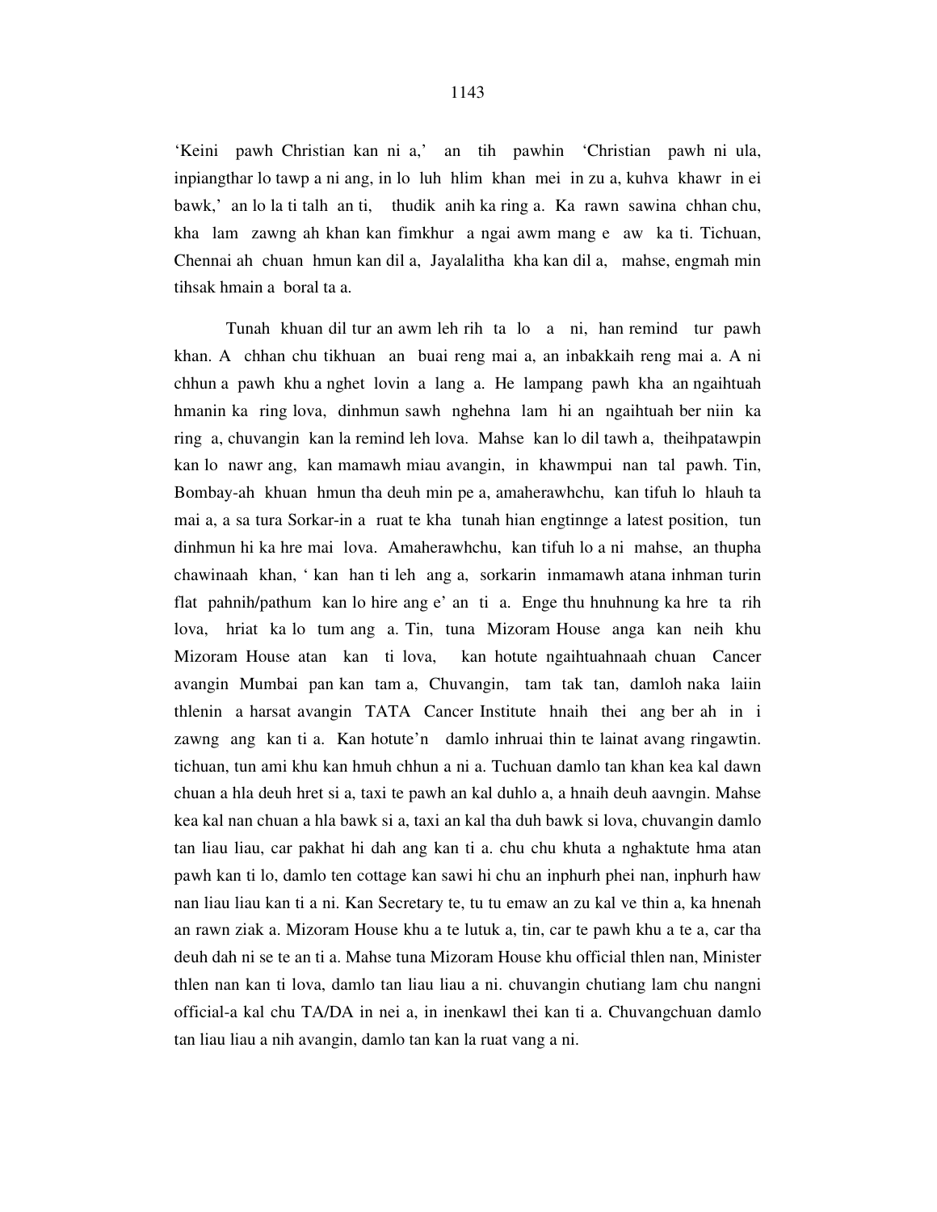'Keini pawh Christian kan ni a,' an tih pawhin 'Christian pawh ni ula, inpiangthar lo tawp a ni ang, in lo luh hlim khan mei in zu a, kuhva khawr in ei bawk,' an lo la ti talh an ti, thudik anih ka ring a. Ka rawn sawina chhan chu, kha lam zawng ah khan kan fimkhur a ngai awm mang e aw ka ti. Tichuan, Chennai ah chuan hmun kan dil a, Jayalalitha kha kan dil a, mahse, engmah min tihsak hmain a boral ta a.

Tunah khuan dil tur an awm leh rih ta lo a ni, han remind tur pawh khan. A chhan chu tikhuan an buai reng mai a, an inbakkaih reng mai a. A ni chhun a pawh khu a nghet lovin a lang a. He lampang pawh kha an ngaihtuah hmanin ka ring lova, dinhmun sawh nghehna lam hi an ngaihtuah ber niin ka ring a, chuvangin kan la remind leh lova. Mahse kan lo dil tawh a, theihpatawpin kan lo nawr ang, kan mamawh miau avangin, in khawmpui nan tal pawh. Tin, Bombay-ah khuan hmun tha deuh min pe a, amaherawhchu, kan tifuh lo hlauh ta mai a, a sa tura Sorkar-in a ruat te kha tunah hian engtinnge a latest position, tun dinhmun hi ka hre mai lova. Amaherawhchu, kan tifuh lo a ni mahse, an thupha chawinaah khan, ' kan han ti leh ang a, sorkarin inmamawh atana inhman turin flat pahnih/pathum kan lo hire ang e' an ti a. Enge thu hnuhnung ka hre ta rih lova, hriat ka lo tum ang a. Tin, tuna Mizoram House anga kan neih khu Mizoram House atan kan ti lova, kan hotute ngaihtuahnaah chuan Cancer avangin Mumbai pan kan tam a, Chuvangin, tam tak tan, damloh naka laiin thlenin a harsat avangin TATA Cancer Institute hnaih thei ang ber ah in i zawng ang kan ti a. Kan hotute'n damlo inhruai thin te lainat avang ringawtin. tichuan, tun ami khu kan hmuh chhun a ni a. Tuchuan damlo tan khan kea kal dawn chuan a hla deuh hret si a, taxi te pawh an kal duhlo a, a hnaih deuh aavngin. Mahse kea kal nan chuan a hla bawk si a, taxi an kal tha duh bawk si lova, chuvangin damlo tan liau liau, car pakhat hi dah ang kan ti a. chu chu khuta a nghaktute hma atan pawh kan ti lo, damlo ten cottage kan sawi hi chu an inphurh phei nan, inphurh haw nan liau liau kan ti a ni. Kan Secretary te, tu tu emaw an zu kal ve thin a, ka hnenah an rawn ziak a. Mizoram House khu a te lutuk a, tin, car te pawh khu a te a, car tha deuh dah ni se te an ti a. Mahse tuna Mizoram House khu official thlen nan, Minister thlen nan kan ti lova, damlo tan liau liau a ni. chuvangin chutiang lam chu nangni official-a kal chu TA/DA in nei a, in inenkawl thei kan ti a. Chuvangchuan damlo tan liau liau a nih avangin, damlo tan kan la ruat vang a ni.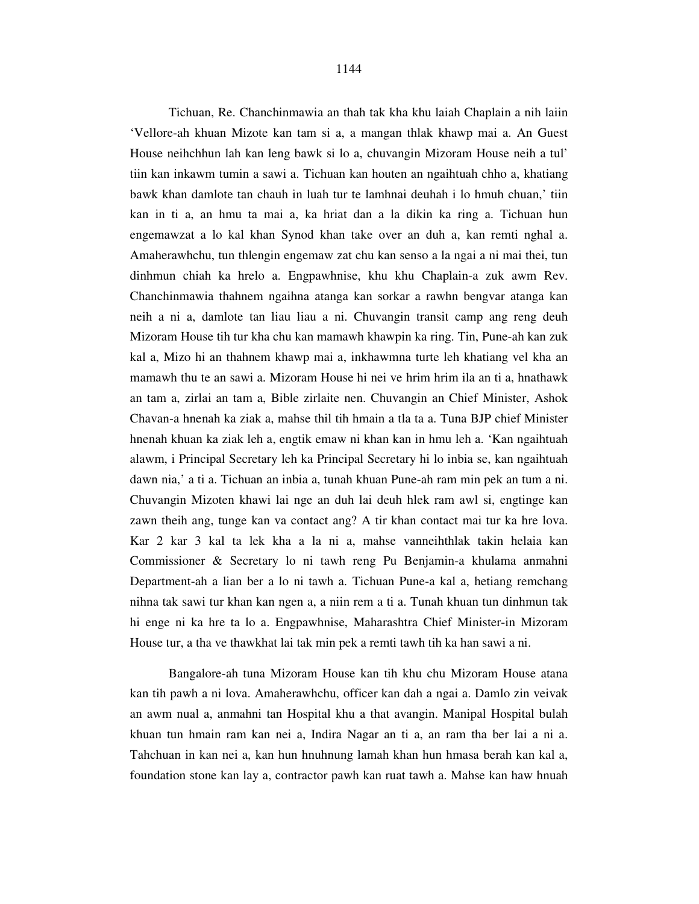Tichuan, Re. Chanchinmawia an thah tak kha khu laiah Chaplain a nih laiin 'Vellore-ah khuan Mizote kan tam si a, a mangan thlak khawp mai a. An Guest House neihchhun lah kan leng bawk si lo a, chuvangin Mizoram House neih a tul' tiin kan inkawm tumin a sawi a. Tichuan kan houten an ngaihtuah chho a, khatiang bawk khan damlote tan chauh in luah tur te lamhnai deuhah i lo hmuh chuan,' tiin kan in ti a, an hmu ta mai a, ka hriat dan a la dikin ka ring a. Tichuan hun engemawzat a lo kal khan Synod khan take over an duh a, kan remti nghal a. Amaherawhchu, tun thlengin engemaw zat chu kan senso a la ngai a ni mai thei, tun dinhmun chiah ka hrelo a. Engpawhnise, khu khu Chaplain-a zuk awm Rev. Chanchinmawia thahnem ngaihna atanga kan sorkar a rawhn bengvar atanga kan neih a ni a, damlote tan liau liau a ni. Chuvangin transit camp ang reng deuh Mizoram House tih tur kha chu kan mamawh khawpin ka ring. Tin, Pune-ah kan zuk kal a, Mizo hi an thahnem khawp mai a, inkhawmna turte leh khatiang vel kha an mamawh thu te an sawi a. Mizoram House hi nei ve hrim hrim ila an ti a, hnathawk an tam a, zirlai an tam a, Bible zirlaite nen. Chuvangin an Chief Minister, Ashok Chavan-a hnenah ka ziak a, mahse thil tih hmain a tla ta a. Tuna BJP chief Minister hnenah khuan ka ziak leh a, engtik emaw ni khan kan in hmu leh a. 'Kan ngaihtuah alawm, i Principal Secretary leh ka Principal Secretary hi lo inbia se, kan ngaihtuah dawn nia,' a ti a. Tichuan an inbia a, tunah khuan Pune-ah ram min pek an tum a ni. Chuvangin Mizoten khawi lai nge an duh lai deuh hlek ram awl si, engtinge kan zawn theih ang, tunge kan va contact ang? A tir khan contact mai tur ka hre lova. Kar 2 kar 3 kal ta lek kha a la ni a, mahse vanneihthlak takin helaia kan Commissioner & Secretary lo ni tawh reng Pu Benjamin-a khulama anmahni Department-ah a lian ber a lo ni tawh a. Tichuan Pune-a kal a, hetiang remchang nihna tak sawi tur khan kan ngen a, a niin rem a ti a. Tunah khuan tun dinhmun tak hi enge ni ka hre ta lo a. Engpawhnise, Maharashtra Chief Minister-in Mizoram House tur, a tha ve thawkhat lai tak min pek a remti tawh tih ka han sawi a ni.

Bangalore-ah tuna Mizoram House kan tih khu chu Mizoram House atana kan tih pawh a ni lova. Amaherawhchu, officer kan dah a ngai a. Damlo zin veivak an awm nual a, anmahni tan Hospital khu a that avangin. Manipal Hospital bulah khuan tun hmain ram kan nei a, Indira Nagar an ti a, an ram tha ber lai a ni a. Tahchuan in kan nei a, kan hun hnuhnung lamah khan hun hmasa berah kan kal a, foundation stone kan lay a, contractor pawh kan ruat tawh a. Mahse kan haw hnuah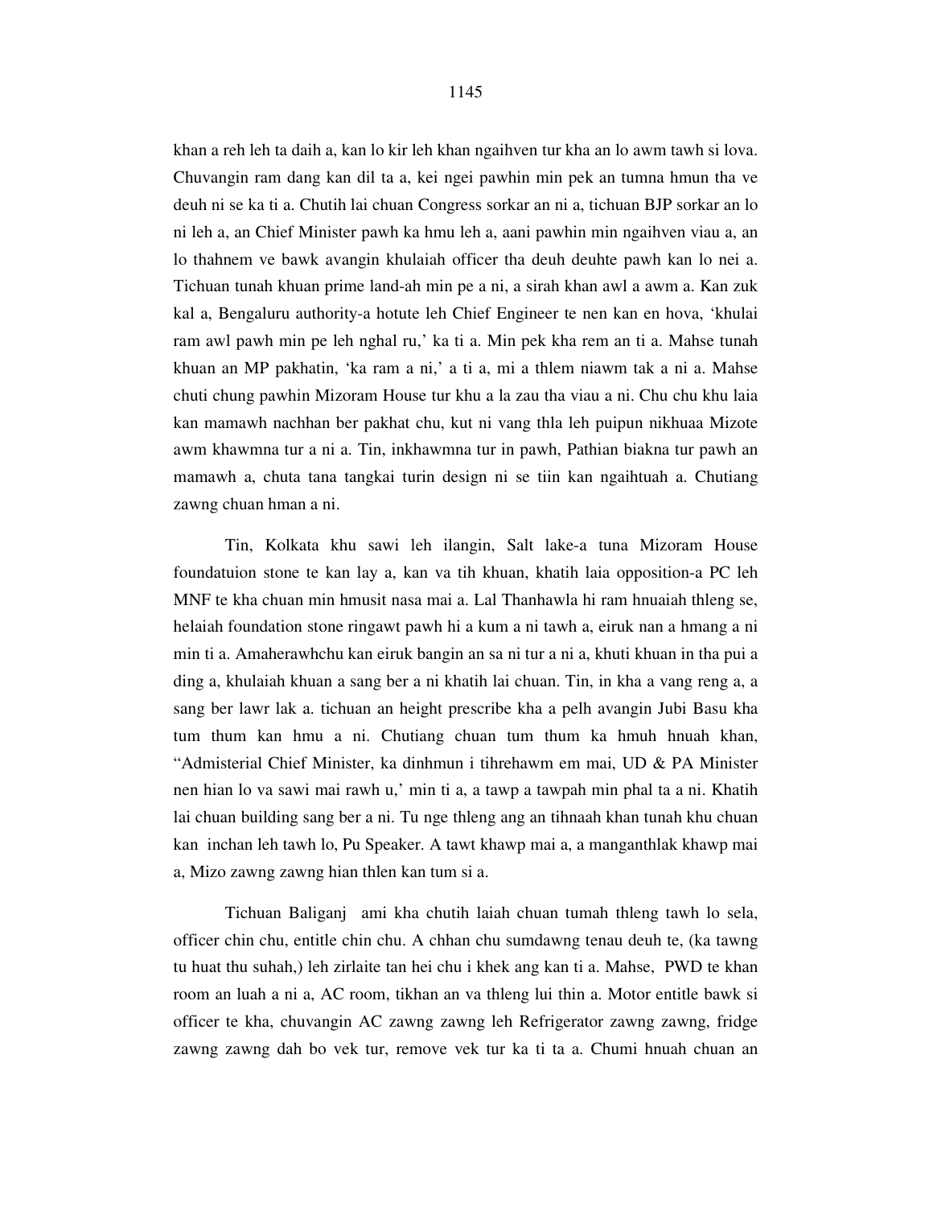khan a reh leh ta daih a, kan lo kir leh khan ngaihven tur kha an lo awm tawh si lova. Chuvangin ram dang kan dil ta a, kei ngei pawhin min pek an tumna hmun tha ve deuh ni se ka ti a. Chutih lai chuan Congress sorkar an ni a, tichuan BJP sorkar an lo ni leh a, an Chief Minister pawh ka hmu leh a, aani pawhin min ngaihven viau a, an lo thahnem ve bawk avangin khulaiah officer tha deuh deuhte pawh kan lo nei a. Tichuan tunah khuan prime land-ah min pe a ni, a sirah khan awl a awm a. Kan zuk kal a, Bengaluru authority-a hotute leh Chief Engineer te nen kan en hova, 'khulai ram awl pawh min pe leh nghal ru,' ka ti a. Min pek kha rem an ti a. Mahse tunah khuan an MP pakhatin, 'ka ram a ni,' a ti a, mi a thlem niawm tak a ni a. Mahse chuti chung pawhin Mizoram House tur khu a la zau tha viau a ni. Chu chu khu laia kan mamawh nachhan ber pakhat chu, kut ni vang thla leh puipun nikhuaa Mizote awm khawmna tur a ni a. Tin, inkhawmna tur in pawh, Pathian biakna tur pawh an mamawh a, chuta tana tangkai turin design ni se tiin kan ngaihtuah a. Chutiang zawng chuan hman a ni.

Tin, Kolkata khu sawi leh ilangin, Salt lake-a tuna Mizoram House foundatuion stone te kan lay a, kan va tih khuan, khatih laia opposition-a PC leh MNF te kha chuan min hmusit nasa mai a. Lal Thanhawla hi ram hnuaiah thleng se, helaiah foundation stone ringawt pawh hi a kum a ni tawh a, eiruk nan a hmang a ni min ti a. Amaherawhchu kan eiruk bangin an sa ni tur a ni a, khuti khuan in tha pui a ding a, khulaiah khuan a sang ber a ni khatih lai chuan. Tin, in kha a vang reng a, a sang ber lawr lak a. tichuan an height prescribe kha a pelh avangin Jubi Basu kha tum thum kan hmu a ni. Chutiang chuan tum thum ka hmuh hnuah khan, "Admisterial Chief Minister, ka dinhmun i tihrehawm em mai, UD & PA Minister nen hian lo va sawi mai rawh u,' min ti a, a tawp a tawpah min phal ta a ni. Khatih lai chuan building sang ber a ni. Tu nge thleng ang an tihnaah khan tunah khu chuan kan inchan leh tawh lo, Pu Speaker. A tawt khawp mai a, a manganthlak khawp mai a, Mizo zawng zawng hian thlen kan tum si a.

Tichuan Baliganj ami kha chutih laiah chuan tumah thleng tawh lo sela, officer chin chu, entitle chin chu. A chhan chu sumdawng tenau deuh te, (ka tawng tu huat thu suhah,) leh zirlaite tan hei chu i khek ang kan ti a. Mahse, PWD te khan room an luah a ni a, AC room, tikhan an va thleng lui thin a. Motor entitle bawk si officer te kha, chuvangin AC zawng zawng leh Refrigerator zawng zawng, fridge zawng zawng dah bo vek tur, remove vek tur ka ti ta a. Chumi hnuah chuan an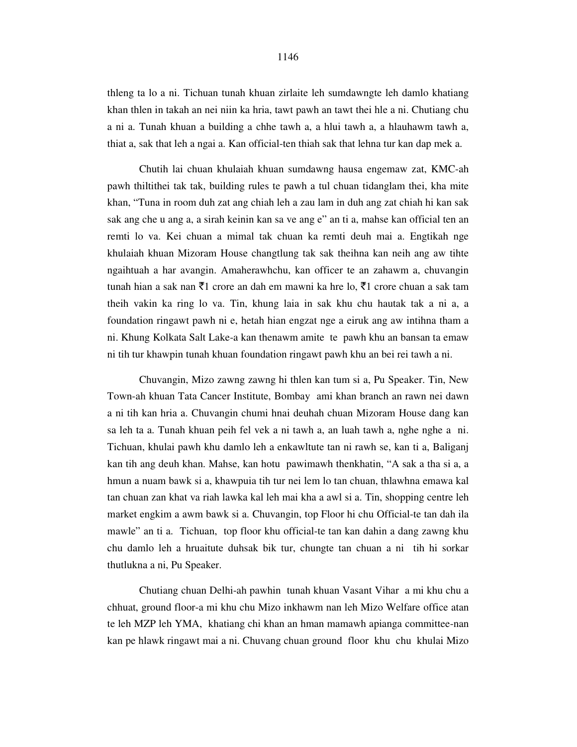thleng ta lo a ni. Tichuan tunah khuan zirlaite leh sumdawngte leh damlo khatiang khan thlen in takah an nei niin ka hria, tawt pawh an tawt thei hle a ni. Chutiang chu a ni a. Tunah khuan a building a chhe tawh a, a hlui tawh a, a hlauhawm tawh a, thiat a, sak that leh a ngai a. Kan official-ten thiah sak that lehna tur kan dap mek a.

Chutih lai chuan khulaiah khuan sumdawng hausa engemaw zat, KMC-ah pawh thiltithei tak tak, building rules te pawh a tul chuan tidanglam thei, kha mite khan, "Tuna in room duh zat ang chiah leh a zau lam in duh ang zat chiah hi kan sak sak ang che u ang a, a sirah keinin kan sa ve ang e" an ti a, mahse kan official ten an remti lo va. Kei chuan a mimal tak chuan ka remti deuh mai a. Engtikah nge khulaiah khuan Mizoram House changtlung tak sak theihna kan neih ang aw tihte ngaihtuah a har avangin. Amaherawhchu, kan officer te an zahawm a, chuvangin tunah hian a sak nan ₹1 crore an dah em mawni ka hre lo, ₹1 crore chuan a sak tam theih vakin ka ring lo va. Tin, khung laia in sak khu chu hautak tak a ni a, a foundation ringawt pawh ni e, hetah hian engzat nge a eiruk ang aw intihna tham a ni. Khung Kolkata Salt Lake-a kan thenawm amite te pawh khu an bansan ta emaw ni tih tur khawpin tunah khuan foundation ringawt pawh khu an bei rei tawh a ni.

Chuvangin, Mizo zawng zawng hi thlen kan tum si a, Pu Speaker. Tin, New Town-ah khuan Tata Cancer Institute, Bombay ami khan branch an rawn nei dawn a ni tih kan hria a. Chuvangin chumi hnai deuhah chuan Mizoram House dang kan sa leh ta a. Tunah khuan peih fel vek a ni tawh a, an luah tawh a, nghe nghe a ni. Tichuan, khulai pawh khu damlo leh a enkawltute tan ni rawh se, kan ti a, Baliganj kan tih ang deuh khan. Mahse, kan hotu pawimawh thenkhatin, "A sak a tha si a, a hmun a nuam bawk si a, khawpuia tih tur nei lem lo tan chuan, thlawhna emawa kal tan chuan zan khat va riah lawka kal leh mai kha a awl si a. Tin, shopping centre leh market engkim a awm bawk si a. Chuvangin, top Floor hi chu Official-te tan dah ila mawle" an ti a. Tichuan, top floor khu official-te tan kan dahin a dang zawng khu chu damlo leh a hruaitute duhsak bik tur, chungte tan chuan a ni tih hi sorkar thutlukna a ni, Pu Speaker.

Chutiang chuan Delhi-ah pawhin tunah khuan Vasant Vihar a mi khu chu a chhuat, ground floor-a mi khu chu Mizo inkhawm nan leh Mizo Welfare office atan te leh MZP leh YMA, khatiang chi khan an hman mamawh apianga committee-nan kan pe hlawk ringawt mai a ni. Chuvang chuan ground floor khu chu khulai Mizo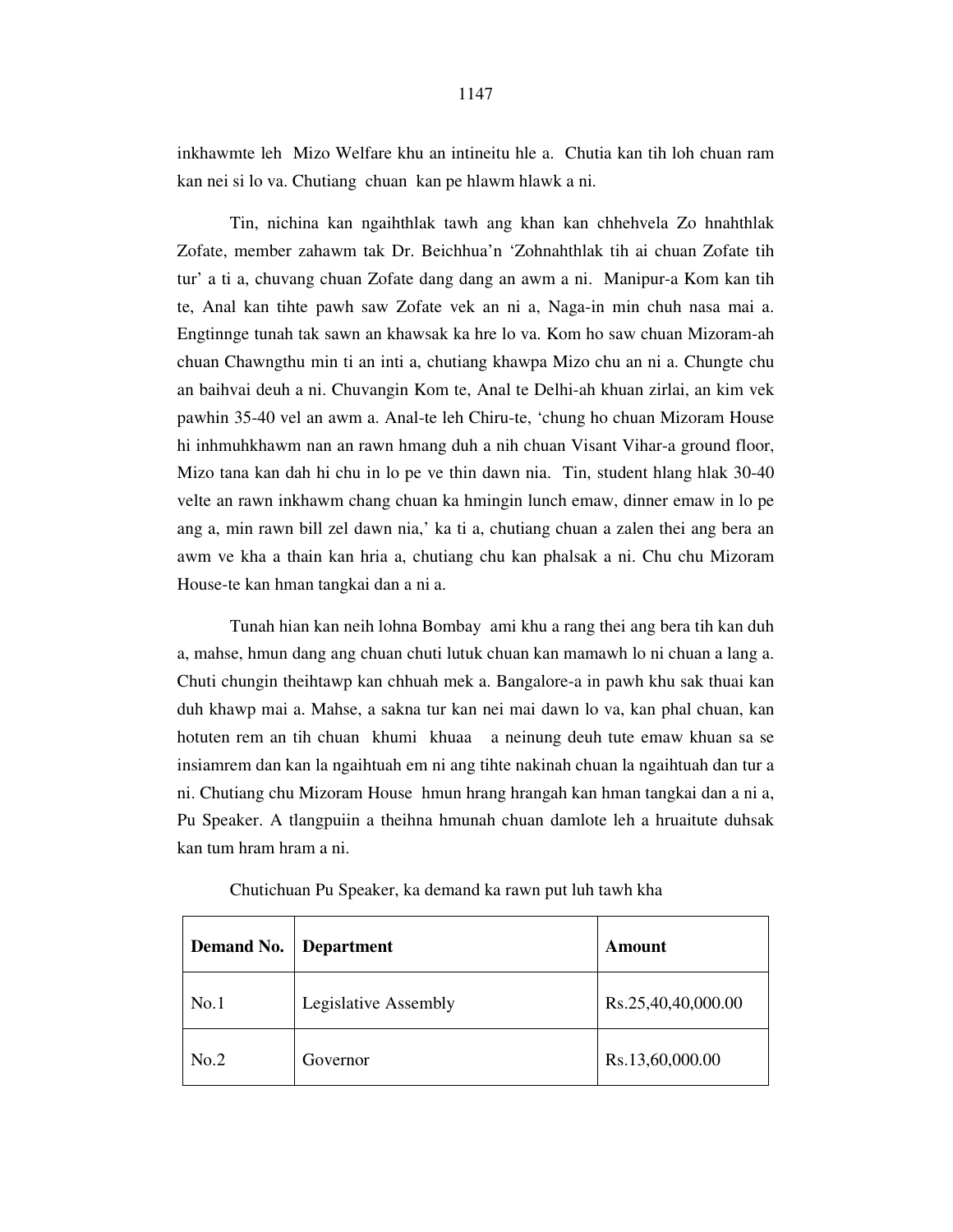inkhawmte leh Mizo Welfare khu an intineitu hle a. Chutia kan tih loh chuan ram kan nei si lo va. Chutiang chuan kan pe hlawm hlawk a ni.

Tin, nichina kan ngaihthlak tawh ang khan kan chhehvela Zo hnahthlak Zofate, member zahawm tak Dr. Beichhua'n 'Zohnahthlak tih ai chuan Zofate tih tur' a ti a, chuvang chuan Zofate dang dang an awm a ni. Manipur-a Kom kan tih te, Anal kan tihte pawh saw Zofate vek an ni a, Naga-in min chuh nasa mai a. Engtinnge tunah tak sawn an khawsak ka hre lo va. Kom ho saw chuan Mizoram-ah chuan Chawngthu min ti an inti a, chutiang khawpa Mizo chu an ni a. Chungte chu an baihvai deuh a ni. Chuvangin Kom te, Anal te Delhi-ah khuan zirlai, an kim vek pawhin 35-40 vel an awm a. Anal-te leh Chiru-te, 'chung ho chuan Mizoram House hi inhmuhkhawm nan an rawn hmang duh a nih chuan Visant Vihar-a ground floor, Mizo tana kan dah hi chu in lo pe ve thin dawn nia. Tin, student hlang hlak 30-40 velte an rawn inkhawm chang chuan ka hmingin lunch emaw, dinner emaw in lo pe ang a, min rawn bill zel dawn nia,' ka ti a, chutiang chuan a zalen thei ang bera an awm ve kha a thain kan hria a, chutiang chu kan phalsak a ni. Chu chu Mizoram House-te kan hman tangkai dan a ni a.

Tunah hian kan neih lohna Bombay ami khu a rang thei ang bera tih kan duh a, mahse, hmun dang ang chuan chuti lutuk chuan kan mamawh lo ni chuan a lang a. Chuti chungin theihtawp kan chhuah mek a. Bangalore-a in pawh khu sak thuai kan duh khawp mai a. Mahse, a sakna tur kan nei mai dawn lo va, kan phal chuan, kan hotuten rem an tih chuan khumi khuaa a neinung deuh tute emaw khuan sa se insiamrem dan kan la ngaihtuah em ni ang tihte nakinah chuan la ngaihtuah dan tur a ni. Chutiang chu Mizoram House hmun hrang hrangah kan hman tangkai dan a ni a, Pu Speaker. A tlangpuiin a theihna hmunah chuan damlote leh a hruaitute duhsak kan tum hram hram a ni.

Chutichuan Pu Speaker, ka demand ka rawn put luh tawh kha

| Demand No. | Department | Amount |
|---|---|---|
| No.1 | Legislative Assembly | Rs.25,40,40,000.00 |
| No.2 | Governor | Rs.13,60,000.00 |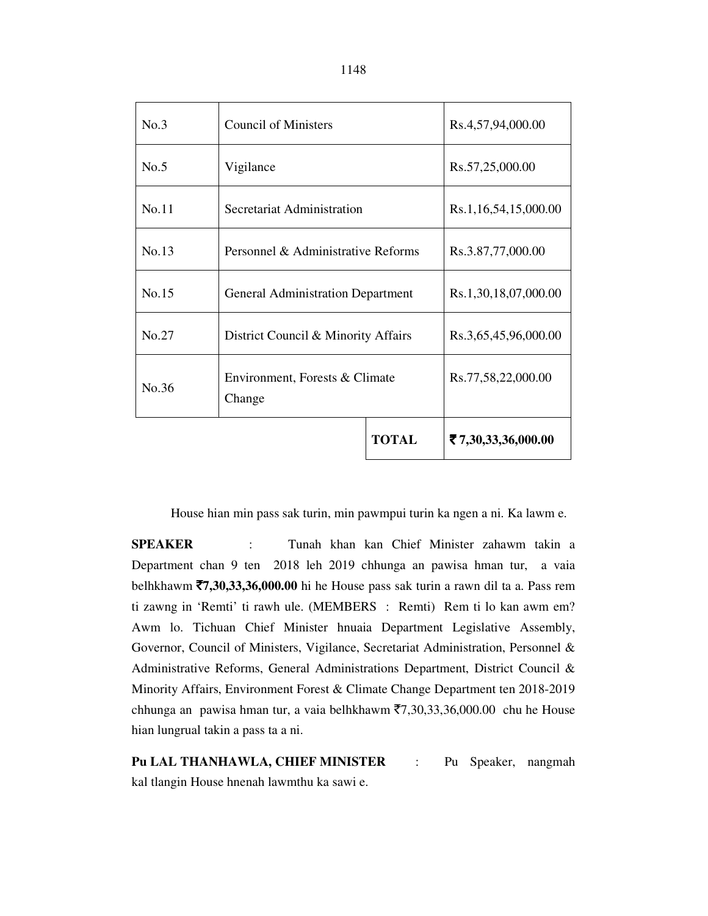| No.3 | Council of Ministers | | Rs.4,57,94,000.00 |
|---|---|---|---|
| No.5 | Vigilance | | Rs.57,25,000.00 |
| No.11 | Secretariat Administration | | Rs.1,16,54,15,000.00 |
| No.13 | Personnel & Administrative Reforms | | Rs.3.87,77,000.00 |
| No.15 | General Administration Department | | Rs.1,30,18,07,000.00 |
| No.27 | District Council & Minority Affairs | | Rs.3,65,45,96,000.00 |
| No.36 | Environment, Forests & Climate Change | | Rs.77,58,22,000.00 |
| | | **TOTAL** | **₹ 7,30,33,36,000.00** |

House hian min pass sak turin, min pawmpui turin ka ngen a ni. Ka lawm e.

**SPEAKER** : Tunah khan kan Chief Minister zahawm takin a Department chan 9 ten 2018 leh 2019 chhunga an pawisa hman tur, a vaia belhkhawm **₹7,30,33,36,000.00** hi he House pass sak turin a rawn dil ta a. Pass rem ti zawng in 'Remti' ti rawh ule. (MEMBERS : Remti) Rem ti lo kan awm em? Awm lo. Tichuan Chief Minister hnuaia Department Legislative Assembly, Governor, Council of Ministers, Vigilance, Secretariat Administration, Personnel & Administrative Reforms, General Administrations Department, District Council & Minority Affairs, Environment Forest & Climate Change Department ten 2018-2019 chhunga an pawisa hman tur, a vaia belhkhawm ₹7,30,33,36,000.00 chu he House hian lungrual takin a pass ta a ni.

**Pu LAL THANHAWLA, CHIEF MINISTER** : Pu Speaker, nangmah kal tlangin House hnenah lawmthu ka sawi e.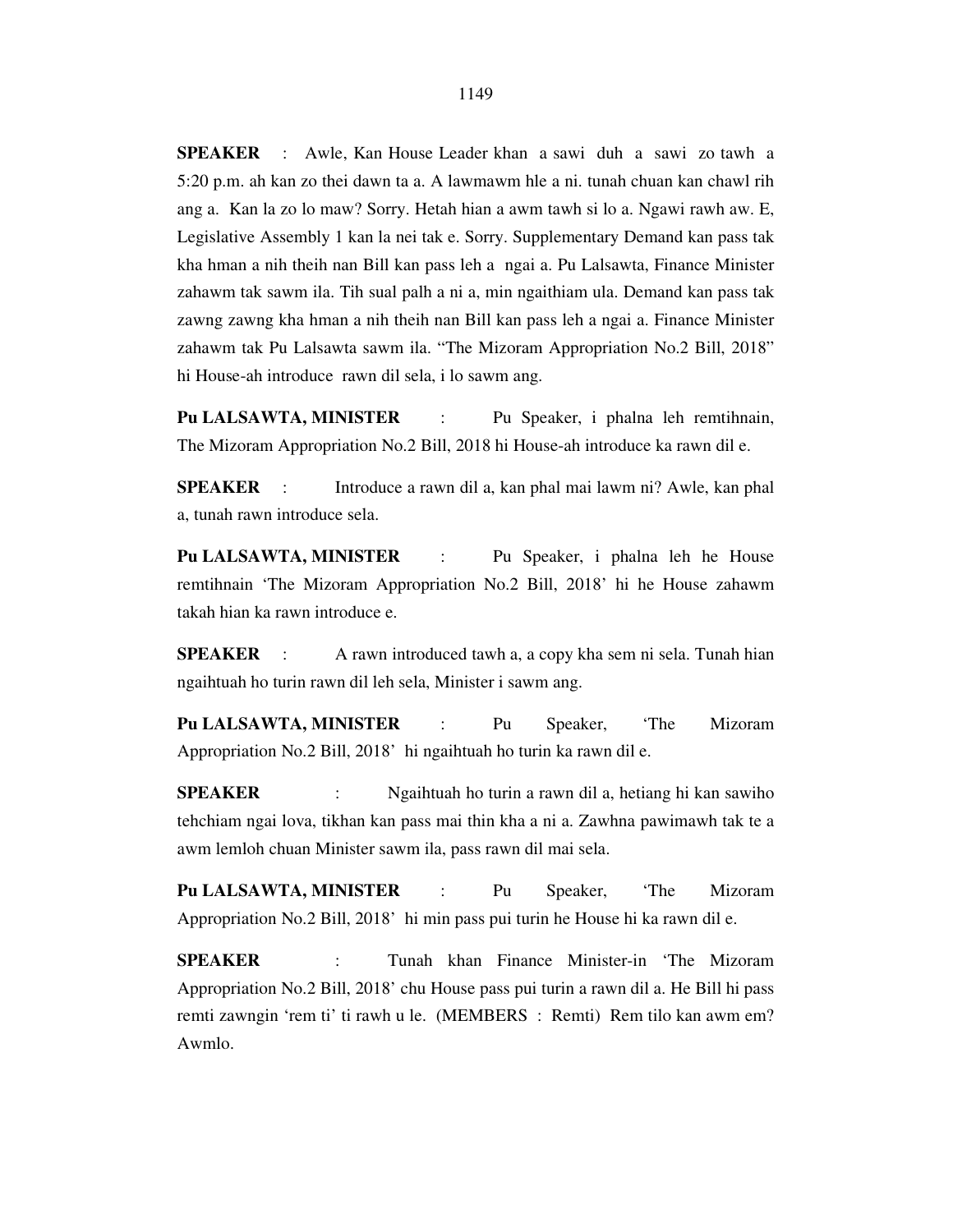**SPEAKER** : Awle, Kan House Leader khan a sawi duh a sawi zo tawh a 5:20 p.m. ah kan zo thei dawn ta a. A lawmawm hle a ni. tunah chuan kan chawl rih ang a. Kan la zo lo maw? Sorry. Hetah hian a awm tawh si lo a. Ngawi rawh aw. E, Legislative Assembly 1 kan la nei tak e. Sorry. Supplementary Demand kan pass tak kha hman a nih theih nan Bill kan pass leh a ngai a. Pu Lalsawta, Finance Minister zahawm tak sawm ila. Tih sual palh a ni a, min ngaithiam ula. Demand kan pass tak zawng zawng kha hman a nih theih nan Bill kan pass leh a ngai a. Finance Minister zahawm tak Pu Lalsawta sawm ila. "The Mizoram Appropriation No.2 Bill, 2018" hi House-ah introduce rawn dil sela, i lo sawm ang.

**Pu LALSAWTA, MINISTER** : Pu Speaker, i phalna leh remtihnain, The Mizoram Appropriation No.2 Bill, 2018 hi House-ah introduce ka rawn dil e.

**SPEAKER** : Introduce a rawn dil a, kan phal mai lawm ni? Awle, kan phal a, tunah rawn introduce sela.

**Pu LALSAWTA, MINISTER** : Pu Speaker, i phalna leh he House remtihnain 'The Mizoram Appropriation No.2 Bill, 2018' hi he House zahawm takah hian ka rawn introduce e.

**SPEAKER** : A rawn introduced tawh a, a copy kha sem ni sela. Tunah hian ngaihtuah ho turin rawn dil leh sela, Minister i sawm ang.

**Pu LALSAWTA, MINISTER** : Pu Speaker, 'The Mizoram Appropriation No.2 Bill, 2018' hi ngaihtuah ho turin ka rawn dil e.

**SPEAKER** : Ngaihtuah ho turin a rawn dil a, hetiang hi kan sawiho tehchiam ngai lova, tikhan kan pass mai thin kha a ni a. Zawhna pawimawh tak te a awm lemloh chuan Minister sawm ila, pass rawn dil mai sela.

**Pu LALSAWTA, MINISTER** : Pu Speaker, 'The Mizoram Appropriation No.2 Bill, 2018' hi min pass pui turin he House hi ka rawn dil e.

**SPEAKER** : Tunah khan Finance Minister-in 'The Mizoram Appropriation No.2 Bill, 2018' chu House pass pui turin a rawn dil a. He Bill hi pass remti zawngin 'rem ti' ti rawh u le. (MEMBERS : Remti) Rem tilo kan awm em? Awmlo.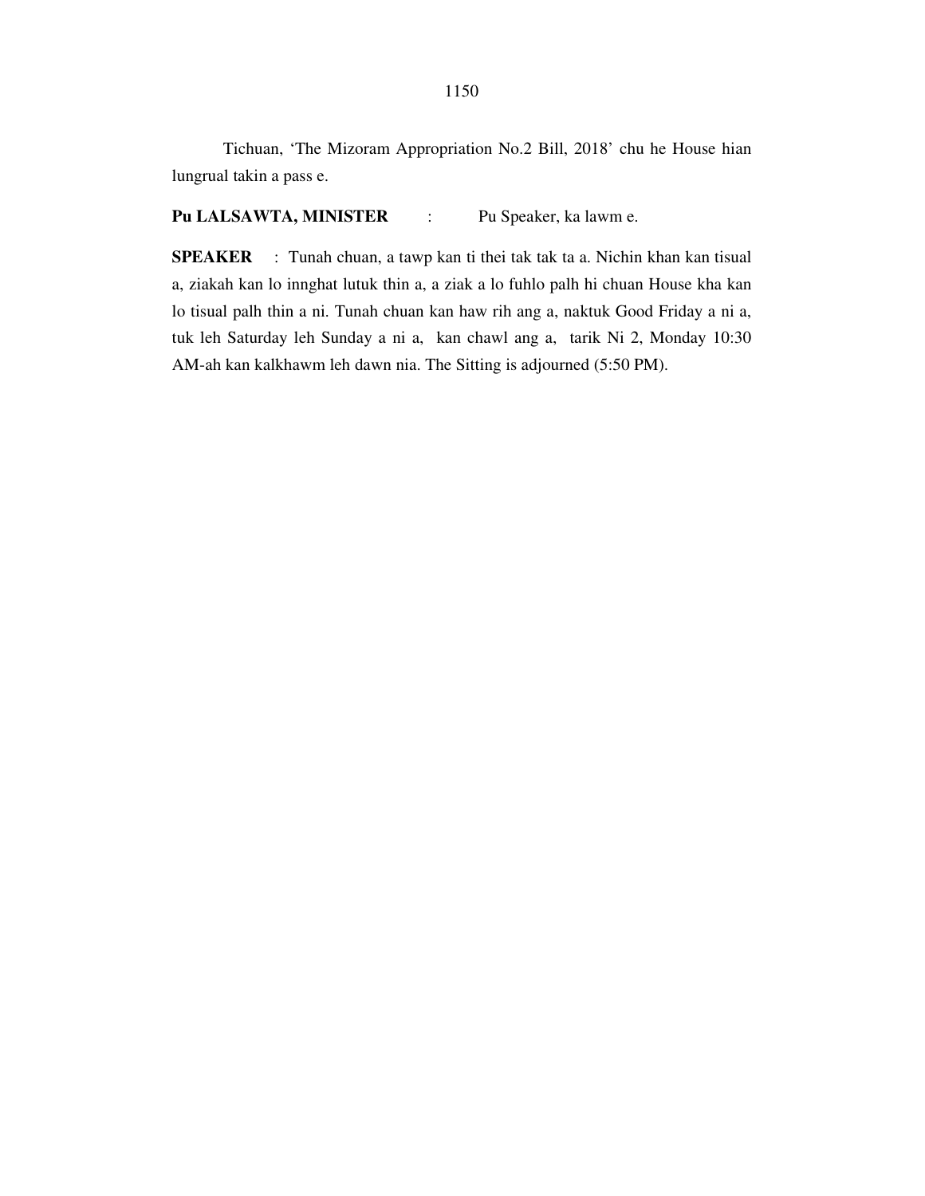Tichuan, 'The Mizoram Appropriation No.2 Bill, 2018' chu he House hian lungrual takin a pass e.

**Pu LALSAWTA, MINISTER** : Pu Speaker, ka lawm e.

**SPEAKER** : Tunah chuan, a tawp kan ti thei tak tak ta a. Nichin khan kan tisual a, ziakah kan lo innghat lutuk thin a, a ziak a lo fuhlo palh hi chuan House kha kan lo tisual palh thin a ni. Tunah chuan kan haw rih ang a, naktuk Good Friday a ni a, tuk leh Saturday leh Sunday a ni a, kan chawl ang a, tarik Ni 2, Monday 10:30 AM-ah kan kalkhawm leh dawn nia. The Sitting is adjourned (5:50 PM).